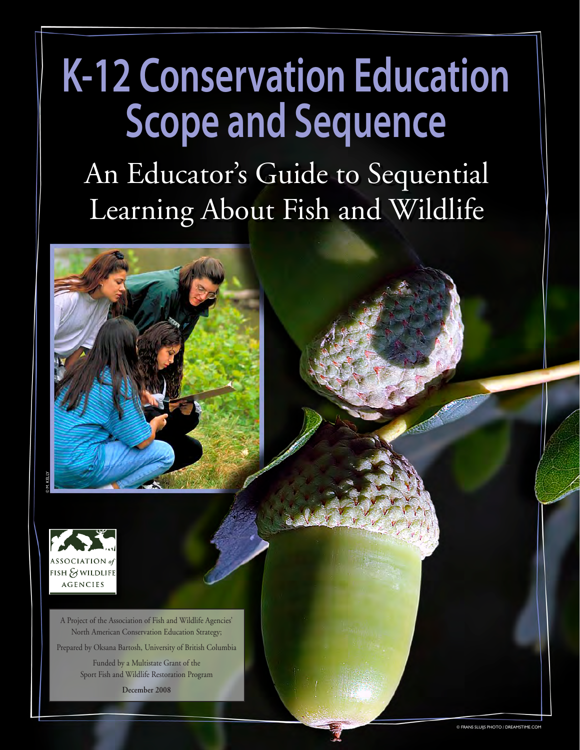# K-12 Conservation Education Scope and Sequence

## An Educator's Guide to Sequential Learning About Fish and Wildlife

© M. KELLY

ASSOCIATION *of* FISH & WILDLIFE AGENCIES

A Project of the Association of Fish and Wildlife Agencies' North American Conservation Education Strategy;

Prepared by Oksana Bartosh, University of British Columbia

Funded by a Multistate Grant of the Sport Fish and Wildlife Restoration Program

**December 2008**

© FRANS SLUIJS PHOTO / DREAMSTIME.COM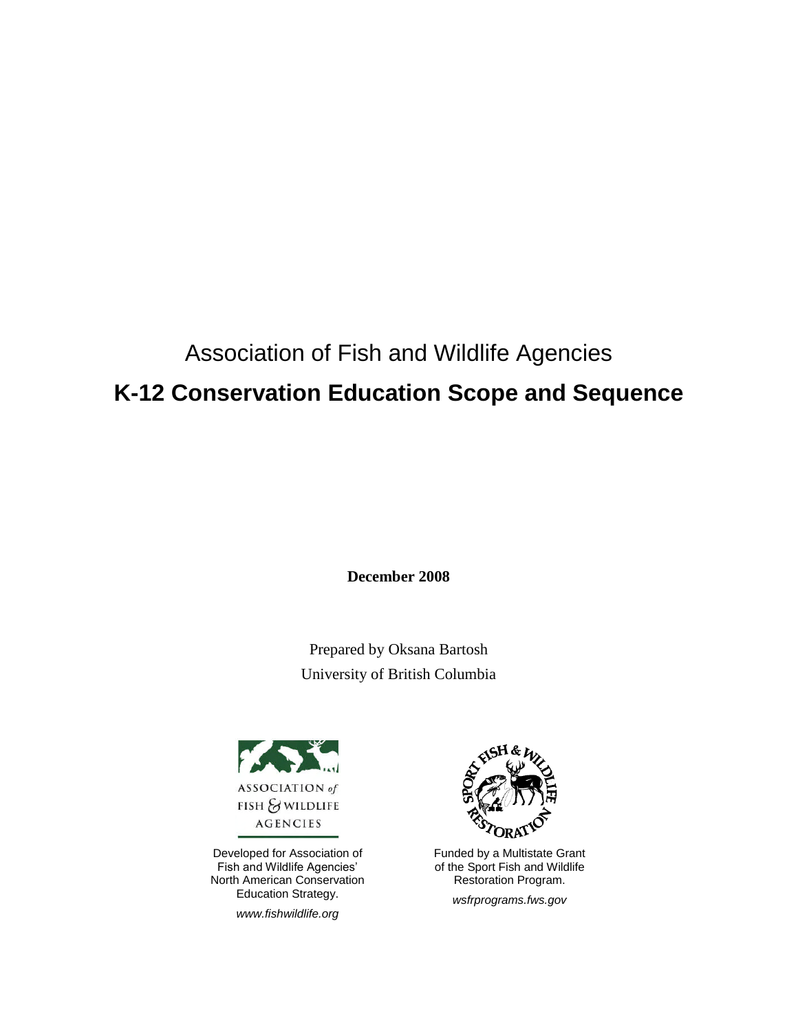Association of Fish and Wildlife Agencies

# K-12 Conservation Education Scope and Sequence

**December 2008**

Prepared by Oksana Bartosh

University of British Columbia

ASSOCIATION of FISH & WILDLIFE AGENCIES

Developed for Association of Fish and Wildlife Agencies' North American Conservation Education Strategy.

*www.fishwildlife.org*

SPORT FISH & WILDLIFE RESTORATION

Funded by a Multistate Grant of the Sport Fish and Wildlife Restoration Program.

*wsfrprograms.fws.gov*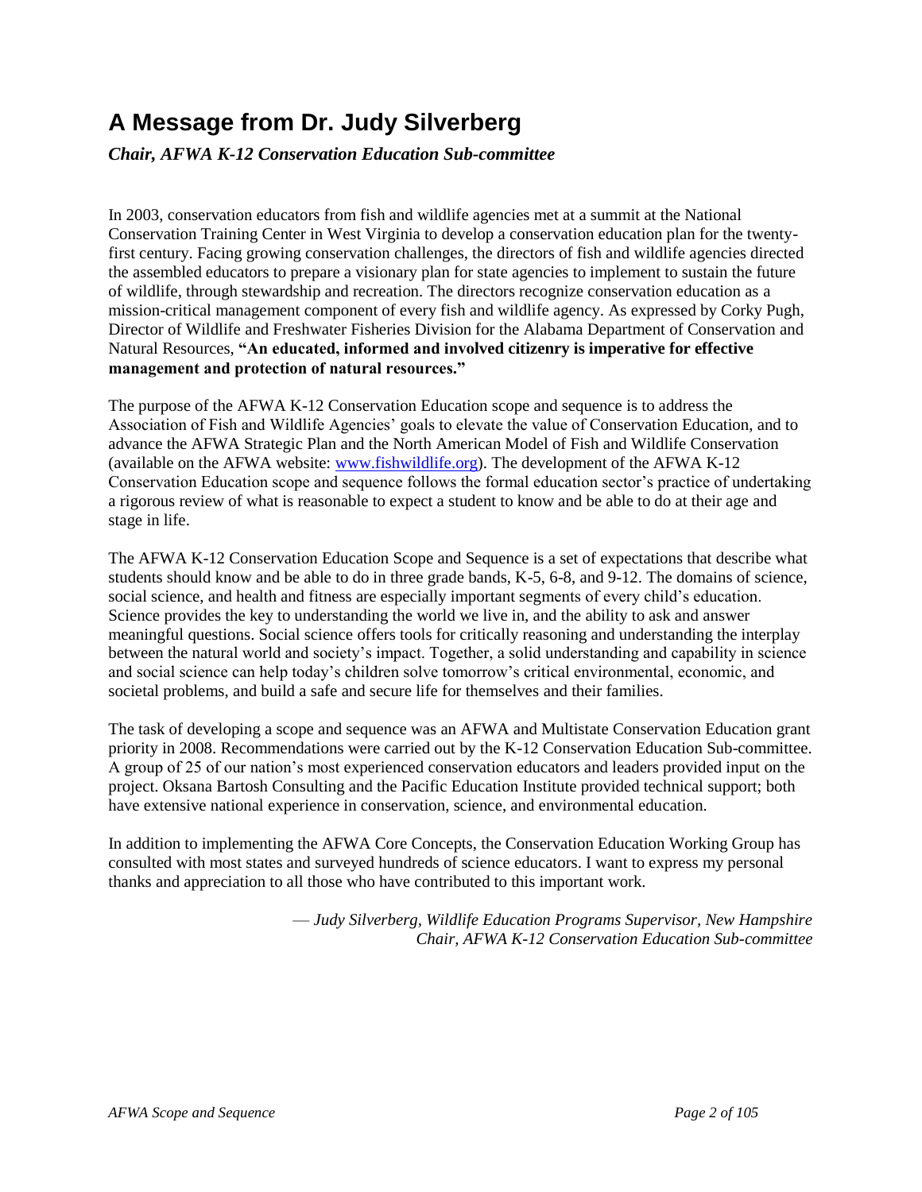# A Message from Dr. Judy Silverberg

***Chair, AFWA K-12 Conservation Education Sub-committee***

In 2003, conservation educators from fish and wildlife agencies met at a summit at the National Conservation Training Center in West Virginia to develop a conservation education plan for the twenty-first century. Facing growing conservation challenges, the directors of fish and wildlife agencies directed the assembled educators to prepare a visionary plan for state agencies to implement to sustain the future of wildlife, through stewardship and recreation. The directors recognize conservation education as a mission-critical management component of every fish and wildlife agency. As expressed by Corky Pugh, Director of Wildlife and Freshwater Fisheries Division for the Alabama Department of Conservation and Natural Resources, **"An educated, informed and involved citizenry is imperative for effective management and protection of natural resources."**

The purpose of the AFWA K-12 Conservation Education scope and sequence is to address the Association of Fish and Wildlife Agencies' goals to elevate the value of Conservation Education, and to advance the AFWA Strategic Plan and the North American Model of Fish and Wildlife Conservation (available on the AFWA website: [www.fishwildlife.org](http://www.fishwildlife.org)). The development of the AFWA K-12 Conservation Education scope and sequence follows the formal education sector's practice of undertaking a rigorous review of what is reasonable to expect a student to know and be able to do at their age and stage in life.

The AFWA K-12 Conservation Education Scope and Sequence is a set of expectations that describe what students should know and be able to do in three grade bands, K-5, 6-8, and 9-12. The domains of science, social science, and health and fitness are especially important segments of every child's education. Science provides the key to understanding the world we live in, and the ability to ask and answer meaningful questions. Social science offers tools for critically reasoning and understanding the interplay between the natural world and society's impact. Together, a solid understanding and capability in science and social science can help today's children solve tomorrow's critical environmental, economic, and societal problems, and build a safe and secure life for themselves and their families.

The task of developing a scope and sequence was an AFWA and Multistate Conservation Education grant priority in 2008. Recommendations were carried out by the K-12 Conservation Education Sub-committee. A group of 25 of our nation's most experienced conservation educators and leaders provided input on the project. Oksana Bartosh Consulting and the Pacific Education Institute provided technical support; both have extensive national experience in conservation, science, and environmental education.

In addition to implementing the AFWA Core Concepts, the Conservation Education Working Group has consulted with most states and surveyed hundreds of science educators. I want to express my personal thanks and appreciation to all those who have contributed to this important work.

— *Judy Silverberg, Wildlife Education Programs Supervisor, New Hampshire*
*Chair, AFWA K-12 Conservation Education Sub-committee*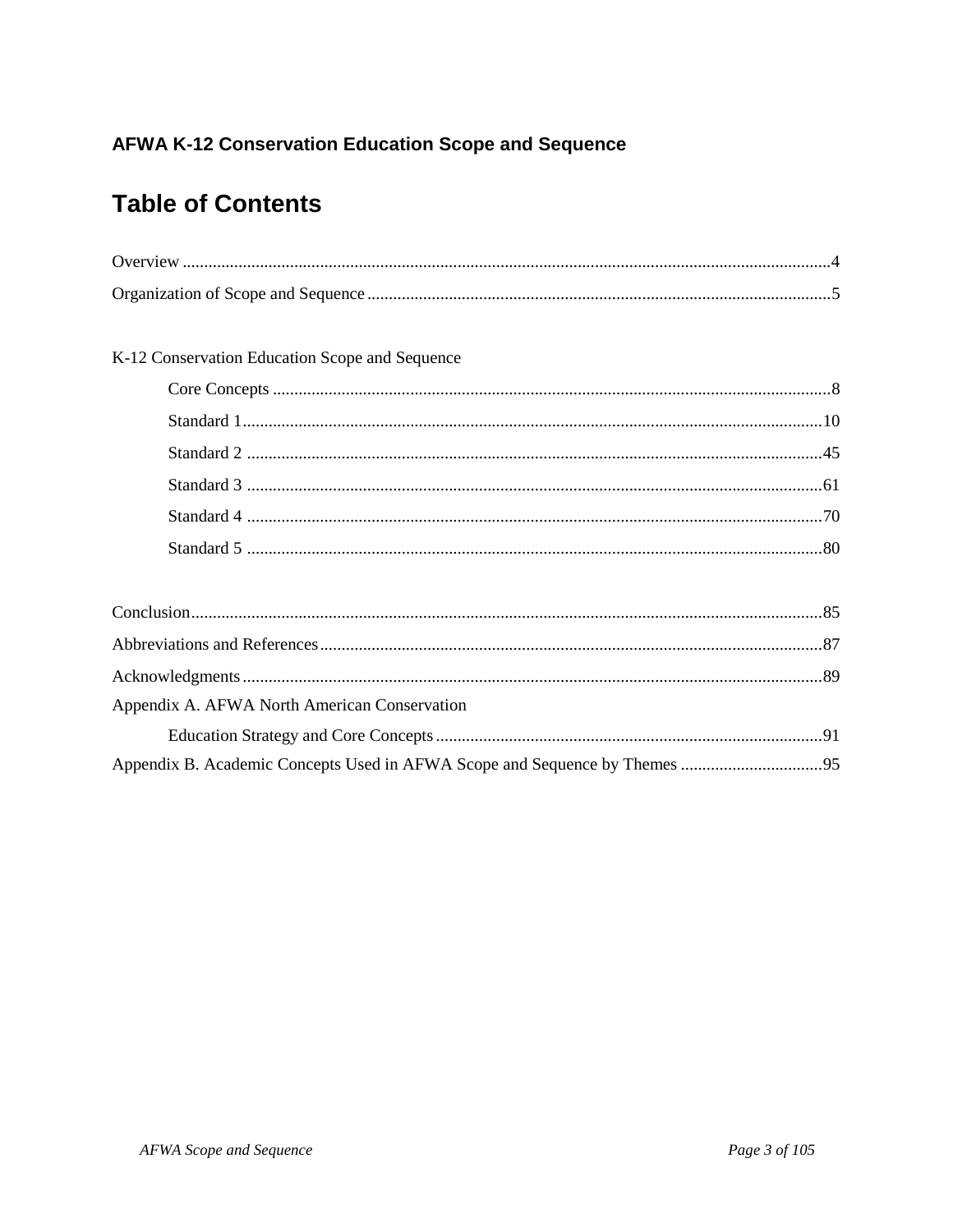### AFWA K-12 Conservation Education Scope and Sequence

# Table of Contents

Overview ....................................................................................................................................4

Organization of Scope and Sequence ..........................................................................................5

K-12 Conservation Education Scope and Sequence

- Core Concepts ...............................................................................................................8
- Standard 1....................................................................................................................10
- Standard 2 ....................................................................................................................45
- Standard 3 ....................................................................................................................61
- Standard 4 ....................................................................................................................70
- Standard 5 ....................................................................................................................80

Conclusion.................................................................................................................................85

Abbreviations and References ...................................................................................................87

Acknowledgments .....................................................................................................................89

Appendix A. AFWA North American Conservation Education Strategy and Core Concepts .........................................................................................91

Appendix B. Academic Concepts Used in AFWA Scope and Sequence by Themes ................................95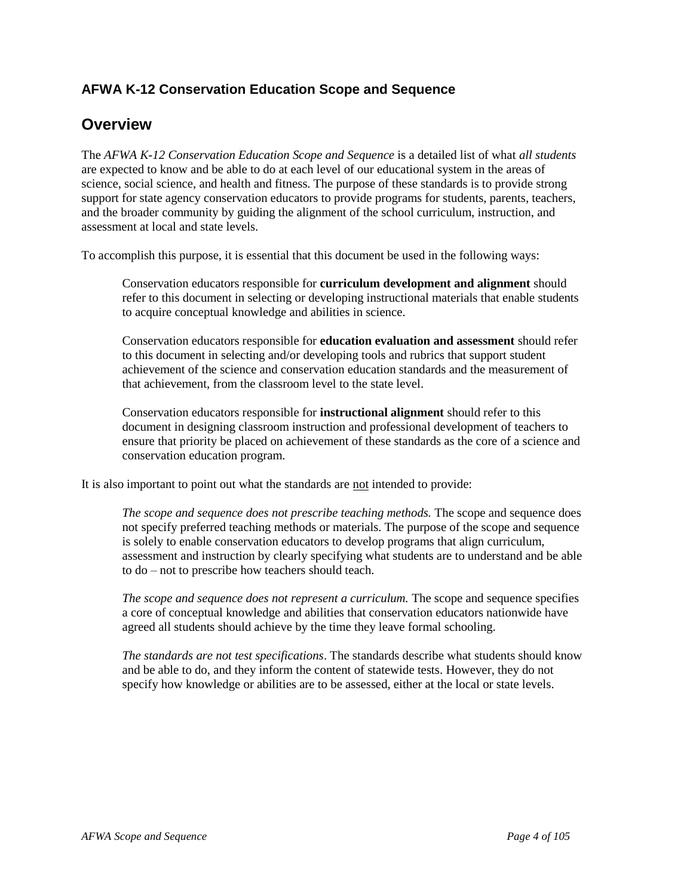### AFWA K-12 Conservation Education Scope and Sequence

## Overview

The *AFWA K-12 Conservation Education Scope and Sequence* is a detailed list of what *all students* are expected to know and be able to do at each level of our educational system in the areas of science, social science, and health and fitness. The purpose of these standards is to provide strong support for state agency conservation educators to provide programs for students, parents, teachers, and the broader community by guiding the alignment of the school curriculum, instruction, and assessment at local and state levels.

To accomplish this purpose, it is essential that this document be used in the following ways:

> Conservation educators responsible for **curriculum development and alignment** should refer to this document in selecting or developing instructional materials that enable students to acquire conceptual knowledge and abilities in science.
>
> Conservation educators responsible for **education evaluation and assessment** should refer to this document in selecting and/or developing tools and rubrics that support student achievement of the science and conservation education standards and the measurement of that achievement, from the classroom level to the state level.
>
> Conservation educators responsible for **instructional alignment** should refer to this document in designing classroom instruction and professional development of teachers to ensure that priority be placed on achievement of these standards as the core of a science and conservation education program.

It is also important to point out what the standards are <u>not</u> intended to provide:

> *The scope and sequence does not prescribe teaching methods.* The scope and sequence does not specify preferred teaching methods or materials. The purpose of the scope and sequence is solely to enable conservation educators to develop programs that align curriculum, assessment and instruction by clearly specifying what students are to understand and be able to do – not to prescribe how teachers should teach.
>
> *The scope and sequence does not represent a curriculum.* The scope and sequence specifies a core of conceptual knowledge and abilities that conservation educators nationwide have agreed all students should achieve by the time they leave formal schooling.
>
> *The standards are not test specifications*. The standards describe what students should know and be able to do, and they inform the content of statewide tests. However, they do not specify how knowledge or abilities are to be assessed, either at the local or state levels.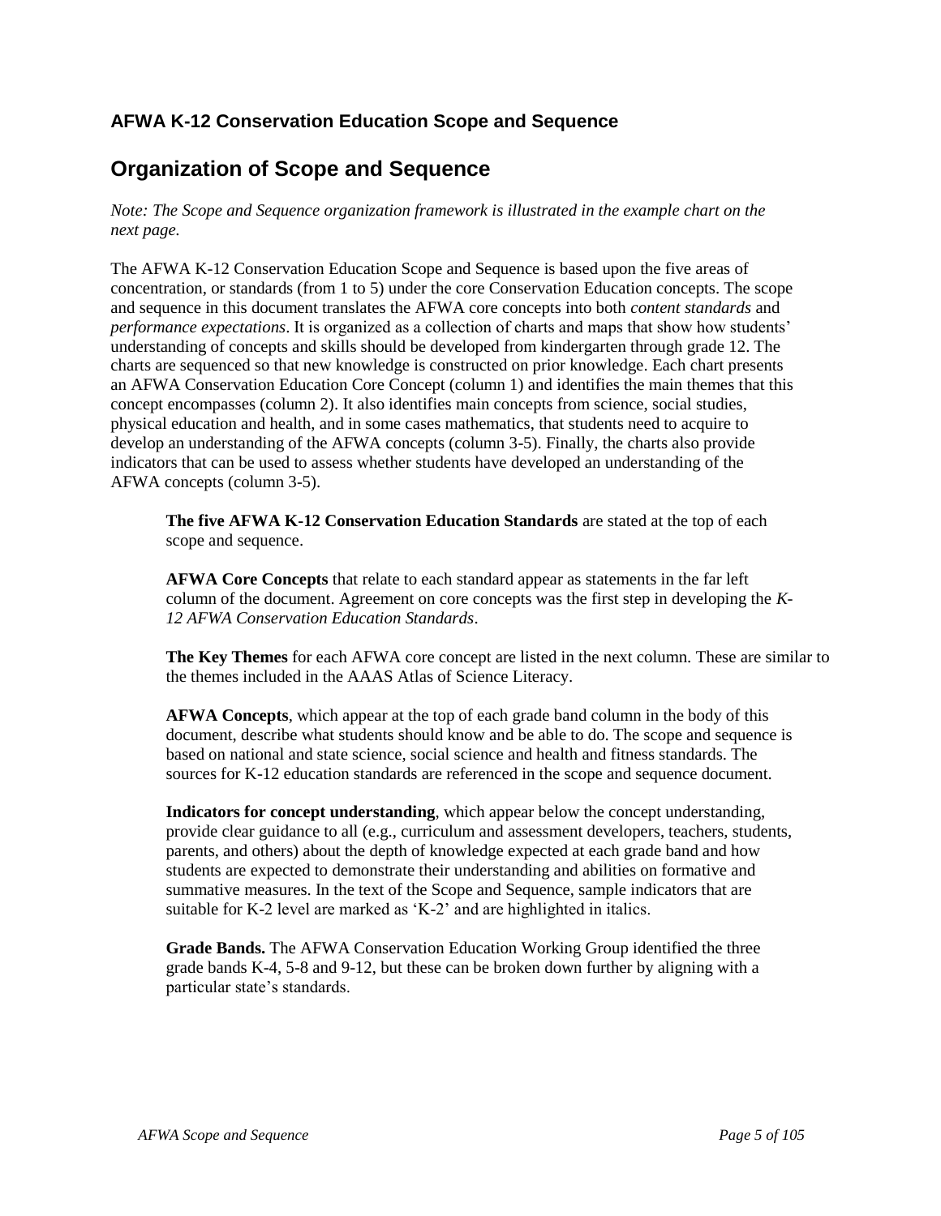### AFWA K-12 Conservation Education Scope and Sequence

## Organization of Scope and Sequence

*Note: The Scope and Sequence organization framework is illustrated in the example chart on the next page.*

The AFWA K-12 Conservation Education Scope and Sequence is based upon the five areas of concentration, or standards (from 1 to 5) under the core Conservation Education concepts. The scope and sequence in this document translates the AFWA core concepts into both *content standards* and *performance expectations*. It is organized as a collection of charts and maps that show how students' understanding of concepts and skills should be developed from kindergarten through grade 12. The charts are sequenced so that new knowledge is constructed on prior knowledge. Each chart presents an AFWA Conservation Education Core Concept (column 1) and identifies the main themes that this concept encompasses (column 2). It also identifies main concepts from science, social studies, physical education and health, and in some cases mathematics, that students need to acquire to develop an understanding of the AFWA concepts (column 3-5). Finally, the charts also provide indicators that can be used to assess whether students have developed an understanding of the AFWA concepts (column 3-5).

**The five AFWA K-12 Conservation Education Standards** are stated at the top of each scope and sequence.

**AFWA Core Concepts** that relate to each standard appear as statements in the far left column of the document. Agreement on core concepts was the first step in developing the *K-12 AFWA Conservation Education Standards*.

**The Key Themes** for each AFWA core concept are listed in the next column. These are similar to the themes included in the AAAS Atlas of Science Literacy.

**AFWA Concepts**, which appear at the top of each grade band column in the body of this document, describe what students should know and be able to do. The scope and sequence is based on national and state science, social science and health and fitness standards. The sources for K-12 education standards are referenced in the scope and sequence document.

**Indicators for concept understanding**, which appear below the concept understanding, provide clear guidance to all (e.g., curriculum and assessment developers, teachers, students, parents, and others) about the depth of knowledge expected at each grade band and how students are expected to demonstrate their understanding and abilities on formative and summative measures. In the text of the Scope and Sequence, sample indicators that are suitable for K-2 level are marked as 'K-2' and are highlighted in italics.

**Grade Bands.** The AFWA Conservation Education Working Group identified the three grade bands K-4, 5-8 and 9-12, but these can be broken down further by aligning with a particular state's standards.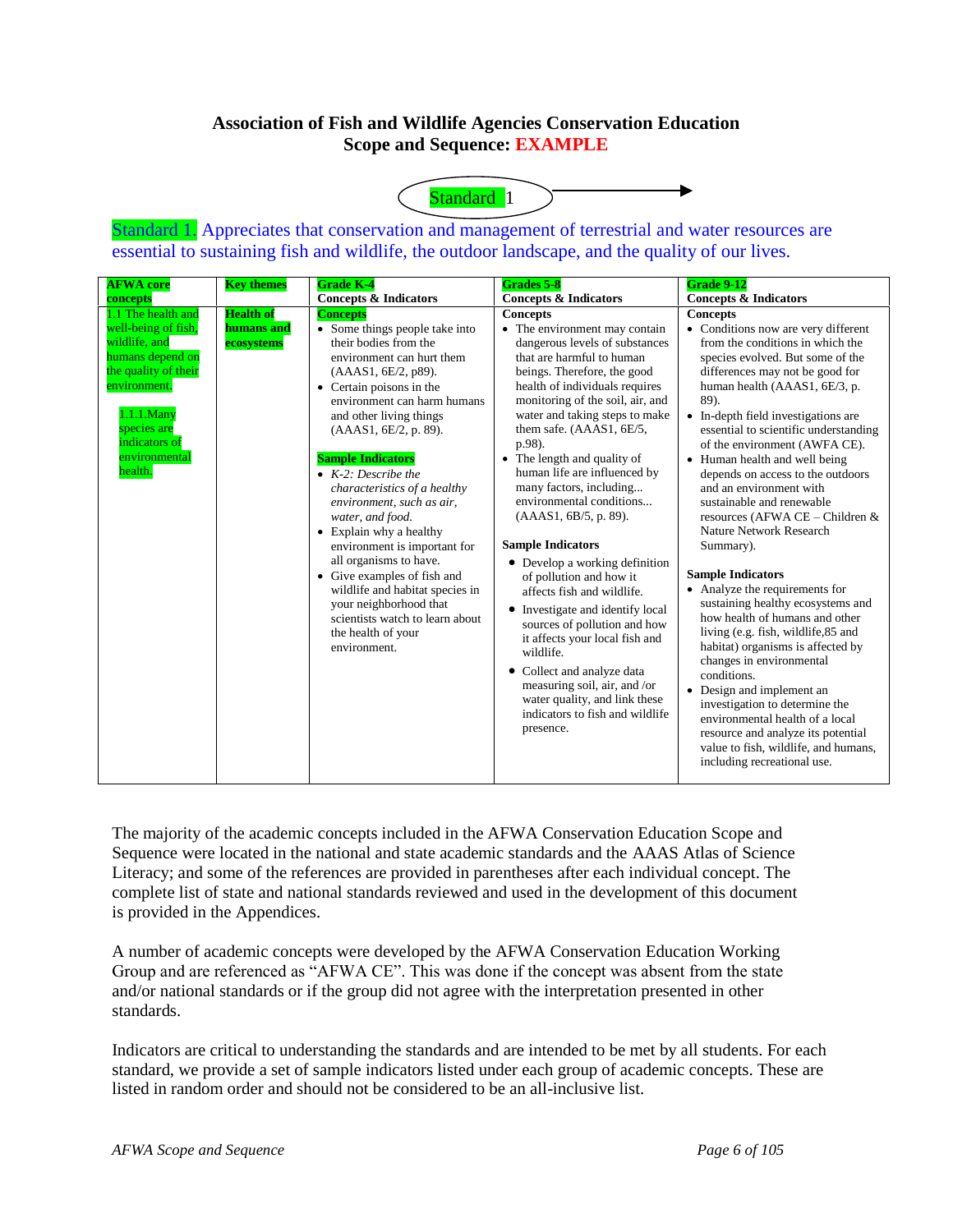## Association of Fish and Wildlife Agencies Conservation Education Scope and Sequence: EXAMPLE

Standard 1

Standard 1. Appreciates that conservation and management of terrestrial and water resources are essential to sustaining fish and wildlife, the outdoor landscape, and the quality of our lives.

| AFWA core concepts | Key themes | Grade K-4 Concepts & Indicators | Grades 5-8 Concepts & Indicators | Grade 9-12 Concepts & Indicators |
|---|---|---|---|---|
| 1.1 The health and well-being of fish, wildlife, and humans depend on the quality of their environment.<br><br>1.1.1.Many species are indicators of environmental health. | **Health of humans and ecosystems** | **Concepts**<br>• Some things people take into their bodies from the environment can hurt them (AAAS1, 6E/2, p89).<br>• Certain poisons in the environment can harm humans and other living things (AAAS1, 6E/2, p. 89).<br><br>**Sample Indicators**<br>• *K-2: Describe the characteristics of a healthy environment, such as air, water, and food.*<br>• Explain why a healthy environment is important for all organisms to have.<br>• Give examples of fish and wildlife and habitat species in your neighborhood that scientists watch to learn about the health of your environment. | **Concepts**<br>• The environment may contain dangerous levels of substances that are harmful to human beings. Therefore, the good health of individuals requires monitoring of the soil, air, and water and taking steps to make them safe. (AAAS1, 6E/5, p.98).<br>• The length and quality of human life are influenced by many factors, including... environmental conditions... (AAAS1, 6B/5, p. 89).<br><br>**Sample Indicators**<br>• Develop a working definition of pollution and how it affects fish and wildlife.<br>• Investigate and identify local sources of pollution and how it affects your local fish and wildlife.<br>• Collect and analyze data measuring soil, air, and /or water quality, and link these indicators to fish and wildlife presence. | **Concepts**<br>• Conditions now are very different from the conditions in which the species evolved. But some of the differences may not be good for human health (AAAS1, 6E/3, p. 89).<br>• In-depth field investigations are essential to scientific understanding of the environment (AWFA CE).<br>• Human health and well being depends on access to the outdoors and an environment with sustainable and renewable resources (AFWA CE – Children & Nature Network Research Summary).<br><br>**Sample Indicators**<br>• Analyze the requirements for sustaining healthy ecosystems and how health of humans and other living (e.g. fish, wildlife,85 and habitat) organisms is affected by changes in environmental conditions.<br>• Design and implement an investigation to determine the environmental health of a local resource and analyze its potential value to fish, wildlife, and humans, including recreational use. |

The majority of the academic concepts included in the AFWA Conservation Education Scope and Sequence were located in the national and state academic standards and the AAAS Atlas of Science Literacy; and some of the references are provided in parentheses after each individual concept. The complete list of state and national standards reviewed and used in the development of this document is provided in the Appendices.

A number of academic concepts were developed by the AFWA Conservation Education Working Group and are referenced as "AFWA CE". This was done if the concept was absent from the state and/or national standards or if the group did not agree with the interpretation presented in other standards.

Indicators are critical to understanding the standards and are intended to be met by all students. For each standard, we provide a set of sample indicators listed under each group of academic concepts. These are listed in random order and should not be considered to be an all-inclusive list.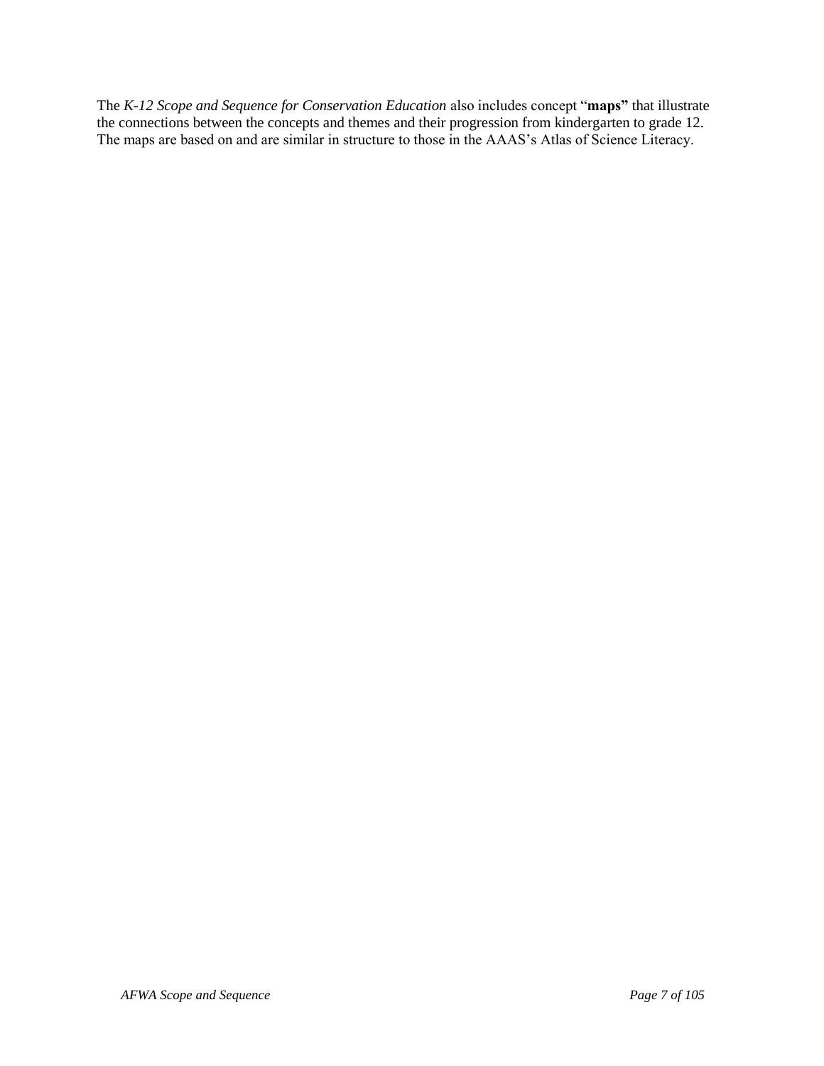The *K-12 Scope and Sequence for Conservation Education* also includes concept "**maps"** that illustrate the connections between the concepts and themes and their progression from kindergarten to grade 12. The maps are based on and are similar in structure to those in the AAAS's Atlas of Science Literacy.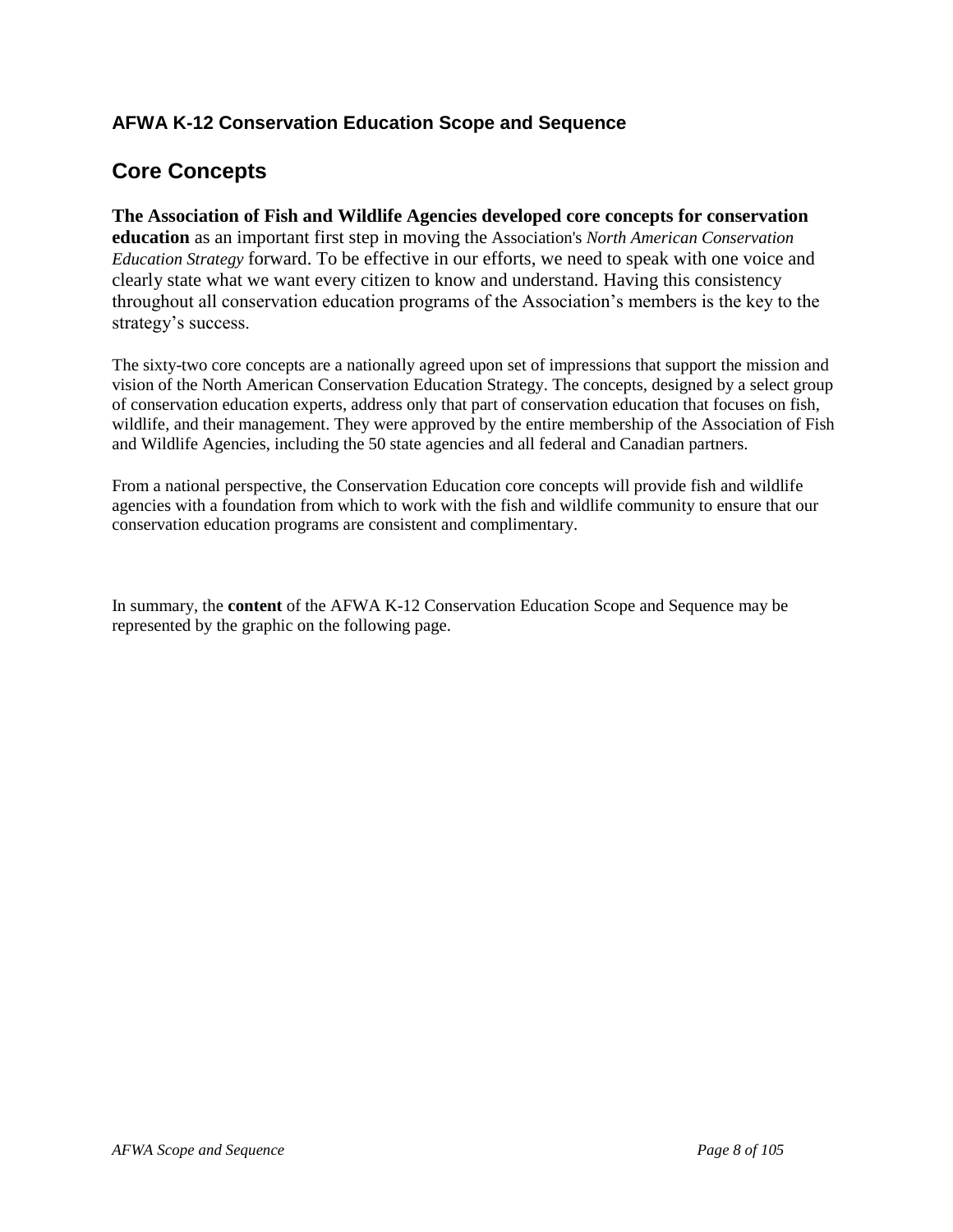### AFWA K-12 Conservation Education Scope and Sequence

## Core Concepts

**The Association of Fish and Wildlife Agencies developed core concepts for conservation education** as an important first step in moving the Association's *North American Conservation Education Strategy* forward. To be effective in our efforts, we need to speak with one voice and clearly state what we want every citizen to know and understand. Having this consistency throughout all conservation education programs of the Association's members is the key to the strategy's success.

The sixty-two core concepts are a nationally agreed upon set of impressions that support the mission and vision of the North American Conservation Education Strategy. The concepts, designed by a select group of conservation education experts, address only that part of conservation education that focuses on fish, wildlife, and their management. They were approved by the entire membership of the Association of Fish and Wildlife Agencies, including the 50 state agencies and all federal and Canadian partners.

From a national perspective, the Conservation Education core concepts will provide fish and wildlife agencies with a foundation from which to work with the fish and wildlife community to ensure that our conservation education programs are consistent and complimentary.

In summary, the **content** of the AFWA K-12 Conservation Education Scope and Sequence may be represented by the graphic on the following page.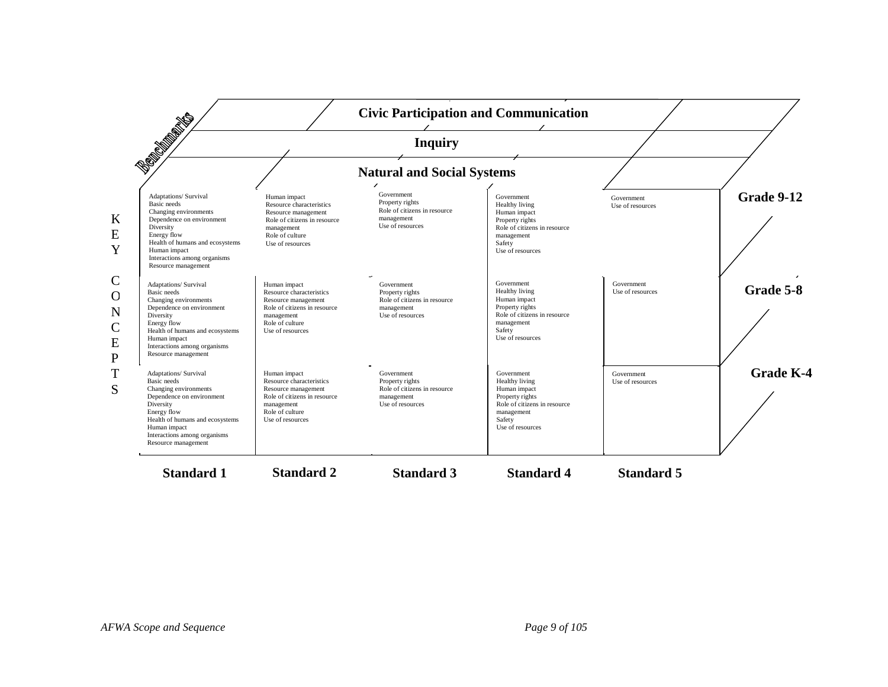**Benchmarks**

**Civic Participation and Communication**

**Inquiry**

**Natural and Social Systems**

**KEY CONCEPTS**

| | Standard 1 | Standard 2 | Standard 3 | Standard 4 | Standard 5 |
|---|---|---|---|---|---|
| **Grade 9-12** | Adaptations/ Survival<br>Basic needs<br>Changing environments<br>Dependence on environment<br>Diversity<br>Energy flow<br>Health of humans and ecosystems<br>Human impact<br>Interactions among organisms<br>Resource management | Human impact<br>Resource characteristics<br>Resource management<br>Role of citizens in resource management<br>Role of culture<br>Use of resources | Government<br>Property rights<br>Role of citizens in resource management<br>Use of resources | Government<br>Healthy living<br>Human impact<br>Property rights<br>Role of citizens in resource management<br>Safety<br>Use of resources | Government<br>Use of resources |
| **Grade 5-8** | Adaptations/ Survival<br>Basic needs<br>Changing environments<br>Dependence on environment<br>Diversity<br>Energy flow<br>Health of humans and ecosystems<br>Human impact<br>Interactions among organisms<br>Resource management | Human impact<br>Resource characteristics<br>Resource management<br>Role of citizens in resource management<br>Role of culture<br>Use of resources | Government<br>Property rights<br>Role of citizens in resource management<br>Use of resources | Government<br>Healthy living<br>Human impact<br>Property rights<br>Role of citizens in resource management<br>Safety<br>Use of resources | Government<br>Use of resources |
| **Grade K-4** | Adaptations/ Survival<br>Basic needs<br>Changing environments<br>Dependence on environment<br>Diversity<br>Energy flow<br>Health of humans and ecosystems<br>Human impact<br>Interactions among organisms<br>Resource management | Human impact<br>Resource characteristics<br>Resource management<br>Role of citizens in resource management<br>Role of culture<br>Use of resources | Government<br>Property rights<br>Role of citizens in resource management<br>Use of resources | Government<br>Healthy living<br>Human impact<br>Property rights<br>Role of citizens in resource management<br>Safety<br>Use of resources | Government<br>Use of resources |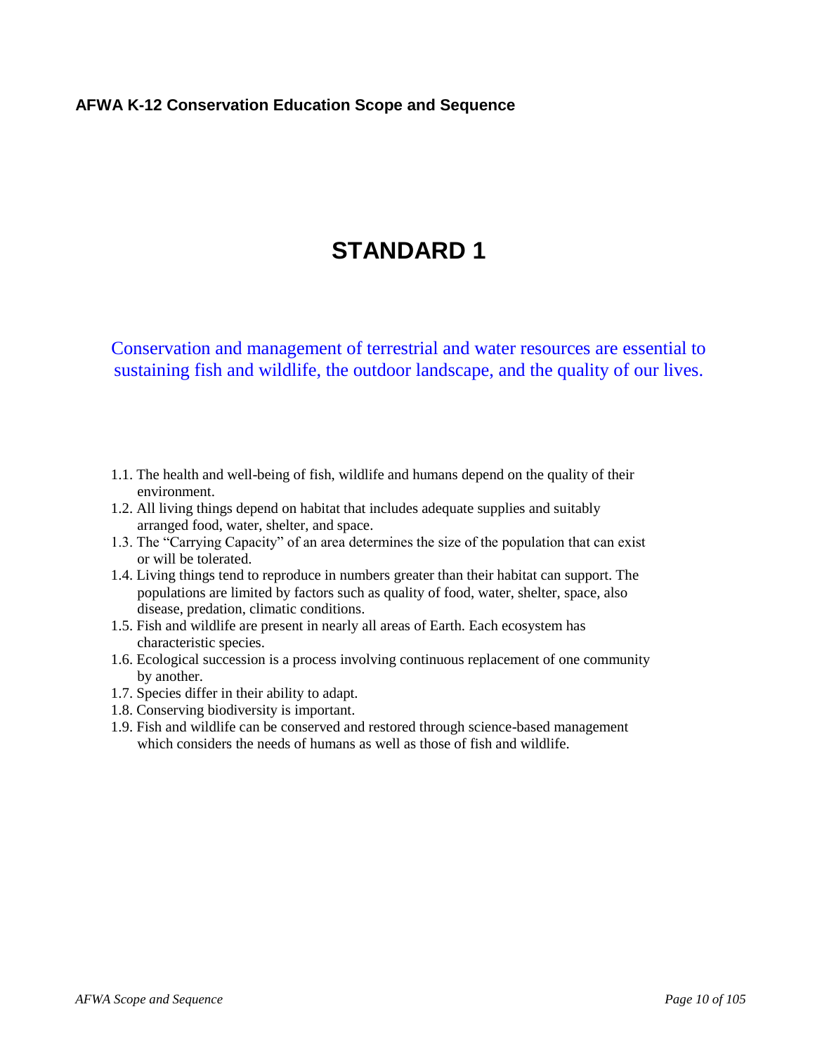# STANDARD 1

Conservation and management of terrestrial and water resources are essential to sustaining fish and wildlife, the outdoor landscape, and the quality of our lives.

1.1. The health and well-being of fish, wildlife and humans depend on the quality of their environment.
1.2. All living things depend on habitat that includes adequate supplies and suitably arranged food, water, shelter, and space.
1.3. The "Carrying Capacity" of an area determines the size of the population that can exist or will be tolerated.
1.4. Living things tend to reproduce in numbers greater than their habitat can support. The populations are limited by factors such as quality of food, water, shelter, space, also disease, predation, climatic conditions.
1.5. Fish and wildlife are present in nearly all areas of Earth. Each ecosystem has characteristic species.
1.6. Ecological succession is a process involving continuous replacement of one community by another.
1.7. Species differ in their ability to adapt.
1.8. Conserving biodiversity is important.
1.9. Fish and wildlife can be conserved and restored through science-based management which considers the needs of humans as well as those of fish and wildlife.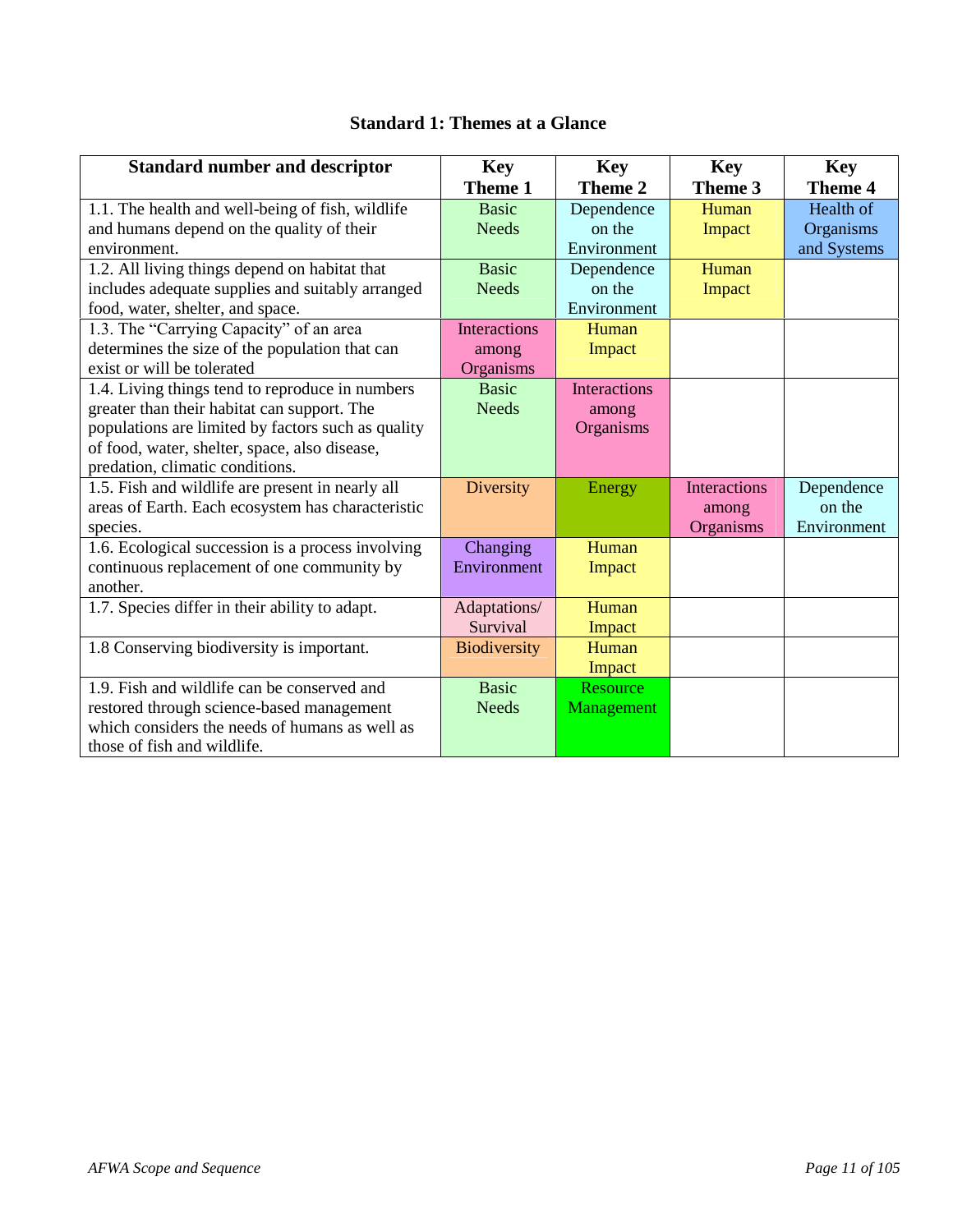**Standard 1: Themes at a Glance**

| Standard number and descriptor | Key Theme 1 | Key Theme 2 | Key Theme 3 | Key Theme 4 |
|---|---|---|---|---|
| 1.1. The health and well-being of fish, wildlife and humans depend on the quality of their environment. | Basic Needs | Dependence on the Environment | Human Impact | Health of Organisms and Systems |
| 1.2. All living things depend on habitat that includes adequate supplies and suitably arranged food, water, shelter, and space. | Basic Needs | Dependence on the Environment | Human Impact | |
| 1.3. The "Carrying Capacity" of an area determines the size of the population that can exist or will be tolerated | Interactions among Organisms | Human Impact | | |
| 1.4. Living things tend to reproduce in numbers greater than their habitat can support. The populations are limited by factors such as quality of food, water, shelter, space, also disease, predation, climatic conditions. | Basic Needs | Interactions among Organisms | | |
| 1.5. Fish and wildlife are present in nearly all areas of Earth. Each ecosystem has characteristic species. | Diversity | Energy | Interactions among Organisms | Dependence on the Environment |
| 1.6. Ecological succession is a process involving continuous replacement of one community by another. | Changing Environment | Human Impact | | |
| 1.7. Species differ in their ability to adapt. | Adaptations/ Survival | Human Impact | | |
| 1.8 Conserving biodiversity is important. | Biodiversity | Human Impact | | |
| 1.9. Fish and wildlife can be conserved and restored through science-based management which considers the needs of humans as well as those of fish and wildlife. | Basic Needs | Resource Management | | |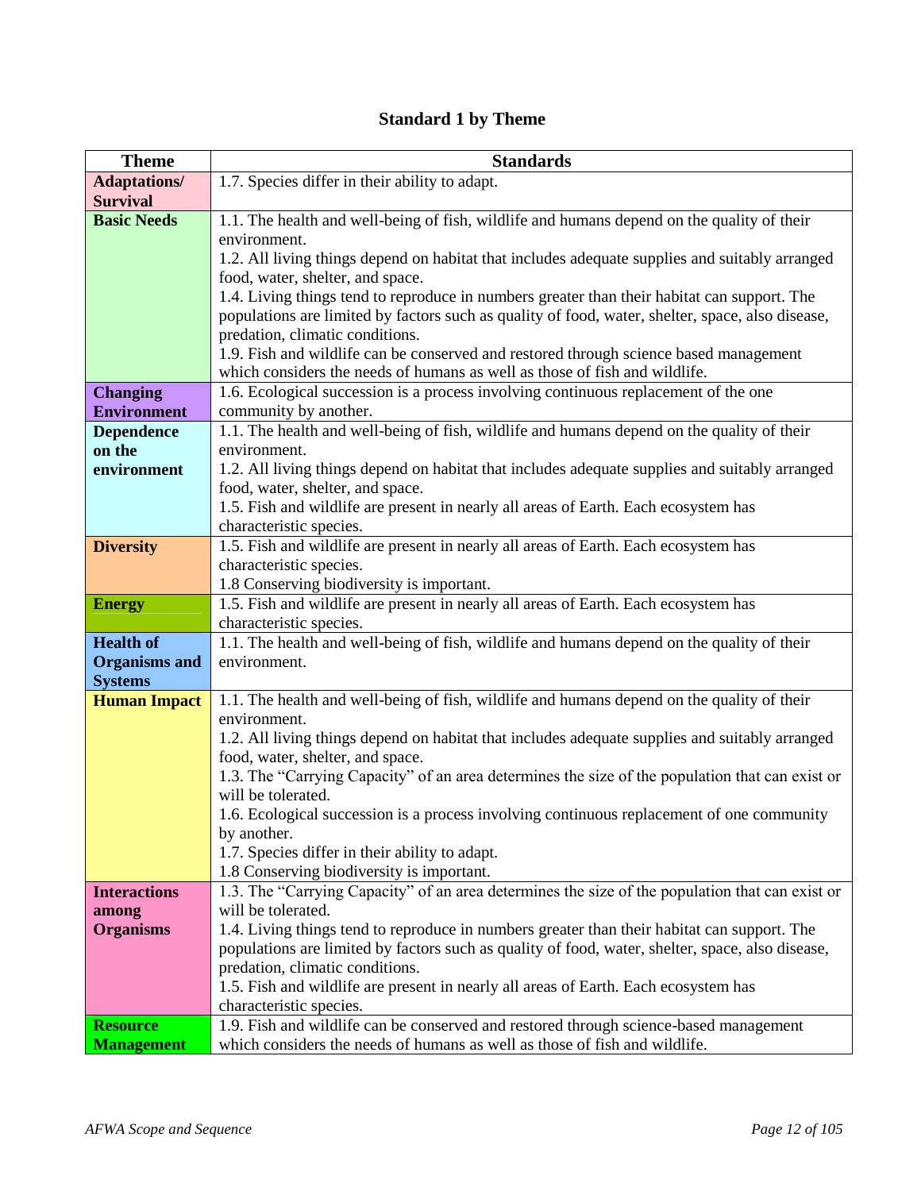## Standard 1 by Theme

| Theme | Standards |
|---|---|
| **Adaptations/ Survival** | 1.7. Species differ in their ability to adapt. |
| **Basic Needs** | 1.1. The health and well-being of fish, wildlife and humans depend on the quality of their environment.<br>1.2. All living things depend on habitat that includes adequate supplies and suitably arranged food, water, shelter, and space.<br>1.4. Living things tend to reproduce in numbers greater than their habitat can support. The populations are limited by factors such as quality of food, water, shelter, space, also disease, predation, climatic conditions.<br>1.9. Fish and wildlife can be conserved and restored through science based management which considers the needs of humans as well as those of fish and wildlife. |
| **Changing Environment** | 1.6. Ecological succession is a process involving continuous replacement of the one community by another. |
| **Dependence on the environment** | 1.1. The health and well-being of fish, wildlife and humans depend on the quality of their environment.<br>1.2. All living things depend on habitat that includes adequate supplies and suitably arranged food, water, shelter, and space.<br>1.5. Fish and wildlife are present in nearly all areas of Earth. Each ecosystem has characteristic species. |
| **Diversity** | 1.5. Fish and wildlife are present in nearly all areas of Earth. Each ecosystem has characteristic species.<br>1.8 Conserving biodiversity is important. |
| **Energy** | 1.5. Fish and wildlife are present in nearly all areas of Earth. Each ecosystem has characteristic species. |
| **Health of Organisms and Systems** | 1.1. The health and well-being of fish, wildlife and humans depend on the quality of their environment. |
| **Human Impact** | 1.1. The health and well-being of fish, wildlife and humans depend on the quality of their environment.<br>1.2. All living things depend on habitat that includes adequate supplies and suitably arranged food, water, shelter, and space.<br>1.3. The "Carrying Capacity" of an area determines the size of the population that can exist or will be tolerated.<br>1.6. Ecological succession is a process involving continuous replacement of one community by another.<br>1.7. Species differ in their ability to adapt.<br>1.8 Conserving biodiversity is important. |
| **Interactions among Organisms** | 1.3. The "Carrying Capacity" of an area determines the size of the population that can exist or will be tolerated.<br>1.4. Living things tend to reproduce in numbers greater than their habitat can support. The populations are limited by factors such as quality of food, water, shelter, space, also disease, predation, climatic conditions.<br>1.5. Fish and wildlife are present in nearly all areas of Earth. Each ecosystem has characteristic species. |
| **Resource Management** | 1.9. Fish and wildlife can be conserved and restored through science-based management which considers the needs of humans as well as those of fish and wildlife. |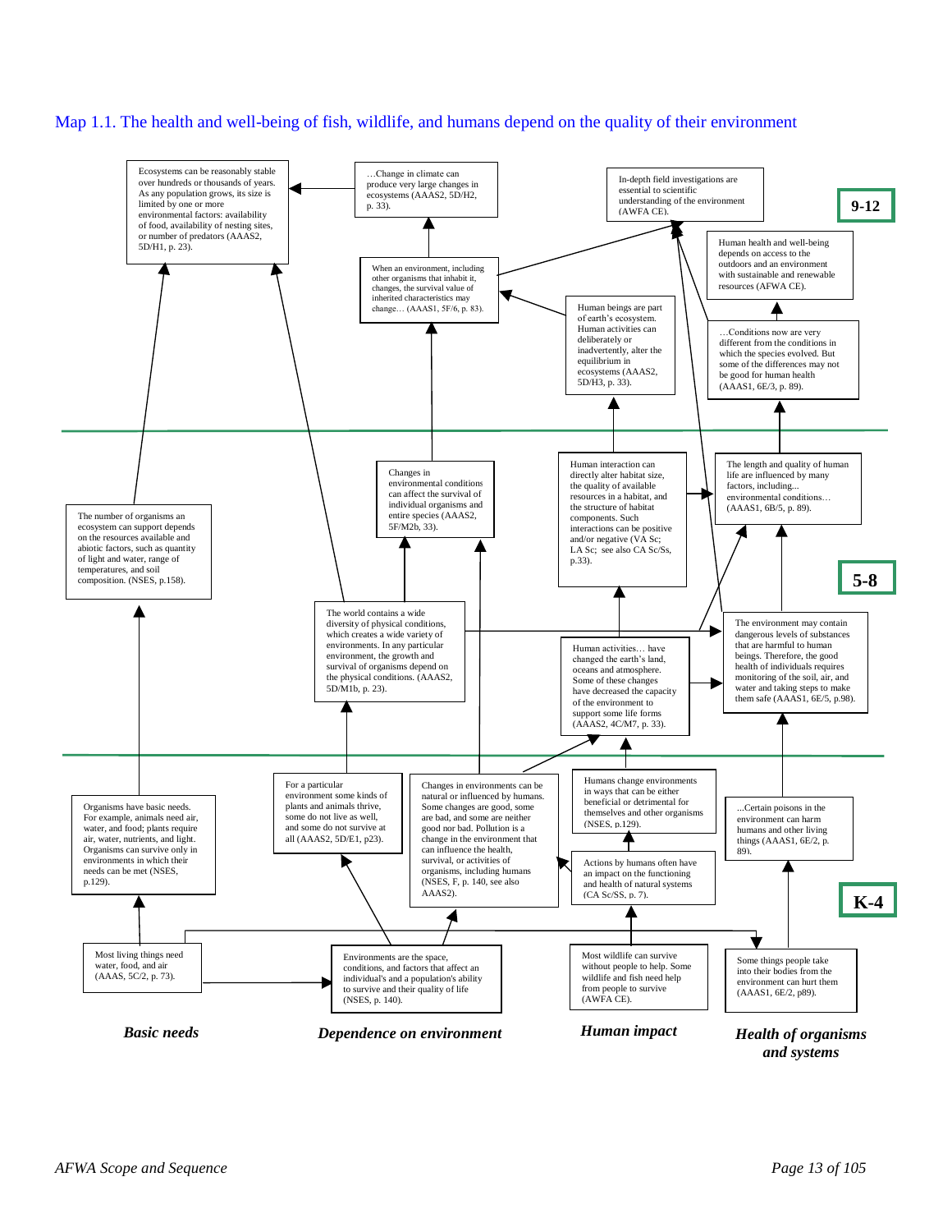# Map 1.1. The health and well-being of fish, wildlife, and humans depend on the quality of their environment

## 9-12

Ecosystems can be reasonably stable over hundreds or thousands of years. As any population grows, its size is limited by one or more environmental factors: availability of food, availability of nesting sites, or number of predators (AAAS2, 5D/H1, p. 23).

…Change in climate can produce very large changes in ecosystems (AAAS2, 5D/H2, p. 33).

In-depth field investigations are essential to scientific understanding of the environment (AWFA CE).

Human health and well-being depends on access to the outdoors and an environment with sustainable and renewable resources (AFWA CE).

When an environment, including other organisms that inhabit it, changes, the survival value of inherited characteristics may change… (AAAS1, 5F/6, p. 83).

Human beings are part of earth's ecosystem. Human activities can deliberately or inadvertently, alter the equilibrium in ecosystems (AAAS2, 5D/H3, p. 33).

…Conditions now are very different from the conditions in which the species evolved. But some of the differences may not be good for human health (AAAS1, 6E/3, p. 89).

## 5-8

The number of organisms an ecosystem can support depends on the resources available and abiotic factors, such as quantity of light and water, range of temperatures, and soil composition. (NSES, p.158).

Changes in environmental conditions can affect the survival of individual organisms and entire species (AAAS2, 5F/M2b, 33).

Human interaction can directly alter habitat size, the quality of available resources in a habitat, and the structure of habitat components. Such interactions can be positive and/or negative (VA Sc; LA Sc; see also CA Sc/Ss, p.33).

The length and quality of human life are influenced by many factors, including... environmental conditions… (AAAS1, 6B/5, p. 89).

The world contains a wide diversity of physical conditions, which creates a wide variety of environments. In any particular environment, the growth and survival of organisms depend on the physical conditions. (AAAS2, 5D/M1b, p. 23).

Human activities… have changed the earth's land, oceans and atmosphere. Some of these changes have decreased the capacity of the environment to support some life forms (AAAS2, 4C/M7, p. 33).

The environment may contain dangerous levels of substances that are harmful to human beings. Therefore, the good health of individuals requires monitoring of the soil, air, and water and taking steps to make them safe (AAAS1, 6E/5, p.98).

## K-4

Organisms have basic needs. For example, animals need air, water, and food; plants require air, water, nutrients, and light. Organisms can survive only in environments in which their needs can be met (NSES, p.129).

For a particular environment some kinds of plants and animals thrive, some do not live as well, and some do not survive at all (AAAS2, 5D/E1, p23).

Changes in environments can be natural or influenced by humans. Some changes are good, some are bad, and some are neither good nor bad. Pollution is a change in the environment that can influence the health, survival, or activities of organisms, including humans (NSES, F, p. 140, see also AAAS2).

Humans change environments in ways that can be either beneficial or detrimental for themselves and other organisms (NSES, p.129).

Actions by humans often have an impact on the functioning and health of natural systems (CA Sc/SS, p. 7).

...Certain poisons in the environment can harm humans and other living things (AAAS1, 6E/2, p. 89).

Most living things need water, food, and air (AAAS, 5C/2, p. 73).

Environments are the space, conditions, and factors that affect an individual's and a population's ability to survive and their quality of life (NSES, p. 140).

Most wildlife can survive without people to help. Some wildlife and fish need help from people to survive (AWFA CE).

Some things people take into their bodies from the environment can hurt them (AAAS1, 6E/2, p89).

***Basic needs*** | ***Dependence on environment*** | ***Human impact*** | ***Health of organisms and systems***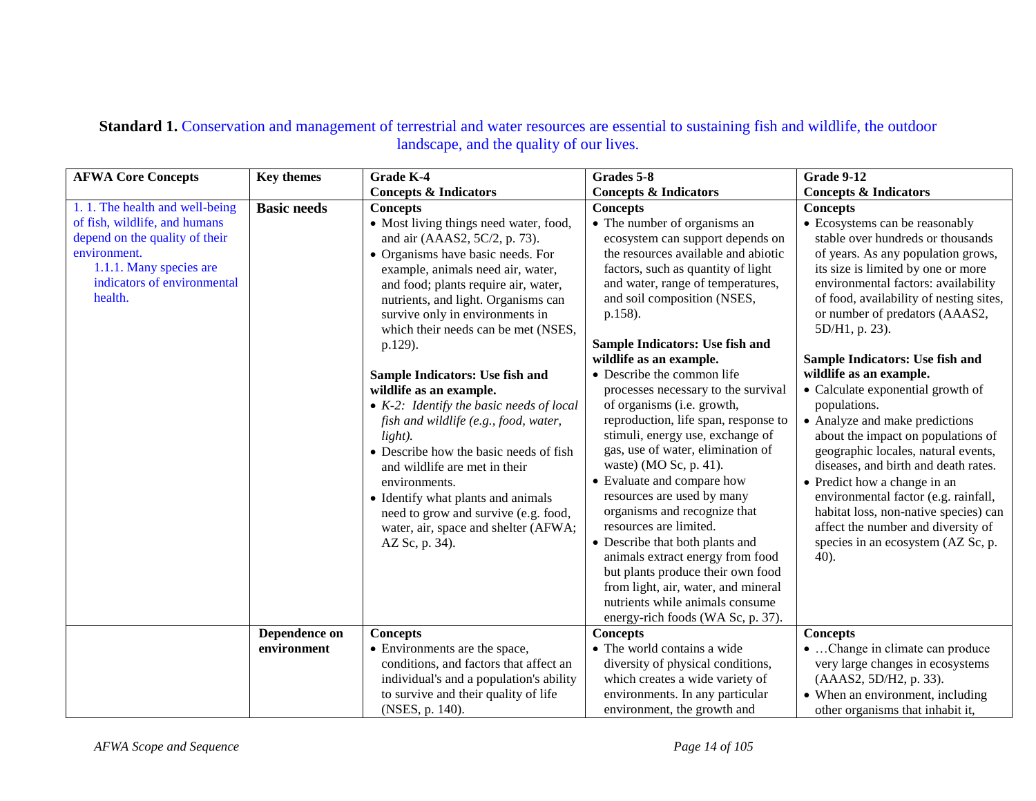**Standard 1.** Conservation and management of terrestrial and water resources are essential to sustaining fish and wildlife, the outdoor landscape, and the quality of our lives.

| AFWA Core Concepts | Key themes | Grade K-4<br>Concepts & Indicators | Grades 5-8<br>Concepts & Indicators | Grade 9-12<br>Concepts & Indicators |
|---|---|---|---|---|
| 1. 1. The health and well-being of fish, wildlife, and humans depend on the quality of their environment.<br>1.1.1. Many species are indicators of environmental health. | **Basic needs** | **Concepts**<br>• Most living things need water, food, and air (AAAS2, 5C/2, p. 73).<br>• Organisms have basic needs. For example, animals need air, water, and food; plants require air, water, nutrients, and light. Organisms can survive only in environments in which their needs can be met (NSES, p.129).<br><br>**Sample Indicators: Use fish and wildlife as an example.**<br>• *K-2: Identify the basic needs of local fish and wildlife (e.g., food, water, light).*<br>• Describe how the basic needs of fish and wildlife are met in their environments.<br>• Identify what plants and animals need to grow and survive (e.g. food, water, air, space and shelter (AFWA; AZ Sc, p. 34). | **Concepts**<br>• The number of organisms an ecosystem can support depends on the resources available and abiotic factors, such as quantity of light and water, range of temperatures, and soil composition (NSES, p.158).<br><br>**Sample Indicators: Use fish and wildlife as an example.**<br>• Describe the common life processes necessary to the survival of organisms (i.e. growth, reproduction, life span, response to stimuli, energy use, exchange of gas, use of water, elimination of waste) (MO Sc, p. 41).<br>• Evaluate and compare how resources are used by many organisms and recognize that resources are limited.<br>• Describe that both plants and animals extract energy from food but plants produce their own food from light, air, water, and mineral nutrients while animals consume energy-rich foods (WA Sc, p. 37). | **Concepts**<br>• Ecosystems can be reasonably stable over hundreds or thousands of years. As any population grows, its size is limited by one or more environmental factors: availability of food, availability of nesting sites, or number of predators (AAAS2, 5D/H1, p. 23).<br><br>**Sample Indicators: Use fish and wildlife as an example.**<br>• Calculate exponential growth of populations.<br>• Analyze and make predictions about the impact on populations of geographic locales, natural events, diseases, and birth and death rates.<br>• Predict how a change in an environmental factor (e.g. rainfall, habitat loss, non-native species) can affect the number and diversity of species in an ecosystem (AZ Sc, p. 40). |
| | **Dependence on environment** | **Concepts**<br>• Environments are the space, conditions, and factors that affect an individual's and a population's ability to survive and their quality of life (NSES, p. 140). | **Concepts**<br>• The world contains a wide diversity of physical conditions, which creates a wide variety of environments. In any particular environment, the growth and | **Concepts**<br>• …Change in climate can produce very large changes in ecosystems (AAAS2, 5D/H2, p. 33).<br>• When an environment, including other organisms that inhabit it, |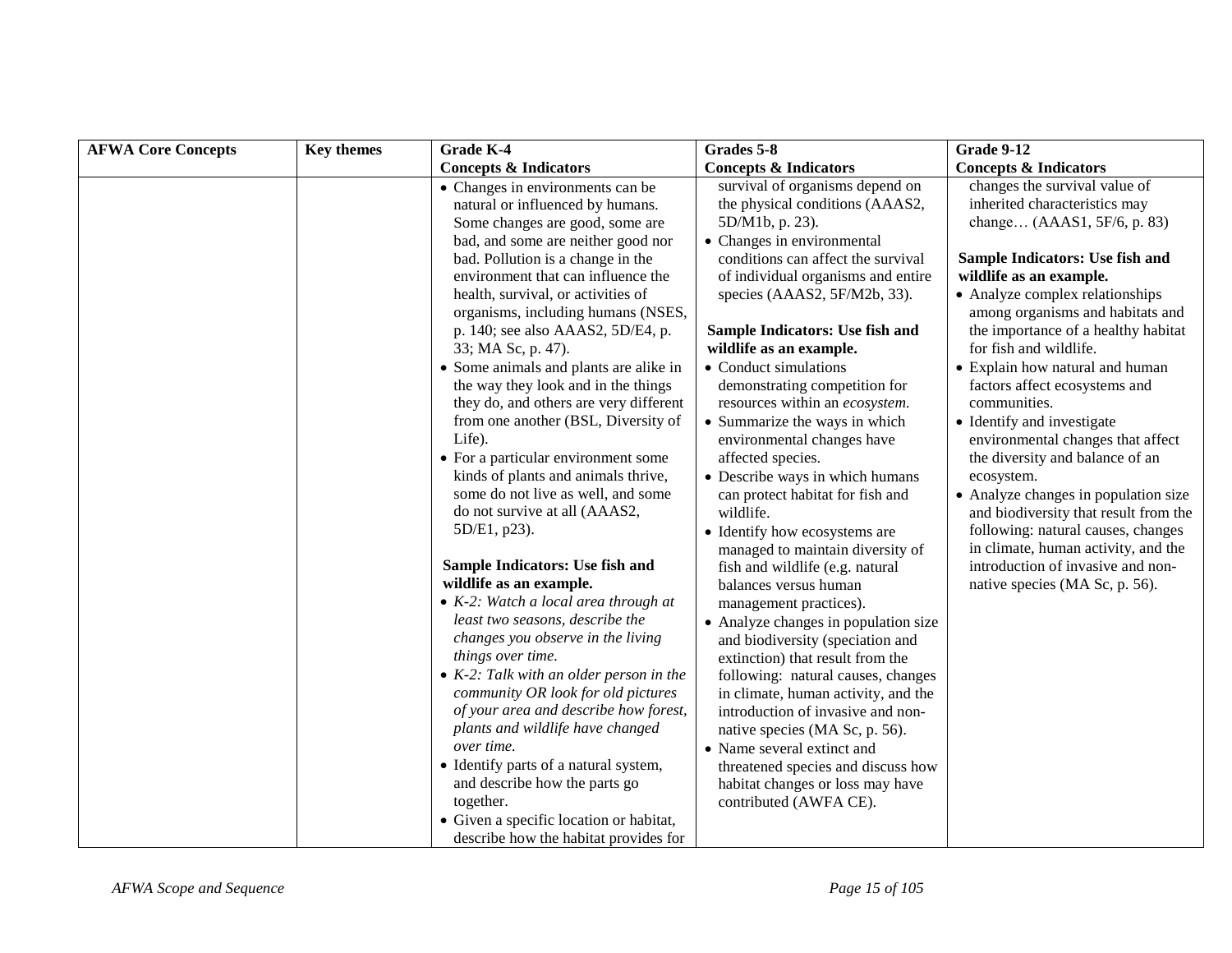| AFWA Core Concepts | Key themes | Grade K-4<br>Concepts & Indicators | Grades 5-8<br>Concepts & Indicators | Grade 9-12<br>Concepts & Indicators |
|---|---|---|---|---|
| | | • Changes in environments can be natural or influenced by humans. Some changes are good, some are bad, and some are neither good nor bad. Pollution is a change in the environment that can influence the health, survival, or activities of organisms, including humans (NSES, p. 140; see also AAAS2, 5D/E4, p. 33; MA Sc, p. 47).<br>• Some animals and plants are alike in the way they look and in the things they do, and others are very different from one another (BSL, Diversity of Life).<br>• For a particular environment some kinds of plants and animals thrive, some do not live as well, and some do not survive at all (AAAS2, 5D/E1, p23).<br><br>**Sample Indicators: Use fish and wildlife as an example.**<br>• *K-2: Watch a local area through at least two seasons, describe the changes you observe in the living things over time.*<br>• *K-2: Talk with an older person in the community OR look for old pictures of your area and describe how forest, plants and wildlife have changed over time.*<br>• Identify parts of a natural system, and describe how the parts go together.<br>• Given a specific location or habitat, describe how the habitat provides for | survival of organisms depend on the physical conditions (AAAS2, 5D/M1b, p. 23).<br>• Changes in environmental conditions can affect the survival of individual organisms and entire species (AAAS2, 5F/M2b, 33).<br><br>**Sample Indicators: Use fish and wildlife as an example.**<br>• Conduct simulations demonstrating competition for resources within an *ecosystem.*<br>• Summarize the ways in which environmental changes have affected species.<br>• Describe ways in which humans can protect habitat for fish and wildlife.<br>• Identify how ecosystems are managed to maintain diversity of fish and wildlife (e.g. natural balances versus human management practices).<br>• Analyze changes in population size and biodiversity (speciation and extinction) that result from the following: natural causes, changes in climate, human activity, and the introduction of invasive and non-native species (MA Sc, p. 56).<br>• Name several extinct and threatened species and discuss how habitat changes or loss may have contributed (AWFA CE). | changes the survival value of inherited characteristics may change… (AAAS1, 5F/6, p. 83)<br><br>**Sample Indicators: Use fish and wildlife as an example.**<br>• Analyze complex relationships among organisms and habitats and the importance of a healthy habitat for fish and wildlife.<br>• Explain how natural and human factors affect ecosystems and communities.<br>• Identify and investigate environmental changes that affect the diversity and balance of an ecosystem.<br>• Analyze changes in population size and biodiversity that result from the following: natural causes, changes in climate, human activity, and the introduction of invasive and non-native species (MA Sc, p. 56). |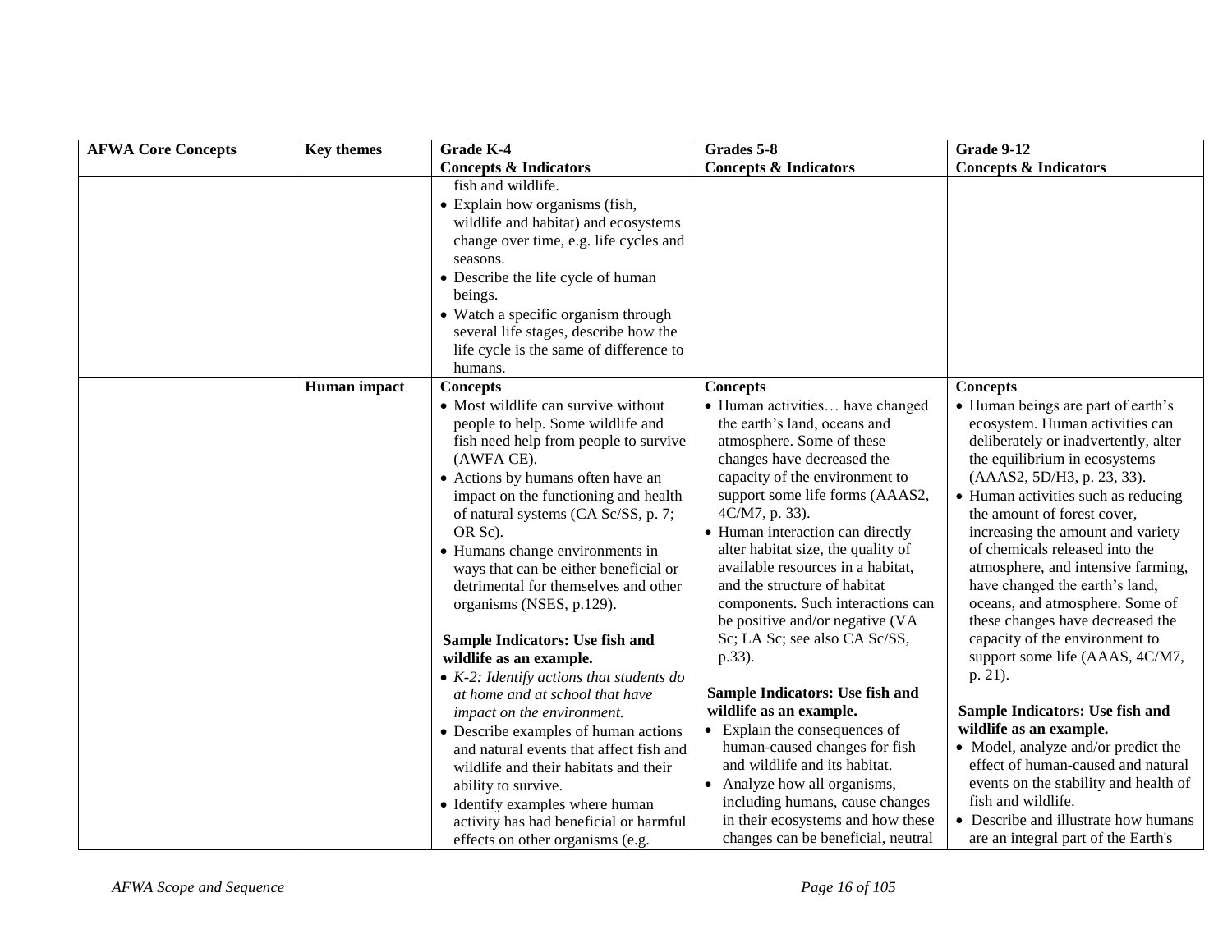| AFWA Core Concepts | Key themes | Grade K-4<br>Concepts & Indicators | Grades 5-8<br>Concepts & Indicators | Grade 9-12<br>Concepts & Indicators |
|---|---|---|---|---|
| | | fish and wildlife.<br>• Explain how organisms (fish, wildlife and habitat) and ecosystems change over time, e.g. life cycles and seasons.<br>• Describe the life cycle of human beings.<br>• Watch a specific organism through several life stages, describe how the life cycle is the same of difference to humans. | | |
| | **Human impact** | **Concepts**<br>• Most wildlife can survive without people to help. Some wildlife and fish need help from people to survive (AWFA CE).<br>• Actions by humans often have an impact on the functioning and health of natural systems (CA Sc/SS, p. 7; OR Sc).<br>• Humans change environments in ways that can be either beneficial or detrimental for themselves and other organisms (NSES, p.129).<br><br>**Sample Indicators: Use fish and wildlife as an example.**<br>• *K-2: Identify actions that students do at home and at school that have impact on the environment.*<br>• Describe examples of human actions and natural events that affect fish and wildlife and their habitats and their ability to survive.<br>• Identify examples where human activity has had beneficial or harmful effects on other organisms (e.g. | **Concepts**<br>• Human activities… have changed the earth's land, oceans and atmosphere. Some of these changes have decreased the capacity of the environment to support some life forms (AAAS2, 4C/M7, p. 33).<br>• Human interaction can directly alter habitat size, the quality of available resources in a habitat, and the structure of habitat components. Such interactions can be positive and/or negative (VA Sc; LA Sc; see also CA Sc/SS, p.33).<br><br>**Sample Indicators: Use fish and wildlife as an example.**<br>• Explain the consequences of human-caused changes for fish and wildlife and its habitat.<br>• Analyze how all organisms, including humans, cause changes in their ecosystems and how these changes can be beneficial, neutral | **Concepts**<br>• Human beings are part of earth's ecosystem. Human activities can deliberately or inadvertently, alter the equilibrium in ecosystems (AAAS2, 5D/H3, p. 23, 33).<br>• Human activities such as reducing the amount of forest cover, increasing the amount and variety of chemicals released into the atmosphere, and intensive farming, have changed the earth's land, oceans, and atmosphere. Some of these changes have decreased the capacity of the environment to support some life (AAAS, 4C/M7, p. 21).<br><br>**Sample Indicators: Use fish and wildlife as an example.**<br>• Model, analyze and/or predict the effect of human-caused and natural events on the stability and health of fish and wildlife.<br>• Describe and illustrate how humans are an integral part of the Earth's |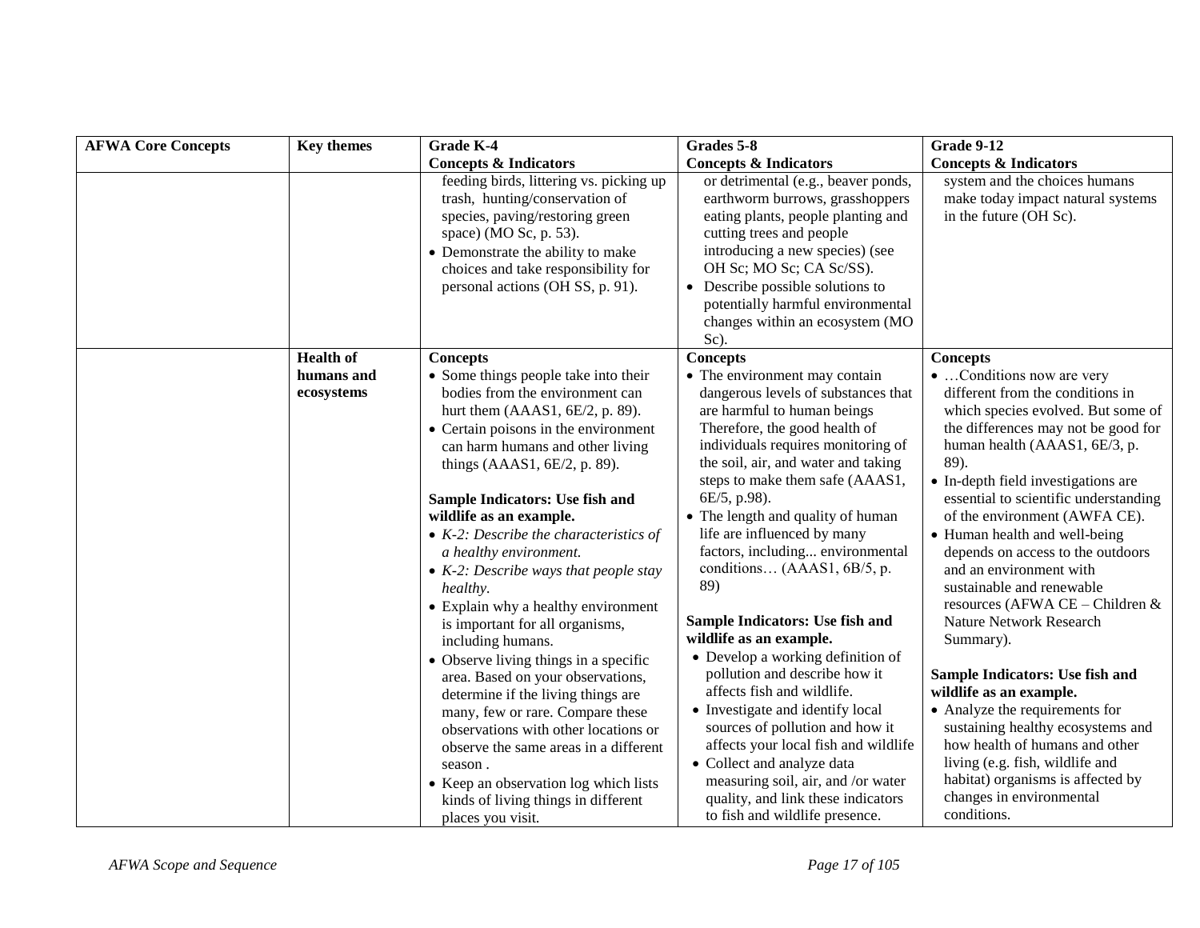| AFWA Core Concepts | Key themes | Grade K-4<br>Concepts & Indicators | Grades 5-8<br>Concepts & Indicators | Grade 9-12<br>Concepts & Indicators |
|---|---|---|---|---|
| | | feeding birds, littering vs. picking up trash, hunting/conservation of species, paving/restoring green space) (MO Sc, p. 53).<br>• Demonstrate the ability to make choices and take responsibility for personal actions (OH SS, p. 91). | or detrimental (e.g., beaver ponds, earthworm burrows, grasshoppers eating plants, people planting and cutting trees and people introducing a new species) (see OH Sc; MO Sc; CA Sc/SS).<br>• Describe possible solutions to potentially harmful environmental changes within an ecosystem (MO Sc). | system and the choices humans make today impact natural systems in the future (OH Sc). |
| | **Health of humans and ecosystems** | **Concepts**<br>• Some things people take into their bodies from the environment can hurt them (AAAS1, 6E/2, p. 89).<br>• Certain poisons in the environment can harm humans and other living things (AAAS1, 6E/2, p. 89).<br><br>**Sample Indicators: Use fish and wildlife as an example.**<br>• *K-2: Describe the characteristics of a healthy environment.*<br>• *K-2: Describe ways that people stay healthy.*<br>• Explain why a healthy environment is important for all organisms, including humans.<br>• Observe living things in a specific area. Based on your observations, determine if the living things are many, few or rare. Compare these observations with other locations or observe the same areas in a different season .<br>• Keep an observation log which lists kinds of living things in different places you visit. | **Concepts**<br>• The environment may contain dangerous levels of substances that are harmful to human beings Therefore, the good health of individuals requires monitoring of the soil, air, and water and taking steps to make them safe (AAAS1, 6E/5, p.98).<br>• The length and quality of human life are influenced by many factors, including... environmental conditions… (AAAS1, 6B/5, p. 89)<br><br>**Sample Indicators: Use fish and wildlife as an example.**<br>• Develop a working definition of pollution and describe how it affects fish and wildlife.<br>• Investigate and identify local sources of pollution and how it affects your local fish and wildlife<br>• Collect and analyze data measuring soil, air, and /or water quality, and link these indicators to fish and wildlife presence. | **Concepts**<br>• …Conditions now are very different from the conditions in which species evolved. But some of the differences may not be good for human health (AAAS1, 6E/3, p. 89).<br>• In-depth field investigations are essential to scientific understanding of the environment (AWFA CE).<br>• Human health and well-being depends on access to the outdoors and an environment with sustainable and renewable resources (AFWA CE – Children & Nature Network Research Summary).<br><br>**Sample Indicators: Use fish and wildlife as an example.**<br>• Analyze the requirements for sustaining healthy ecosystems and how health of humans and other living (e.g. fish, wildlife and habitat) organisms is affected by changes in environmental conditions. |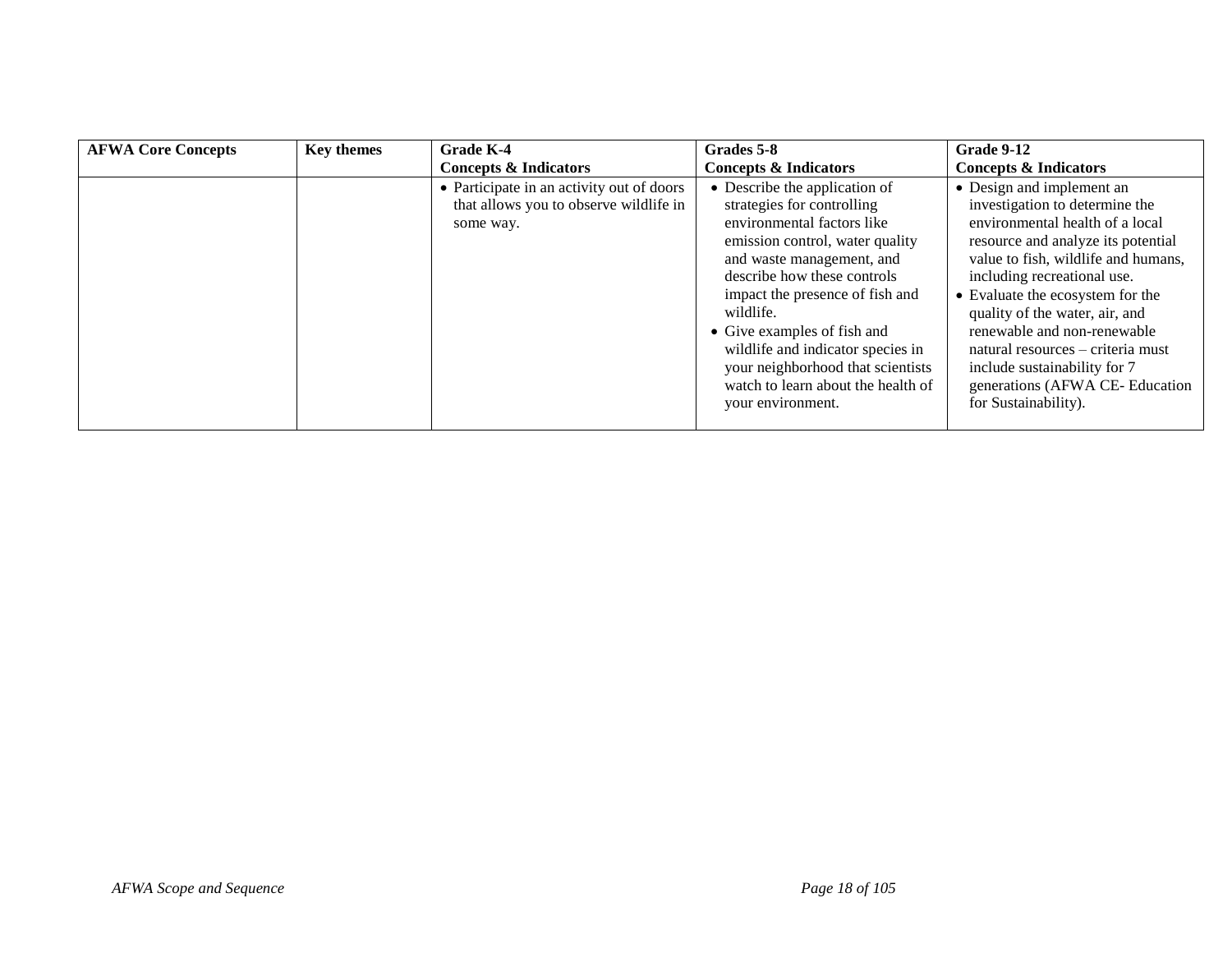| AFWA Core Concepts | Key themes | Grade K-4<br>Concepts & Indicators | Grades 5-8<br>Concepts & Indicators | Grade 9-12<br>Concepts & Indicators |
|---|---|---|---|---|
| | | • Participate in an activity out of doors that allows you to observe wildlife in some way. | • Describe the application of strategies for controlling environmental factors like emission control, water quality and waste management, and describe how these controls impact the presence of fish and wildlife.<br>• Give examples of fish and wildlife and indicator species in your neighborhood that scientists watch to learn about the health of your environment. | • Design and implement an investigation to determine the environmental health of a local resource and analyze its potential value to fish, wildlife and humans, including recreational use.<br>• Evaluate the ecosystem for the quality of the water, air, and renewable and non-renewable natural resources – criteria must include sustainability for 7 generations (AFWA CE- Education for Sustainability). |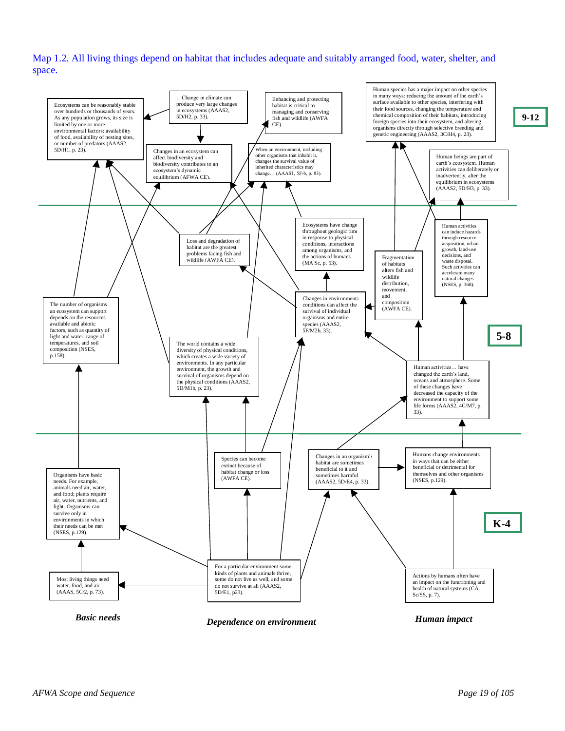Map 1.2. All living things depend on habitat that includes adequate and suitably arranged food, water, shelter, and space.

## 9-12

Ecosystems can be reasonably stable over hundreds or thousands of years. As any population grows, its size is limited by one or more environmental factors: availability of food, availability of nesting sites, or number of predators (AAAS2, 5D/H1, p. 23).

…Change in climate can produce very large changes in ecosystems (AAAS2, 5D/H2, p. 33).

Changes in an ecosystem can affect biodiversity and biodiversity contributes to an ecosystem's dynamic equilibrium (AFWA CE).

Enhancing and protecting habitat is critical to managing and conserving fish and wildlife (AFWA CE).

When an environment, including other organisms that inhabit it, changes the survival value of inherited characteristics may change… (AAAS1, 5F/6, p. 83).

Human species has a major impact on other species in many ways: reducing the amount of the earth's surface available to other species, interfering with their food sources, changing the temperature and chemical composition of their habitats, introducing foreign species into their ecosystem, and altering organisms directly through selective breeding and genetic engineering (AAAS2, 3C/H4, p. 23).

Human beings are part of earth's ecosystem. Human activities can deliberately or inadvertently, alter the equilibrium in ecosystems (AAAS2, 5D/H3, p. 33).

## 5-8

Loss and degradation of habitat are the greatest problems facing fish and wildlife (AFWA CE).

Ecosystems have change throughout geologic time in response to physical conditions, interactions among organisms, and the actions of humans (MA Sc, p. 53).

Fragmentation of habitats alters fish and wildlife distribution, movement, and composition (AWFA CE).

Human activities can induce hazards through resource acquisition, urban growth, land-use decisions, and waste disposal. Such activities can accelerate many natural changes (NSES, p. 168).

The number of organisms an ecosystem can support depends on the resources available and abiotic factors, such as quantity of light and water, range of temperatures, and soil composition (NSES, p.158).

The world contains a wide diversity of physical conditions, which creates a wide variety of environments. In any particular environment, the growth and survival of organisms depend on the physical conditions (AAAS2, 5D/M1b, p. 23).

Changes in environmental conditions can affect the survival of individual organisms and entire species (AAAS2, 5F/M2b, 33).

Human activities… have changed the earth's land, oceans and atmosphere. Some of these changes have decreased the capacity of the environment to support some life forms (AAAS2, 4C/M7, p. 33).

## K-4

Organisms have basic needs. For example, animals need air, water, and food; plants require air, water, nutrients, and light. Organisms can survive only in environments in which their needs can be met (NSES, p.129).

Species can become extinct because of habitat change or loss (AWFA CE).

Changes in an organism's habitat are sometimes beneficial to it and sometimes harmful (AAAS2, 5D/E4, p. 33).

Humans change environments in ways that can be either beneficial or detrimental for themselves and other organisms (NSES, p.129).

Most living things need water, food, and air (AAAS, 5C/2, p. 73).

For a particular environment some kinds of plants and animals thrive, some do not live as well, and some do not survive at all (AAAS2, 5D/E1, p23).

Actions by humans often have an impact on the functioning and health of natural systems (CA Sc/SS, p. 7).

***Basic needs***

***Dependence on environment***

***Human impact***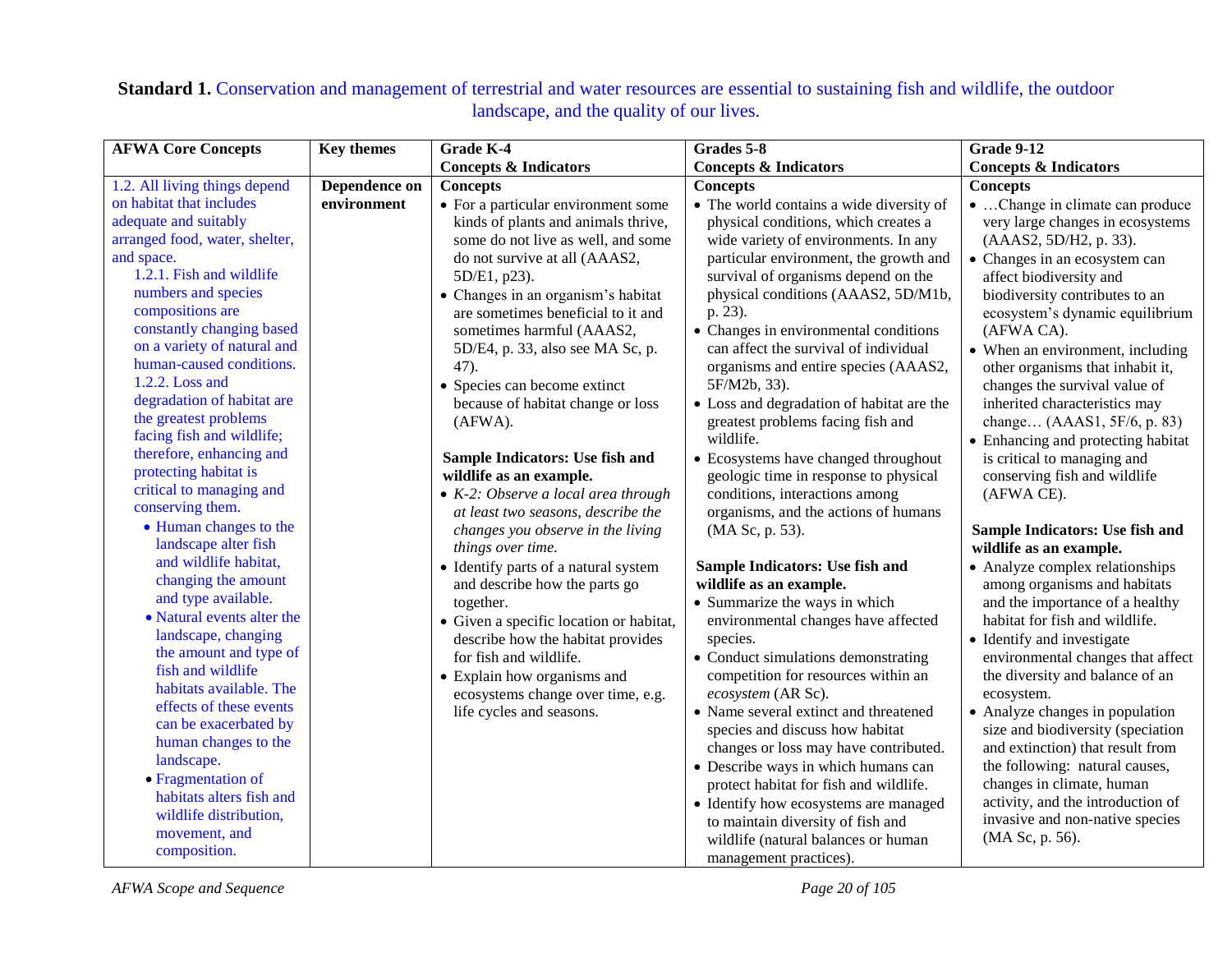**Standard 1.** Conservation and management of terrestrial and water resources are essential to sustaining fish and wildlife, the outdoor landscape, and the quality of our lives.

| AFWA Core Concepts | Key themes | Grade K-4 Concepts & Indicators | Grades 5-8 Concepts & Indicators | Grade 9-12 Concepts & Indicators |
|---|---|---|---|---|
| 1.2. All living things depend on habitat that includes adequate and suitably arranged food, water, shelter, and space.<br>1.2.1. Fish and wildlife numbers and species compositions are constantly changing based on a variety of natural and human-caused conditions.<br>1.2.2. Loss and degradation of habitat are the greatest problems facing fish and wildlife; therefore, enhancing and protecting habitat is critical to managing and conserving them.<br>• Human changes to the landscape alter fish and wildlife habitat, changing the amount and type available.<br>• Natural events alter the landscape, changing the amount and type of fish and wildlife habitats available. The effects of these events can be exacerbated by human changes to the landscape.<br>• Fragmentation of habitats alters fish and wildlife distribution, movement, and composition. | **Dependence on environment** | **Concepts**<br>• For a particular environment some kinds of plants and animals thrive, some do not live as well, and some do not survive at all (AAAS2, 5D/E1, p23).<br>• Changes in an organism's habitat are sometimes beneficial to it and sometimes harmful (AAAS2, 5D/E4, p. 33, also see MA Sc, p. 47).<br>• Species can become extinct because of habitat change or loss (AFWA).<br><br>**Sample Indicators: Use fish and wildlife as an example.**<br>• *K-2: Observe a local area through at least two seasons, describe the changes you observe in the living things over time.*<br>• Identify parts of a natural system and describe how the parts go together.<br>• Given a specific location or habitat, describe how the habitat provides for fish and wildlife.<br>• Explain how organisms and ecosystems change over time, e.g. life cycles and seasons. | **Concepts**<br>• The world contains a wide diversity of physical conditions, which creates a wide variety of environments. In any particular environment, the growth and survival of organisms depend on the physical conditions (AAAS2, 5D/M1b, p. 23).<br>• Changes in environmental conditions can affect the survival of individual organisms and entire species (AAAS2, 5F/M2b, 33).<br>• Loss and degradation of habitat are the greatest problems facing fish and wildlife.<br>• Ecosystems have changed throughout geologic time in response to physical conditions, interactions among organisms, and the actions of humans (MA Sc, p. 53).<br><br>**Sample Indicators: Use fish and wildlife as an example.**<br>• Summarize the ways in which environmental changes have affected species.<br>• Conduct simulations demonstrating competition for resources within an *ecosystem* (AR Sc).<br>• Name several extinct and threatened species and discuss how habitat changes or loss may have contributed.<br>• Describe ways in which humans can protect habitat for fish and wildlife.<br>• Identify how ecosystems are managed to maintain diversity of fish and wildlife (natural balances or human management practices). | **Concepts**<br>• …Change in climate can produce very large changes in ecosystems (AAAS2, 5D/H2, p. 33).<br>• Changes in an ecosystem can affect biodiversity and biodiversity contributes to an ecosystem's dynamic equilibrium (AFWA CA).<br>• When an environment, including other organisms that inhabit it, changes the survival value of inherited characteristics may change… (AAAS1, 5F/6, p. 83)<br>• Enhancing and protecting habitat is critical to managing and conserving fish and wildlife (AFWA CE).<br><br>**Sample Indicators: Use fish and wildlife as an example.**<br>• Analyze complex relationships among organisms and habitats and the importance of a healthy habitat for fish and wildlife.<br>• Identify and investigate environmental changes that affect the diversity and balance of an ecosystem.<br>• Analyze changes in population size and biodiversity (speciation and extinction) that result from the following: natural causes, changes in climate, human activity, and the introduction of invasive and non-native species (MA Sc, p. 56). |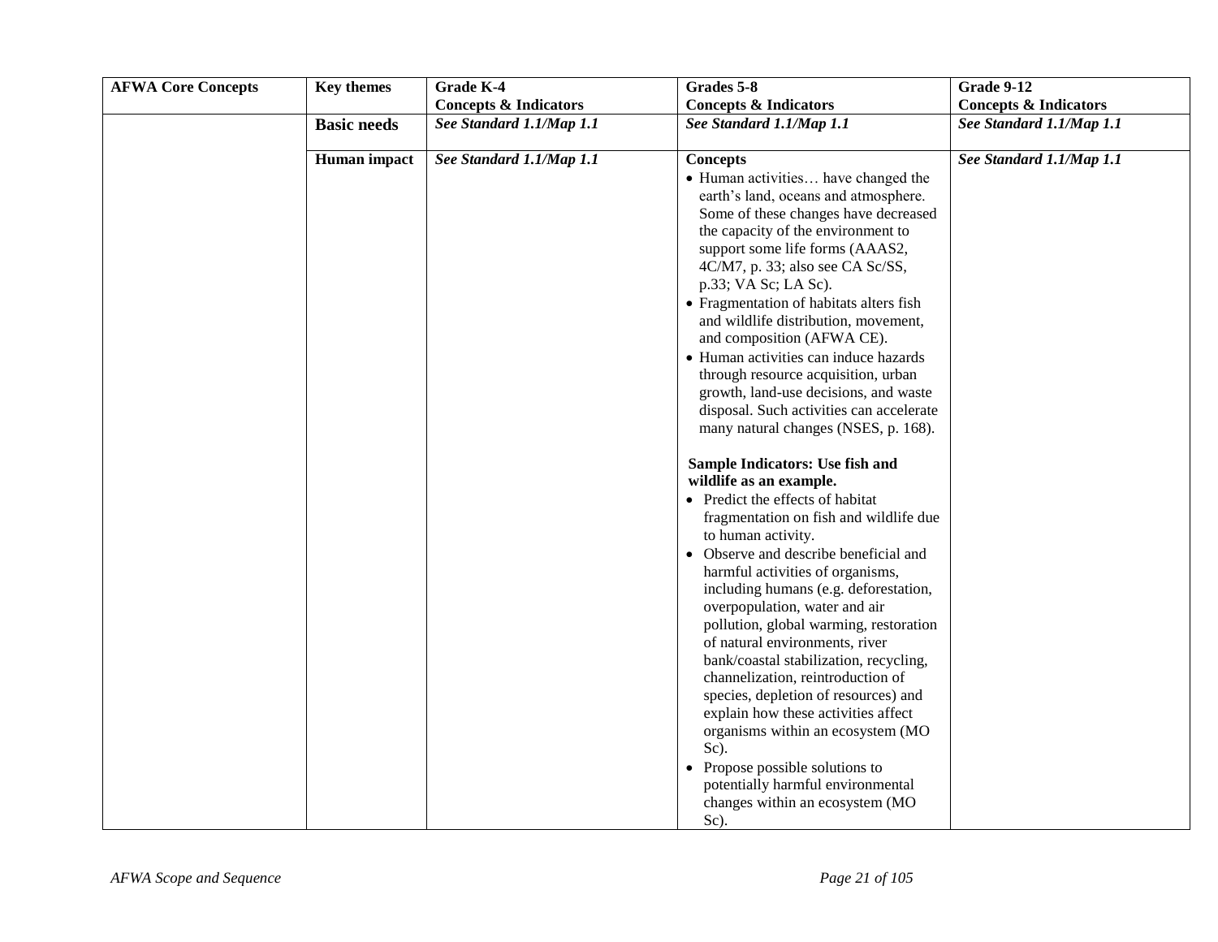| AFWA Core Concepts | Key themes | Grade K-4 Concepts & Indicators | Grades 5-8 Concepts & Indicators | Grade 9-12 Concepts & Indicators |
|---|---|---|---|---|
| | **Basic needs** | ***See Standard 1.1/Map 1.1*** | ***See Standard 1.1/Map 1.1*** | ***See Standard 1.1/Map 1.1*** |
| | **Human impact** | ***See Standard 1.1/Map 1.1*** | **Concepts**<br>• Human activities… have changed the earth's land, oceans and atmosphere. Some of these changes have decreased the capacity of the environment to support some life forms (AAAS2, 4C/M7, p. 33; also see CA Sc/SS, p.33; VA Sc; LA Sc).<br>• Fragmentation of habitats alters fish and wildlife distribution, movement, and composition (AFWA CE).<br>• Human activities can induce hazards through resource acquisition, urban growth, land-use decisions, and waste disposal. Such activities can accelerate many natural changes (NSES, p. 168).<br><br>**Sample Indicators: Use fish and wildlife as an example.**<br>• Predict the effects of habitat fragmentation on fish and wildlife due to human activity.<br>• Observe and describe beneficial and harmful activities of organisms, including humans (e.g. deforestation, overpopulation, water and air pollution, global warming, restoration of natural environments, river bank/coastal stabilization, recycling, channelization, reintroduction of species, depletion of resources) and explain how these activities affect organisms within an ecosystem (MO Sc).<br>• Propose possible solutions to potentially harmful environmental changes within an ecosystem (MO Sc). | ***See Standard 1.1/Map 1.1*** |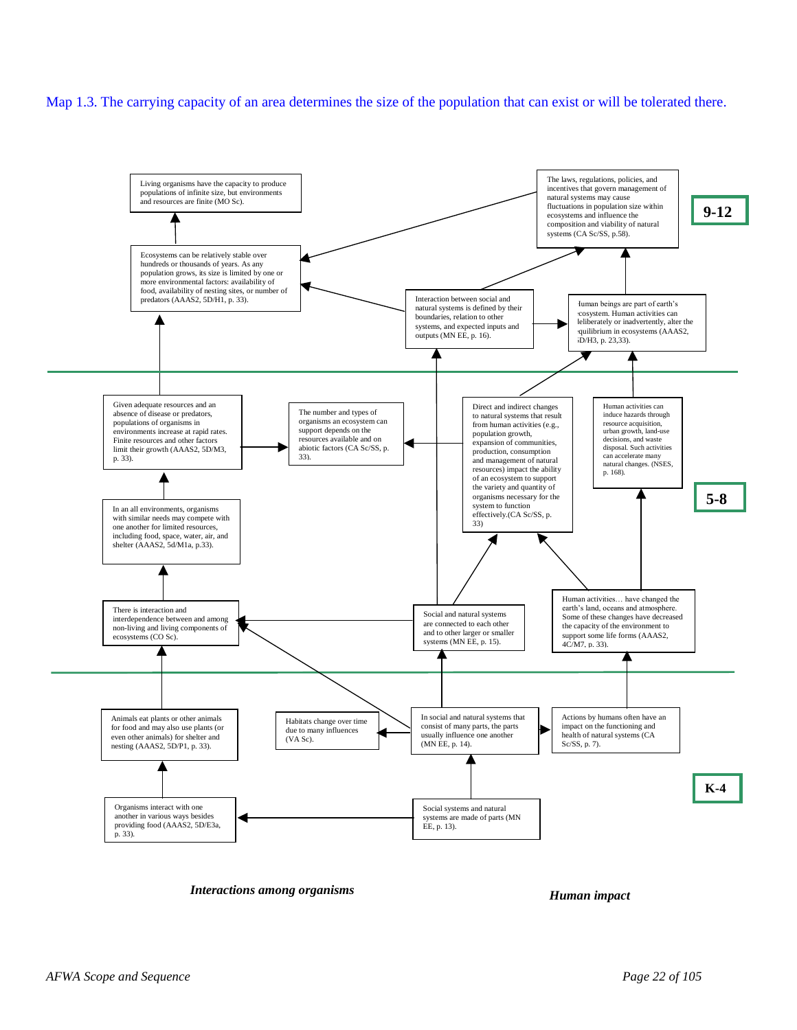Map 1.3. The carrying capacity of an area determines the size of the population that can exist or will be tolerated there.

**9-12**

Living organisms have the capacity to produce populations of infinite size, but environments and resources are finite (MO Sc).

Ecosystems can be relatively stable over hundreds or thousands of years. As any population grows, its size is limited by one or more environmental factors: availability of food, availability of nesting sites, or number of predators (AAAS2, 5D/H1, p. 33).

The laws, regulations, policies, and incentives that govern management of natural systems may cause fluctuations in population size within ecosystems and influence the composition and viability of natural systems (CA Sc/SS, p.58).

Interaction between social and natural systems is defined by their boundaries, relation to other systems, and expected inputs and outputs (MN EE, p. 16).

Human beings are part of earth's ecosystem. Human activities can deliberately or inadvertently, alter the equilibrium in ecosystems (AAAS2, 5D/H3, p. 23,33).

**5-8**

Given adequate resources and an absence of disease or predators, populations of organisms in environments increase at rapid rates. Finite resources and other factors limit their growth (AAAS2, 5D/M3, p. 33).

The number and types of organisms an ecosystem can support depends on the resources available and on abiotic factors (CA Sc/SS, p. 33).

Direct and indirect changes to natural systems that result from human activities (e.g., population growth, expansion of communities, production, consumption and management of natural resources) impact the ability of an ecosystem to support the variety and quantity of organisms necessary for the system to function effectively.(CA Sc/SS, p. 33)

Human activities can induce hazards through resource acquisition, urban growth, land-use decisions, and waste disposal. Such activities can accelerate many natural changes. (NSES, p. 168).

In an all environments, organisms with similar needs may compete with one another for limited resources, including food, space, water, air, and shelter (AAAS2, 5d/M1a, p.33).

There is interaction and interdependence between and among non-living and living components of ecosystems (CO Sc).

Social and natural systems are connected to each other and to other larger or smaller systems (MN EE, p. 15).

Human activities… have changed the earth's land, oceans and atmosphere. Some of these changes have decreased the capacity of the environment to support some life forms (AAAS2, 4C/M7, p. 33).

**K-4**

Animals eat plants or other animals for food and may also use plants (or even other animals) for shelter and nesting (AAAS2, 5D/P1, p. 33).

Habitats change over time due to many influences (VA Sc).

In social and natural systems that consist of many parts, the parts usually influence one another (MN EE, p. 14).

Actions by humans often have an impact on the functioning and health of natural systems (CA Sc/SS, p. 7).

Organisms interact with one another in various ways besides providing food (AAAS2, 5D/E3a, p. 33).

Social systems and natural systems are made of parts (MN EE, p. 13).

*Interactions among organisms*

*Human impact*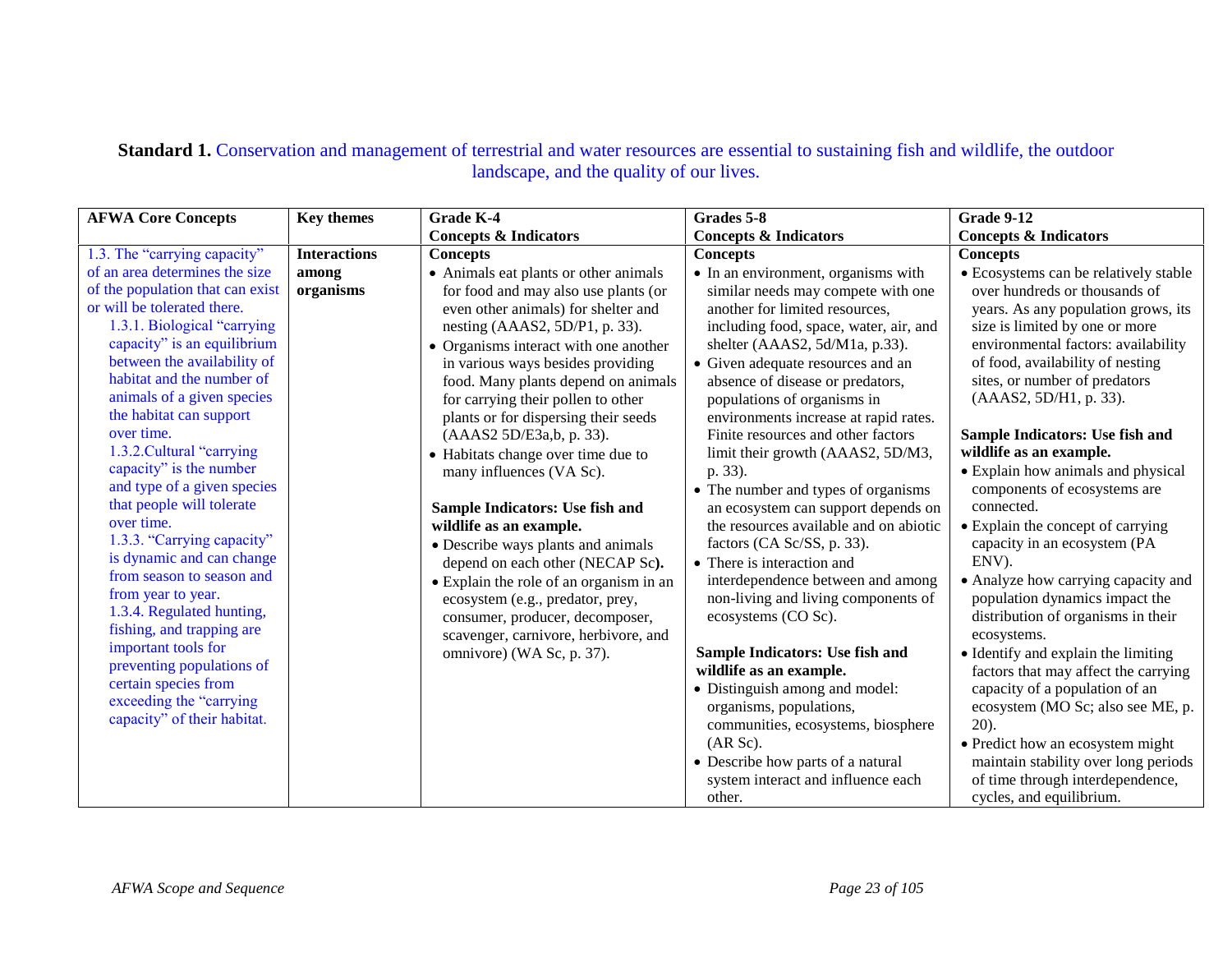**Standard 1.** Conservation and management of terrestrial and water resources are essential to sustaining fish and wildlife, the outdoor landscape, and the quality of our lives.

| AFWA Core Concepts | Key themes | Grade K-4 Concepts & Indicators | Grades 5-8 Concepts & Indicators | Grade 9-12 Concepts & Indicators |
|---|---|---|---|---|
| 1.3. The "carrying capacity" of an area determines the size of the population that can exist or will be tolerated there.<br>1.3.1. Biological "carrying capacity" is an equilibrium between the availability of habitat and the number of animals of a given species the habitat can support over time.<br>1.3.2.Cultural "carrying capacity" is the number and type of a given species that people will tolerate over time.<br>1.3.3. "Carrying capacity" is dynamic and can change from season to season and from year to year.<br>1.3.4. Regulated hunting, fishing, and trapping are important tools for preventing populations of certain species from exceeding the "carrying capacity" of their habitat. | **Interactions among organisms** | **Concepts**<br>• Animals eat plants or other animals for food and may also use plants (or even other animals) for shelter and nesting (AAAS2, 5D/P1, p. 33).<br>• Organisms interact with one another in various ways besides providing food. Many plants depend on animals for carrying their pollen to other plants or for dispersing their seeds (AAAS2 5D/E3a,b, p. 33).<br>• Habitats change over time due to many influences (VA Sc).<br><br>**Sample Indicators: Use fish and wildlife as an example.**<br>• Describe ways plants and animals depend on each other (NECAP Sc**).**<br>• Explain the role of an organism in an ecosystem (e.g., predator, prey, consumer, producer, decomposer, scavenger, carnivore, herbivore, and omnivore) (WA Sc, p. 37). | **Concepts**<br>• In an environment, organisms with similar needs may compete with one another for limited resources, including food, space, water, air, and shelter (AAAS2, 5d/M1a, p.33).<br>• Given adequate resources and an absence of disease or predators, populations of organisms in environments increase at rapid rates. Finite resources and other factors limit their growth (AAAS2, 5D/M3, p. 33).<br>• The number and types of organisms an ecosystem can support depends on the resources available and on abiotic factors (CA Sc/SS, p. 33).<br>• There is interaction and interdependence between and among non-living and living components of ecosystems (CO Sc).<br><br>**Sample Indicators: Use fish and wildlife as an example.**<br>• Distinguish among and model: organisms, populations, communities, ecosystems, biosphere (AR Sc).<br>• Describe how parts of a natural system interact and influence each other. | **Concepts**<br>• Ecosystems can be relatively stable over hundreds or thousands of years. As any population grows, its size is limited by one or more environmental factors: availability of food, availability of nesting sites, or number of predators (AAAS2, 5D/H1, p. 33).<br><br>**Sample Indicators: Use fish and wildlife as an example.**<br>• Explain how animals and physical components of ecosystems are connected.<br>• Explain the concept of carrying capacity in an ecosystem (PA ENV).<br>• Analyze how carrying capacity and population dynamics impact the distribution of organisms in their ecosystems.<br>• Identify and explain the limiting factors that may affect the carrying capacity of a population of an ecosystem (MO Sc; also see ME, p. 20).<br>• Predict how an ecosystem might maintain stability over long periods of time through interdependence, cycles, and equilibrium. |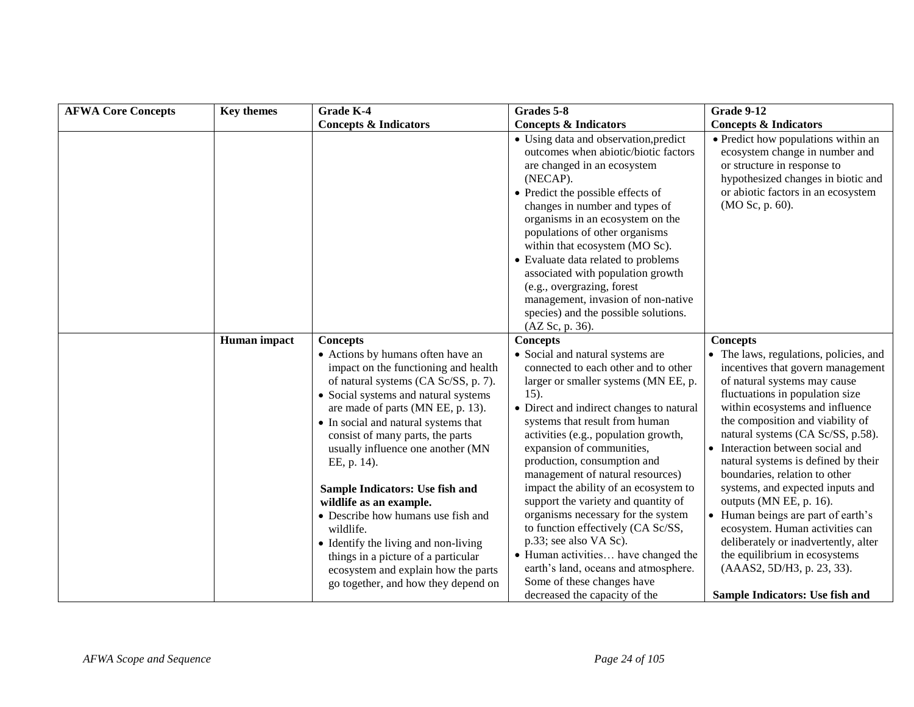| AFWA Core Concepts | Key themes | Grade K-4<br>Concepts & Indicators | Grades 5-8<br>Concepts & Indicators | Grade 9-12<br>Concepts & Indicators |
|---|---|---|---|---|
| | | | • Using data and observation,predict outcomes when abiotic/biotic factors are changed in an ecosystem (NECAP).<br>• Predict the possible effects of changes in number and types of organisms in an ecosystem on the populations of other organisms within that ecosystem (MO Sc).<br>• Evaluate data related to problems associated with population growth (e.g., overgrazing, forest management, invasion of non-native species) and the possible solutions. (AZ Sc, p. 36). | • Predict how populations within an ecosystem change in number and or structure in response to hypothesized changes in biotic and or abiotic factors in an ecosystem (MO Sc, p. 60). |
| | **Human impact** | **Concepts**<br>• Actions by humans often have an impact on the functioning and health of natural systems (CA Sc/SS, p. 7).<br>• Social systems and natural systems are made of parts (MN EE, p. 13).<br>• In social and natural systems that consist of many parts, the parts usually influence one another (MN EE, p. 14).<br><br>**Sample Indicators: Use fish and wildlife as an example.**<br>• Describe how humans use fish and wildlife.<br>• Identify the living and non-living things in a picture of a particular ecosystem and explain how the parts go together, and how they depend on | **Concepts**<br>• Social and natural systems are connected to each other and to other larger or smaller systems (MN EE, p. 15).<br>• Direct and indirect changes to natural systems that result from human activities (e.g., population growth, expansion of communities, production, consumption and management of natural resources) impact the ability of an ecosystem to support the variety and quantity of organisms necessary for the system to function effectively (CA Sc/SS, p.33; see also VA Sc).<br>• Human activities… have changed the earth's land, oceans and atmosphere. Some of these changes have decreased the capacity of the | **Concepts**<br>• The laws, regulations, policies, and incentives that govern management of natural systems may cause fluctuations in population size within ecosystems and influence the composition and viability of natural systems (CA Sc/SS, p.58).<br>• Interaction between social and natural systems is defined by their boundaries, relation to other systems, and expected inputs and outputs (MN EE, p. 16).<br>• Human beings are part of earth's ecosystem. Human activities can deliberately or inadvertently, alter the equilibrium in ecosystems (AAAS2, 5D/H3, p. 23, 33).<br><br>**Sample Indicators: Use fish and** |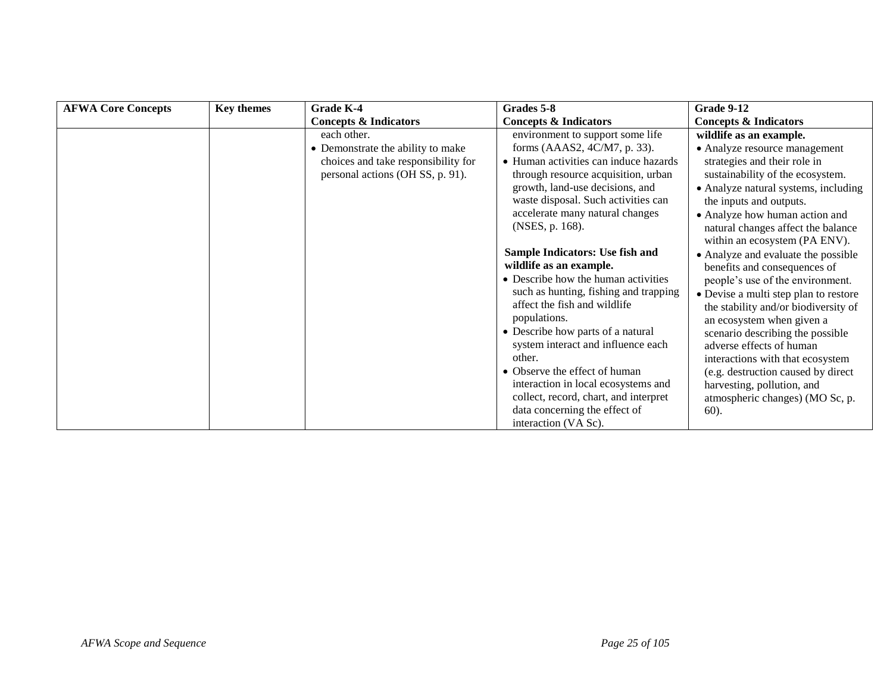| AFWA Core Concepts | Key themes | Grade K-4 Concepts & Indicators | Grades 5-8 Concepts & Indicators | Grade 9-12 Concepts & Indicators |
|---|---|---|---|---|
| | | each other.<br>• Demonstrate the ability to make choices and take responsibility for personal actions (OH SS, p. 91). | environment to support some life forms (AAAS2, 4C/M7, p. 33).<br>• Human activities can induce hazards through resource acquisition, urban growth, land-use decisions, and waste disposal. Such activities can accelerate many natural changes (NSES, p. 168).<br><br>**Sample Indicators: Use fish and wildlife as an example.**<br>• Describe how the human activities such as hunting, fishing and trapping affect the fish and wildlife populations.<br>• Describe how parts of a natural system interact and influence each other.<br>• Observe the effect of human interaction in local ecosystems and collect, record, chart, and interpret data concerning the effect of interaction (VA Sc). | **wildlife as an example.**<br>• Analyze resource management strategies and their role in sustainability of the ecosystem.<br>• Analyze natural systems, including the inputs and outputs.<br>• Analyze how human action and natural changes affect the balance within an ecosystem (PA ENV).<br>• Analyze and evaluate the possible benefits and consequences of people's use of the environment.<br>• Devise a multi step plan to restore the stability and/or biodiversity of an ecosystem when given a scenario describing the possible adverse effects of human interactions with that ecosystem (e.g. destruction caused by direct harvesting, pollution, and atmospheric changes) (MO Sc, p. 60). |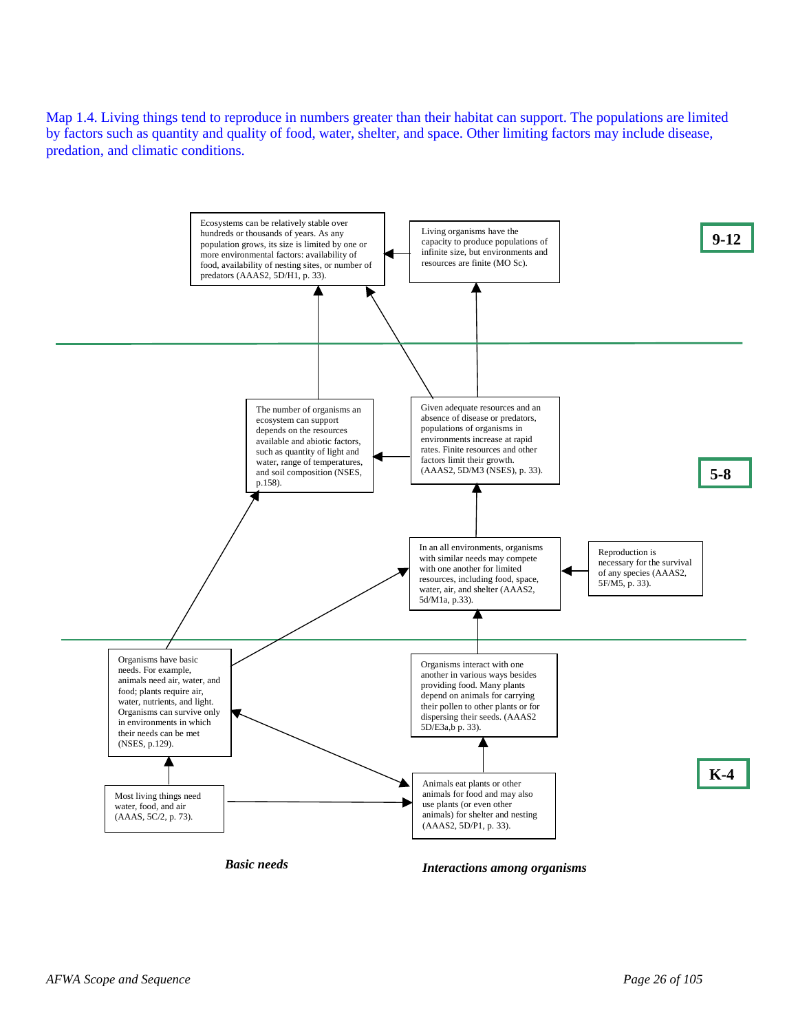Map 1.4. Living things tend to reproduce in numbers greater than their habitat can support. The populations are limited by factors such as quantity and quality of food, water, shelter, and space. Other limiting factors may include disease, predation, and climatic conditions.

**9-12**

Ecosystems can be relatively stable over hundreds or thousands of years. As any population grows, its size is limited by one or more environmental factors: availability of food, availability of nesting sites, or number of predators (AAAS2, 5D/H1, p. 33).

Living organisms have the capacity to produce populations of infinite size, but environments and resources are finite (MO Sc).

**5-8**

The number of organisms an ecosystem can support depends on the resources available and abiotic factors, such as quantity of light and water, range of temperatures, and soil composition (NSES, p.158).

Given adequate resources and an absence of disease or predators, populations of organisms in environments increase at rapid rates. Finite resources and other factors limit their growth. (AAAS2, 5D/M3 (NSES), p. 33).

In an all environments, organisms with similar needs may compete with one another for limited resources, including food, space, water, air, and shelter (AAAS2, 5d/M1a, p.33).

Reproduction is necessary for the survival of any species (AAAS2, 5F/M5, p. 33).

**K-4**

Organisms have basic needs. For example, animals need air, water, and food; plants require air, water, nutrients, and light. Organisms can survive only in environments in which their needs can be met (NSES, p.129).

Organisms interact with one another in various ways besides providing food. Many plants depend on animals for carrying their pollen to other plants or for dispersing their seeds. (AAAS2 5D/E3a,b p. 33).

Most living things need water, food, and air (AAAS, 5C/2, p. 73).

Animals eat plants or other animals for food and may also use plants (or even other animals) for shelter and nesting (AAAS2, 5D/P1, p. 33).

***Basic needs***

***Interactions among organisms***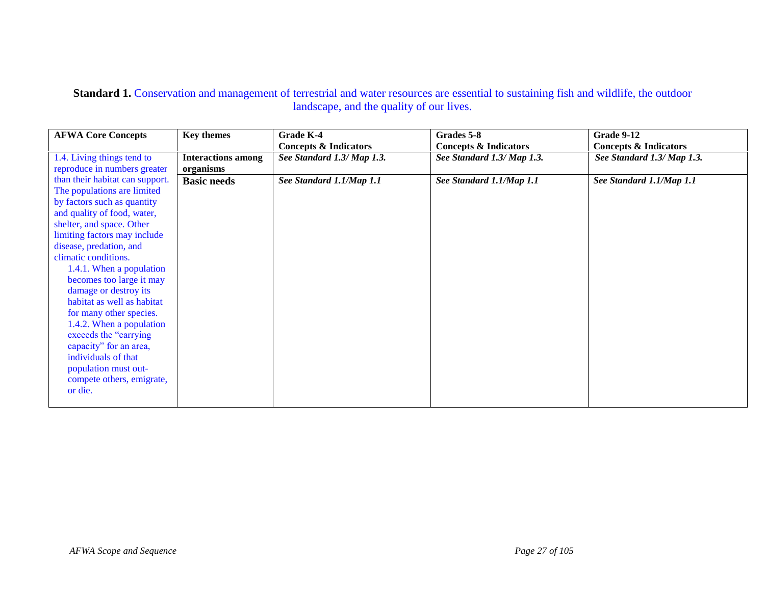**Standard 1.** Conservation and management of terrestrial and water resources are essential to sustaining fish and wildlife, the outdoor landscape, and the quality of our lives.

| AFWA Core Concepts | Key themes | Grade K-4<br>Concepts & Indicators | Grades 5-8<br>Concepts & Indicators | Grade 9-12<br>Concepts & Indicators |
|---|---|---|---|---|
| 1.4. Living things tend to reproduce in numbers greater than their habitat can support. The populations are limited by factors such as quantity and quality of food, water, shelter, and space. Other limiting factors may include disease, predation, and climatic conditions.<br>1.4.1. When a population becomes too large it may damage or destroy its habitat as well as habitat for many other species.<br>1.4.2. When a population exceeds the "carrying capacity" for an area, individuals of that population must out-compete others, emigrate, or die. | **Interactions among organisms** | ***See Standard 1.3/ Map 1.3.*** | ***See Standard 1.3/ Map 1.3.*** | ***See Standard 1.3/ Map 1.3.*** |
| | **Basic needs** | ***See Standard 1.1/Map 1.1*** | ***See Standard 1.1/Map 1.1*** | ***See Standard 1.1/Map 1.1*** |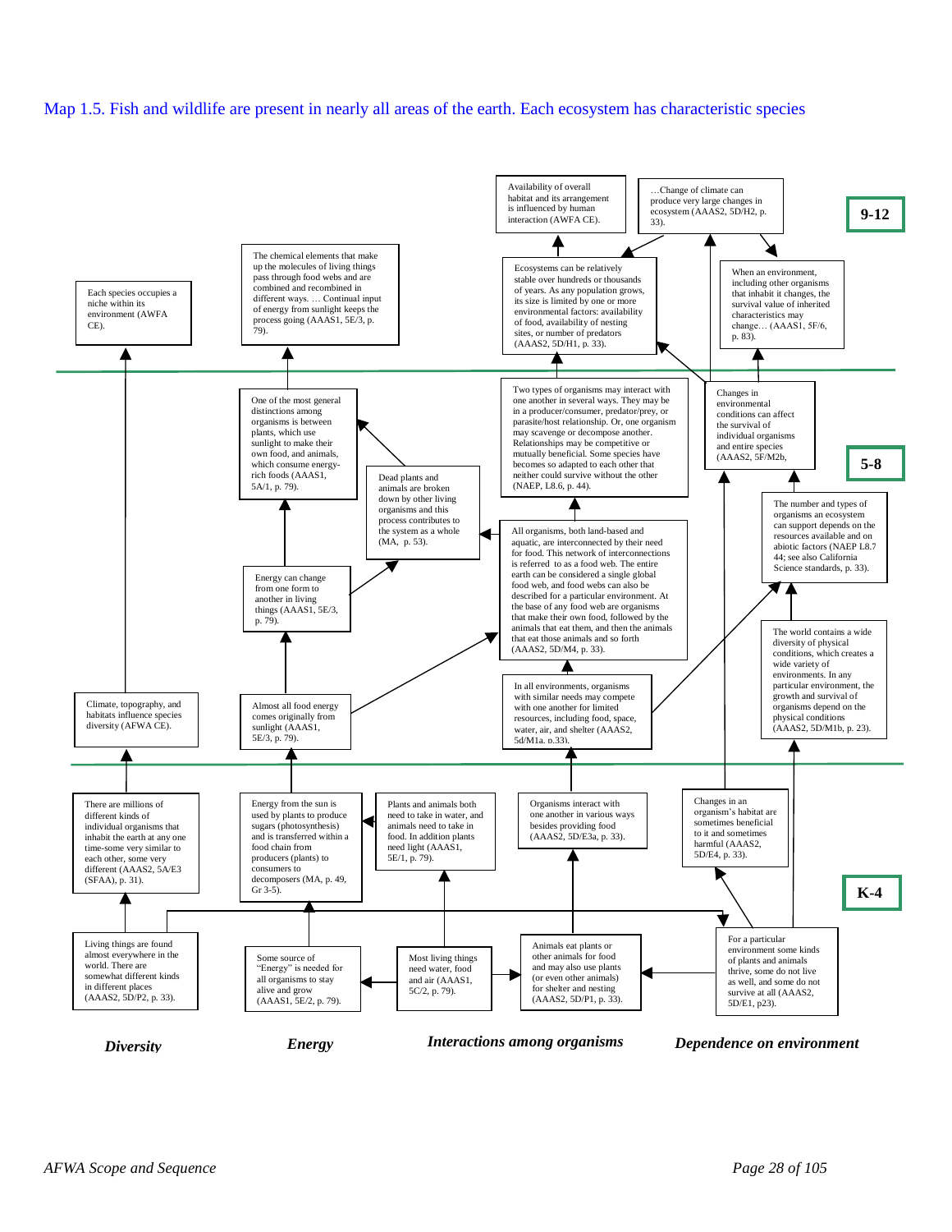Map 1.5. Fish and wildlife are present in nearly all areas of the earth. Each ecosystem has characteristic species

## 9-12

Each species occupies a niche within its environment (AWFA CE).

The chemical elements that make up the molecules of living things pass through food webs and are combined and recombined in different ways. … Continual input of energy from sunlight keeps the process going (AAAS1, 5E/3, p. 79).

Availability of overall habitat and its arrangement is influenced by human interaction (AWFA CE).

…Change of climate can produce very large changes in ecosystem (AAAS2, 5D/H2, p. 33).

Ecosystems can be relatively stable over hundreds or thousands of years. As any population grows, its size is limited by one or more environmental factors: availability of food, availability of nesting sites, or number of predators (AAAS2, 5D/H1, p. 33).

When an environment, including other organisms that inhabit it changes, the survival value of inherited characteristics may change… (AAAS1, 5F/6, p. 83).

## 5-8

One of the most general distinctions among organisms is between plants, which use sunlight to make their own food, and animals, which consume energy-rich foods (AAAS1, 5A/1, p. 79).

Dead plants and animals are broken down by other living organisms and this process contributes to the system as a whole (MA, p. 53).

Two types of organisms may interact with one another in several ways. They may be in a producer/consumer, predator/prey, or parasite/host relationship. Or, one organism may scavenge or decompose another. Relationships may be competitive or mutually beneficial. Some species have becomes so adapted to each other that neither could survive without the other (NAEP, L8.6, p. 44).

Changes in environmental conditions can affect the survival of individual organisms and entire species (AAAS2, 5F/M2b,

Energy can change from one form to another in living things (AAAS1, 5E/3, p. 79).

All organisms, both land-based and aquatic, are interconnected by their need for food. This network of interconnections is referred to as a food web. The entire earth can be considered a single global food web, and food webs can also be described for a particular environment. At the base of any food web are organisms that make their own food, followed by the animals that eat them, and then the animals that eat those animals and so forth (AAAS2, 5D/M4, p. 33).

The number and types of organisms an ecosystem can support depends on the resources available and on abiotic factors (NAEP L8.7 44; see also California Science standards, p. 33).

Climate, topography, and habitats influence species diversity (AFWA CE).

Almost all food energy comes originally from sunlight (AAAS1, 5E/3, p. 79).

In all environments, organisms with similar needs may compete with one another for limited resources, including food, space, water, air, and shelter (AAAS2, 5d/M1a, p.33).

The world contains a wide diversity of physical conditions, which creates a wide variety of environments. In any particular environment, the growth and survival of organisms depend on the physical conditions (AAAS2, 5D/M1b, p. 23).

## K-4

There are millions of different kinds of individual organisms that inhabit the earth at any one time-some very similar to each other, some very different (AAAS2, 5A/E3 (SFAA), p. 31).

Energy from the sun is used by plants to produce sugars (photosynthesis) and is transferred within a food chain from producers (plants) to consumers to decomposers (MA, p. 49, Gr 3-5).

Plants and animals both need to take in water, and animals need to take in food. In addition plants need light (AAAS1, 5E/1, p. 79).

Organisms interact with one another in various ways besides providing food (AAAS2, 5D/E3a, p. 33).

Changes in an organism's habitat are sometimes beneficial to it and sometimes harmful (AAAS2, 5D/E4, p. 33).

Living things are found almost everywhere in the world. There are somewhat different kinds in different places (AAAS2, 5D/P2, p. 33).

Some source of "Energy" is needed for all organisms to stay alive and grow (AAAS1, 5E/2, p. 79).

Most living things need water, food and air (AAAS1, 5C/2, p. 79).

Animals eat plants or other animals for food and may also use plants (or even other animals) for shelter and nesting (AAAS2, 5D/P1, p. 33).

For a particular environment some kinds of plants and animals thrive, some do not live as well, and some do not survive at all (AAAS2, 5D/E1, p23).

***Diversity*** | ***Energy*** | ***Interactions among organisms*** | ***Dependence on environment***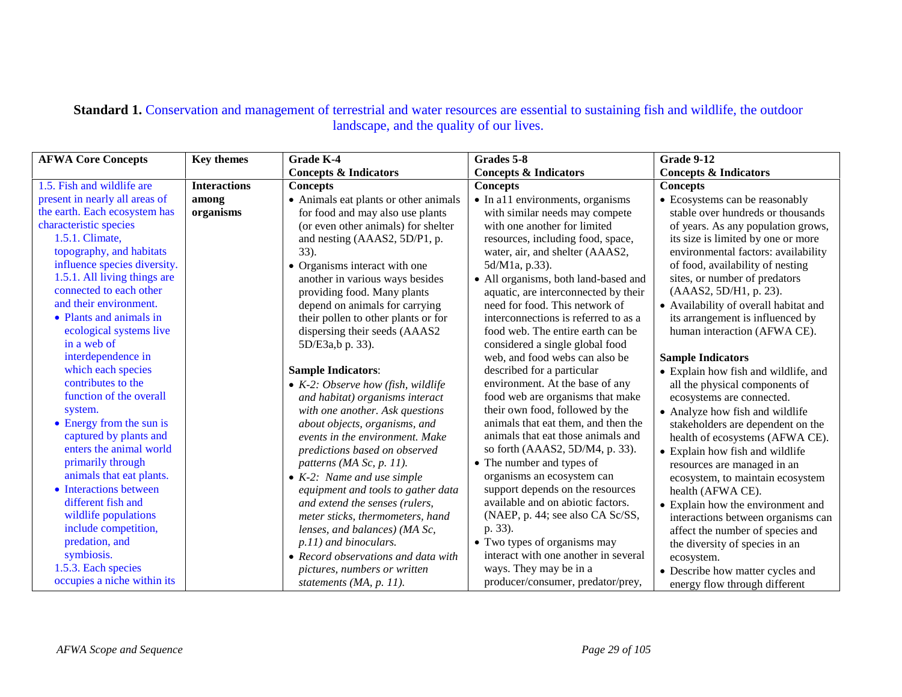**Standard 1.** Conservation and management of terrestrial and water resources are essential to sustaining fish and wildlife, the outdoor landscape, and the quality of our lives.

| AFWA Core Concepts | Key themes | Grade K-4<br>Concepts & Indicators | Grades 5-8<br>Concepts & Indicators | Grade 9-12<br>Concepts & Indicators |
|---|---|---|---|---|
| 1.5. Fish and wildlife are present in nearly all areas of the earth. Each ecosystem has characteristic species<br>1.5.1. Climate, topography, and habitats influence species diversity.<br>1.5.1. All living things are connected to each other and their environment.<br>• Plants and animals in ecological systems live in a web of interdependence in which each species contributes to the function of the overall system.<br>• Energy from the sun is captured by plants and enters the animal world primarily through animals that eat plants.<br>• Interactions between different fish and wildlife populations include competition, predation, and symbiosis.<br>1.5.3. Each species occupies a niche within its | **Interactions among organisms** | **Concepts**<br>• Animals eat plants or other animals for food and may also use plants (or even other animals) for shelter and nesting (AAAS2, 5D/P1, p. 33).<br>• Organisms interact with one another in various ways besides providing food. Many plants depend on animals for carrying their pollen to other plants or for dispersing their seeds (AAAS2 5D/E3a,b p. 33).<br><br>**Sample Indicators**:<br>• *K-2: Observe how (fish, wildlife and habitat) organisms interact with one another. Ask questions about objects, organisms, and events in the environment. Make predictions based on observed patterns (MA Sc, p. 11).*<br>• *K-2: Name and use simple equipment and tools to gather data and extend the senses (rulers, meter sticks, thermometers, hand lenses, and balances) (MA Sc, p.11) and binoculars.*<br>• *Record observations and data with pictures, numbers or written statements (MA, p. 11).* | **Concepts**<br>• In a11 environments, organisms with similar needs may compete with one another for limited resources, including food, space, water, air, and shelter (AAAS2, 5d/M1a, p.33).<br>• All organisms, both land-based and aquatic, are interconnected by their need for food. This network of interconnections is referred to as a food web. The entire earth can be considered a single global food web, and food webs can also be described for a particular environment. At the base of any food web are organisms that make their own food, followed by the animals that eat them, and then the animals that eat those animals and so forth (AAAS2, 5D/M4, p. 33).<br>• The number and types of organisms an ecosystem can support depends on the resources available and on abiotic factors. (NAEP, p. 44; see also CA Sc/SS, p. 33).<br>• Two types of organisms may interact with one another in several ways. They may be in a producer/consumer, predator/prey, | **Concepts**<br>• Ecosystems can be reasonably stable over hundreds or thousands of years. As any population grows, its size is limited by one or more environmental factors: availability of food, availability of nesting sites, or number of predators (AAAS2, 5D/H1, p. 23).<br>• Availability of overall habitat and its arrangement is influenced by human interaction (AFWA CE).<br><br>**Sample Indicators**<br>• Explain how fish and wildlife, and all the physical components of ecosystems are connected.<br>• Analyze how fish and wildlife stakeholders are dependent on the health of ecosystems (AFWA CE).<br>• Explain how fish and wildlife resources are managed in an ecosystem, to maintain ecosystem health (AFWA CE).<br>• Explain how the environment and interactions between organisms can affect the number of species and the diversity of species in an ecosystem.<br>• Describe how matter cycles and energy flow through different |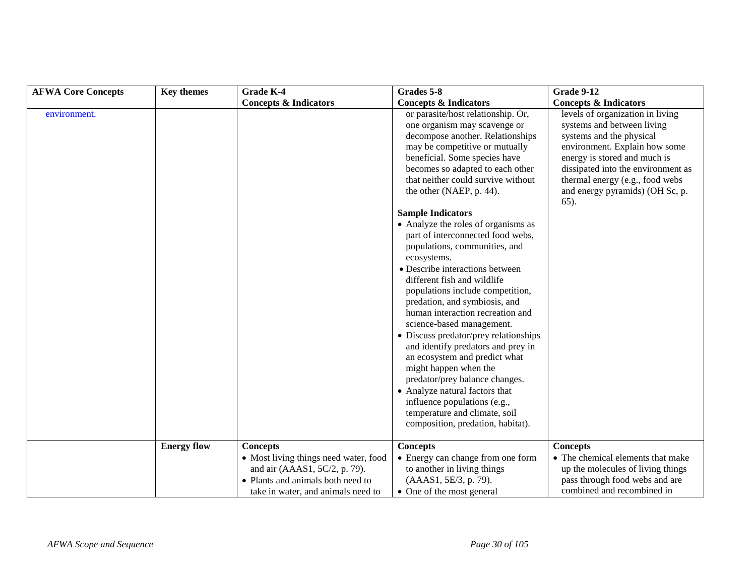| AFWA Core Concepts | Key themes | Grade K-4<br>Concepts & Indicators | Grades 5-8<br>Concepts & Indicators | Grade 9-12<br>Concepts & Indicators |
|---|---|---|---|---|
| environment. | | | or parasite/host relationship. Or, one organism may scavenge or decompose another. Relationships may be competitive or mutually beneficial. Some species have becomes so adapted to each other that neither could survive without the other (NAEP, p. 44).<br><br>**Sample Indicators**<br>• Analyze the roles of organisms as part of interconnected food webs, populations, communities, and ecosystems.<br>• Describe interactions between different fish and wildlife populations include competition, predation, and symbiosis, and human interaction recreation and science-based management.<br>• Discuss predator/prey relationships and identify predators and prey in an ecosystem and predict what might happen when the predator/prey balance changes.<br>• Analyze natural factors that influence populations (e.g., temperature and climate, soil composition, predation, habitat). | levels of organization in living systems and between living systems and the physical environment. Explain how some energy is stored and much is dissipated into the environment as thermal energy (e.g., food webs and energy pyramids) (OH Sc, p. 65). |
| | **Energy flow** | **Concepts**<br>• Most living things need water, food and air (AAAS1, 5C/2, p. 79).<br>• Plants and animals both need to take in water, and animals need to | **Concepts**<br>• Energy can change from one form to another in living things (AAAS1, 5E/3, p. 79).<br>• One of the most general | **Concepts**<br>• The chemical elements that make up the molecules of living things pass through food webs and are combined and recombined in |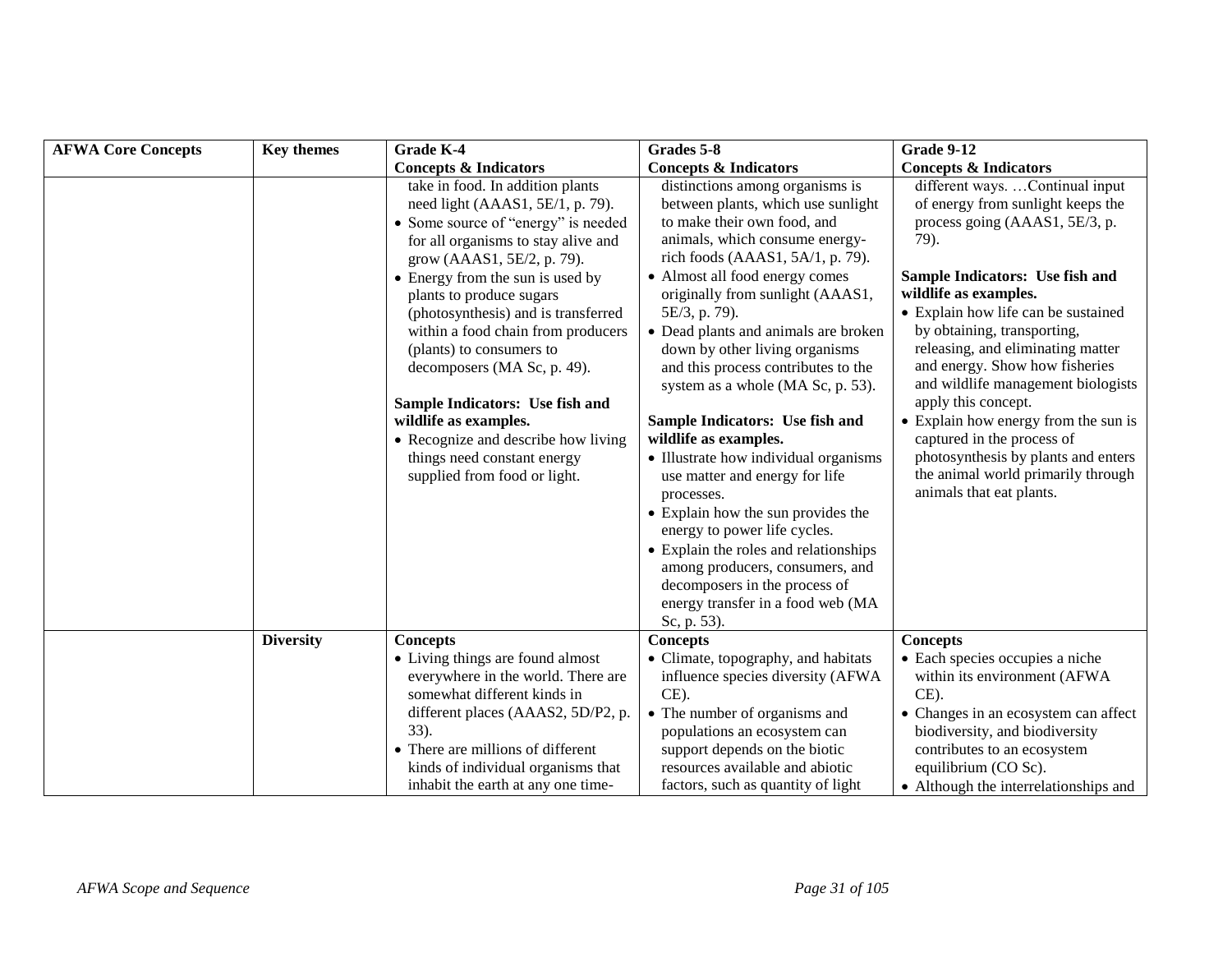| AFWA Core Concepts | Key themes | Grade K-4<br>Concepts & Indicators | Grades 5-8<br>Concepts & Indicators | Grade 9-12<br>Concepts & Indicators |
|---|---|---|---|---|
| | | take in food. In addition plants need light (AAAS1, 5E/1, p. 79).<br>• Some source of "energy" is needed for all organisms to stay alive and grow (AAAS1, 5E/2, p. 79).<br>• Energy from the sun is used by plants to produce sugars (photosynthesis) and is transferred within a food chain from producers (plants) to consumers to decomposers (MA Sc, p. 49).<br><br>**Sample Indicators: Use fish and wildlife as examples.**<br>• Recognize and describe how living things need constant energy supplied from food or light. | distinctions among organisms is between plants, which use sunlight to make their own food, and animals, which consume energy-rich foods (AAAS1, 5A/1, p. 79).<br>• Almost all food energy comes originally from sunlight (AAAS1, 5E/3, p. 79).<br>• Dead plants and animals are broken down by other living organisms and this process contributes to the system as a whole (MA Sc, p. 53).<br><br>**Sample Indicators: Use fish and wildlife as examples.**<br>• Illustrate how individual organisms use matter and energy for life processes.<br>• Explain how the sun provides the energy to power life cycles.<br>• Explain the roles and relationships among producers, consumers, and decomposers in the process of energy transfer in a food web (MA Sc, p. 53). | different ways. …Continual input of energy from sunlight keeps the process going (AAAS1, 5E/3, p. 79).<br><br>**Sample Indicators: Use fish and wildlife as examples.**<br>• Explain how life can be sustained by obtaining, transporting, releasing, and eliminating matter and energy. Show how fisheries and wildlife management biologists apply this concept.<br>• Explain how energy from the sun is captured in the process of photosynthesis by plants and enters the animal world primarily through animals that eat plants. |
| | **Diversity** | **Concepts**<br>• Living things are found almost everywhere in the world. There are somewhat different kinds in different places (AAAS2, 5D/P2, p. 33).<br>• There are millions of different kinds of individual organisms that inhabit the earth at any one time- | **Concepts**<br>• Climate, topography, and habitats influence species diversity (AFWA CE).<br>• The number of organisms and populations an ecosystem can support depends on the biotic resources available and abiotic factors, such as quantity of light | **Concepts**<br>• Each species occupies a niche within its environment (AFWA CE).<br>• Changes in an ecosystem can affect biodiversity, and biodiversity contributes to an ecosystem equilibrium (CO Sc).<br>• Although the interrelationships and |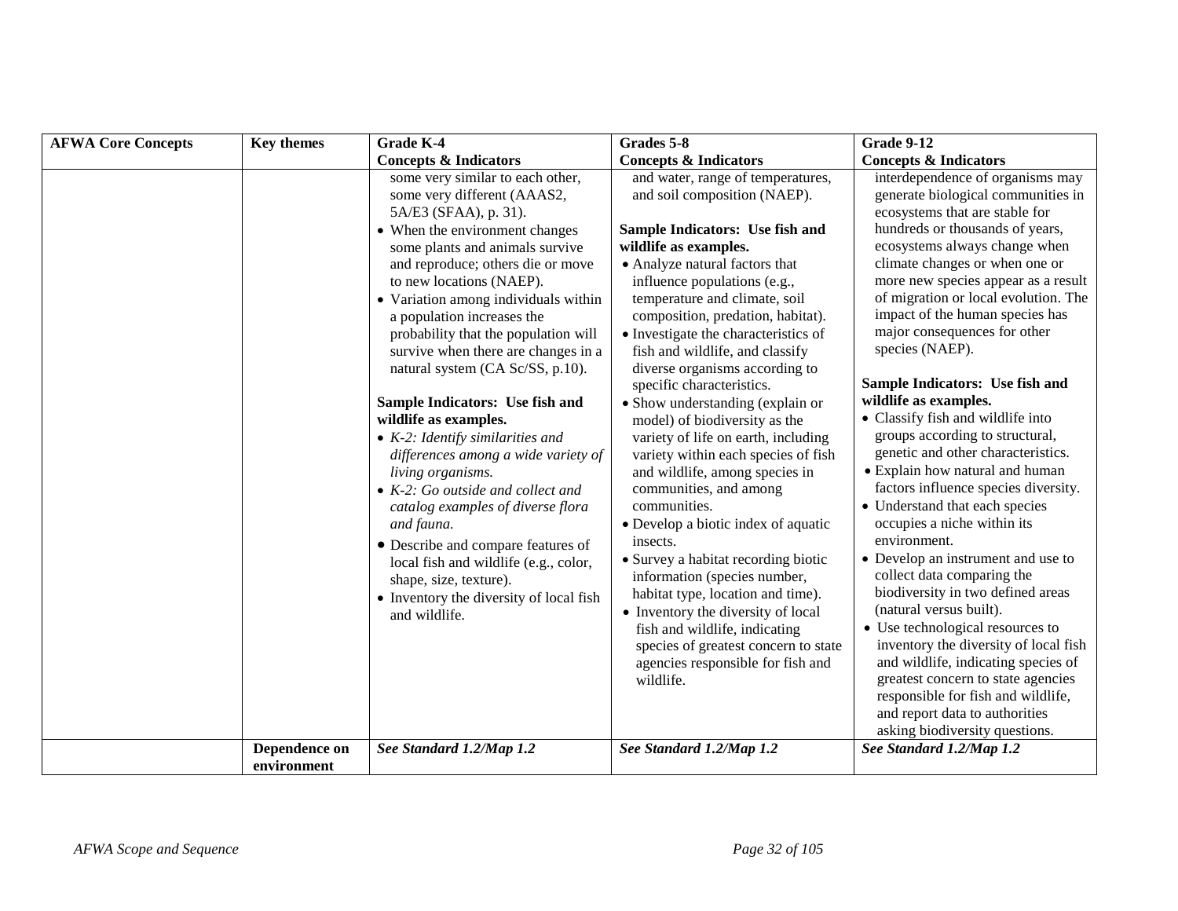| AFWA Core Concepts | Key themes | Grade K-4<br>Concepts & Indicators | Grades 5-8<br>Concepts & Indicators | Grade 9-12<br>Concepts & Indicators |
|---|---|---|---|---|
| | | some very similar to each other, some very different (AAAS2, 5A/E3 (SFAA), p. 31).<br>• When the environment changes some plants and animals survive and reproduce; others die or move to new locations (NAEP).<br>• Variation among individuals within a population increases the probability that the population will survive when there are changes in a natural system (CA Sc/SS, p.10).<br><br>**Sample Indicators: Use fish and wildlife as examples.**<br>• *K-2: Identify similarities and differences among a wide variety of living organisms.*<br>• *K-2: Go outside and collect and catalog examples of diverse flora and fauna.*<br>• Describe and compare features of local fish and wildlife (e.g., color, shape, size, texture).<br>• Inventory the diversity of local fish and wildlife. | and water, range of temperatures, and soil composition (NAEP).<br><br>**Sample Indicators: Use fish and wildlife as examples.**<br>• Analyze natural factors that influence populations (e.g., temperature and climate, soil composition, predation, habitat).<br>• Investigate the characteristics of fish and wildlife, and classify diverse organisms according to specific characteristics.<br>• Show understanding (explain or model) of biodiversity as the variety of life on earth, including variety within each species of fish and wildlife, among species in communities, and among communities.<br>• Develop a biotic index of aquatic insects.<br>• Survey a habitat recording biotic information (species number, habitat type, location and time).<br>• Inventory the diversity of local fish and wildlife, indicating species of greatest concern to state agencies responsible for fish and wildlife. | interdependence of organisms may generate biological communities in ecosystems that are stable for hundreds or thousands of years, ecosystems always change when climate changes or when one or more new species appear as a result of migration or local evolution. The impact of the human species has major consequences for other species (NAEP).<br><br>**Sample Indicators: Use fish and wildlife as examples.**<br>• Classify fish and wildlife into groups according to structural, genetic and other characteristics.<br>• Explain how natural and human factors influence species diversity.<br>• Understand that each species occupies a niche within its environment.<br>• Develop an instrument and use to collect data comparing the biodiversity in two defined areas (natural versus built).<br>• Use technological resources to inventory the diversity of local fish and wildlife, indicating species of greatest concern to state agencies responsible for fish and wildlife, and report data to authorities asking biodiversity questions. |
| | **Dependence on environment** | ***See Standard 1.2/Map 1.2*** | ***See Standard 1.2/Map 1.2*** | ***See Standard 1.2/Map 1.2*** |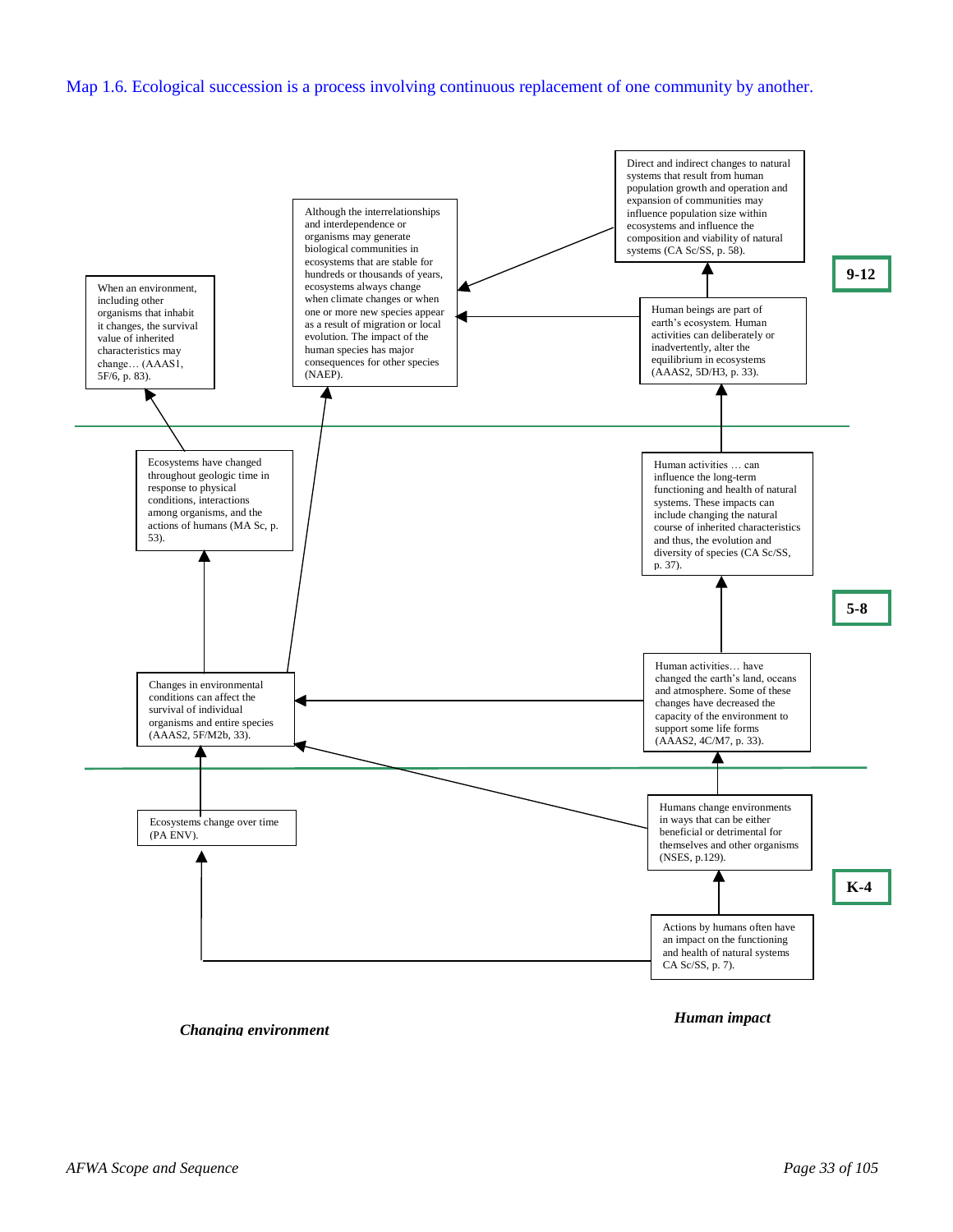Map 1.6. Ecological succession is a process involving continuous replacement of one community by another.

**9-12**

When an environment, including other organisms that inhabit it changes, the survival value of inherited characteristics may change… (AAAS1, 5F/6, p. 83).

Although the interrelationships and interdependence or organisms may generate biological communities in ecosystems that are stable for hundreds or thousands of years, ecosystems always change when climate changes or when one or more new species appear as a result of migration or local evolution. The impact of the human species has major consequences for other species (NAEP).

Direct and indirect changes to natural systems that result from human population growth and operation and expansion of communities may influence population size within ecosystems and influence the composition and viability of natural systems (CA Sc/SS, p. 58).

Human beings are part of earth's ecosystem. Human activities can deliberately or inadvertently, alter the equilibrium in ecosystems (AAAS2, 5D/H3, p. 33).

**5-8**

Ecosystems have changed throughout geologic time in response to physical conditions, interactions among organisms, and the actions of humans (MA Sc, p. 53).

Human activities … can influence the long-term functioning and health of natural systems. These impacts can include changing the natural course of inherited characteristics and thus, the evolution and diversity of species (CA Sc/SS, p. 37).

Changes in environmental conditions can affect the survival of individual organisms and entire species (AAAS2, 5F/M2b, 33).

Human activities… have changed the earth's land, oceans and atmosphere. Some of these changes have decreased the capacity of the environment to support some life forms (AAAS2, 4C/M7, p. 33).

**K-4**

Ecosystems change over time (PA ENV).

Humans change environments in ways that can be either beneficial or detrimental for themselves and other organisms (NSES, p.129).

Actions by humans often have an impact on the functioning and health of natural systems CA Sc/SS, p. 7).

***Changing environment***

***Human impact***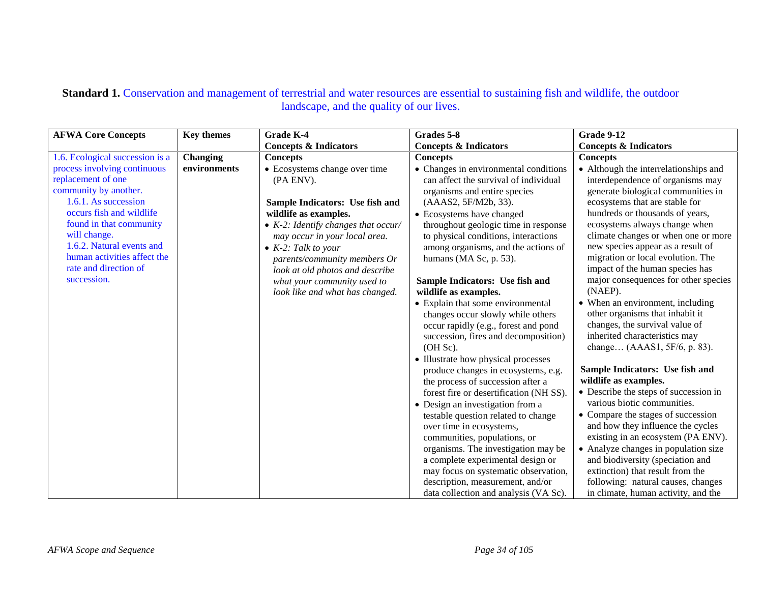**Standard 1.** Conservation and management of terrestrial and water resources are essential to sustaining fish and wildlife, the outdoor landscape, and the quality of our lives.

| AFWA Core Concepts | Key themes | Grade K-4 Concepts & Indicators | Grades 5-8 Concepts & Indicators | Grade 9-12 Concepts & Indicators |
|---|---|---|---|---|
| 1.6. Ecological succession is a process involving continuous replacement of one community by another.<br>1.6.1. As succession occurs fish and wildlife found in that community will change.<br>1.6.2. Natural events and human activities affect the rate and direction of succession. | **Changing environments** | **Concepts**<br>• Ecosystems change over time (PA ENV).<br><br>**Sample Indicators: Use fish and wildlife as examples.**<br>• *K-2: Identify changes that occur/ may occur in your local area.*<br>• *K-2: Talk to your parents/community members Or look at old photos and describe what your community used to look like and what has changed.* | **Concepts**<br>• Changes in environmental conditions can affect the survival of individual organisms and entire species (AAAS2, 5F/M2b, 33).<br>• Ecosystems have changed throughout geologic time in response to physical conditions, interactions among organisms, and the actions of humans (MA Sc, p. 53).<br><br>**Sample Indicators: Use fish and wildlife as examples.**<br>• Explain that some environmental changes occur slowly while others occur rapidly (e.g., forest and pond succession, fires and decomposition) (OH Sc).<br>• Illustrate how physical processes produce changes in ecosystems, e.g. the process of succession after a forest fire or desertification (NH SS).<br>• Design an investigation from a testable question related to change over time in ecosystems, communities, populations, or organisms. The investigation may be a complete experimental design or may focus on systematic observation, description, measurement, and/or data collection and analysis (VA Sc). | **Concepts**<br>• Although the interrelationships and interdependence of organisms may generate biological communities in ecosystems that are stable for hundreds or thousands of years, ecosystems always change when climate changes or when one or more new species appear as a result of migration or local evolution. The impact of the human species has major consequences for other species (NAEP).<br>• When an environment, including other organisms that inhabit it changes, the survival value of inherited characteristics may change… (AAAS1, 5F/6, p. 83).<br><br>**Sample Indicators: Use fish and wildlife as examples.**<br>• Describe the steps of succession in various biotic communities.<br>• Compare the stages of succession and how they influence the cycles existing in an ecosystem (PA ENV).<br>• Analyze changes in population size and biodiversity (speciation and extinction) that result from the following: natural causes, changes in climate, human activity, and the |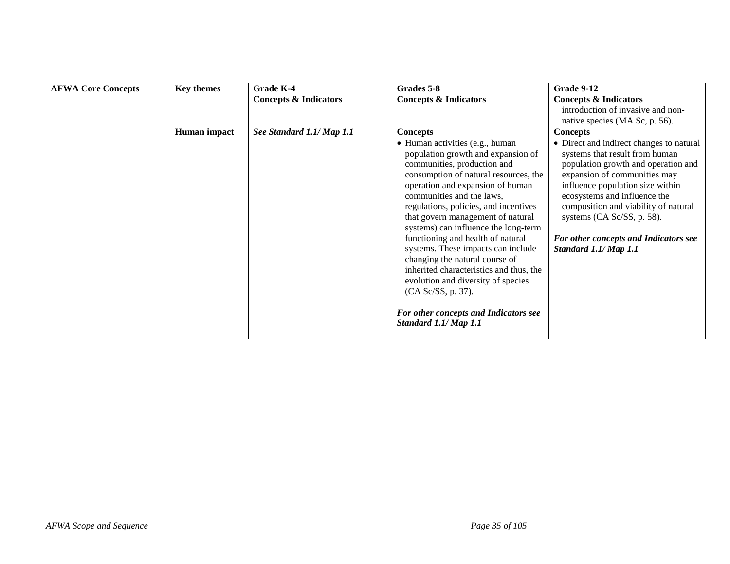| AFWA Core Concepts | Key themes | Grade K-4<br>Concepts & Indicators | Grades 5-8<br>Concepts & Indicators | Grade 9-12<br>Concepts & Indicators |
|---|---|---|---|---|
| | | | | introduction of invasive and non-native species (MA Sc, p. 56). |
| | **Human impact** | ***See Standard 1.1/ Map 1.1*** | **Concepts**<br>• Human activities (e.g., human population growth and expansion of communities, production and consumption of natural resources, the operation and expansion of human communities and the laws, regulations, policies, and incentives that govern management of natural systems) can influence the long-term functioning and health of natural systems. These impacts can include changing the natural course of inherited characteristics and thus, the evolution and diversity of species (CA Sc/SS, p. 37).<br><br>***For other concepts and Indicators see Standard 1.1/ Map 1.1*** | **Concepts**<br>• Direct and indirect changes to natural systems that result from human population growth and operation and expansion of communities may influence population size within ecosystems and influence the composition and viability of natural systems (CA Sc/SS, p. 58).<br><br>***For other concepts and Indicators see Standard 1.1/ Map 1.1*** |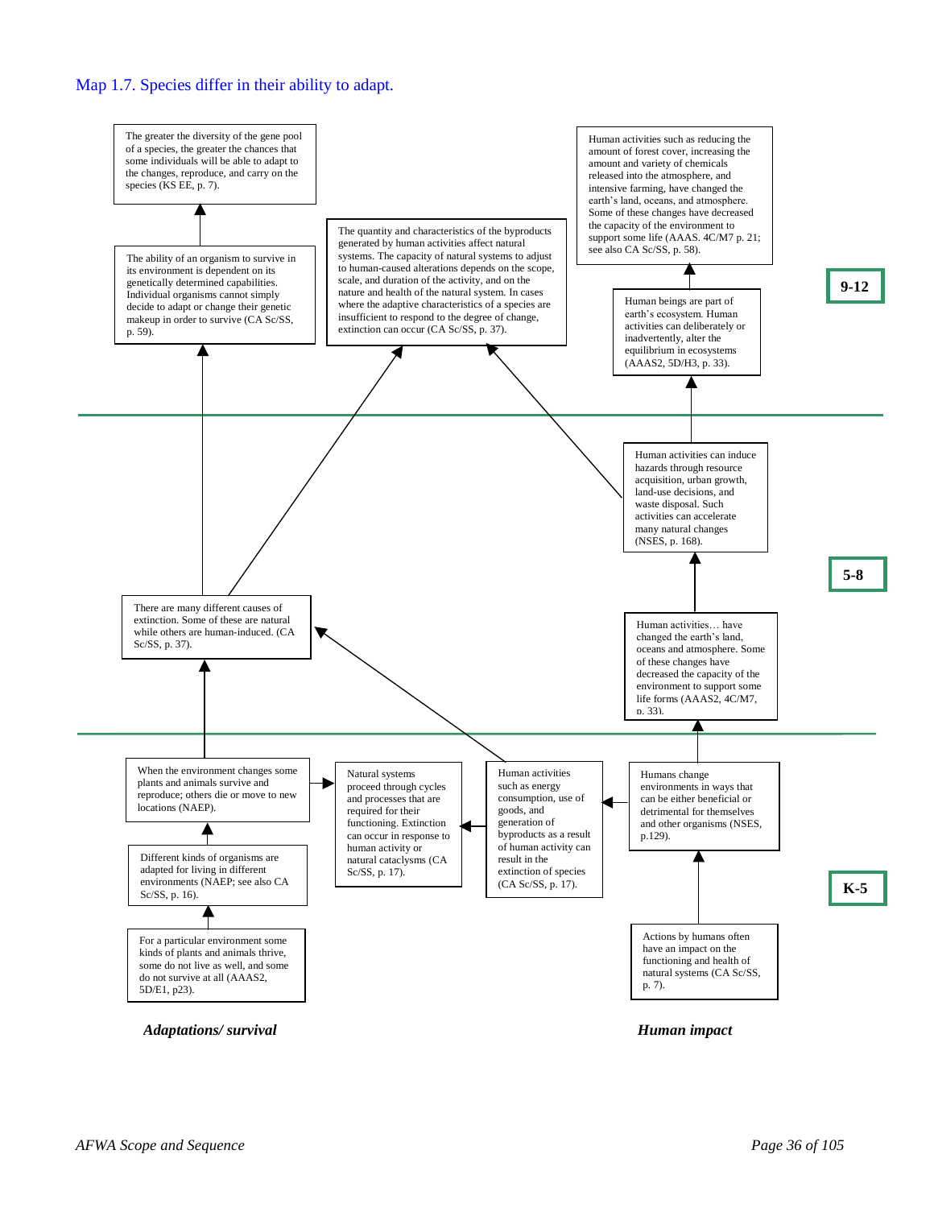# Map 1.7. Species differ in their ability to adapt.

## 9-12

The greater the diversity of the gene pool of a species, the greater the chances that some individuals will be able to adapt to the changes, reproduce, and carry on the species (KS EE, p. 7).

The ability of an organism to survive in its environment is dependent on its genetically determined capabilities. Individual organisms cannot simply decide to adapt or change their genetic makeup in order to survive (CA Sc/SS, p. 59).

The quantity and characteristics of the byproducts generated by human activities affect natural systems. The capacity of natural systems to adjust to human-caused alterations depends on the scope, scale, and duration of the activity, and on the nature and health of the natural system. In cases where the adaptive characteristics of a species are insufficient to respond to the degree of change, extinction can occur (CA Sc/SS, p. 37).

Human activities such as reducing the amount of forest cover, increasing the amount and variety of chemicals released into the atmosphere, and intensive farming, have changed the earth's land, oceans, and atmosphere. Some of these changes have decreased the capacity of the environment to support some life (AAAS. 4C/M7 p. 21; see also CA Sc/SS, p. 58).

Human beings are part of earth's ecosystem. Human activities can deliberately or inadvertently, alter the equilibrium in ecosystems (AAAS2, 5D/H3, p. 33).

## 5-8

There are many different causes of extinction. Some of these are natural while others are human-induced. (CA Sc/SS, p. 37).

Human activities can induce hazards through resource acquisition, urban growth, land-use decisions, and waste disposal. Such activities can accelerate many natural changes (NSES, p. 168).

Human activities… have changed the earth's land, oceans and atmosphere. Some of these changes have decreased the capacity of the environment to support some life forms (AAAS2, 4C/M7, p. 33).

## K-5

When the environment changes some plants and animals survive and reproduce; others die or move to new locations (NAEP).

Different kinds of organisms are adapted for living in different environments (NAEP; see also CA Sc/SS, p. 16).

For a particular environment some kinds of plants and animals thrive, some do not live as well, and some do not survive at all (AAAS2, 5D/E1, p23).

Natural systems proceed through cycles and processes that are required for their functioning. Extinction can occur in response to human activity or natural cataclysms (CA Sc/SS, p. 17).

Human activities such as energy consumption, use of goods, and generation of byproducts as a result of human activity can result in the extinction of species (CA Sc/SS, p. 17).

Humans change environments in ways that can be either beneficial or detrimental for themselves and other organisms (NSES, p.129).

Actions by humans often have an impact on the functioning and health of natural systems (CA Sc/SS, p. 7).

***Adaptations/ survival*** | ***Human impact***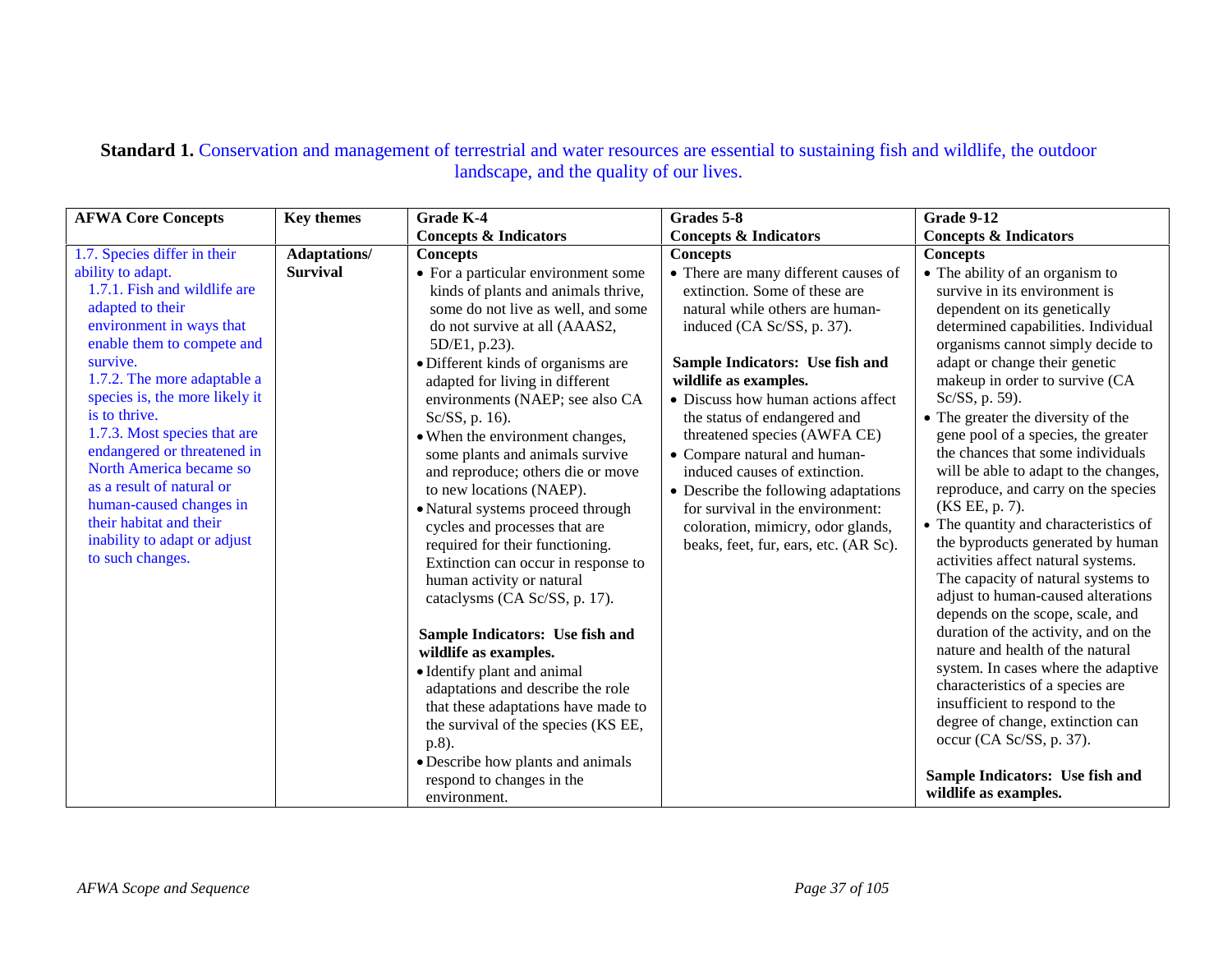**Standard 1.** Conservation and management of terrestrial and water resources are essential to sustaining fish and wildlife, the outdoor landscape, and the quality of our lives.

| AFWA Core Concepts | Key themes | Grade K-4 Concepts & Indicators | Grades 5-8 Concepts & Indicators | Grade 9-12 Concepts & Indicators |
|---|---|---|---|---|
| 1.7. Species differ in their ability to adapt.<br>1.7.1. Fish and wildlife are adapted to their environment in ways that enable them to compete and survive.<br>1.7.2. The more adaptable a species is, the more likely it is to thrive.<br>1.7.3. Most species that are endangered or threatened in North America became so as a result of natural or human-caused changes in their habitat and their inability to adapt or adjust to such changes. | **Adaptations/ Survival** | **Concepts**<br>• For a particular environment some kinds of plants and animals thrive, some do not live as well, and some do not survive at all (AAAS2, 5D/E1, p.23).<br>• Different kinds of organisms are adapted for living in different environments (NAEP; see also CA Sc/SS, p. 16).<br>• When the environment changes, some plants and animals survive and reproduce; others die or move to new locations (NAEP).<br>• Natural systems proceed through cycles and processes that are required for their functioning. Extinction can occur in response to human activity or natural cataclysms (CA Sc/SS, p. 17).<br><br>**Sample Indicators: Use fish and wildlife as examples.**<br>• Identify plant and animal adaptations and describe the role that these adaptations have made to the survival of the species (KS EE, p.8).<br>• Describe how plants and animals respond to changes in the environment. | **Concepts**<br>• There are many different causes of extinction. Some of these are natural while others are human-induced (CA Sc/SS, p. 37).<br><br>**Sample Indicators: Use fish and wildlife as examples.**<br>• Discuss how human actions affect the status of endangered and threatened species (AWFA CE)<br>• Compare natural and human-induced causes of extinction.<br>• Describe the following adaptations for survival in the environment: coloration, mimicry, odor glands, beaks, feet, fur, ears, etc. (AR Sc). | **Concepts**<br>• The ability of an organism to survive in its environment is dependent on its genetically determined capabilities. Individual organisms cannot simply decide to adapt or change their genetic makeup in order to survive (CA Sc/SS, p. 59).<br>• The greater the diversity of the gene pool of a species, the greater the chances that some individuals will be able to adapt to the changes, reproduce, and carry on the species (KS EE, p. 7).<br>• The quantity and characteristics of the byproducts generated by human activities affect natural systems. The capacity of natural systems to adjust to human-caused alterations depends on the scope, scale, and duration of the activity, and on the nature and health of the natural system. In cases where the adaptive characteristics of a species are insufficient to respond to the degree of change, extinction can occur (CA Sc/SS, p. 37).<br><br>**Sample Indicators: Use fish and wildlife as examples.** |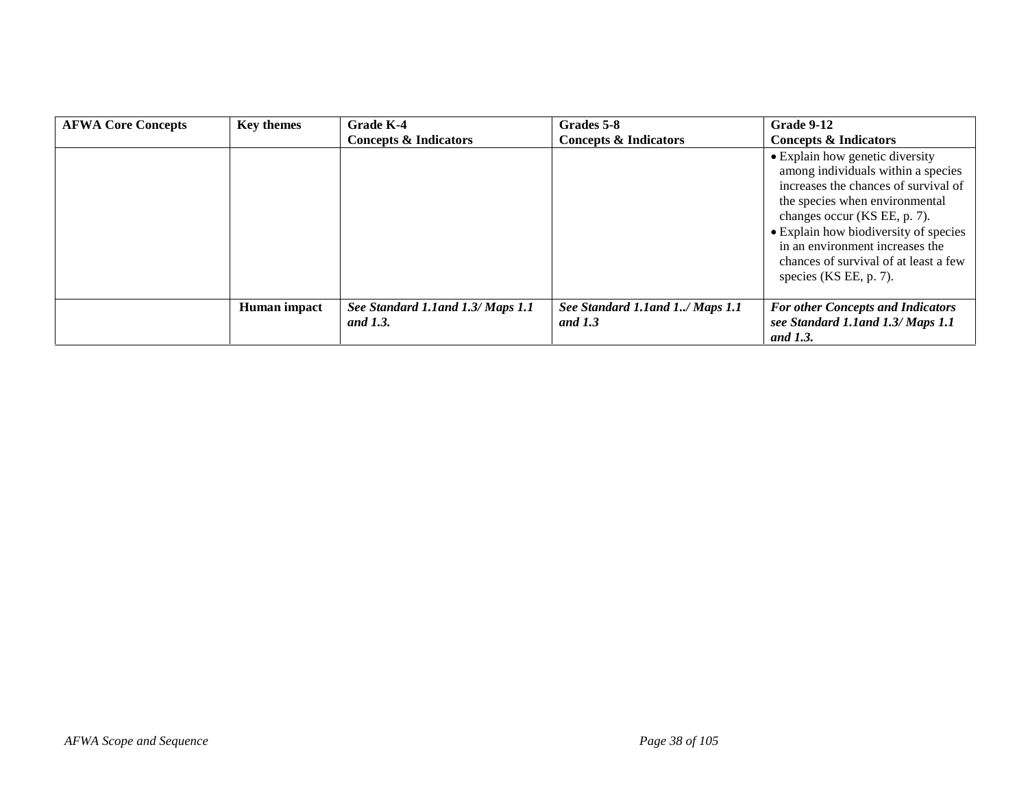| AFWA Core Concepts | Key themes | Grade K-4<br>Concepts & Indicators | Grades 5-8<br>Concepts & Indicators | Grade 9-12<br>Concepts & Indicators |
|---|---|---|---|---|
| | | | | • Explain how genetic diversity among individuals within a species increases the chances of survival of the species when environmental changes occur (KS EE, p. 7).<br>• Explain how biodiversity of species in an environment increases the chances of survival of at least a few species (KS EE, p. 7). |
| | **Human impact** | ***See Standard 1.1and 1.3/ Maps 1.1 and 1.3.*** | ***See Standard 1.1and 1../ Maps 1.1 and 1.3*** | ***For other Concepts and Indicators see Standard 1.1and 1.3/ Maps 1.1 and 1.3.*** |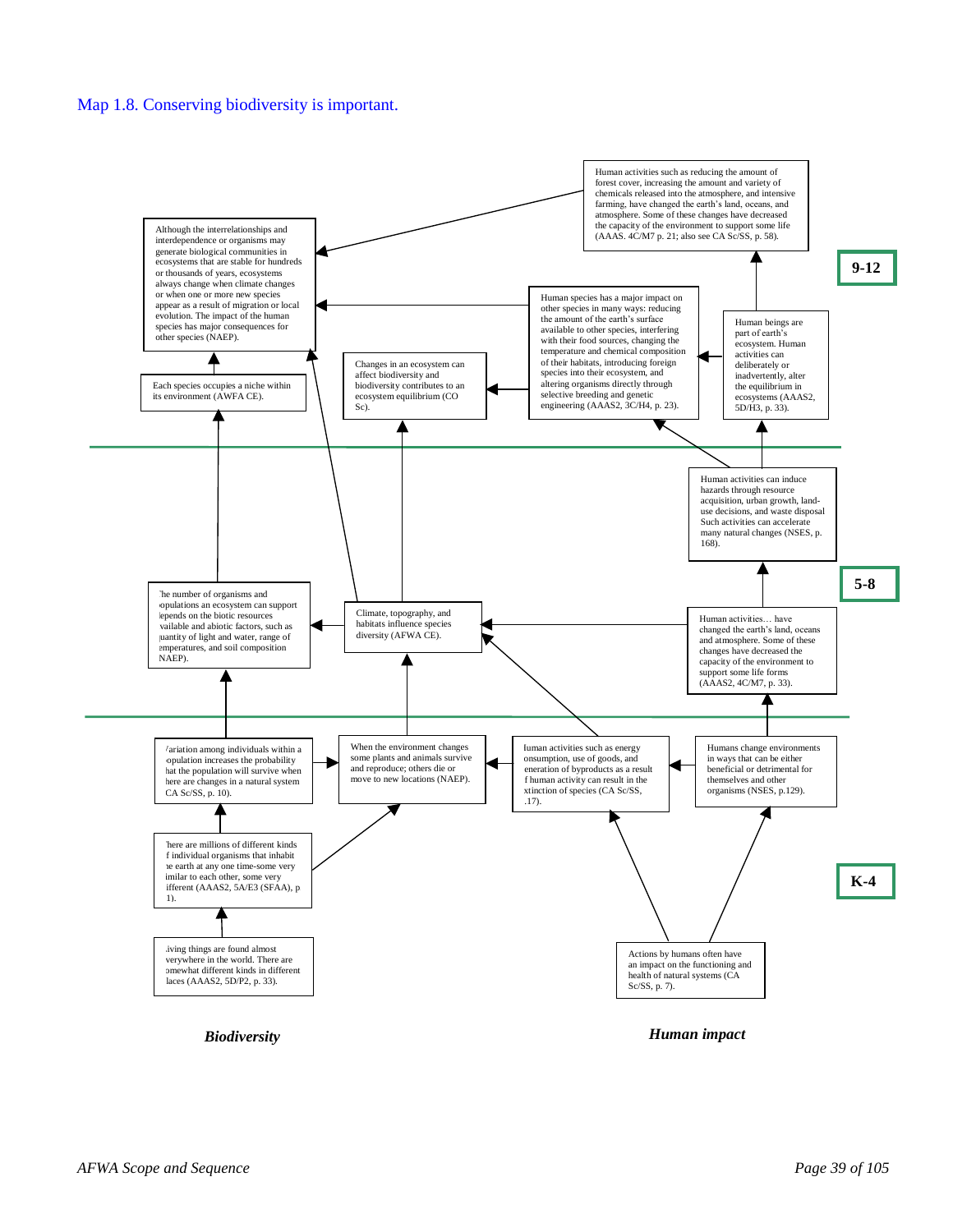# Map 1.8. Conserving biodiversity is important.

**9-12**

Human activities such as reducing the amount of forest cover, increasing the amount and variety of chemicals released into the atmosphere, and intensive farming, have changed the earth's land, oceans, and atmosphere. Some of these changes have decreased the capacity of the environment to support some life (AAAS. 4C/M7 p. 21; also see CA Sc/SS, p. 58).

Although the interrelationships and interdependence or organisms may generate biological communities in ecosystems that are stable for hundreds or thousands of years, ecosystems always change when climate changes or when one or more new species appear as a result of migration or local evolution. The impact of the human species has major consequences for other species (NAEP).

Human species has a major impact on other species in many ways: reducing the amount of the earth's surface available to other species, interfering with their food sources, changing the temperature and chemical composition of their habitats, introducing foreign species into their ecosystem, and altering organisms directly through selective breeding and genetic engineering (AAAS2, 3C/H4, p. 23).

Human beings are part of earth's ecosystem. Human activities can deliberately or inadvertently, alter the equilibrium in ecosystems (AAAS2, 5D/H3, p. 33).

Changes in an ecosystem can affect biodiversity and biodiversity contributes to an ecosystem equilibrium (CO Sc).

Each species occupies a niche within its environment (AWFA CE).

**5-8**

Human activities can induce hazards through resource acquisition, urban growth, land-use decisions, and waste disposal Such activities can accelerate many natural changes (NSES, p. 168).

The number of organisms and populations an ecosystem can support depends on the biotic resources available and abiotic factors, such as quantity of light and water, range of temperatures, and soil composition (NAEP).

Climate, topography, and habitats influence species diversity (AFWA CE).

Human activities… have changed the earth's land, oceans and atmosphere. Some of these changes have decreased the capacity of the environment to support some life forms (AAAS2, 4C/M7, p. 33).

**K-4**

Variation among individuals within a population increases the probability that the population will survive when there are changes in a natural system (CA Sc/SS, p. 10).

When the environment changes some plants and animals survive and reproduce; others die or move to new locations (NAEP).

Human activities such as energy consumption, use of goods, and generation of byproducts as a result of human activity can result in the extinction of species (CA Sc/SS, p.17).

Humans change environments in ways that can be either beneficial or detrimental for themselves and other organisms (NSES, p.129).

There are millions of different kinds of individual organisms that inhabit the earth at any one time-some very similar to each other, some very different (AAAS2, 5A/E3 (SFAA), p 1).

Living things are found almost everywhere in the world. There are somewhat different kinds in different places (AAAS2, 5D/P2, p. 33).

Actions by humans often have an impact on the functioning and health of natural systems (CA Sc/SS, p. 7).

***Biodiversity***

***Human impact***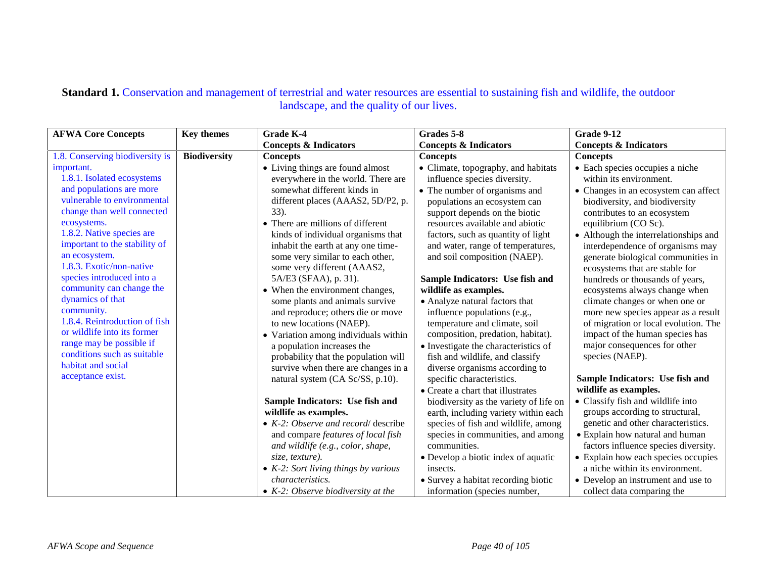**Standard 1.** Conservation and management of terrestrial and water resources are essential to sustaining fish and wildlife, the outdoor landscape, and the quality of our lives.

| AFWA Core Concepts | Key themes | Grade K-4 Concepts & Indicators | Grades 5-8 Concepts & Indicators | Grade 9-12 Concepts & Indicators |
|---|---|---|---|---|
| 1.8. Conserving biodiversity is important.<br>1.8.1. Isolated ecosystems and populations are more vulnerable to environmental change than well connected ecosystems.<br>1.8.2. Native species are important to the stability of an ecosystem.<br>1.8.3. Exotic/non-native species introduced into a community can change the dynamics of that community.<br>1.8.4. Reintroduction of fish or wildlife into its former range may be possible if conditions such as suitable habitat and social acceptance exist. | **Biodiversity** | **Concepts**<br>• Living things are found almost everywhere in the world. There are somewhat different kinds in different places (AAAS2, 5D/P2, p. 33).<br>• There are millions of different kinds of individual organisms that inhabit the earth at any one time-some very similar to each other, some very different (AAAS2, 5A/E3 (SFAA), p. 31).<br>• When the environment changes, some plants and animals survive and reproduce; others die or move to new locations (NAEP).<br>• Variation among individuals within a population increases the probability that the population will survive when there are changes in a natural system (CA Sc/SS, p.10).<br><br>**Sample Indicators: Use fish and wildlife as examples.**<br>• *K-2: Observe and record*/ describe and compare *features of local fish and wildlife (e.g., color, shape, size, texture).*<br>• *K-2: Sort living things by various characteristics.*<br>• *K-2: Observe biodiversity at the* | **Concepts**<br>• Climate, topography, and habitats influence species diversity.<br>• The number of organisms and populations an ecosystem can support depends on the biotic resources available and abiotic factors, such as quantity of light and water, range of temperatures, and soil composition (NAEP).<br><br>**Sample Indicators: Use fish and wildlife as examples.**<br>• Analyze natural factors that influence populations (e.g., temperature and climate, soil composition, predation, habitat).<br>• Investigate the characteristics of fish and wildlife, and classify diverse organisms according to specific characteristics.<br>• Create a chart that illustrates biodiversity as the variety of life on earth, including variety within each species of fish and wildlife, among species in communities, and among communities.<br>• Develop a biotic index of aquatic insects.<br>• Survey a habitat recording biotic information (species number, | **Concepts**<br>• Each species occupies a niche within its environment.<br>• Changes in an ecosystem can affect biodiversity, and biodiversity contributes to an ecosystem equilibrium (CO Sc).<br>• Although the interrelationships and interdependence of organisms may generate biological communities in ecosystems that are stable for hundreds or thousands of years, ecosystems always change when climate changes or when one or more new species appear as a result of migration or local evolution. The impact of the human species has major consequences for other species (NAEP).<br><br>**Sample Indicators: Use fish and wildlife as examples.**<br>• Classify fish and wildlife into groups according to structural, genetic and other characteristics.<br>• Explain how natural and human factors influence species diversity.<br>• Explain how each species occupies a niche within its environment.<br>• Develop an instrument and use to collect data comparing the |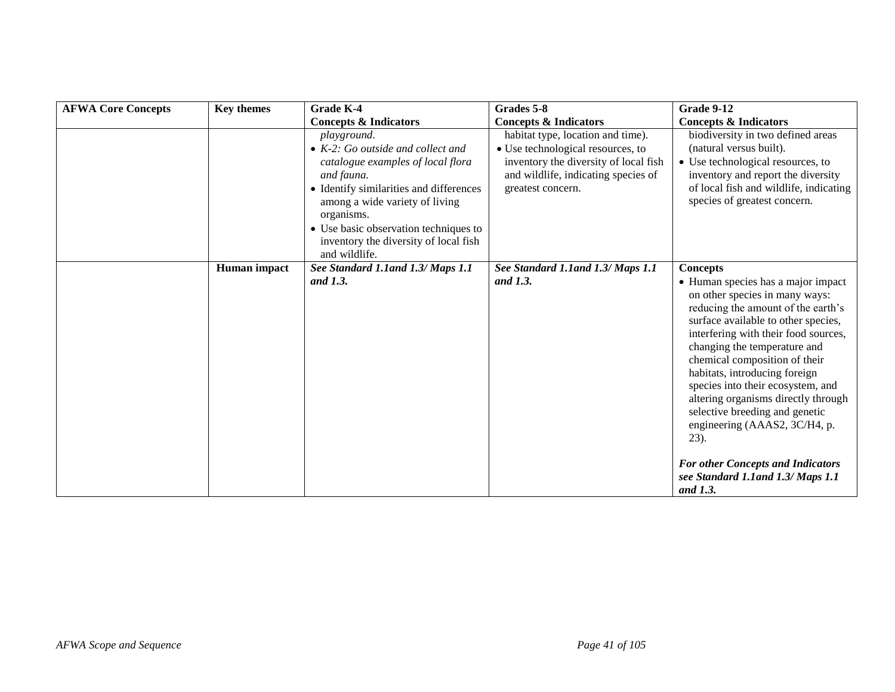| AFWA Core Concepts | Key themes | Grade K-4<br>Concepts & Indicators | Grades 5-8<br>Concepts & Indicators | Grade 9-12<br>Concepts & Indicators |
|---|---|---|---|---|
| | | *playground.*<br>• *K-2: Go outside and collect and catalogue examples of local flora and fauna.*<br>• Identify similarities and differences among a wide variety of living organisms.<br>• Use basic observation techniques to inventory the diversity of local fish and wildlife. | habitat type, location and time).<br>• Use technological resources, to inventory the diversity of local fish and wildlife, indicating species of greatest concern. | biodiversity in two defined areas (natural versus built).<br>• Use technological resources, to inventory and report the diversity of local fish and wildlife, indicating species of greatest concern. |
| | **Human impact** | ***See Standard 1.1and 1.3/ Maps 1.1 and 1.3.*** | ***See Standard 1.1and 1.3/ Maps 1.1 and 1.3.*** | **Concepts**<br>• Human species has a major impact on other species in many ways: reducing the amount of the earth's surface available to other species, interfering with their food sources, changing the temperature and chemical composition of their habitats, introducing foreign species into their ecosystem, and altering organisms directly through selective breeding and genetic engineering (AAAS2, 3C/H4, p. 23).<br><br>***For other Concepts and Indicators see Standard 1.1and 1.3/ Maps 1.1 and 1.3.*** |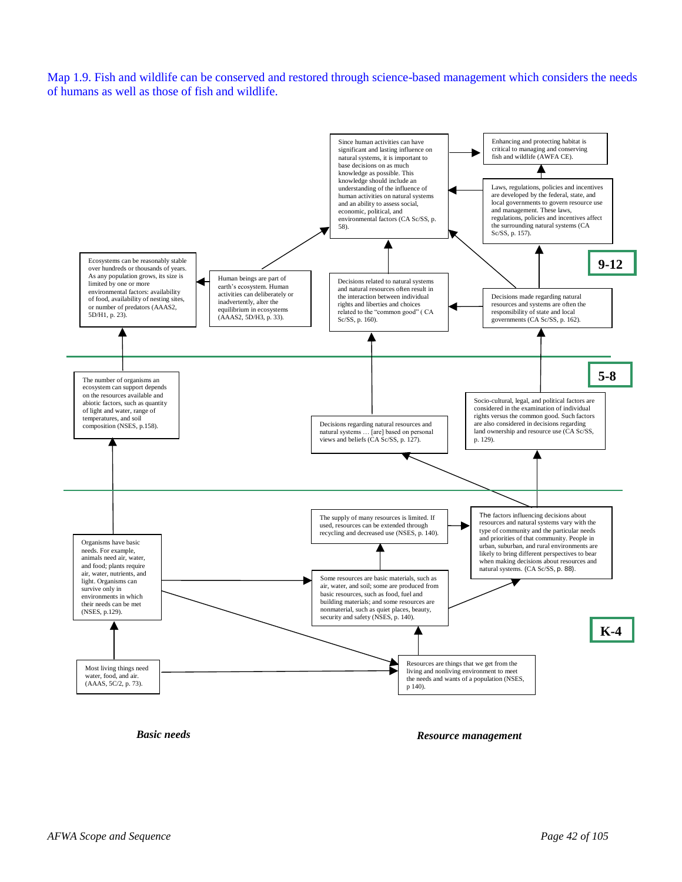Map 1.9. Fish and wildlife can be conserved and restored through science-based management which considers the needs of humans as well as those of fish and wildlife.

**9-12**

Ecosystems can be reasonably stable over hundreds or thousands of years. As any population grows, its size is limited by one or more environmental factors: availability of food, availability of nesting sites, or number of predators (AAAS2, 5D/H1, p. 23).

Human beings are part of earth's ecosystem. Human activities can deliberately or inadvertently, alter the equilibrium in ecosystems (AAAS2, 5D/H3, p. 33).

Since human activities can have significant and lasting influence on natural systems, it is important to base decisions on as much knowledge as possible. This knowledge should include an understanding of the influence of human activities on natural systems and an ability to assess social, economic, political, and environmental factors (CA Sc/SS, p. 58).

Enhancing and protecting habitat is critical to managing and conserving fish and wildlife (AWFA CE).

Laws, regulations, policies and incentives are developed by the federal, state, and local governments to govern resource use and management. These laws, regulations, policies and incentives affect the surrounding natural systems (CA Sc/SS, p. 157).

Decisions related to natural systems and natural resources often result in the interaction between individual rights and liberties and choices related to the "common good" ( CA Sc/SS, p. 160).

Decisions made regarding natural resources and systems are often the responsibility of state and local governments (CA Sc/SS, p. 162).

**5-8**

The number of organisms an ecosystem can support depends on the resources available and abiotic factors, such as quantity of light and water, range of temperatures, and soil composition (NSES, p.158).

Decisions regarding natural resources and natural systems … [are] based on personal views and beliefs (CA Sc/SS, p. 127).

Socio-cultural, legal, and political factors are considered in the examination of individual rights versus the common good. Such factors are also considered in decisions regarding land ownership and resource use (CA Sc/SS, p. 129).

**K-4**

Organisms have basic needs. For example, animals need air, water, and food; plants require air, water, nutrients, and light. Organisms can survive only in environments in which their needs can be met (NSES, p.129).

The supply of many resources is limited. If used, resources can be extended through recycling and decreased use (NSES, p. 140).

The factors influencing decisions about resources and natural systems vary with the type of community and the particular needs and priorities of that community. People in urban, suburban, and rural environments are likely to bring different perspectives to bear when making decisions about resources and natural systems. (CA Sc/SS, p. 88).

Some resources are basic materials, such as air, water, and soil; some are produced from basic resources, such as food, fuel and building materials; and some resources are nonmaterial, such as quiet places, beauty, security and safety (NSES, p. 140).

Most living things need water, food, and air. (AAAS, 5C/2, p. 73).

Resources are things that we get from the living and nonliving environment to meet the needs and wants of a population (NSES, p 140).

***Basic needs***

***Resource management***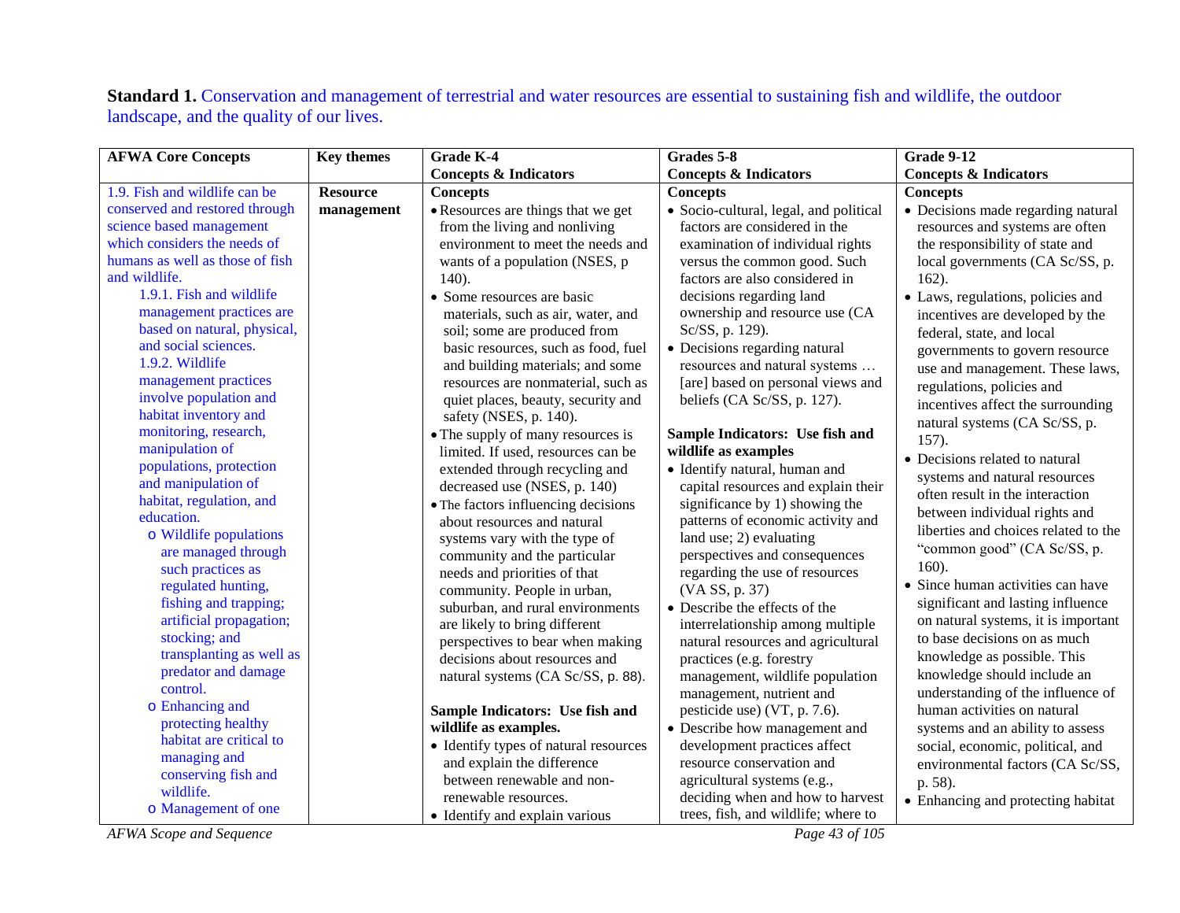**Standard 1.** Conservation and management of terrestrial and water resources are essential to sustaining fish and wildlife, the outdoor landscape, and the quality of our lives.

| AFWA Core Concepts | Key themes | Grade K-4 Concepts & Indicators | Grades 5-8 Concepts & Indicators | Grade 9-12 Concepts & Indicators |
|---|---|---|---|---|
| 1.9. Fish and wildlife can be conserved and restored through science based management which considers the needs of humans as well as those of fish and wildlife.<br>1.9.1. Fish and wildlife management practices are based on natural, physical, and social sciences.<br>1.9.2. Wildlife management practices involve population and habitat inventory and monitoring, research, manipulation of populations, protection and manipulation of habitat, regulation, and education.<br>o Wildlife populations are managed through such practices as regulated hunting, fishing and trapping; artificial propagation; stocking; and transplanting as well as predator and damage control.<br>o Enhancing and protecting healthy habitat are critical to managing and conserving fish and wildlife.<br>o Management of one | **Resource management** | **Concepts**<br>• Resources are things that we get from the living and nonliving environment to meet the needs and wants of a population (NSES, p 140).<br>• Some resources are basic materials, such as air, water, and soil; some are produced from basic resources, such as food, fuel and building materials; and some resources are nonmaterial, such as quiet places, beauty, security and safety (NSES, p. 140).<br>• The supply of many resources is limited. If used, resources can be extended through recycling and decreased use (NSES, p. 140)<br>• The factors influencing decisions about resources and natural systems vary with the type of community and the particular needs and priorities of that community. People in urban, suburban, and rural environments are likely to bring different perspectives to bear when making decisions about resources and natural systems (CA Sc/SS, p. 88).<br><br>**Sample Indicators: Use fish and wildlife as examples.**<br>• Identify types of natural resources and explain the difference between renewable and non-renewable resources.<br>• Identify and explain various | **Concepts**<br>• Socio-cultural, legal, and political factors are considered in the examination of individual rights versus the common good. Such factors are also considered in decisions regarding land ownership and resource use (CA Sc/SS, p. 129).<br>• Decisions regarding natural resources and natural systems … [are] based on personal views and beliefs (CA Sc/SS, p. 127).<br><br>**Sample Indicators: Use fish and wildlife as examples**<br>• Identify natural, human and capital resources and explain their significance by 1) showing the patterns of economic activity and land use; 2) evaluating perspectives and consequences regarding the use of resources (VA SS, p. 37)<br>• Describe the effects of the interrelationship among multiple natural resources and agricultural practices (e.g. forestry management, wildlife population management, nutrient and pesticide use) (VT, p. 7.6).<br>• Describe how management and development practices affect resource conservation and agricultural systems (e.g., deciding when and how to harvest trees, fish, and wildlife; where to | **Concepts**<br>• Decisions made regarding natural resources and systems are often the responsibility of state and local governments (CA Sc/SS, p. 162).<br>• Laws, regulations, policies and incentives are developed by the federal, state, and local governments to govern resource use and management. These laws, regulations, policies and incentives affect the surrounding natural systems (CA Sc/SS, p. 157).<br>• Decisions related to natural systems and natural resources often result in the interaction between individual rights and liberties and choices related to the "common good" (CA Sc/SS, p. 160).<br>• Since human activities can have significant and lasting influence on natural systems, it is important to base decisions on as much knowledge as possible. This knowledge should include an understanding of the influence of human activities on natural systems and an ability to assess social, economic, political, and environmental factors (CA Sc/SS, p. 58).<br>• Enhancing and protecting habitat |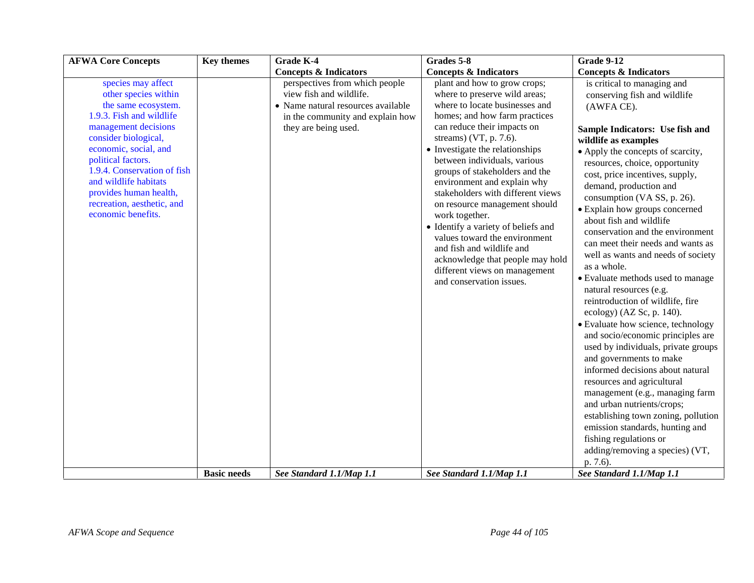| AFWA Core Concepts | Key themes | Grade K-4 Concepts & Indicators | Grades 5-8 Concepts & Indicators | Grade 9-12 Concepts & Indicators |
|---|---|---|---|---|
| species may affect other species within the same ecosystem.<br>1.9.3. Fish and wildlife management decisions consider biological, economic, social, and political factors.<br>1.9.4. Conservation of fish and wildlife habitats provides human health, recreation, aesthetic, and economic benefits. | | perspectives from which people view fish and wildlife.<br>• Name natural resources available in the community and explain how they are being used. | plant and how to grow crops; where to preserve wild areas; where to locate businesses and homes; and how farm practices can reduce their impacts on streams) (VT, p. 7.6).<br>• Investigate the relationships between individuals, various groups of stakeholders and the environment and explain why stakeholders with different views on resource management should work together.<br>• Identify a variety of beliefs and values toward the environment and fish and wildlife and acknowledge that people may hold different views on management and conservation issues. | is critical to managing and conserving fish and wildlife (AWFA CE).<br><br>**Sample Indicators: Use fish and wildlife as examples**<br>• Apply the concepts of scarcity, resources, choice, opportunity cost, price incentives, supply, demand, production and consumption (VA SS, p. 26).<br>• Explain how groups concerned about fish and wildlife conservation and the environment can meet their needs and wants as well as wants and needs of society as a whole.<br>• Evaluate methods used to manage natural resources (e.g. reintroduction of wildlife, fire ecology) (AZ Sc, p. 140).<br>• Evaluate how science, technology and socio/economic principles are used by individuals, private groups and governments to make informed decisions about natural resources and agricultural management (e.g., managing farm and urban nutrients/crops; establishing town zoning, pollution emission standards, hunting and fishing regulations or adding/removing a species) (VT, p. 7.6). |
| | **Basic needs** | ***See Standard 1.1/Map 1.1*** | ***See Standard 1.1/Map 1.1*** | ***See Standard 1.1/Map 1.1*** |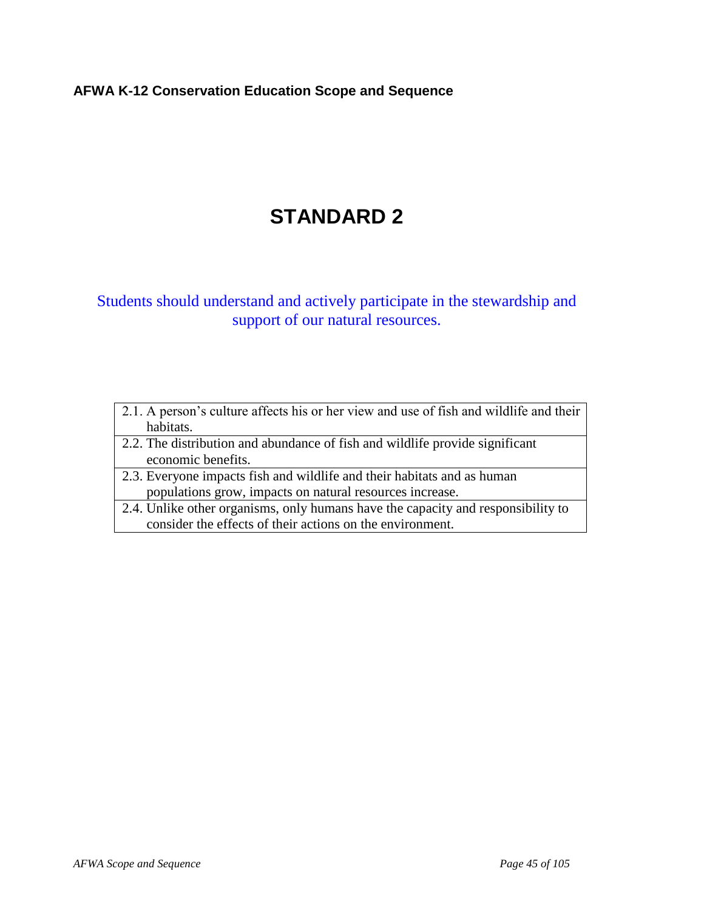# STANDARD 2

Students should understand and actively participate in the stewardship and support of our natural resources.

| |
|---|
| 2.1. A person's culture affects his or her view and use of fish and wildlife and their habitats. |
| 2.2. The distribution and abundance of fish and wildlife provide significant economic benefits. |
| 2.3. Everyone impacts fish and wildlife and their habitats and as human populations grow, impacts on natural resources increase. |
| 2.4. Unlike other organisms, only humans have the capacity and responsibility to consider the effects of their actions on the environment. |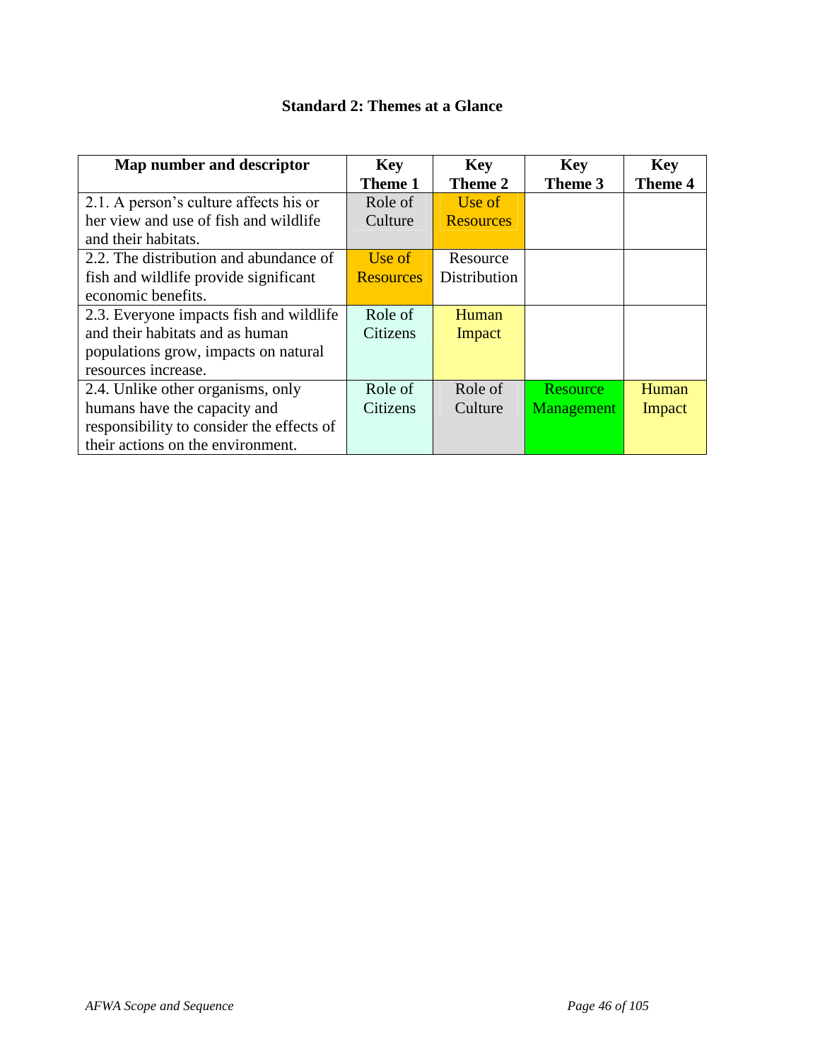**Standard 2: Themes at a Glance**

| Map number and descriptor | Key Theme 1 | Key Theme 2 | Key Theme 3 | Key Theme 4 |
|---|---|---|---|---|
| 2.1. A person's culture affects his or her view and use of fish and wildlife and their habitats. | Role of Culture | Use of Resources | | |
| 2.2. The distribution and abundance of fish and wildlife provide significant economic benefits. | Use of Resources | Resource Distribution | | |
| 2.3. Everyone impacts fish and wildlife and their habitats and as human populations grow, impacts on natural resources increase. | Role of Citizens | Human Impact | | |
| 2.4. Unlike other organisms, only humans have the capacity and responsibility to consider the effects of their actions on the environment. | Role of Citizens | Role of Culture | Resource Management | Human Impact |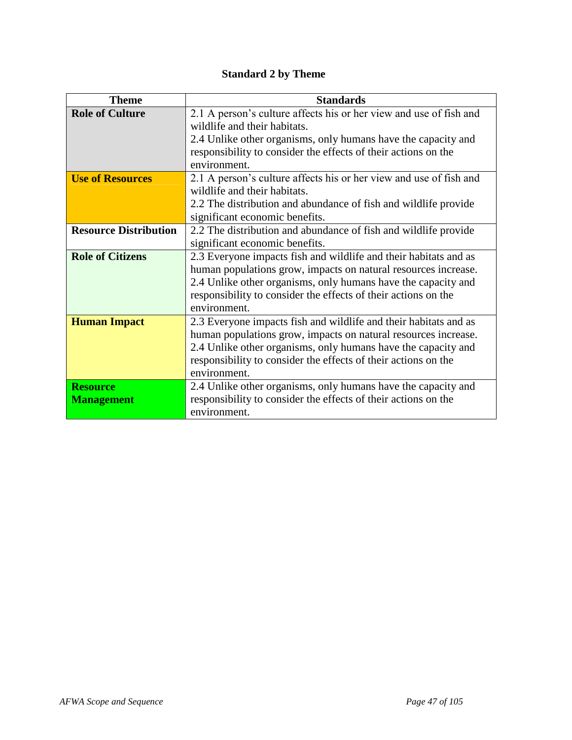## Standard 2 by Theme

| Theme | Standards |
|---|---|
| **Role of Culture** | 2.1 A person's culture affects his or her view and use of fish and wildlife and their habitats.<br>2.4 Unlike other organisms, only humans have the capacity and responsibility to consider the effects of their actions on the environment. |
| **Use of Resources** | 2.1 A person's culture affects his or her view and use of fish and wildlife and their habitats.<br>2.2 The distribution and abundance of fish and wildlife provide significant economic benefits. |
| **Resource Distribution** | 2.2 The distribution and abundance of fish and wildlife provide significant economic benefits. |
| **Role of Citizens** | 2.3 Everyone impacts fish and wildlife and their habitats and as human populations grow, impacts on natural resources increase.<br>2.4 Unlike other organisms, only humans have the capacity and responsibility to consider the effects of their actions on the environment. |
| **Human Impact** | 2.3 Everyone impacts fish and wildlife and their habitats and as human populations grow, impacts on natural resources increase.<br>2.4 Unlike other organisms, only humans have the capacity and responsibility to consider the effects of their actions on the environment. |
| **Resource Management** | 2.4 Unlike other organisms, only humans have the capacity and responsibility to consider the effects of their actions on the environment. |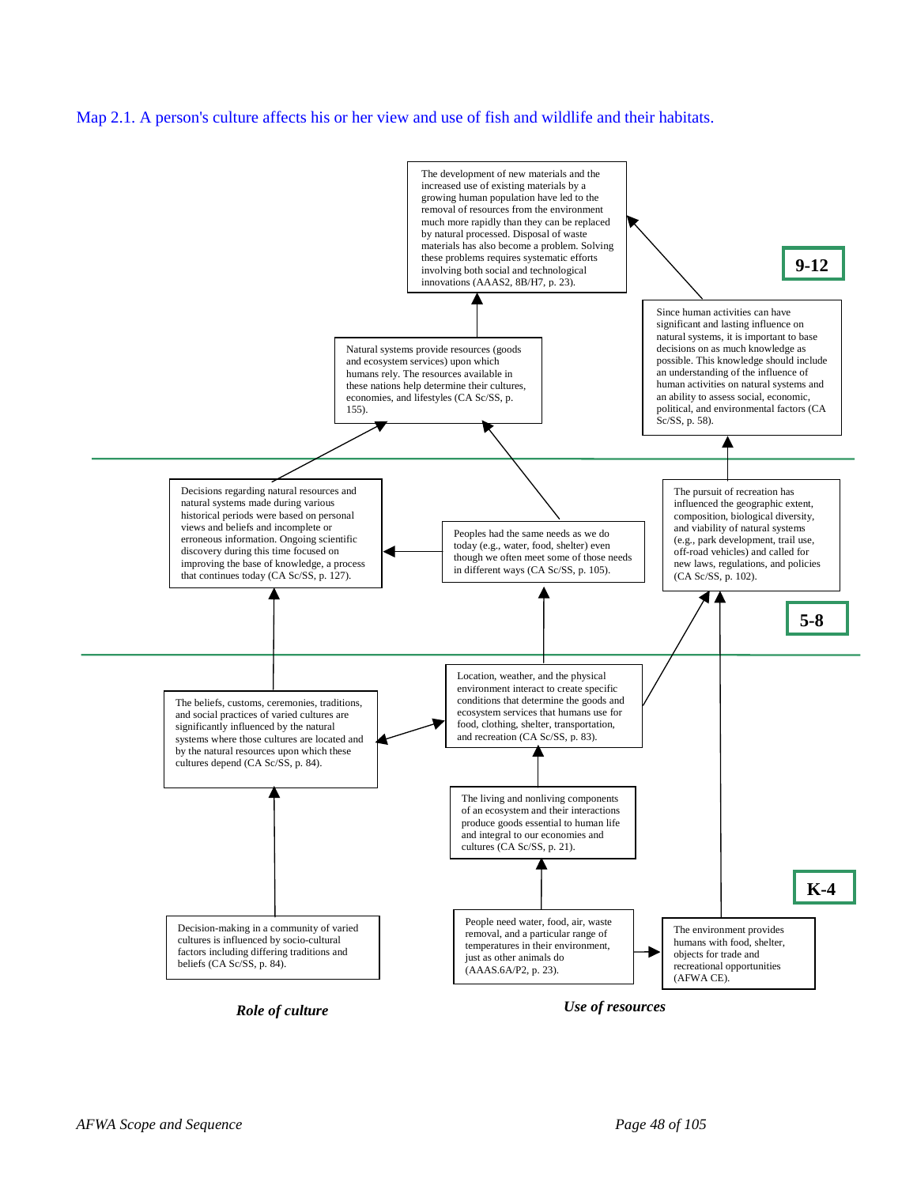Map 2.1. A person's culture affects his or her view and use of fish and wildlife and their habitats.

**9-12**

The development of new materials and the increased use of existing materials by a growing human population have led to the removal of resources from the environment much more rapidly than they can be replaced by natural processed. Disposal of waste materials has also become a problem. Solving these problems requires systematic efforts involving both social and technological innovations (AAAS2, 8B/H7, p. 23).

Natural systems provide resources (goods and ecosystem services) upon which humans rely. The resources available in these nations help determine their cultures, economies, and lifestyles (CA Sc/SS, p. 155).

Since human activities can have significant and lasting influence on natural systems, it is important to base decisions on as much knowledge as possible. This knowledge should include an understanding of the influence of human activities on natural systems and an ability to assess social, economic, political, and environmental factors (CA Sc/SS, p. 58).

**5-8**

Decisions regarding natural resources and natural systems made during various historical periods were based on personal views and beliefs and incomplete or erroneous information. Ongoing scientific discovery during this time focused on improving the base of knowledge, a process that continues today (CA Sc/SS, p. 127).

Peoples had the same needs as we do today (e.g., water, food, shelter) even though we often meet some of those needs in different ways (CA Sc/SS, p. 105).

The pursuit of recreation has influenced the geographic extent, composition, biological diversity, and viability of natural systems (e.g., park development, trail use, off-road vehicles) and called for new laws, regulations, and policies (CA Sc/SS, p. 102).

**K-4**

The beliefs, customs, ceremonies, traditions, and social practices of varied cultures are significantly influenced by the natural systems where those cultures are located and by the natural resources upon which these cultures depend (CA Sc/SS, p. 84).

Location, weather, and the physical environment interact to create specific conditions that determine the goods and ecosystem services that humans use for food, clothing, shelter, transportation, and recreation (CA Sc/SS, p. 83).

The living and nonliving components of an ecosystem and their interactions produce goods essential to human life and integral to our economies and cultures (CA Sc/SS, p. 21).

Decision-making in a community of varied cultures is influenced by socio-cultural factors including differing traditions and beliefs (CA Sc/SS, p. 84).

People need water, food, air, waste removal, and a particular range of temperatures in their environment, just as other animals do (AAAS.6A/P2, p. 23).

The environment provides humans with food, shelter, objects for trade and recreational opportunities (AFWA CE).

*Role of culture*

*Use of resources*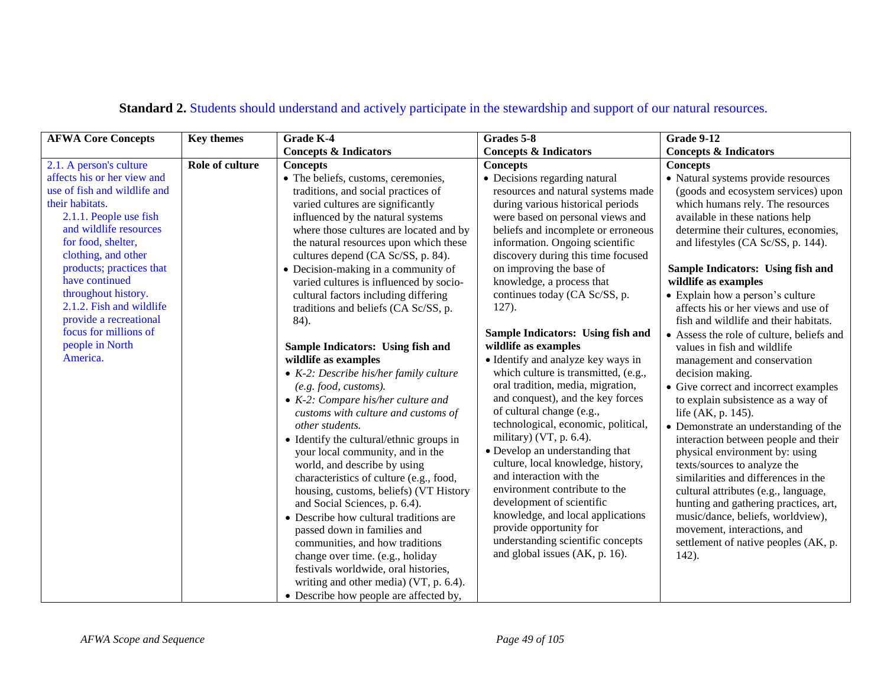**Standard 2.** Students should understand and actively participate in the stewardship and support of our natural resources.

| AFWA Core Concepts | Key themes | Grade K-4<br>Concepts & Indicators | Grades 5-8<br>Concepts & Indicators | Grade 9-12<br>Concepts & Indicators |
|---|---|---|---|---|
| 2.1. A person's culture affects his or her view and use of fish and wildlife and their habitats.<br>2.1.1. People use fish and wildlife resources for food, shelter, clothing, and other products; practices that have continued throughout history.<br>2.1.2. Fish and wildlife provide a recreational focus for millions of people in North America. | **Role of culture** | **Concepts**<br>• The beliefs, customs, ceremonies, traditions, and social practices of varied cultures are significantly influenced by the natural systems where those cultures are located and by the natural resources upon which these cultures depend (CA Sc/SS, p. 84).<br>• Decision-making in a community of varied cultures is influenced by socio-cultural factors including differing traditions and beliefs (CA Sc/SS, p. 84).<br><br>**Sample Indicators: Using fish and wildlife as examples**<br>• *K-2: Describe his/her family culture (e.g. food, customs).*<br>• *K-2: Compare his/her culture and customs with culture and customs of other students.*<br>• Identify the cultural/ethnic groups in your local community, and in the world, and describe by using characteristics of culture (e.g., food, housing, customs, beliefs) (VT History and Social Sciences, p. 6.4).<br>• Describe how cultural traditions are passed down in families and communities, and how traditions change over time. (e.g., holiday festivals worldwide, oral histories, writing and other media) (VT, p. 6.4).<br>• Describe how people are affected by, | **Concepts**<br>• Decisions regarding natural resources and natural systems made during various historical periods were based on personal views and beliefs and incomplete or erroneous information. Ongoing scientific discovery during this time focused on improving the base of knowledge, a process that continues today (CA Sc/SS, p. 127).<br><br>**Sample Indicators: Using fish and wildlife as examples**<br>• Identify and analyze key ways in which culture is transmitted, (e.g., oral tradition, media, migration, and conquest), and the key forces of cultural change (e.g., technological, economic, political, military) (VT, p. 6.4).<br>• Develop an understanding that culture, local knowledge, history, and interaction with the environment contribute to the development of scientific knowledge, and local applications provide opportunity for understanding scientific concepts and global issues (AK, p. 16). | **Concepts**<br>• Natural systems provide resources (goods and ecosystem services) upon which humans rely. The resources available in these nations help determine their cultures, economies, and lifestyles (CA Sc/SS, p. 144).<br><br>**Sample Indicators: Using fish and wildlife as examples**<br>• Explain how a person's culture affects his or her views and use of fish and wildlife and their habitats.<br>• Assess the role of culture, beliefs and values in fish and wildlife management and conservation decision making.<br>• Give correct and incorrect examples to explain subsistence as a way of life (AK, p. 145).<br>• Demonstrate an understanding of the interaction between people and their physical environment by: using texts/sources to analyze the similarities and differences in the cultural attributes (e.g., language, hunting and gathering practices, art, music/dance, beliefs, worldview), movement, interactions, and settlement of native peoples (AK, p. 142). |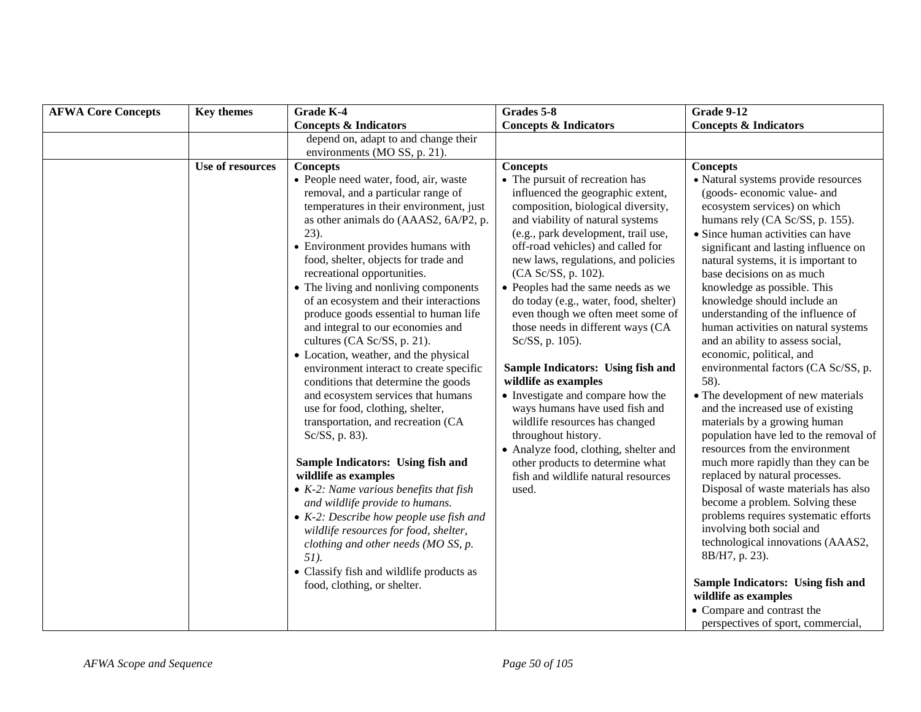| AFWA Core Concepts | Key themes | Grade K-4<br>Concepts & Indicators | Grades 5-8<br>Concepts & Indicators | Grade 9-12<br>Concepts & Indicators |
|---|---|---|---|---|
| | | depend on, adapt to and change their environments (MO SS, p. 21). | | |
| | Use of resources | **Concepts**<br>• People need water, food, air, waste removal, and a particular range of temperatures in their environment, just as other animals do (AAAS2, 6A/P2, p. 23).<br>• Environment provides humans with food, shelter, objects for trade and recreational opportunities.<br>• The living and nonliving components of an ecosystem and their interactions produce goods essential to human life and integral to our economies and cultures (CA Sc/SS, p. 21).<br>• Location, weather, and the physical environment interact to create specific conditions that determine the goods and ecosystem services that humans use for food, clothing, shelter, transportation, and recreation (CA Sc/SS, p. 83).<br><br>**Sample Indicators: Using fish and wildlife as examples**<br>• *K-2: Name various benefits that fish and wildlife provide to humans.*<br>• *K-2: Describe how people use fish and wildlife resources for food, shelter, clothing and other needs (MO SS, p. 51).*<br>• Classify fish and wildlife products as food, clothing, or shelter. | **Concepts**<br>• The pursuit of recreation has influenced the geographic extent, composition, biological diversity, and viability of natural systems (e.g., park development, trail use, off-road vehicles) and called for new laws, regulations, and policies (CA Sc/SS, p. 102).<br>• Peoples had the same needs as we do today (e.g., water, food, shelter) even though we often meet some of those needs in different ways (CA Sc/SS, p. 105).<br><br>**Sample Indicators: Using fish and wildlife as examples**<br>• Investigate and compare how the ways humans have used fish and wildlife resources has changed throughout history.<br>• Analyze food, clothing, shelter and other products to determine what fish and wildlife natural resources used. | **Concepts**<br>• Natural systems provide resources (goods- economic value- and ecosystem services) on which humans rely (CA Sc/SS, p. 155).<br>• Since human activities can have significant and lasting influence on natural systems, it is important to base decisions on as much knowledge as possible. This knowledge should include an understanding of the influence of human activities on natural systems and an ability to assess social, economic, political, and environmental factors (CA Sc/SS, p. 58).<br>• The development of new materials and the increased use of existing materials by a growing human population have led to the removal of resources from the environment much more rapidly than they can be replaced by natural processes. Disposal of waste materials has also become a problem. Solving these problems requires systematic efforts involving both social and technological innovations (AAAS2, 8B/H7, p. 23).<br><br>**Sample Indicators: Using fish and wildlife as examples**<br>• Compare and contrast the perspectives of sport, commercial, |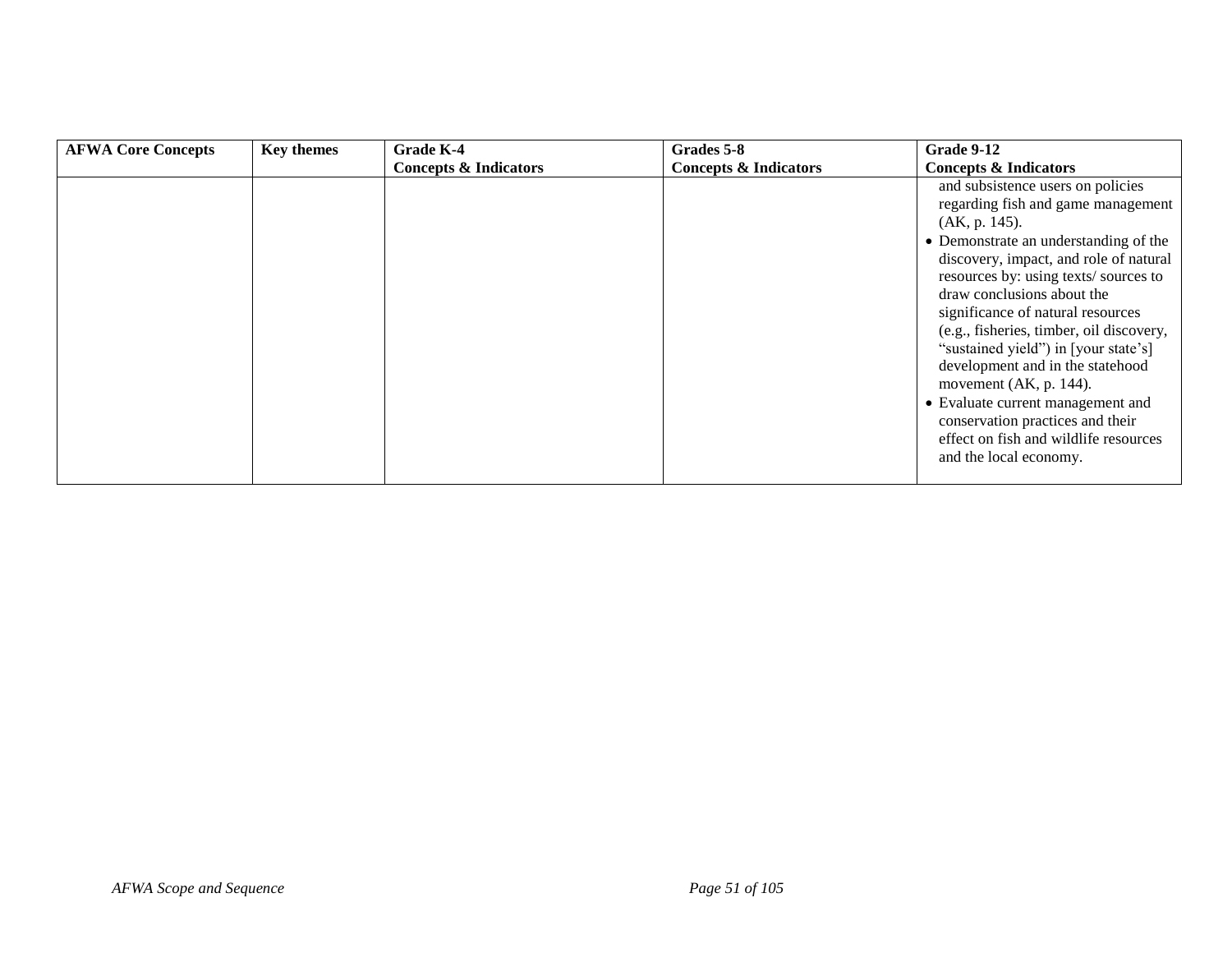| AFWA Core Concepts | Key themes | Grade K-4 Concepts & Indicators | Grades 5-8 Concepts & Indicators | Grade 9-12 Concepts & Indicators |
|---|---|---|---|---|
| | | | | and subsistence users on policies regarding fish and game management (AK, p. 145).<br>• Demonstrate an understanding of the discovery, impact, and role of natural resources by: using texts/ sources to draw conclusions about the significance of natural resources (e.g., fisheries, timber, oil discovery, "sustained yield") in [your state's] development and in the statehood movement (AK, p. 144).<br>• Evaluate current management and conservation practices and their effect on fish and wildlife resources and the local economy. |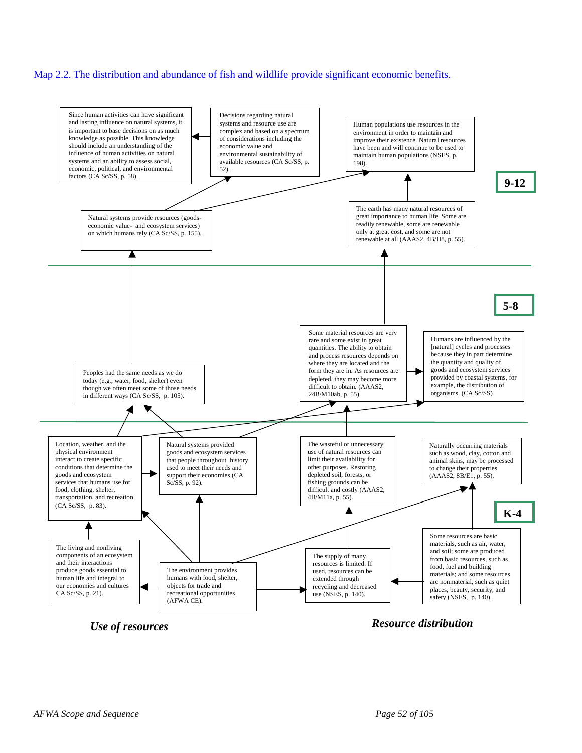Map 2.2. The distribution and abundance of fish and wildlife provide significant economic benefits.

## 9-12

Since human activities can have significant and lasting influence on natural systems, it is important to base decisions on as much knowledge as possible. This knowledge should include an understanding of the influence of human activities on natural systems and an ability to assess social, economic, political, and environmental factors (CA Sc/SS, p. 58).

Decisions regarding natural systems and resource use are complex and based on a spectrum of considerations including the economic value and environmental sustainability of available resources (CA Sc/SS, p. 52).

Human populations use resources in the environment in order to maintain and improve their existence. Natural resources have been and will continue to be used to maintain human populations (NSES, p. 198).

Natural systems provide resources (goods- economic value- and ecosystem services) on which humans rely (CA Sc/SS, p. 155).

The earth has many natural resources of great importance to human life. Some are readily renewable, some are renewable only at great cost, and some are not renewable at all (AAAS2, 4B/H8, p. 55).

## 5-8

Peoples had the same needs as we do today (e.g., water, food, shelter) even though we often meet some of those needs in different ways (CA Sc/SS, p. 105).

Some material resources are very rare and some exist in great quantities. The ability to obtain and process resources depends on where they are located and the form they are in. As resources are depleted, they may become more difficult to obtain. (AAAS2, 24B/M10ab, p. 55)

Humans are influenced by the [natural] cycles and processes because they in part determine the quantity and quality of goods and ecosystem services provided by coastal systems, for example, the distribution of organisms. (CA Sc/SS)

## K-4

Location, weather, and the physical environment interact to create specific conditions that determine the goods and ecosystem services that humans use for food, clothing, shelter, transportation, and recreation (CA Sc/SS, p. 83).

Natural systems provided goods and ecosystem services that people throughout history used to meet their needs and support their economies (CA Sc/SS, p. 92).

The wasteful or unnecessary use of natural resources can limit their availability for other purposes. Restoring depleted soil, forests, or fishing grounds can be difficult and costly (AAAS2, 4B/M11a, p. 55).

Naturally occurring materials such as wood, clay, cotton and animal skins, may be processed to change their properties (AAAS2, 8B/E1, p. 55).

The living and nonliving components of an ecosystem and their interactions produce goods essential to human life and integral to our economies and cultures CA Sc/SS, p. 21).

The environment provides humans with food, shelter, objects for trade and recreational opportunities (AFWA CE).

The supply of many resources is limited. If used, resources can be extended through recycling and decreased use (NSES, p. 140).

Some resources are basic materials, such as air, water, and soil; some are produced from basic resources, such as food, fuel and building materials; and some resources are nonmaterial, such as quiet places, beauty, security, and safety (NSES, p. 140).

***Use of resources***

***Resource distribution***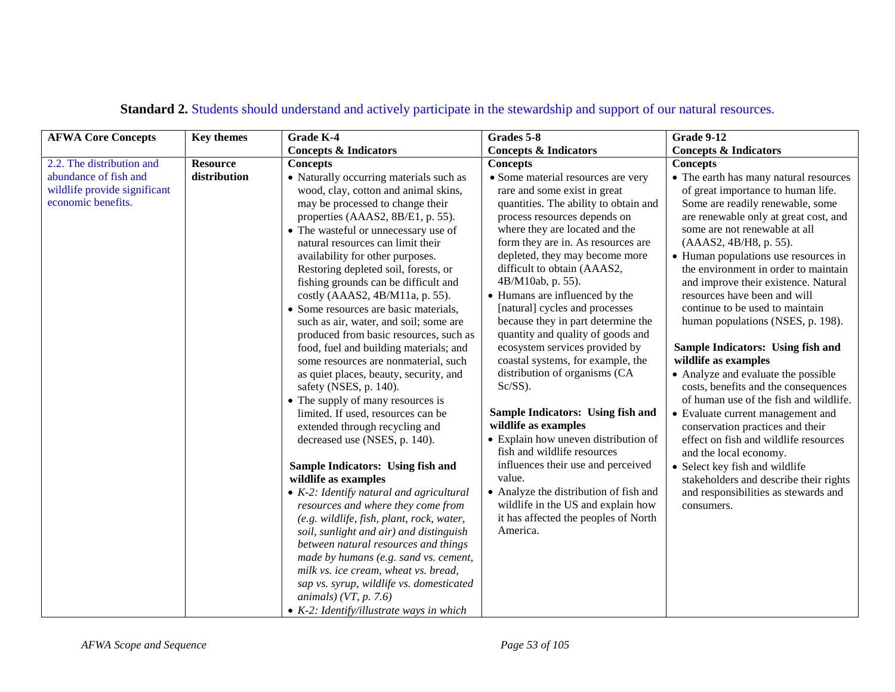**Standard 2.** Students should understand and actively participate in the stewardship and support of our natural resources.

| AFWA Core Concepts | Key themes | Grade K-4<br>Concepts & Indicators | Grades 5-8<br>Concepts & Indicators | Grade 9-12<br>Concepts & Indicators |
|---|---|---|---|---|
| 2.2. The distribution and abundance of fish and wildlife provide significant economic benefits. | **Resource distribution** | **Concepts**<br>• Naturally occurring materials such as wood, clay, cotton and animal skins, may be processed to change their properties (AAAS2, 8B/E1, p. 55).<br>• The wasteful or unnecessary use of natural resources can limit their availability for other purposes. Restoring depleted soil, forests, or fishing grounds can be difficult and costly (AAAS2, 4B/M11a, p. 55).<br>• Some resources are basic materials, such as air, water, and soil; some are produced from basic resources, such as food, fuel and building materials; and some resources are nonmaterial, such as quiet places, beauty, security, and safety (NSES, p. 140).<br>• The supply of many resources is limited. If used, resources can be extended through recycling and decreased use (NSES, p. 140).<br><br>**Sample Indicators: Using fish and wildlife as examples**<br>• *K-2: Identify natural and agricultural resources and where they come from (e.g. wildlife, fish, plant, rock, water, soil, sunlight and air) and distinguish between natural resources and things made by humans (e.g. sand vs. cement, milk vs. ice cream, wheat vs. bread, sap vs. syrup, wildlife vs. domesticated animals) (VT, p. 7.6)*<br>• *K-2: Identify/illustrate ways in which* | **Concepts**<br>• Some material resources are very rare and some exist in great quantities. The ability to obtain and process resources depends on where they are located and the form they are in. As resources are depleted, they may become more difficult to obtain (AAAS2, 4B/M10ab, p. 55).<br>• Humans are influenced by the [natural] cycles and processes because they in part determine the quantity and quality of goods and ecosystem services provided by coastal systems, for example, the distribution of organisms (CA Sc/SS).<br><br>**Sample Indicators: Using fish and wildlife as examples**<br>• Explain how uneven distribution of fish and wildlife resources influences their use and perceived value.<br>• Analyze the distribution of fish and wildlife in the US and explain how it has affected the peoples of North America. | **Concepts**<br>• The earth has many natural resources of great importance to human life. Some are readily renewable, some are renewable only at great cost, and some are not renewable at all (AAAS2, 4B/H8, p. 55).<br>• Human populations use resources in the environment in order to maintain and improve their existence. Natural resources have been and will continue to be used to maintain human populations (NSES, p. 198).<br><br>**Sample Indicators: Using fish and wildlife as examples**<br>• Analyze and evaluate the possible costs, benefits and the consequences of human use of the fish and wildlife.<br>• Evaluate current management and conservation practices and their effect on fish and wildlife resources and the local economy.<br>• Select key fish and wildlife stakeholders and describe their rights and responsibilities as stewards and consumers. |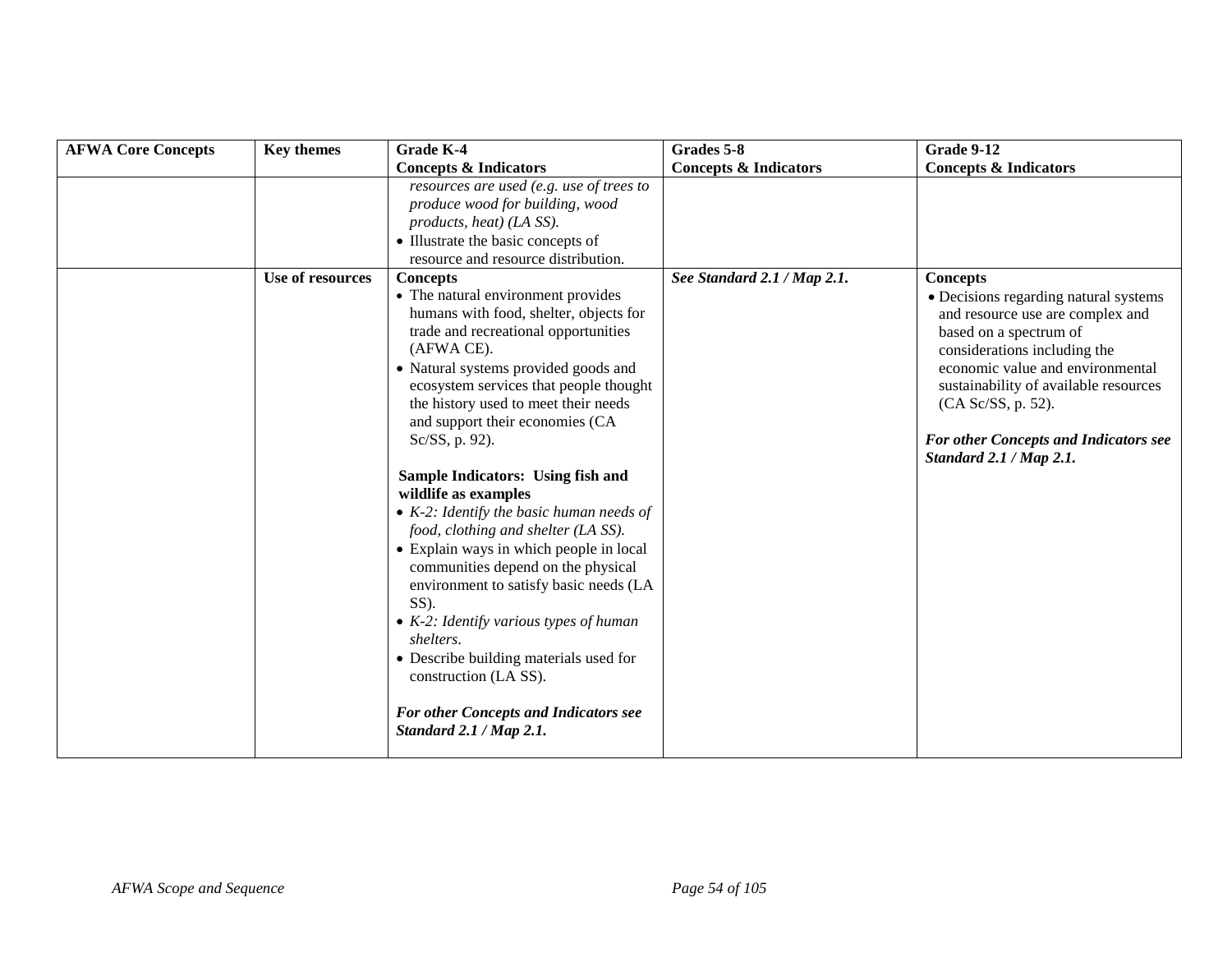| AFWA Core Concepts | Key themes | Grade K-4<br>Concepts & Indicators | Grades 5-8<br>Concepts & Indicators | Grade 9-12<br>Concepts & Indicators |
|---|---|---|---|---|
| | | *resources are used (e.g. use of trees to produce wood for building, wood products, heat) (LA SS).*<br>• Illustrate the basic concepts of resource and resource distribution. | | |
| | **Use of resources** | **Concepts**<br>• The natural environment provides humans with food, shelter, objects for trade and recreational opportunities (AFWA CE).<br>• Natural systems provided goods and ecosystem services that people thought the history used to meet their needs and support their economies (CA Sc/SS, p. 92).<br><br>**Sample Indicators: Using fish and wildlife as examples**<br>• *K-2: Identify the basic human needs of food, clothing and shelter (LA SS).*<br>• Explain ways in which people in local communities depend on the physical environment to satisfy basic needs (LA SS).<br>• *K-2: Identify various types of human shelters.*<br>• Describe building materials used for construction (LA SS).<br><br>***For other Concepts and Indicators see Standard 2.1 / Map 2.1.*** | ***See Standard 2.1 / Map 2.1.*** | **Concepts**<br>• Decisions regarding natural systems and resource use are complex and based on a spectrum of considerations including the economic value and environmental sustainability of available resources (CA Sc/SS, p. 52).<br><br>***For other Concepts and Indicators see Standard 2.1 / Map 2.1.*** |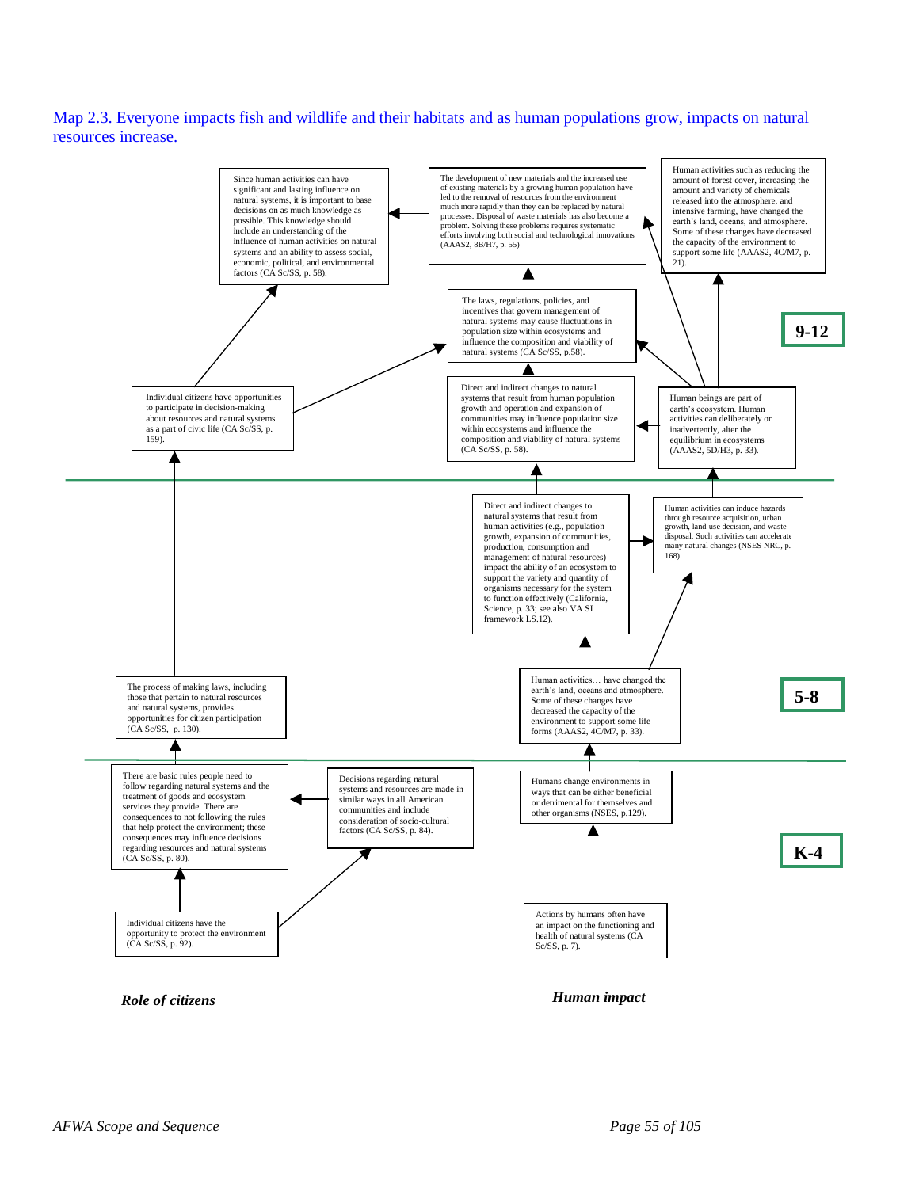Map 2.3. Everyone impacts fish and wildlife and their habitats and as human populations grow, impacts on natural resources increase.

## 9-12

Since human activities can have significant and lasting influence on natural systems, it is important to base decisions on as much knowledge as possible. This knowledge should include an understanding of the influence of human activities on natural systems and an ability to assess social, economic, political, and environmental factors (CA Sc/SS, p. 58).

The development of new materials and the increased use of existing materials by a growing human population have led to the removal of resources from the environment much more rapidly than they can be replaced by natural processes. Disposal of waste materials has also become a problem. Solving these problems requires systematic efforts involving both social and technological innovations (AAAS2, 8B/H7, p. 55)

Human activities such as reducing the amount of forest cover, increasing the amount and variety of chemicals released into the atmosphere, and intensive farming, have changed the earth's land, oceans, and atmosphere. Some of these changes have decreased the capacity of the environment to support some life (AAAS2, 4C/M7, p. 21).

The laws, regulations, policies, and incentives that govern management of natural systems may cause fluctuations in population size within ecosystems and influence the composition and viability of natural systems (CA Sc/SS, p.58).

Individual citizens have opportunities to participate in decision-making about resources and natural systems as a part of civic life (CA Sc/SS, p. 159).

Direct and indirect changes to natural systems that result from human population growth and expansion of communities may influence population size within ecosystems and influence the composition and viability of natural systems (CA Sc/SS, p. 58).

Human beings are part of earth's ecosystem. Human activities can deliberately or inadvertently, alter the equilibrium in ecosystems (AAAS2, 5D/H3, p. 33).

## 5-8

Direct and indirect changes to natural systems that result from human activities (e.g., population growth, expansion of communities, production, consumption and management of natural resources) impact the ability of an ecosystem to support the variety and quantity of organisms necessary for the system to function effectively (California, Science, p. 33; see also VA SI framework LS.12).

Human activities can induce hazards through resource acquisition, urban growth, land-use decision, and waste disposal. Such activities can accelerate many natural changes (NSES NRC, p. 168).

The process of making laws, including those that pertain to natural resources and natural systems, provides opportunities for citizen participation (CA Sc/SS, p. 130).

Human activities… have changed the earth's land, oceans and atmosphere. Some of these changes have decreased the capacity of the environment to support some life forms (AAAS2, 4C/M7, p. 33).

## K-4

There are basic rules people need to follow regarding natural systems and the treatment of goods and ecosystem services they provide. There are consequences to not following the rules that help protect the environment; these consequences may influence decisions regarding resources and natural systems (CA Sc/SS, p. 80).

Decisions regarding natural systems and resources are made in similar ways in all American communities and include consideration of socio-cultural factors (CA Sc/SS, p. 84).

Humans change environments in ways that can be either beneficial or detrimental for themselves and other organisms (NSES, p.129).

Individual citizens have the opportunity to protect the environment (CA Sc/SS, p. 92).

Actions by humans often have an impact on the functioning and health of natural systems (CA Sc/SS, p. 7).

***Role of citizens***

***Human impact***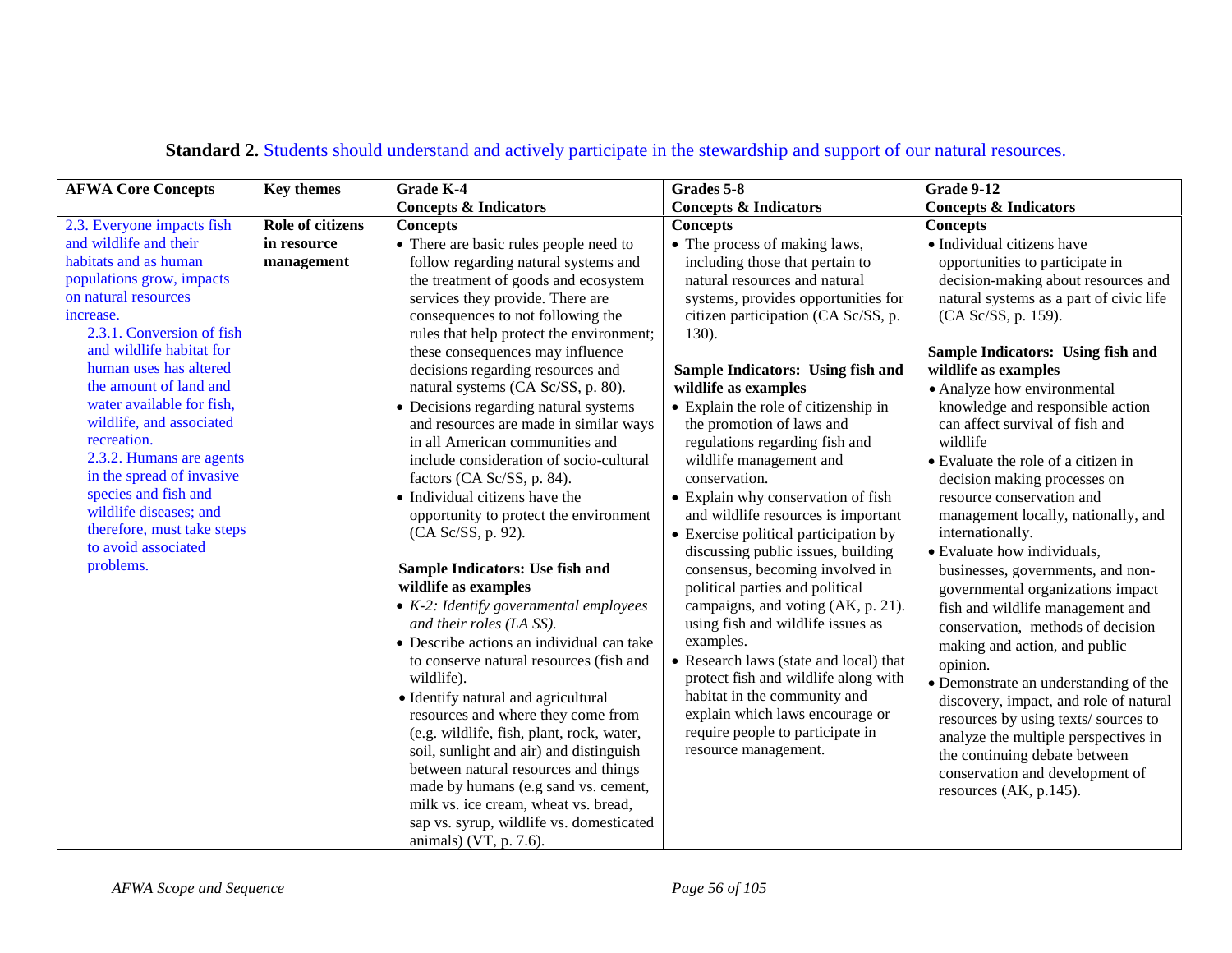**Standard 2.** Students should understand and actively participate in the stewardship and support of our natural resources.

| AFWA Core Concepts | Key themes | Grade K-4<br>Concepts & Indicators | Grades 5-8<br>Concepts & Indicators | Grade 9-12<br>Concepts & Indicators |
|---|---|---|---|---|
| 2.3. Everyone impacts fish and wildlife and their habitats and as human populations grow, impacts on natural resources increase.<br>2.3.1. Conversion of fish and wildlife habitat for human uses has altered the amount of land and water available for fish, wildlife, and associated recreation.<br>2.3.2. Humans are agents in the spread of invasive species and fish and wildlife diseases; and therefore, must take steps to avoid associated problems. | **Role of citizens in resource management** | **Concepts**<br>• There are basic rules people need to follow regarding natural systems and the treatment of goods and ecosystem services they provide. There are consequences to not following the rules that help protect the environment; these consequences may influence decisions regarding resources and natural systems (CA Sc/SS, p. 80).<br>• Decisions regarding natural systems and resources are made in similar ways in all American communities and include consideration of socio-cultural factors (CA Sc/SS, p. 84).<br>• Individual citizens have the opportunity to protect the environment (CA Sc/SS, p. 92).<br><br>**Sample Indicators: Use fish and wildlife as examples**<br>• *K-2: Identify governmental employees and their roles (LA SS).*<br>• Describe actions an individual can take to conserve natural resources (fish and wildlife).<br>• Identify natural and agricultural resources and where they come from (e.g. wildlife, fish, plant, rock, water, soil, sunlight and air) and distinguish between natural resources and things made by humans (e.g sand vs. cement, milk vs. ice cream, wheat vs. bread, sap vs. syrup, wildlife vs. domesticated animals) (VT, p. 7.6). | **Concepts**<br>• The process of making laws, including those that pertain to natural resources and natural systems, provides opportunities for citizen participation (CA Sc/SS, p. 130).<br><br>**Sample Indicators: Using fish and wildlife as examples**<br>• Explain the role of citizenship in the promotion of laws and regulations regarding fish and wildlife management and conservation.<br>• Explain why conservation of fish and wildlife resources is important<br>• Exercise political participation by discussing public issues, building consensus, becoming involved in political parties and political campaigns, and voting (AK, p. 21). using fish and wildlife issues as examples.<br>• Research laws (state and local) that protect fish and wildlife along with habitat in the community and explain which laws encourage or require people to participate in resource management. | **Concepts**<br>• Individual citizens have opportunities to participate in decision-making about resources and natural systems as a part of civic life (CA Sc/SS, p. 159).<br><br>**Sample Indicators: Using fish and wildlife as examples**<br>• Analyze how environmental knowledge and responsible action can affect survival of fish and wildlife<br>• Evaluate the role of a citizen in decision making processes on resource conservation and management locally, nationally, and internationally.<br>• Evaluate how individuals, businesses, governments, and non-governmental organizations impact fish and wildlife management and conservation, methods of decision making and action, and public opinion.<br>• Demonstrate an understanding of the discovery, impact, and role of natural resources by using texts/ sources to analyze the multiple perspectives in the continuing debate between conservation and development of resources (AK, p.145). |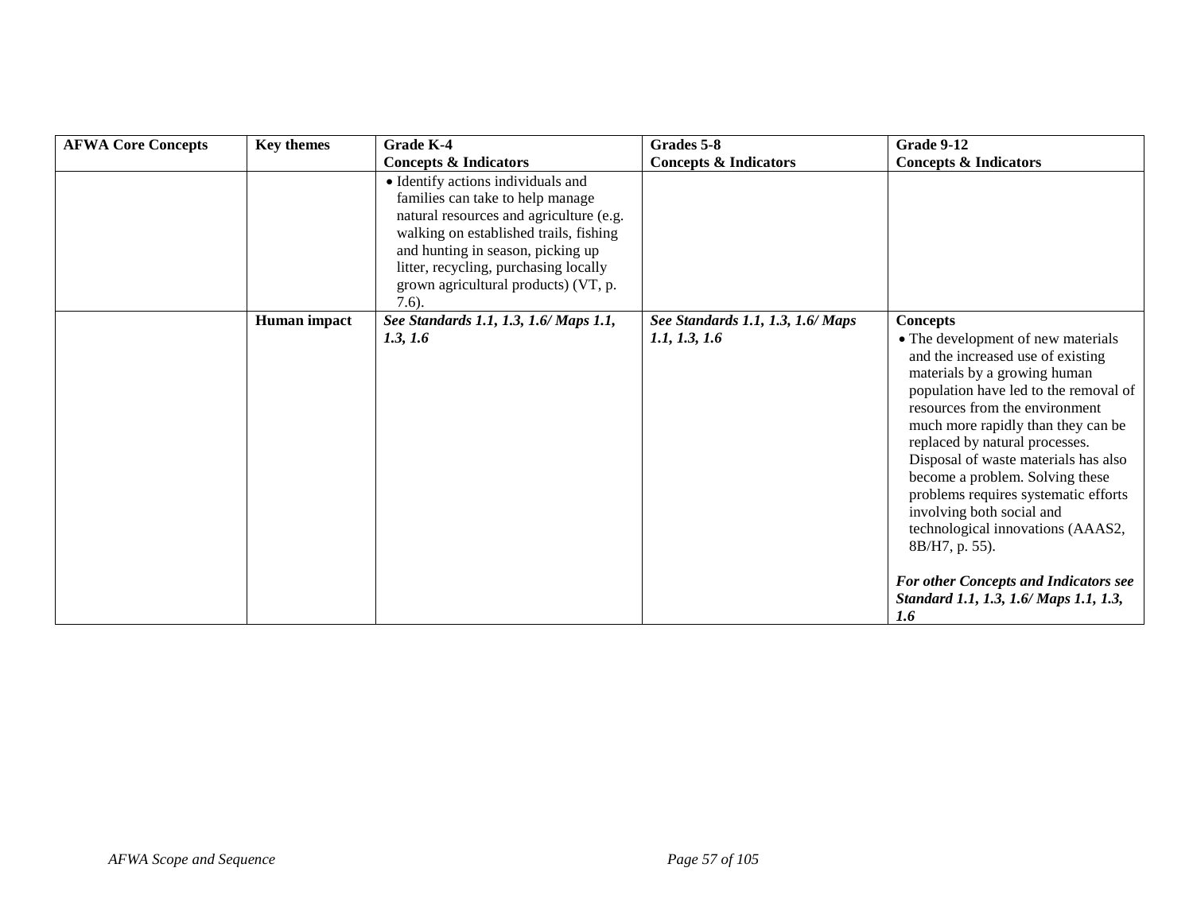| AFWA Core Concepts | Key themes | Grade K-4<br>Concepts & Indicators | Grades 5-8<br>Concepts & Indicators | Grade 9-12<br>Concepts & Indicators |
| --- | --- | --- | --- | --- |
| | | • Identify actions individuals and families can take to help manage natural resources and agriculture (e.g. walking on established trails, fishing and hunting in season, picking up litter, recycling, purchasing locally grown agricultural products) (VT, p. 7.6). | | |
| | **Human impact** | ***See Standards 1.1, 1.3, 1.6/ Maps 1.1, 1.3, 1.6*** | ***See Standards 1.1, 1.3, 1.6/ Maps 1.1, 1.3, 1.6*** | **Concepts**<br>• The development of new materials and the increased use of existing materials by a growing human population have led to the removal of resources from the environment much more rapidly than they can be replaced by natural processes. Disposal of waste materials has also become a problem. Solving these problems requires systematic efforts involving both social and technological innovations (AAAS2, 8B/H7, p. 55).<br><br>***For other Concepts and Indicators see Standard 1.1, 1.3, 1.6/ Maps 1.1, 1.3, 1.6*** |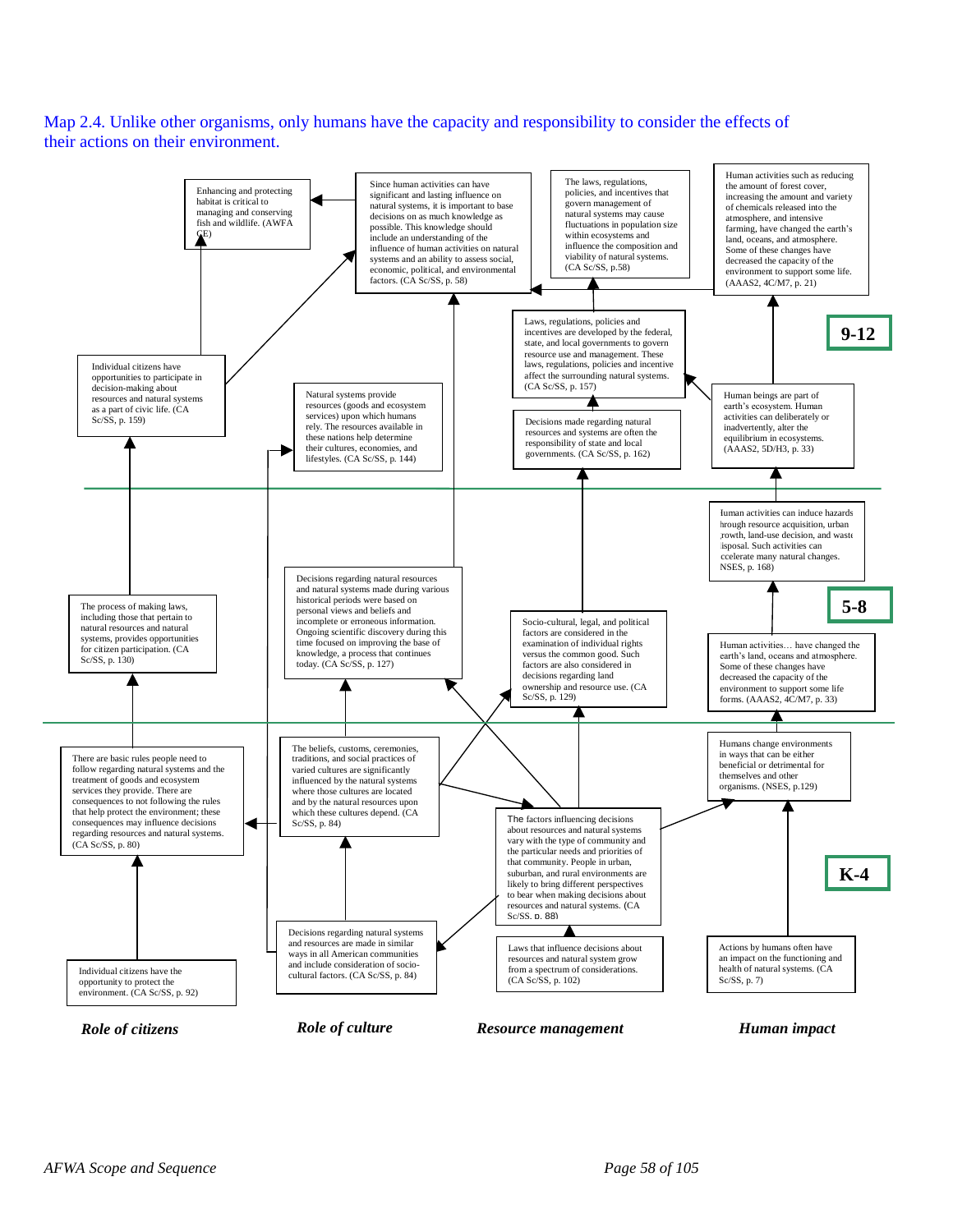Map 2.4. Unlike other organisms, only humans have the capacity and responsibility to consider the effects of their actions on their environment.

## 9-12

Enhancing and protecting habitat is critical to managing and conserving fish and wildlife. (AWFA CE)

Since human activities can have significant and lasting influence on natural systems, it is important to base decisions on as much knowledge as possible. This knowledge should include an understanding of the influence of human activities on natural systems and an ability to assess social, economic, political, and environmental factors. (CA Sc/SS, p. 58)

The laws, regulations, policies, and incentives that govern management of natural systems may cause fluctuations in population size within ecosystems and influence the composition and viability of natural systems. (CA Sc/SS, p.58)

Human activities such as reducing the amount of forest cover, increasing the amount and variety of chemicals released into the atmosphere, and intensive farming, have changed the earth's land, oceans, and atmosphere. Some of these changes have decreased the capacity of the environment to support some life. (AAAS2, 4C/M7, p. 21)

Laws, regulations, policies and incentives are developed by the federal, state, and local governments to govern resource use and management. These laws, regulations, policies and incentive affect the surrounding natural systems. (CA Sc/SS, p. 157)

Individual citizens have opportunities to participate in decision-making about resources and natural systems as a part of civic life. (CA Sc/SS, p. 159)

Natural systems provide resources (goods and ecosystem services) upon which humans rely. The resources available in these nations help determine their cultures, economies, and lifestyles. (CA Sc/SS, p. 144)

Decisions made regarding natural resources and systems are often the responsibility of state and local governments. (CA Sc/SS, p. 162)

Human beings are part of earth's ecosystem. Human activities can deliberately or inadvertently, alter the equilibrium in ecosystems. (AAAS2, 5D/H3, p. 33)

## 5-8

Human activities can induce hazards through resource acquisition, urban growth, land-use decision, and waste disposal. Such activities can accelerate many natural changes. NSES, p. 168)

The process of making laws, including those that pertain to natural resources and natural systems, provides opportunities for citizen participation. (CA Sc/SS, p. 130)

Decisions regarding natural resources and natural systems made during various historical periods were based on personal views and beliefs and incomplete or erroneous information. Ongoing scientific discovery during this time focused on improving the base of knowledge, a process that continues today. (CA Sc/SS, p. 127)

Socio-cultural, legal, and political factors are considered in the examination of individual rights versus the common good. Such factors are also considered in decisions regarding land ownership and resource use. (CA Sc/SS, p. 129)

Human activities… have changed the earth's land, oceans and atmosphere. Some of these changes have decreased the capacity of the environment to support some life forms. (AAAS2, 4C/M7, p. 33)

## K-4

There are basic rules people need to follow regarding natural systems and the treatment of goods and ecosystem services they provide. There are consequences to not following the rules that help protect the environment; these consequences may influence decisions regarding resources and natural systems. (CA Sc/SS, p. 80)

The beliefs, customs, ceremonies, traditions, and social practices of varied cultures are significantly influenced by the natural systems where those cultures are located and by the natural resources upon which these cultures depend. (CA Sc/SS, p. 84)

The factors influencing decisions about resources and natural systems vary with the type of community and the particular needs and priorities of that community. People in urban, suburban, and rural environments are likely to bring different perspectives to bear when making decisions about resources and natural systems. (CA Sc/SS, p. 88)

Humans change environments in ways that can be either beneficial or detrimental for themselves and other organisms. (NSES, p.129)

Individual citizens have the opportunity to protect the environment. (CA Sc/SS, p. 92)

Decisions regarding natural systems and resources are made in similar ways in all American communities and include consideration of socio-cultural factors. (CA Sc/SS, p. 84)

Laws that influence decisions about resources and natural system grow from a spectrum of considerations. (CA Sc/SS, p. 102)

Actions by humans often have an impact on the functioning and health of natural systems. (CA Sc/SS, p. 7)

*Role of citizens* | *Role of culture* | *Resource management* | *Human impact*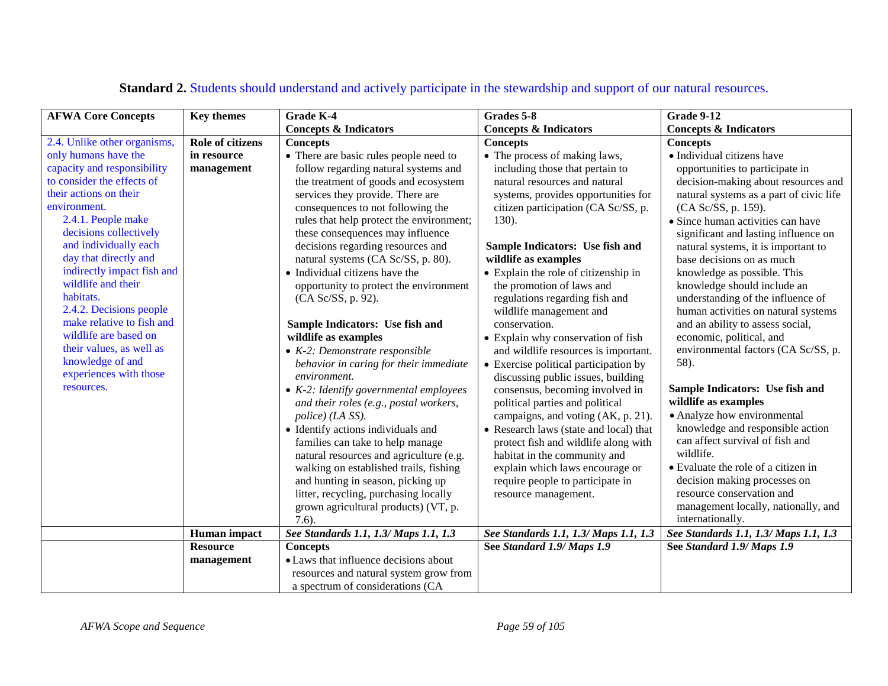**Standard 2.** Students should understand and actively participate in the stewardship and support of our natural resources.

| AFWA Core Concepts | Key themes | Grade K-4 Concepts & Indicators | Grades 5-8 Concepts & Indicators | Grade 9-12 Concepts & Indicators |
|---|---|---|---|---|
| 2.4. Unlike other organisms, only humans have the capacity and responsibility to consider the effects of their actions on their environment.<br>2.4.1. People make decisions collectively and individually each day that directly and indirectly impact fish and wildlife and their habitats.<br>2.4.2. Decisions people make relative to fish and wildlife are based on their values, as well as knowledge of and experiences with those resources. | **Role of citizens in resource management** | **Concepts**<br>• There are basic rules people need to follow regarding natural systems and the treatment of goods and ecosystem services they provide. There are consequences to not following the rules that help protect the environment; these consequences may influence decisions regarding resources and natural systems (CA Sc/SS, p. 80).<br>• Individual citizens have the opportunity to protect the environment (CA Sc/SS, p. 92).<br><br>**Sample Indicators: Use fish and wildlife as examples**<br>• *K-2: Demonstrate responsible behavior in caring for their immediate environment.*<br>• *K-2: Identify governmental employees and their roles (e.g., postal workers, police) (LA SS).*<br>• Identify actions individuals and families can take to help manage natural resources and agriculture (e.g. walking on established trails, fishing and hunting in season, picking up litter, recycling, purchasing locally grown agricultural products) (VT, p. 7.6). | **Concepts**<br>• The process of making laws, including those that pertain to natural resources and natural systems, provides opportunities for citizen participation (CA Sc/SS, p. 130).<br><br>**Sample Indicators: Use fish and wildlife as examples**<br>• Explain the role of citizenship in the promotion of laws and regulations regarding fish and wildlife management and conservation.<br>• Explain why conservation of fish and wildlife resources is important.<br>• Exercise political participation by discussing public issues, building consensus, becoming involved in political parties and political campaigns, and voting (AK, p. 21).<br>• Research laws (state and local) that protect fish and wildlife along with habitat in the community and explain which laws encourage or require people to participate in resource management. | **Concepts**<br>• Individual citizens have opportunities to participate in decision-making about resources and natural systems as a part of civic life (CA Sc/SS, p. 159).<br>• Since human activities can have significant and lasting influence on natural systems, it is important to base decisions on as much knowledge as possible. This knowledge should include an understanding of the influence of human activities on natural systems and an ability to assess social, economic, political, and environmental factors (CA Sc/SS, p. 58).<br><br>**Sample Indicators: Use fish and wildlife as examples**<br>• Analyze how environmental knowledge and responsible action can affect survival of fish and wildlife.<br>• Evaluate the role of a citizen in decision making processes on resource conservation and management locally, nationally, and internationally. |
| | **Human impact** | ***See Standards 1.1, 1.3/ Maps 1.1, 1.3*** | ***See Standards 1.1, 1.3/ Maps 1.1, 1.3*** | ***See Standards 1.1, 1.3/ Maps 1.1, 1.3*** |
| | **Resource management** | **Concepts**<br>• Laws that influence decisions about resources and natural system grow from a spectrum of considerations (CA | **See *Standard 1.9/ Maps 1.9*** | **See *Standard 1.9/ Maps 1.9*** |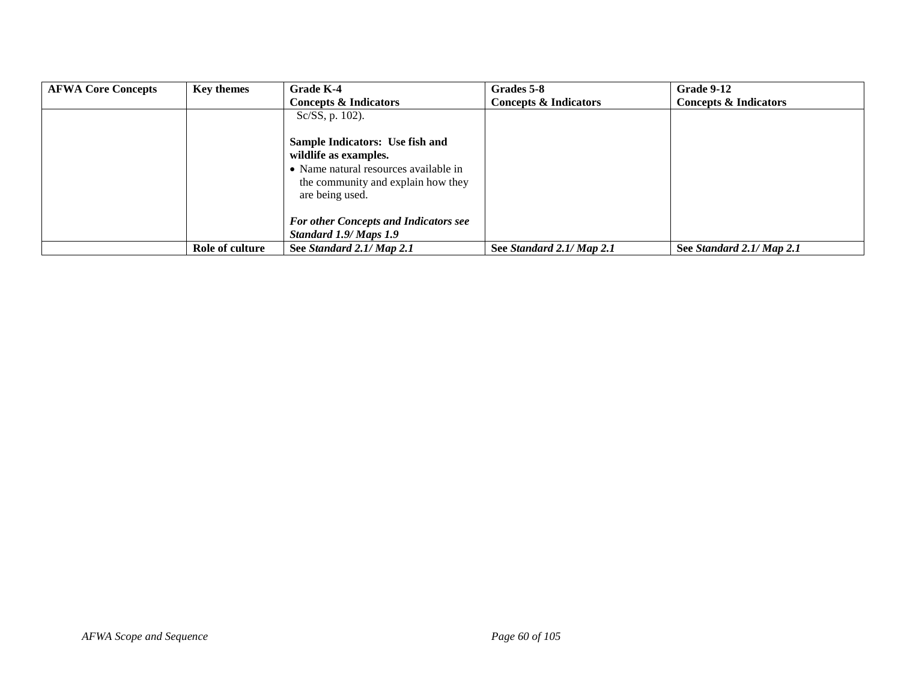| AFWA Core Concepts | Key themes | Grade K-4 Concepts & Indicators | Grades 5-8 Concepts & Indicators | Grade 9-12 Concepts & Indicators |
|---|---|---|---|---|
| | | Sc/SS, p. 102).<br><br>**Sample Indicators: Use fish and wildlife as examples.**<br>• Name natural resources available in the community and explain how they are being used.<br><br>***For other Concepts and Indicators see Standard 1.9/ Maps 1.9*** | | |
| | **Role of culture** | **See *Standard 2.1/ Map 2.1*** | **See *Standard 2.1/ Map 2.1*** | **See *Standard 2.1/ Map 2.1*** |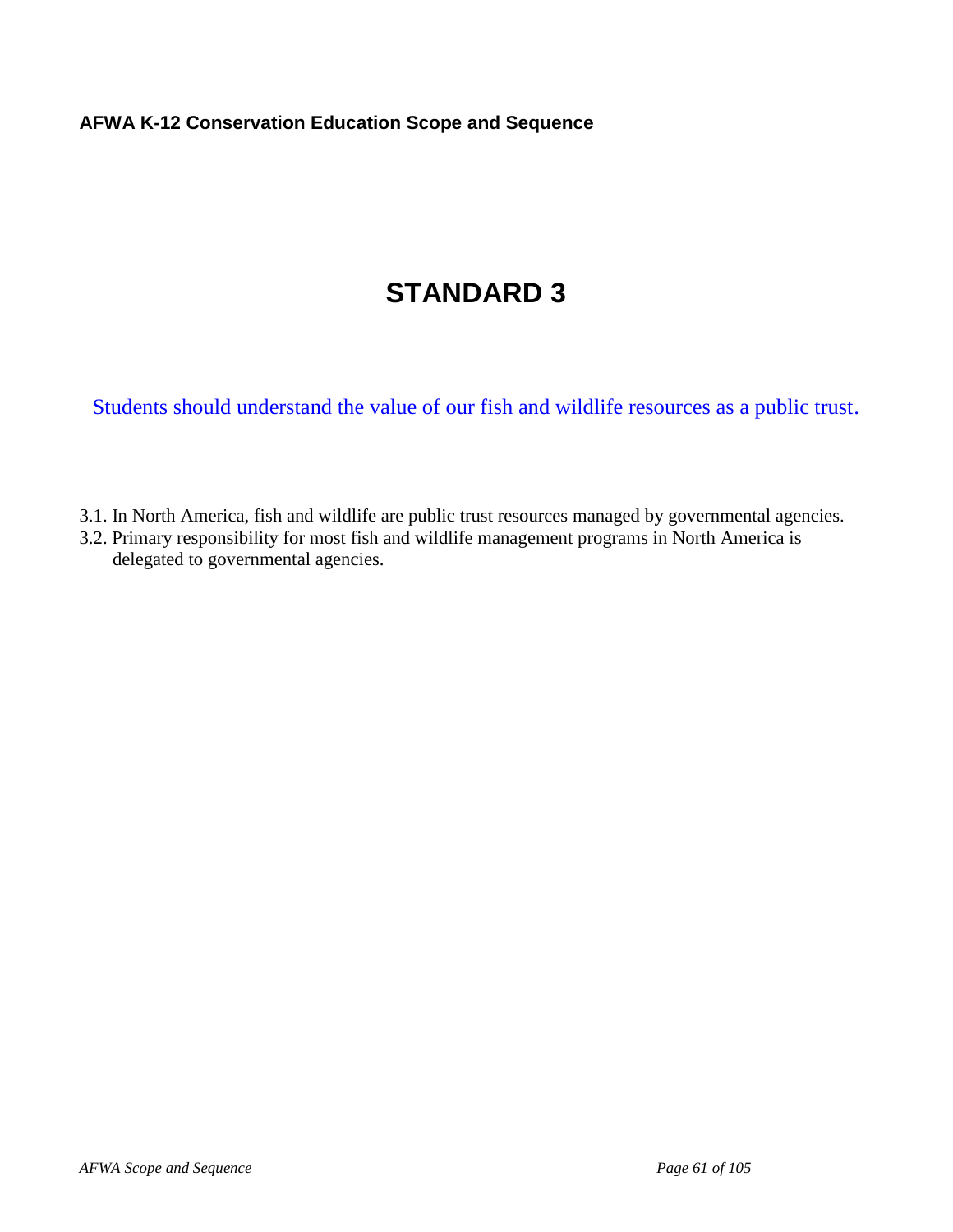# STANDARD 3

Students should understand the value of our fish and wildlife resources as a public trust.

3.1. In North America, fish and wildlife are public trust resources managed by governmental agencies.

3.2. Primary responsibility for most fish and wildlife management programs in North America is delegated to governmental agencies.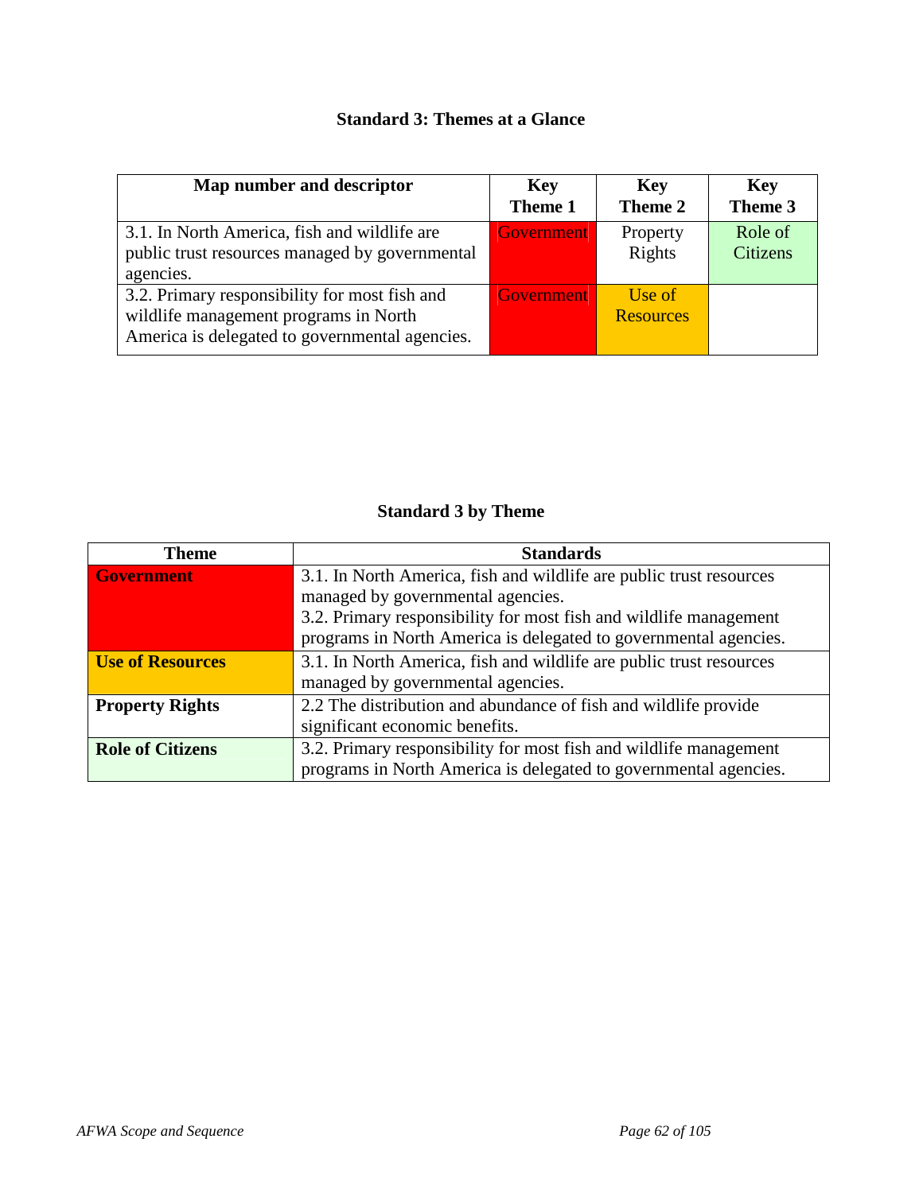## Standard 3: Themes at a Glance

| Map number and descriptor | Key Theme 1 | Key Theme 2 | Key Theme 3 |
|---|---|---|---|
| 3.1. In North America, fish and wildlife are public trust resources managed by governmental agencies. | Government | Property Rights | Role of Citizens |
| 3.2. Primary responsibility for most fish and wildlife management programs in North America is delegated to governmental agencies. | Government | Use of Resources | |

## Standard 3 by Theme

| Theme | Standards |
|---|---|
| **Government** | 3.1. In North America, fish and wildlife are public trust resources managed by governmental agencies.<br>3.2. Primary responsibility for most fish and wildlife management programs in North America is delegated to governmental agencies. |
| **Use of Resources** | 3.1. In North America, fish and wildlife are public trust resources managed by governmental agencies. |
| **Property Rights** | 2.2 The distribution and abundance of fish and wildlife provide significant economic benefits. |
| **Role of Citizens** | 3.2. Primary responsibility for most fish and wildlife management programs in North America is delegated to governmental agencies. |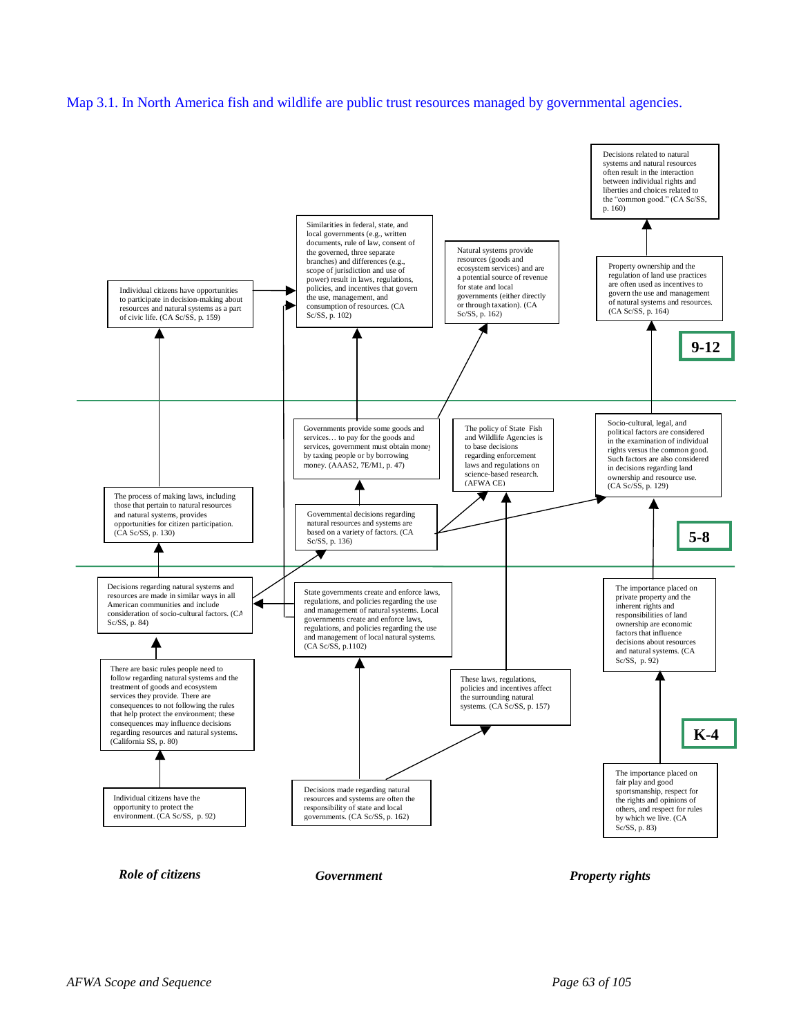Map 3.1. In North America fish and wildlife are public trust resources managed by governmental agencies.

## 9-12

Decisions related to natural systems and natural resources often result in the interaction between individual rights and liberties and choices related to the "common good." (CA Sc/SS, p. 160)

Individual citizens have opportunities to participate in decision-making about resources and natural systems as a part of civic life. (CA Sc/SS, p. 159)

Similarities in federal, state, and local governments (e.g., written documents, rule of law, consent of the governed, three separate branches) and differences (e.g., scope of jurisdiction and use of power) result in laws, regulations, policies, and incentives that govern the use, management, and consumption of resources. (CA Sc/SS, p. 102)

Natural systems provide resources (goods and ecosystem services) and are a potential source of revenue for state and local governments (either directly or through taxation). (CA Sc/SS, p. 162)

Property ownership and the regulation of land use practices are often used as incentives to govern the use and management of natural systems and resources. (CA Sc/SS, p. 164)

## 5-8

The process of making laws, including those that pertain to natural resources and natural systems, provides opportunities for citizen participation. (CA Sc/SS, p. 130)

Governments provide some goods and services… to pay for the goods and services, government must obtain money by taxing people or by borrowing money. (AAAS2, 7E/M1, p. 47)

Governmental decisions regarding natural resources and systems are based on a variety of factors. (CA Sc/SS, p. 136)

The policy of State Fish and Wildlife Agencies is to base decisions regarding enforcement laws and regulations on science-based research. (AFWA CE)

Socio-cultural, legal, and political factors are considered in the examination of individual rights versus the common good. Such factors are also considered in decisions regarding land ownership and resource use. (CA Sc/SS, p. 129)

## K-4

Decisions regarding natural systems and resources are made in similar ways in all American communities and include consideration of socio-cultural factors. (CA Sc/SS, p. 84)

There are basic rules people need to follow regarding natural systems and the treatment of goods and ecosystem services they provide. There are consequences to not following the rules that help protect the environment; these consequences may influence decisions regarding resources and natural systems. (California SS, p. 80)

Individual citizens have the opportunity to protect the environment. (CA Sc/SS, p. 92)

State governments create and enforce laws, regulations, and policies regarding the use and management of natural systems. Local governments create and enforce laws, regulations, and policies regarding the use and management of local natural systems. (CA Sc/SS, p.1102)

These laws, regulations, policies and incentives affect the surrounding natural systems. (CA Sc/SS, p. 157)

Decisions made regarding natural resources and systems are often the responsibility of state and local governments. (CA Sc/SS, p. 162)

The importance placed on private property and the inherent rights and responsibilities of land ownership are economic factors that influence decisions about resources and natural systems. (CA Sc/SS, p. 92)

The importance placed on fair play and good sportsmanship, respect for the rights and opinions of others, and respect for rules by which we live. (CA Sc/SS, p. 83)

***Role of citizens*** | ***Government*** | ***Property rights***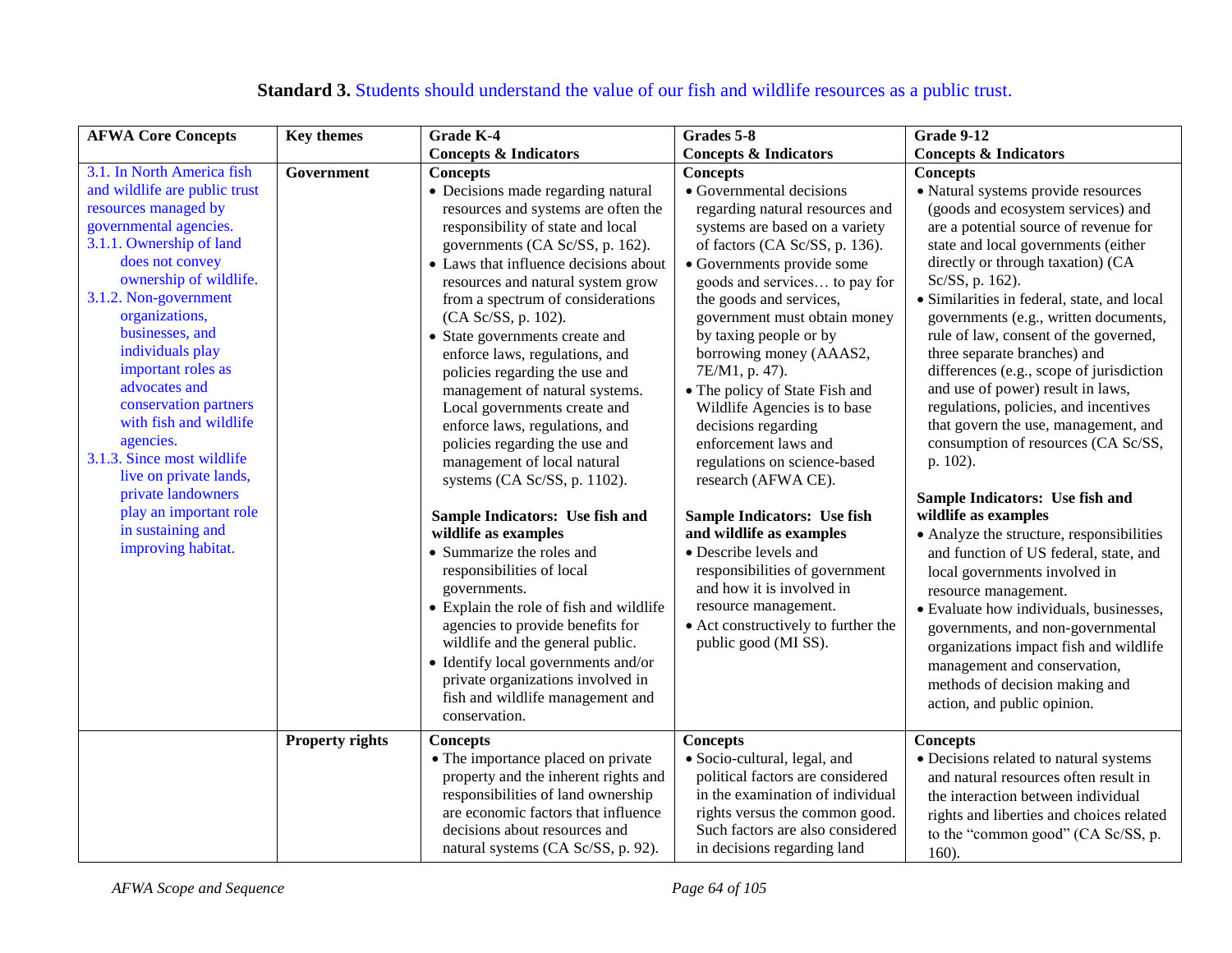**Standard 3.** Students should understand the value of our fish and wildlife resources as a public trust.

| AFWA Core Concepts | Key themes | Grade K-4<br>Concepts & Indicators | Grades 5-8<br>Concepts & Indicators | Grade 9-12<br>Concepts & Indicators |
|---|---|---|---|---|
| 3.1. In North America fish and wildlife are public trust resources managed by governmental agencies.<br>3.1.1. Ownership of land does not convey ownership of wildlife.<br>3.1.2. Non-government organizations, businesses, and individuals play important roles as advocates and conservation partners with fish and wildlife agencies.<br>3.1.3. Since most wildlife live on private lands, private landowners play an important role in sustaining and improving habitat. | **Government** | **Concepts**<br>• Decisions made regarding natural resources and systems are often the responsibility of state and local governments (CA Sc/SS, p. 162).<br>• Laws that influence decisions about resources and natural system grow from a spectrum of considerations (CA Sc/SS, p. 102).<br>• State governments create and enforce laws, regulations, and policies regarding the use and management of natural systems. Local governments create and enforce laws, regulations, and policies regarding the use and management of local natural systems (CA Sc/SS, p. 1102).<br><br>**Sample Indicators: Use fish and wildlife as examples**<br>• Summarize the roles and responsibilities of local governments.<br>• Explain the role of fish and wildlife agencies to provide benefits for wildlife and the general public.<br>• Identify local governments and/or private organizations involved in fish and wildlife management and conservation. | **Concepts**<br>• Governmental decisions regarding natural resources and systems are based on a variety of factors (CA Sc/SS, p. 136).<br>• Governments provide some goods and services… to pay for the goods and services, government must obtain money by taxing people or by borrowing money (AAAS2, 7E/M1, p. 47).<br>• The policy of State Fish and Wildlife Agencies is to base decisions regarding enforcement laws and regulations on science-based research (AFWA CE).<br><br>**Sample Indicators: Use fish and wildlife as examples**<br>• Describe levels and responsibilities of government and how it is involved in resource management.<br>• Act constructively to further the public good (MI SS). | **Concepts**<br>• Natural systems provide resources (goods and ecosystem services) and are a potential source of revenue for state and local governments (either directly or through taxation) (CA Sc/SS, p. 162).<br>• Similarities in federal, state, and local governments (e.g., written documents, rule of law, consent of the governed, three separate branches) and differences (e.g., scope of jurisdiction and use of power) result in laws, regulations, policies, and incentives that govern the use, management, and consumption of resources (CA Sc/SS, p. 102).<br><br>**Sample Indicators: Use fish and wildlife as examples**<br>• Analyze the structure, responsibilities and function of US federal, state, and local governments involved in resource management.<br>• Evaluate how individuals, businesses, governments, and non-governmental organizations impact fish and wildlife management and conservation, methods of decision making and action, and public opinion. |
| | **Property rights** | **Concepts**<br>• The importance placed on private property and the inherent rights and responsibilities of land ownership are economic factors that influence decisions about resources and natural systems (CA Sc/SS, p. 92). | **Concepts**<br>• Socio-cultural, legal, and political factors are considered in the examination of individual rights versus the common good. Such factors are also considered in decisions regarding land | **Concepts**<br>• Decisions related to natural systems and natural resources often result in the interaction between individual rights and liberties and choices related to the "common good" (CA Sc/SS, p. 160). |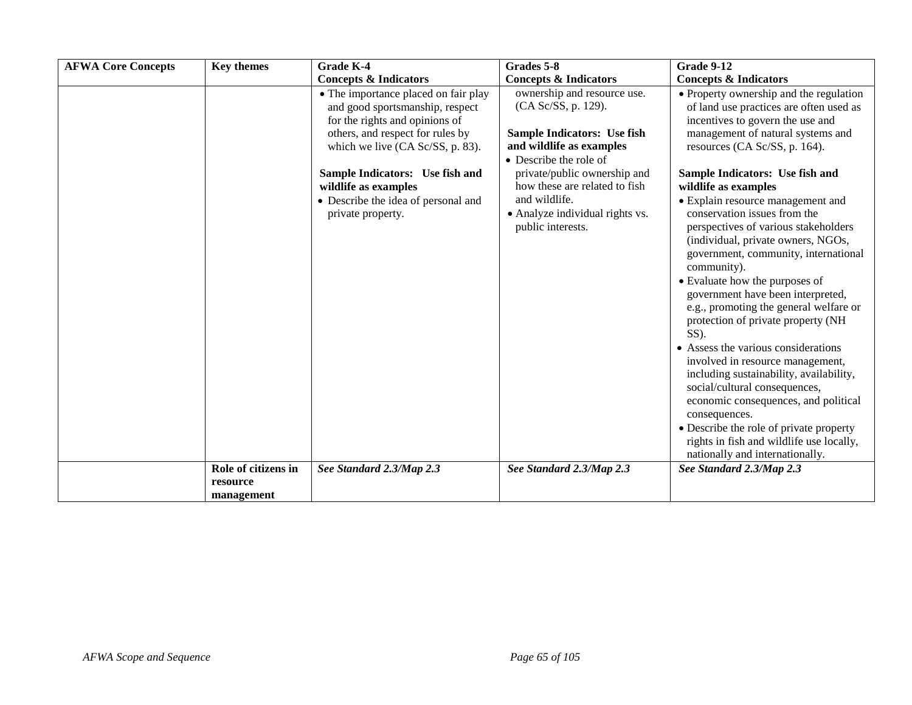| AFWA Core Concepts | Key themes | Grade K-4<br>Concepts & Indicators | Grades 5-8<br>Concepts & Indicators | Grade 9-12<br>Concepts & Indicators |
|---|---|---|---|---|
| | | • The importance placed on fair play and good sportsmanship, respect for the rights and opinions of others, and respect for rules by which we live (CA Sc/SS, p. 83).<br><br>**Sample Indicators: Use fish and wildlife as examples**<br>• Describe the idea of personal and private property. | ownership and resource use. (CA Sc/SS, p. 129).<br><br>**Sample Indicators: Use fish and wildlife as examples**<br>• Describe the role of private/public ownership and how these are related to fish and wildlife.<br>• Analyze individual rights vs. public interests. | • Property ownership and the regulation of land use practices are often used as incentives to govern the use and management of natural systems and resources (CA Sc/SS, p. 164).<br><br>**Sample Indicators: Use fish and wildlife as examples**<br>• Explain resource management and conservation issues from the perspectives of various stakeholders (individual, private owners, NGOs, government, community, international community).<br>• Evaluate how the purposes of government have been interpreted, e.g., promoting the general welfare or protection of private property (NH SS).<br>• Assess the various considerations involved in resource management, including sustainability, availability, social/cultural consequences, economic consequences, and political consequences.<br>• Describe the role of private property rights in fish and wildlife use locally, nationally and internationally. |
| | **Role of citizens in resource management** | ***See Standard 2.3/Map 2.3*** | ***See Standard 2.3/Map 2.3*** | ***See Standard 2.3/Map 2.3*** |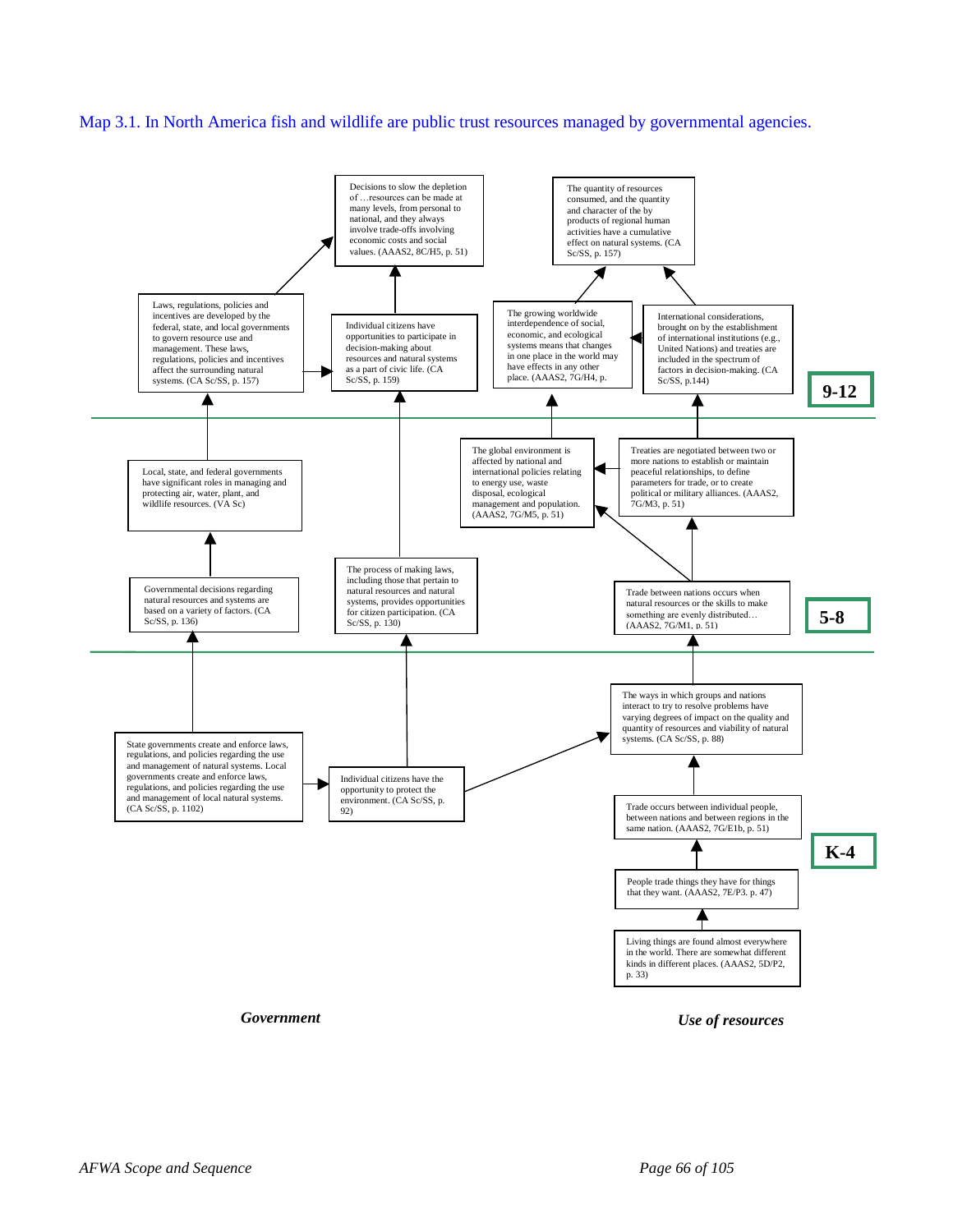Map 3.1. In North America fish and wildlife are public trust resources managed by governmental agencies.

## 9-12

- Decisions to slow the depletion of …resources can be made at many levels, from personal to national, and they always involve trade-offs involving economic costs and social values. (AAAS2, 8C/H5, p. 51)
- The quantity of resources consumed, and the quantity and character of the by products of regional human activities have a cumulative effect on natural systems. (CA Sc/SS, p. 157)
- Laws, regulations, policies and incentives are developed by the federal, state, and local governments to govern resource use and management. These laws, regulations, policies and incentives affect the surrounding natural systems. (CA Sc/SS, p. 157)
- Individual citizens have opportunities to participate in decision-making about resources and natural systems as a part of civic life. (CA Sc/SS, p. 159)
- The growing worldwide interdependence of social, economic, and ecological systems means that changes in one place in the world may have effects in any other place. (AAAS2, 7G/H4, p.
- International considerations, brought on by the establishment of international institutions (e.g., United Nations) and treaties are included in the spectrum of factors in decision-making. (CA Sc/SS, p.144)

## 5-8

- Local, state, and federal governments have significant roles in managing and protecting air, water, plant, and wildlife resources. (VA Sc)
- The global environment is affected by national and international policies relating to energy use, waste disposal, ecological management and population. (AAAS2, 7G/M5, p. 51)
- Treaties are negotiated between two or more nations to establish or maintain peaceful relationships, to define parameters for trade, or to create political or military alliances. (AAAS2, 7G/M3, p. 51)
- Governmental decisions regarding natural resources and systems are based on a variety of factors. (CA Sc/SS, p. 136)
- The process of making laws, including those that pertain to natural resources and natural systems, provides opportunities for citizen participation. (CA Sc/SS, p. 130)
- Trade between nations occurs when natural resources or the skills to make something are evenly distributed… (AAAS2, 7G/M1, p. 51)

## K-4

- The ways in which groups and nations interact to try to resolve problems have varying degrees of impact on the quality and quantity of resources and viability of natural systems. (CA Sc/SS, p. 88)
- State governments create and enforce laws, regulations, and policies regarding the use and management of natural systems. Local governments create and enforce laws, regulations, and policies regarding the use and management of local natural systems. (CA Sc/SS, p. 1102)
- Individual citizens have the opportunity to protect the environment. (CA Sc/SS, p. 92)
- Trade occurs between individual people, between nations and between regions in the same nation. (AAAS2, 7G/E1b, p. 51)
- People trade things they have for things that they want. (AAAS2, 7E/P3. p. 47)
- Living things are found almost everywhere in the world. There are somewhat different kinds in different places. (AAAS2, 5D/P2, p. 33)

*Government* | *Use of resources*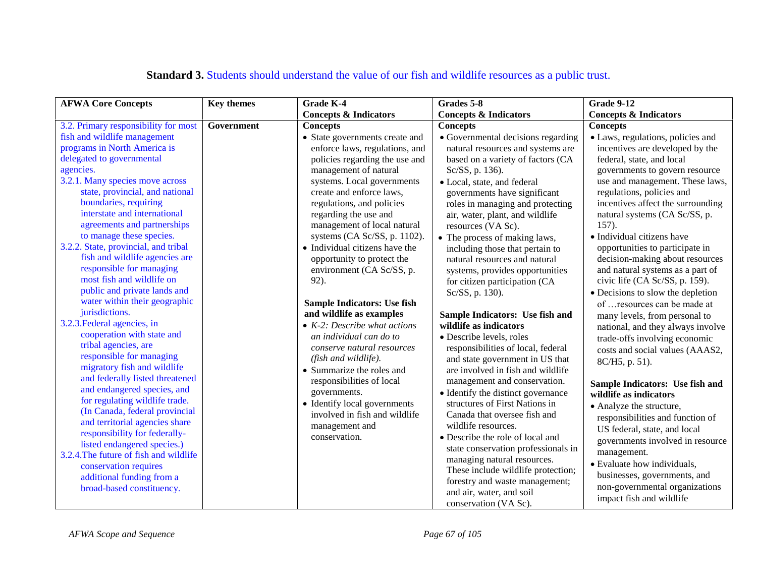**Standard 3.** Students should understand the value of our fish and wildlife resources as a public trust.

| AFWA Core Concepts | Key themes | Grade K-4 Concepts & Indicators | Grades 5-8 Concepts & Indicators | Grade 9-12 Concepts & Indicators |
|---|---|---|---|---|
| 3.2. Primary responsibility for most fish and wildlife management programs in North America is delegated to governmental agencies.<br>3.2.1. Many species move across state, provincial, and national boundaries, requiring interstate and international agreements and partnerships to manage these species.<br>3.2.2. State, provincial, and tribal fish and wildlife agencies are responsible for managing most fish and wildlife on public and private lands and water within their geographic jurisdictions.<br>3.2.3. Federal agencies, in cooperation with state and tribal agencies, are responsible for managing migratory fish and wildlife and federally listed threatened and endangered species, and for regulating wildlife trade. (In Canada, federal provincial and territorial agencies share responsibility for federally-listed endangered species.)<br>3.2.4. The future of fish and wildlife conservation requires additional funding from a broad-based constituency. | **Government** | **Concepts**<br>• State governments create and enforce laws, regulations, and policies regarding the use and management of natural systems. Local governments create and enforce laws, regulations, and policies regarding the use and management of local natural systems (CA Sc/SS, p. 1102).<br>• Individual citizens have the opportunity to protect the environment (CA Sc/SS, p. 92).<br><br>**Sample Indicators: Use fish and wildlife as examples**<br>• *K-2: Describe what actions an individual can do to conserve natural resources (fish and wildlife).*<br>• Summarize the roles and responsibilities of local governments.<br>• Identify local governments involved in fish and wildlife management and conservation. | **Concepts**<br>• Governmental decisions regarding natural resources and systems are based on a variety of factors (CA Sc/SS, p. 136).<br>• Local, state, and federal governments have significant roles in managing and protecting air, water, plant, and wildlife resources (VA Sc).<br>• The process of making laws, including those that pertain to natural resources and natural systems, provides opportunities for citizen participation (CA Sc/SS, p. 130).<br><br>**Sample Indicators: Use fish and wildlife as indicators**<br>• Describe levels, roles responsibilities of local, federal and state government in US that are involved in fish and wildlife management and conservation.<br>• Identify the distinct governance structures of First Nations in Canada that oversee fish and wildlife resources.<br>• Describe the role of local and state conservation professionals in managing natural resources. These include wildlife protection; forestry and waste management; and air, water, and soil conservation (VA Sc). | **Concepts**<br>• Laws, regulations, policies and incentives are developed by the federal, state, and local governments to govern resource use and management. These laws, regulations, policies and incentives affect the surrounding natural systems (CA Sc/SS, p. 157).<br>• Individual citizens have opportunities to participate in decision-making about resources and natural systems as a part of civic life (CA Sc/SS, p. 159).<br>• Decisions to slow the depletion of …resources can be made at many levels, from personal to national, and they always involve trade-offs involving economic costs and social values (AAAS2, 8C/H5, p. 51).<br><br>**Sample Indicators: Use fish and wildlife as indicators**<br>• Analyze the structure, responsibilities and function of US federal, state, and local governments involved in resource management.<br>• Evaluate how individuals, businesses, governments, and non-governmental organizations impact fish and wildlife |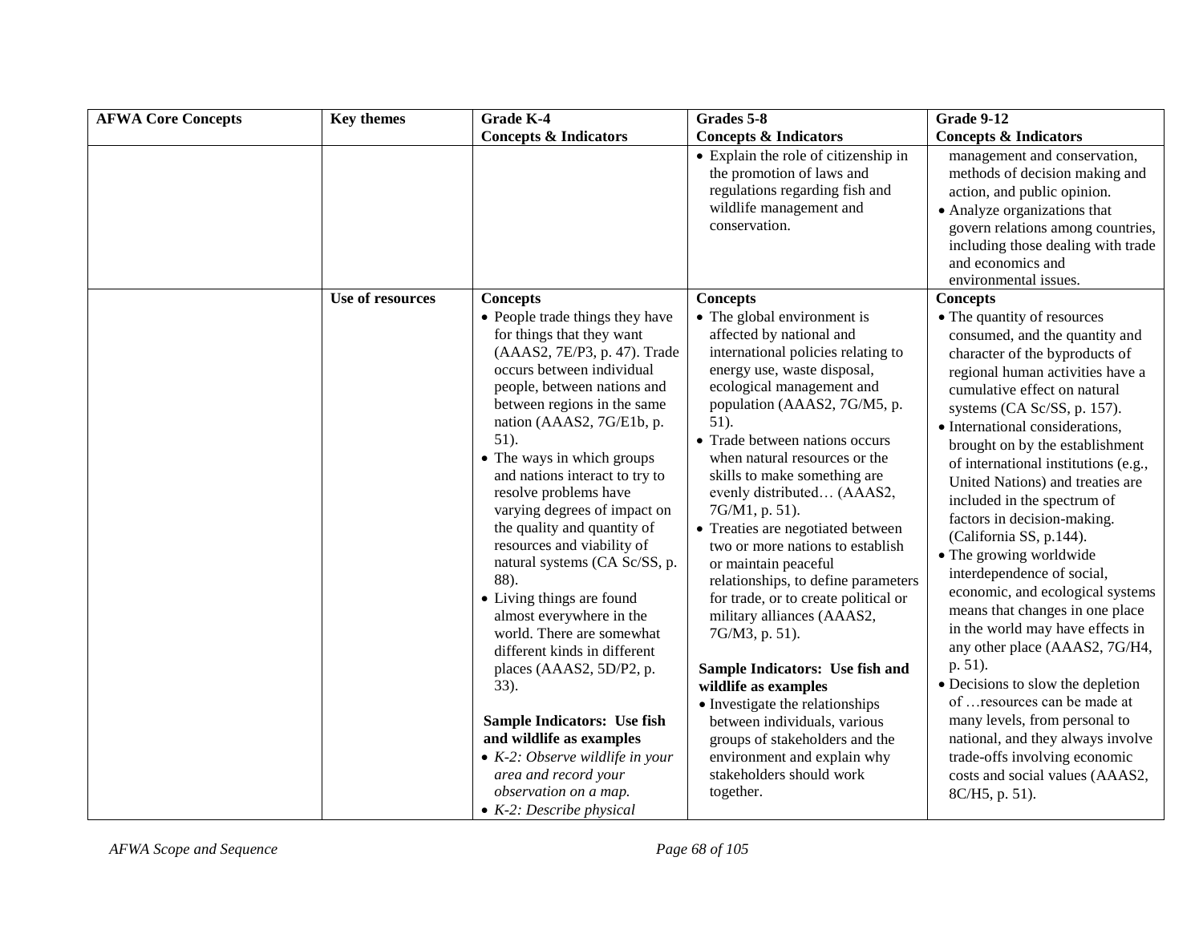| AFWA Core Concepts | Key themes | Grade K-4<br>Concepts & Indicators | Grades 5-8<br>Concepts & Indicators | Grade 9-12<br>Concepts & Indicators |
| --- | --- | --- | --- | --- |
| | | | • Explain the role of citizenship in the promotion of laws and regulations regarding fish and wildlife management and conservation. | management and conservation, methods of decision making and action, and public opinion.<br>• Analyze organizations that govern relations among countries, including those dealing with trade and economics and environmental issues. |
| | **Use of resources** | **Concepts**<br>• People trade things they have for things that they want (AAAS2, 7E/P3, p. 47). Trade occurs between individual people, between nations and between regions in the same nation (AAAS2, 7G/E1b, p. 51).<br>• The ways in which groups and nations interact to try to resolve problems have varying degrees of impact on the quality and quantity of resources and viability of natural systems (CA Sc/SS, p. 88).<br>• Living things are found almost everywhere in the world. There are somewhat different kinds in different places (AAAS2, 5D/P2, p. 33).<br><br>**Sample Indicators: Use fish and wildlife as examples**<br>• *K-2: Observe wildlife in your area and record your observation on a map.*<br>• *K-2: Describe physical* | **Concepts**<br>• The global environment is affected by national and international policies relating to energy use, waste disposal, ecological management and population (AAAS2, 7G/M5, p. 51).<br>• Trade between nations occurs when natural resources or the skills to make something are evenly distributed… (AAAS2, 7G/M1, p. 51).<br>• Treaties are negotiated between two or more nations to establish or maintain peaceful relationships, to define parameters for trade, or to create political or military alliances (AAAS2, 7G/M3, p. 51).<br><br>**Sample Indicators: Use fish and wildlife as examples**<br>• Investigate the relationships between individuals, various groups of stakeholders and the environment and explain why stakeholders should work together. | **Concepts**<br>• The quantity of resources consumed, and the quantity and character of the byproducts of regional human activities have a cumulative effect on natural systems (CA Sc/SS, p. 157).<br>• International considerations, brought on by the establishment of international institutions (e.g., United Nations) and treaties are included in the spectrum of factors in decision-making. (California SS, p.144).<br>• The growing worldwide interdependence of social, economic, and ecological systems means that changes in one place in the world may have effects in any other place (AAAS2, 7G/H4, p. 51).<br>• Decisions to slow the depletion of …resources can be made at many levels, from personal to national, and they always involve trade-offs involving economic costs and social values (AAAS2, 8C/H5, p. 51). |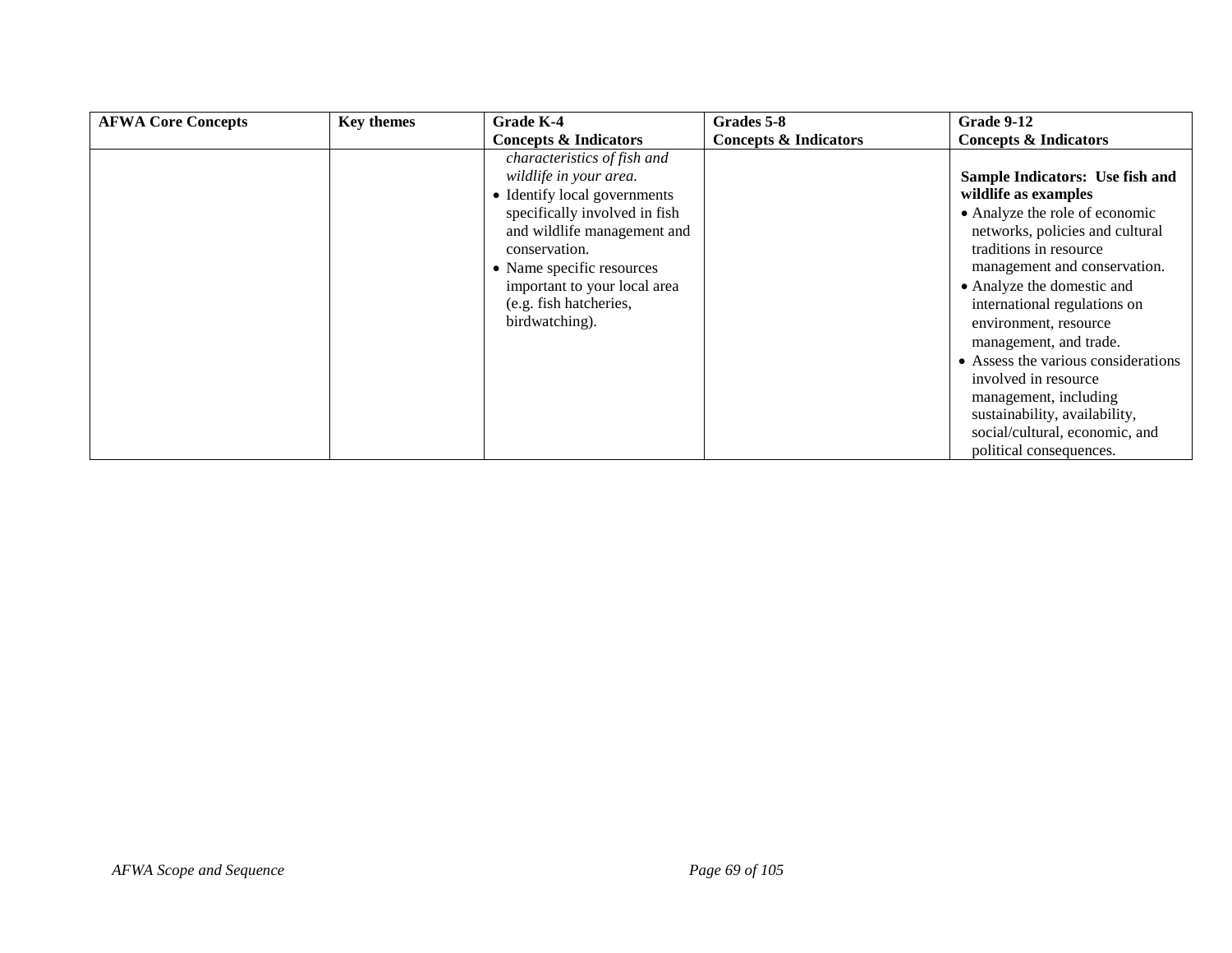| AFWA Core Concepts | Key themes | Grade K-4<br>Concepts & Indicators | Grades 5-8<br>Concepts & Indicators | Grade 9-12<br>Concepts & Indicators |
|---|---|---|---|---|
| | | *characteristics of fish and wildlife in your area.*<br>• Identify local governments specifically involved in fish and wildlife management and conservation.<br>• Name specific resources important to your local area (e.g. fish hatcheries, birdwatching). | | **Sample Indicators: Use fish and wildlife as examples**<br>• Analyze the role of economic networks, policies and cultural traditions in resource management and conservation.<br>• Analyze the domestic and international regulations on environment, resource management, and trade.<br>• Assess the various considerations involved in resource management, including sustainability, availability, social/cultural, economic, and political consequences. |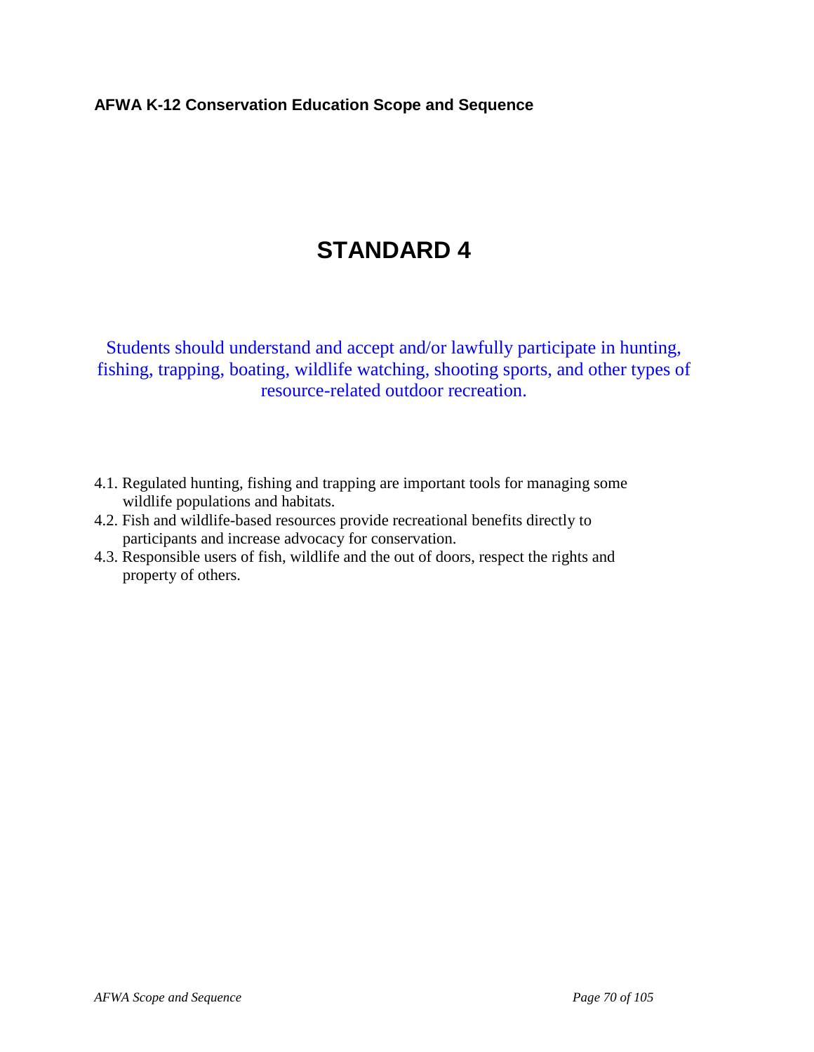# STANDARD 4

Students should understand and accept and/or lawfully participate in hunting, fishing, trapping, boating, wildlife watching, shooting sports, and other types of resource-related outdoor recreation.

4.1. Regulated hunting, fishing and trapping are important tools for managing some wildlife populations and habitats.

4.2. Fish and wildlife-based resources provide recreational benefits directly to participants and increase advocacy for conservation.

4.3. Responsible users of fish, wildlife and the out of doors, respect the rights and property of others.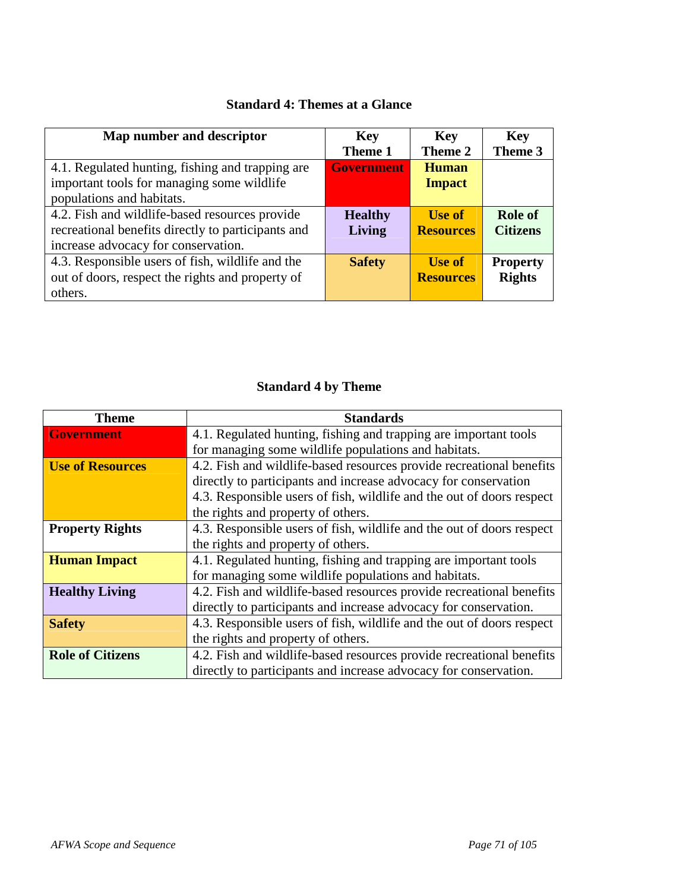## Standard 4: Themes at a Glance

| Map number and descriptor | Key Theme 1 | Key Theme 2 | Key Theme 3 |
|---|---|---|---|
| 4.1. Regulated hunting, fishing and trapping are important tools for managing some wildlife populations and habitats. | **Government** | **Human Impact** | |
| 4.2. Fish and wildlife-based resources provide recreational benefits directly to participants and increase advocacy for conservation. | **Healthy Living** | **Use of Resources** | **Role of Citizens** |
| 4.3. Responsible users of fish, wildlife and the out of doors, respect the rights and property of others. | **Safety** | **Use of Resources** | **Property Rights** |

## Standard 4 by Theme

| Theme | Standards |
|---|---|
| **Government** | 4.1. Regulated hunting, fishing and trapping are important tools for managing some wildlife populations and habitats. |
| **Use of Resources** | 4.2. Fish and wildlife-based resources provide recreational benefits directly to participants and increase advocacy for conservation<br>4.3. Responsible users of fish, wildlife and the out of doors respect the rights and property of others. |
| **Property Rights** | 4.3. Responsible users of fish, wildlife and the out of doors respect the rights and property of others. |
| **Human Impact** | 4.1. Regulated hunting, fishing and trapping are important tools for managing some wildlife populations and habitats. |
| **Healthy Living** | 4.2. Fish and wildlife-based resources provide recreational benefits directly to participants and increase advocacy for conservation. |
| **Safety** | 4.3. Responsible users of fish, wildlife and the out of doors respect the rights and property of others. |
| **Role of Citizens** | 4.2. Fish and wildlife-based resources provide recreational benefits directly to participants and increase advocacy for conservation. |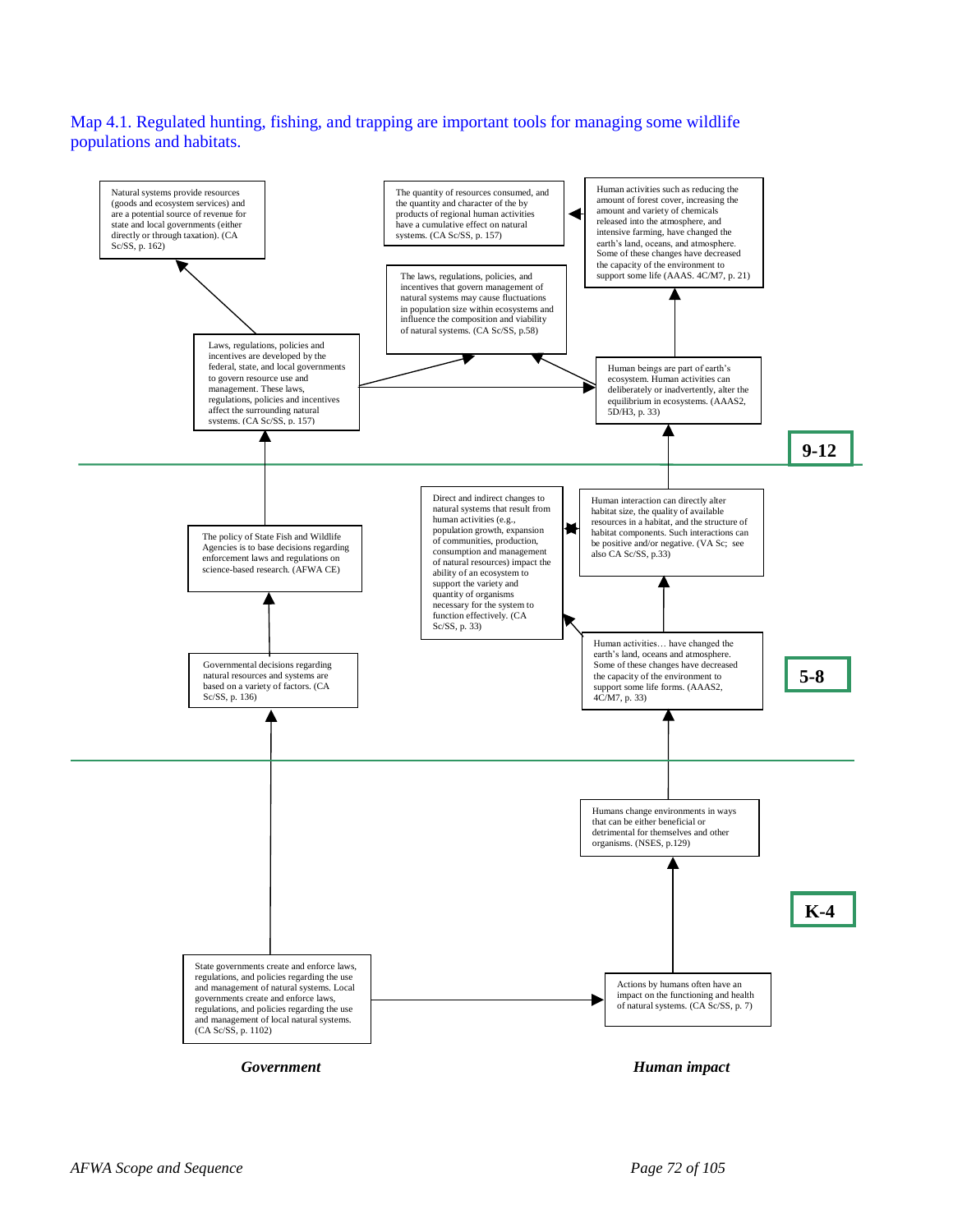Map 4.1. Regulated hunting, fishing, and trapping are important tools for managing some wildlife populations and habitats.

**9-12**

Natural systems provide resources (goods and ecosystem services) and are a potential source of revenue for state and local governments (either directly or through taxation). (CA Sc/SS, p. 162)

The quantity of resources consumed, and the quantity and character of the by products of regional human activities have a cumulative effect on natural systems. (CA Sc/SS, p. 157)

Human activities such as reducing the amount of forest cover, increasing the amount and variety of chemicals released into the atmosphere, and intensive farming, have changed the earth's land, oceans, and atmosphere. Some of these changes have decreased the capacity of the environment to support some life (AAAS. 4C/M7, p. 21)

The laws, regulations, policies, and incentives that govern management of natural systems may cause fluctuations in population size within ecosystems and influence the composition and viability of natural systems. (CA Sc/SS, p.58)

Laws, regulations, policies and incentives are developed by the federal, state, and local governments to govern resource use and management. These laws, regulations, policies and incentives affect the surrounding natural systems. (CA Sc/SS, p. 157)

Human beings are part of earth's ecosystem. Human activities can deliberately or inadvertently, alter the equilibrium in ecosystems. (AAAS2, 5D/H3, p. 33)

**5-8**

The policy of State Fish and Wildlife Agencies is to base decisions regarding enforcement laws and regulations on science-based research. (AFWA CE)

Direct and indirect changes to natural systems that result from human activities (e.g., population growth, expansion of communities, production, consumption and management of natural resources) impact the ability of an ecosystem to support the variety and quantity of organisms necessary for the system to function effectively. (CA Sc/SS, p. 33)

Human interaction can directly alter habitat size, the quality of available resources in a habitat, and the structure of habitat components. Such interactions can be positive and/or negative. (VA Sc; see also CA Sc/SS, p.33)

Governmental decisions regarding natural resources and systems are based on a variety of factors. (CA Sc/SS, p. 136)

Human activities… have changed the earth's land, oceans and atmosphere. Some of these changes have decreased the capacity of the environment to support some life forms. (AAAS2, 4C/M7, p. 33)

**K-4**

Humans change environments in ways that can be either beneficial or detrimental for themselves and other organisms. (NSES, p.129)

State governments create and enforce laws, regulations, and policies regarding the use and management of natural systems. Local governments create and enforce laws, regulations, and policies regarding the use and management of local natural systems. (CA Sc/SS, p. 1102)

Actions by humans often have an impact on the functioning and health of natural systems. (CA Sc/SS, p. 7)

***Government*** ***Human impact***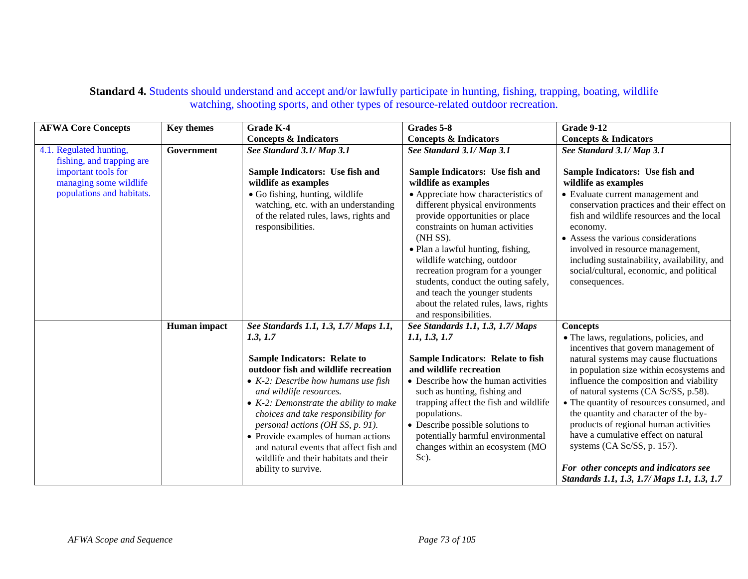**Standard 4.** Students should understand and accept and/or lawfully participate in hunting, fishing, trapping, boating, wildlife watching, shooting sports, and other types of resource-related outdoor recreation.

| AFWA Core Concepts | Key themes | Grade K-4 Concepts & Indicators | Grades 5-8 Concepts & Indicators | Grade 9-12 Concepts & Indicators |
|---|---|---|---|---|
| 4.1. Regulated hunting, fishing, and trapping are important tools for managing some wildlife populations and habitats. | **Government** | ***See Standard 3.1/ Map 3.1***<br><br>**Sample Indicators: Use fish and wildlife as examples**<br>• Go fishing, hunting, wildlife watching, etc. with an understanding of the related rules, laws, rights and responsibilities. | ***See Standard 3.1/ Map 3.1***<br><br>**Sample Indicators: Use fish and wildlife as examples**<br>• Appreciate how characteristics of different physical environments provide opportunities or place constraints on human activities (NH SS).<br>• Plan a lawful hunting, fishing, wildlife watching, outdoor recreation program for a younger students, conduct the outing safely, and teach the younger students about the related rules, laws, rights and responsibilities. | ***See Standard 3.1/ Map 3.1***<br><br>**Sample Indicators: Use fish and wildlife as examples**<br>• Evaluate current management and conservation practices and their effect on fish and wildlife resources and the local economy.<br>• Assess the various considerations involved in resource management, including sustainability, availability, and social/cultural, economic, and political consequences. |
| | **Human impact** | ***See Standards 1.1, 1.3, 1.7/ Maps 1.1, 1.3, 1.7***<br><br>**Sample Indicators: Relate to outdoor fish and wildlife recreation**<br>• *K-2: Describe how humans use fish and wildlife resources.*<br>• *K-2: Demonstrate the ability to make choices and take responsibility for personal actions (OH SS, p. 91).*<br>• Provide examples of human actions and natural events that affect fish and wildlife and their habitats and their ability to survive. | ***See Standards 1.1, 1.3, 1.7/ Maps 1.1, 1.3, 1.7***<br><br>**Sample Indicators: Relate to fish and wildlife recreation**<br>• Describe how the human activities such as hunting, fishing and trapping affect the fish and wildlife populations.<br>• Describe possible solutions to potentially harmful environmental changes within an ecosystem (MO Sc). | **Concepts**<br>• The laws, regulations, policies, and incentives that govern management of natural systems may cause fluctuations in population size within ecosystems and influence the composition and viability of natural systems (CA Sc/SS, p.58).<br>• The quantity of resources consumed, and the quantity and character of the by-products of regional human activities have a cumulative effect on natural systems (CA Sc/SS, p. 157).<br><br>***For other concepts and indicators see Standards 1.1, 1.3, 1.7/ Maps 1.1, 1.3, 1.7*** |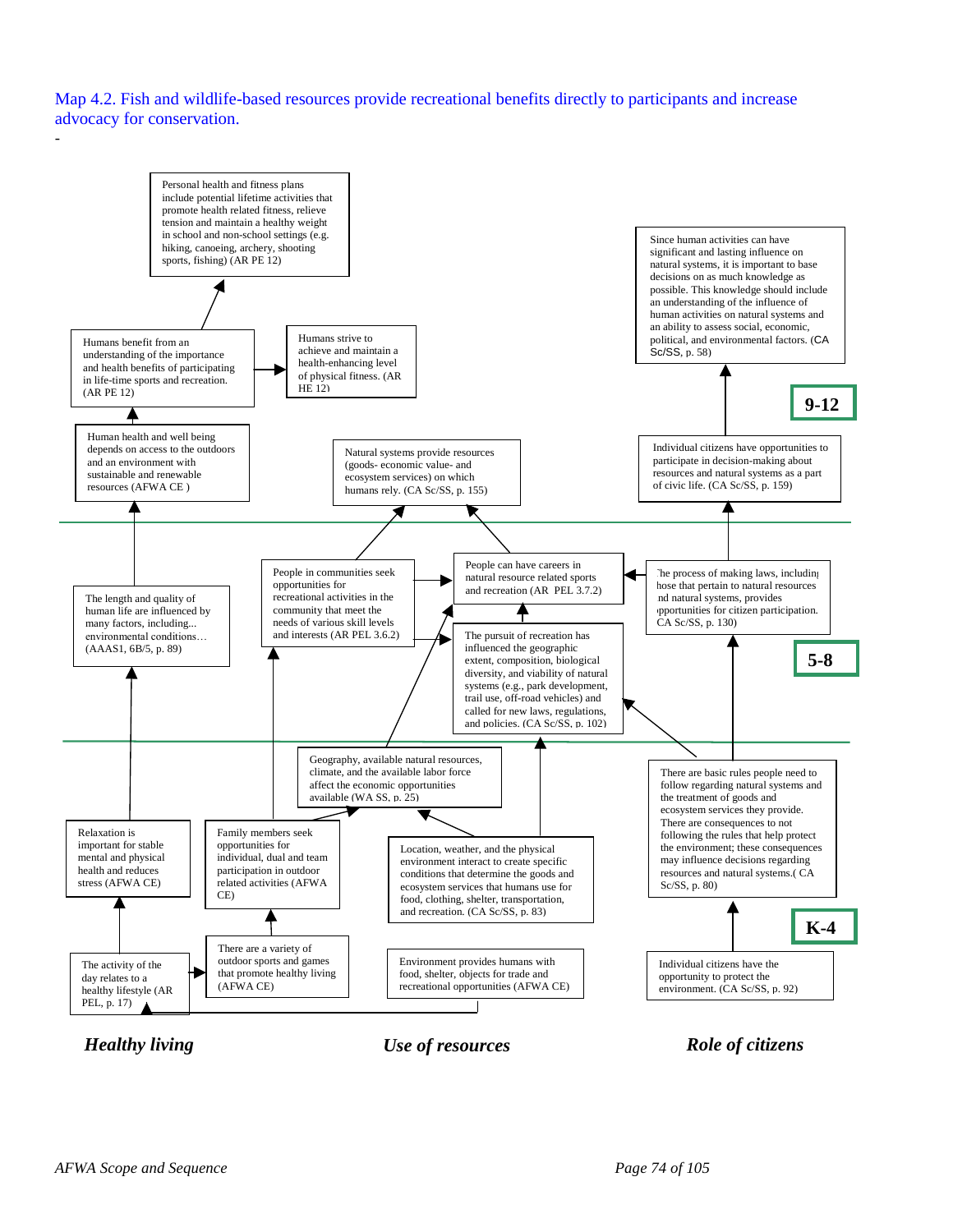Map 4.2. Fish and wildlife-based resources provide recreational benefits directly to participants and increase advocacy for conservation.

-

## 9-12

**Healthy living**

- Personal health and fitness plans include potential lifetime activities that promote health related fitness, relieve tension and maintain a healthy weight in school and non-school settings (e.g. hiking, canoeing, archery, shooting sports, fishing) (AR PE 12)
- Humans benefit from an understanding of the importance and health benefits of participating in life-time sports and recreation. (AR PE 12)
- Humans strive to achieve and maintain a health-enhancing level of physical fitness. (AR HE 12)
- Human health and well being depends on access to the outdoors and an environment with sustainable and renewable resources (AFWA CE )

**Use of resources**

- Natural systems provide resources (goods- economic value- and ecosystem services) on which humans rely. (CA Sc/SS, p. 155)

**Role of citizens**

- Since human activities can have significant and lasting influence on natural systems, it is important to base decisions on as much knowledge as possible. This knowledge should include an understanding of the influence of human activities on natural systems and an ability to assess social, economic, political, and environmental factors. (CA Sc/SS, p. 58)
- Individual citizens have opportunities to participate in decision-making about resources and natural systems as a part of civic life. (CA Sc/SS, p. 159)

## 5-8

**Healthy living**

- The length and quality of human life are influenced by many factors, including... environmental conditions… (AAAS1, 6B/5, p. 89)

**Use of resources**

- People in communities seek opportunities for recreational activities in the community that meet the needs of various skill levels and interests (AR PEL 3.6.2)
- People can have careers in natural resource related sports and recreation (AR PEL 3.7.2)
- The pursuit of recreation has influenced the geographic extent, composition, biological diversity, and viability of natural systems (e.g., park development, trail use, off-road vehicles) and called for new laws, regulations, and policies. (CA Sc/SS, p. 102)

**Role of citizens**

- The process of making laws, including those that pertain to natural resources and natural systems, provides opportunities for citizen participation. (CA Sc/SS, p. 130)

## K-4

**Healthy living**

- Relaxation is important for stable mental and physical health and reduces stress (AFWA CE)
- Family members seek opportunities for individual, dual and team participation in outdoor related activities (AFWA CE)
- The activity of the day relates to a healthy lifestyle (AR PEL, p. 17)
- There are a variety of outdoor sports and games that promote healthy living (AFWA CE)

**Use of resources**

- Geography, available natural resources, climate, and the available labor force affect the economic opportunities available (WA SS, p. 25)
- Location, weather, and the physical environment interact to create specific conditions that determine the goods and ecosystem services that humans use for food, clothing, shelter, transportation, and recreation. (CA Sc/SS, p. 83)
- Environment provides humans with food, shelter, objects for trade and recreational opportunities (AFWA CE)

**Role of citizens**

- There are basic rules people need to follow regarding natural systems and the treatment of goods and ecosystem services they provide. There are consequences to not following the rules that help protect the environment; these consequences may influence decisions regarding resources and natural systems.( CA Sc/SS, p. 80)
- Individual citizens have the opportunity to protect the environment. (CA Sc/SS, p. 92)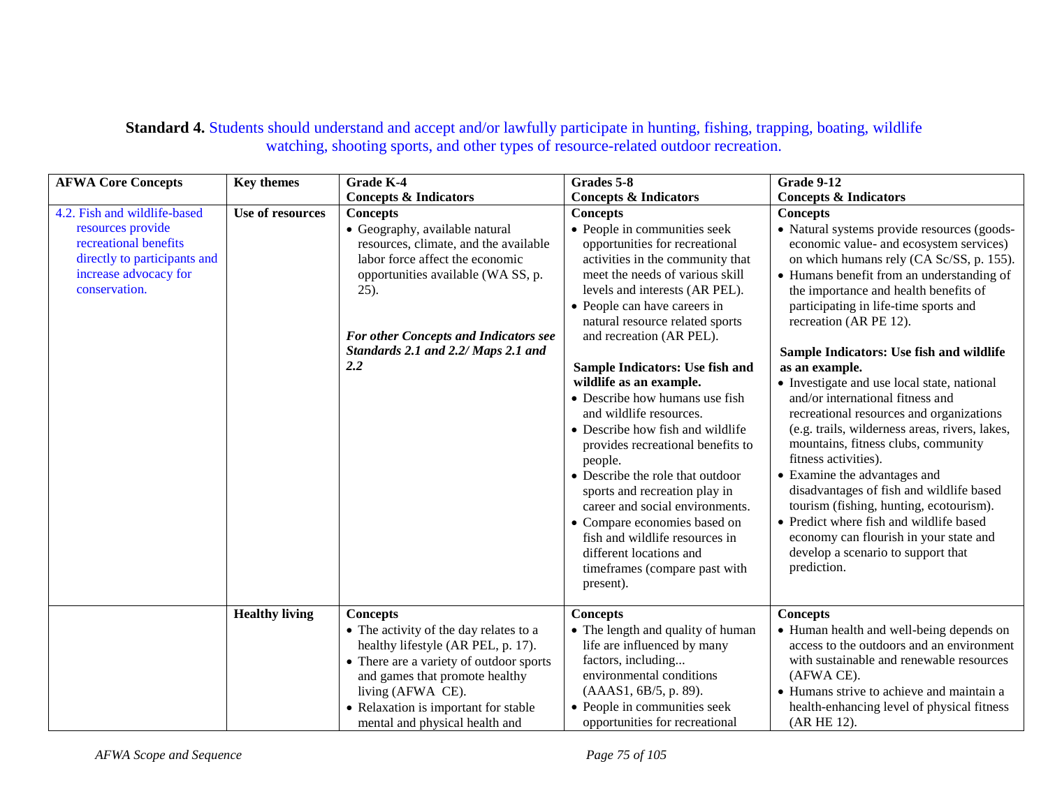**Standard 4.** Students should understand and accept and/or lawfully participate in hunting, fishing, trapping, boating, wildlife watching, shooting sports, and other types of resource-related outdoor recreation.

| AFWA Core Concepts | Key themes | Grade K-4 Concepts & Indicators | Grades 5-8 Concepts & Indicators | Grade 9-12 Concepts & Indicators |
|---|---|---|---|---|
| 4.2. Fish and wildlife-based resources provide recreational benefits directly to participants and increase advocacy for conservation. | **Use of resources** | **Concepts**<br>• Geography, available natural resources, climate, and the available labor force affect the economic opportunities available (WA SS, p. 25).<br><br>***For other Concepts and Indicators see Standards 2.1 and 2.2/ Maps 2.1 and 2.2*** | **Concepts**<br>• People in communities seek opportunities for recreational activities in the community that meet the needs of various skill levels and interests (AR PEL).<br>• People can have careers in natural resource related sports and recreation (AR PEL).<br><br>**Sample Indicators: Use fish and wildlife as an example.**<br>• Describe how humans use fish and wildlife resources.<br>• Describe how fish and wildlife provides recreational benefits to people.<br>• Describe the role that outdoor sports and recreation play in career and social environments.<br>• Compare economies based on fish and wildlife resources in different locations and timeframes (compare past with present). | **Concepts**<br>• Natural systems provide resources (goods-economic value- and ecosystem services) on which humans rely (CA Sc/SS, p. 155).<br>• Humans benefit from an understanding of the importance and health benefits of participating in life-time sports and recreation (AR PE 12).<br><br>**Sample Indicators: Use fish and wildlife as an example.**<br>• Investigate and use local state, national and/or international fitness and recreational resources and organizations (e.g. trails, wilderness areas, rivers, lakes, mountains, fitness clubs, community fitness activities).<br>• Examine the advantages and disadvantages of fish and wildlife based tourism (fishing, hunting, ecotourism).<br>• Predict where fish and wildlife based economy can flourish in your state and develop a scenario to support that prediction. |
| | **Healthy living** | **Concepts**<br>• The activity of the day relates to a healthy lifestyle (AR PEL, p. 17).<br>• There are a variety of outdoor sports and games that promote healthy living (AFWA CE).<br>• Relaxation is important for stable mental and physical health and | **Concepts**<br>• The length and quality of human life are influenced by many factors, including... environmental conditions (AAAS1, 6B/5, p. 89).<br>• People in communities seek opportunities for recreational | **Concepts**<br>• Human health and well-being depends on access to the outdoors and an environment with sustainable and renewable resources (AFWA CE).<br>• Humans strive to achieve and maintain a health-enhancing level of physical fitness (AR HE 12). |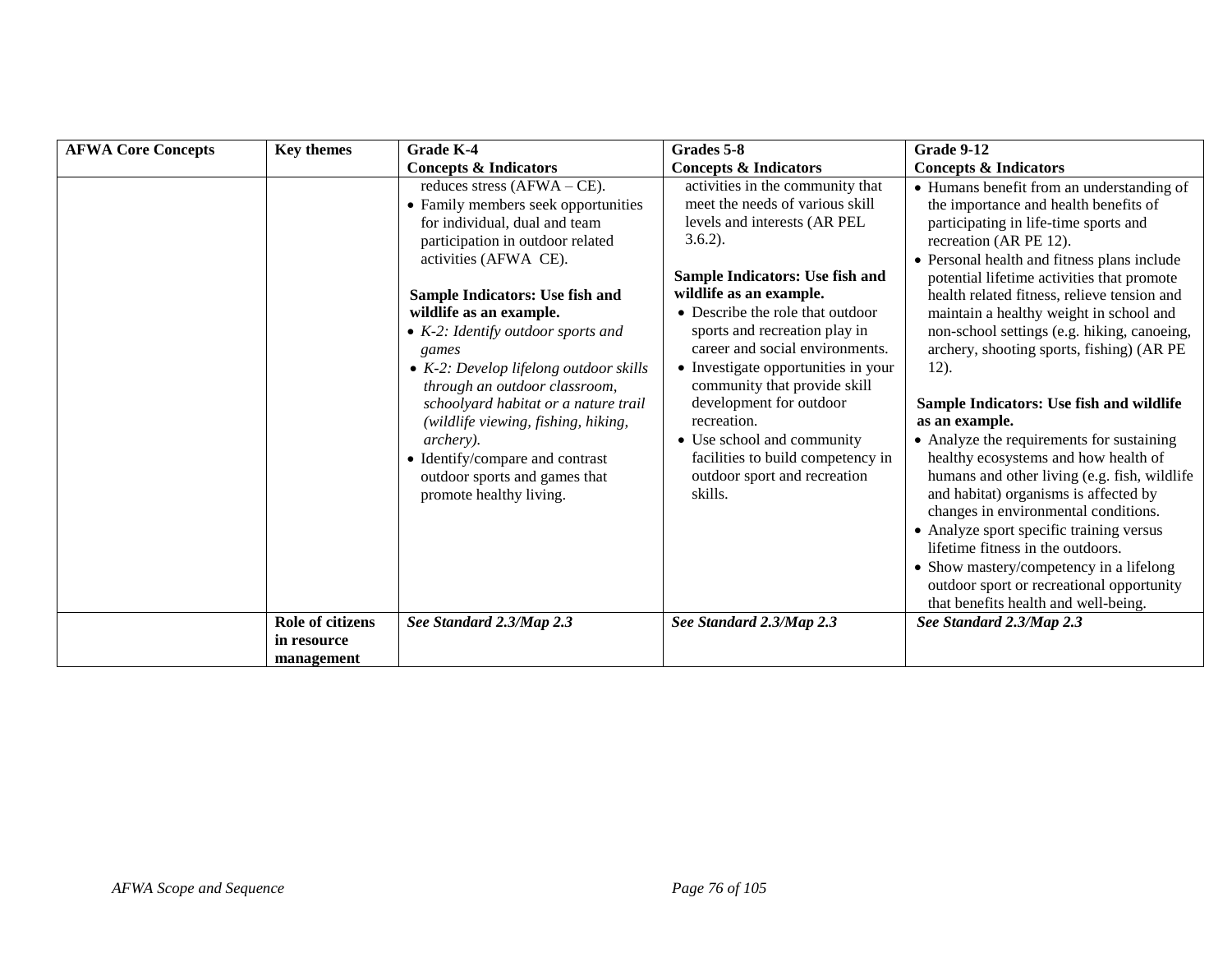| AFWA Core Concepts | Key themes | Grade K-4<br>**Concepts & Indicators** | Grades 5-8<br>**Concepts & Indicators** | Grade 9-12<br>**Concepts & Indicators** |
|---|---|---|---|---|
| | | reduces stress (AFWA – CE).<br>• Family members seek opportunities for individual, dual and team participation in outdoor related activities (AFWA CE).<br><br>**Sample Indicators: Use fish and wildlife as an example.**<br>• *K-2: Identify outdoor sports and games*<br>• *K-2: Develop lifelong outdoor skills through an outdoor classroom, schoolyard habitat or a nature trail (wildlife viewing, fishing, hiking, archery).*<br>• Identify/compare and contrast outdoor sports and games that promote healthy living. | activities in the community that meet the needs of various skill levels and interests (AR PEL 3.6.2).<br><br>**Sample Indicators: Use fish and wildlife as an example.**<br>• Describe the role that outdoor sports and recreation play in career and social environments.<br>• Investigate opportunities in your community that provide skill development for outdoor recreation.<br>• Use school and community facilities to build competency in outdoor sport and recreation skills. | • Humans benefit from an understanding of the importance and health benefits of participating in life-time sports and recreation (AR PE 12).<br>• Personal health and fitness plans include potential lifetime activities that promote health related fitness, relieve tension and maintain a healthy weight in school and non-school settings (e.g. hiking, canoeing, archery, shooting sports, fishing) (AR PE 12).<br><br>**Sample Indicators: Use fish and wildlife as an example.**<br>• Analyze the requirements for sustaining healthy ecosystems and how health of humans and other living (e.g. fish, wildlife and habitat) organisms is affected by changes in environmental conditions.<br>• Analyze sport specific training versus lifetime fitness in the outdoors.<br>• Show mastery/competency in a lifelong outdoor sport or recreational opportunity that benefits health and well-being. |
| | **Role of citizens in resource management** | ***See Standard 2.3/Map 2.3*** | ***See Standard 2.3/Map 2.3*** | ***See Standard 2.3/Map 2.3*** |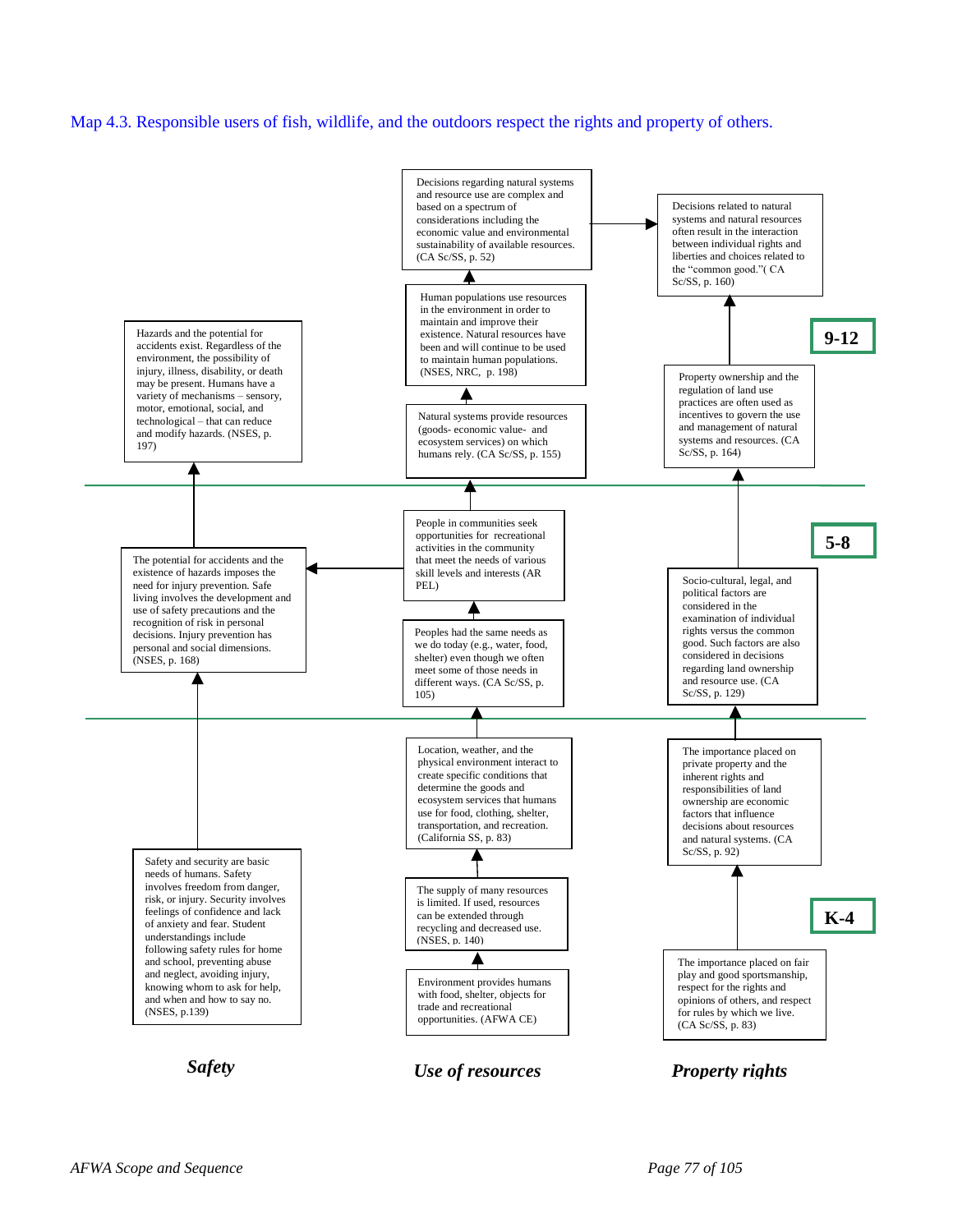Map 4.3. Responsible users of fish, wildlife, and the outdoors respect the rights and property of others.

## Safety

**9-12**

Hazards and the potential for accidents exist. Regardless of the environment, the possibility of injury, illness, disability, or death may be present. Humans have a variety of mechanisms – sensory, motor, emotional, social, and technological – that can reduce and modify hazards. (NSES, p. 197)

**5-8**

The potential for accidents and the existence of hazards imposes the need for injury prevention. Safe living involves the development and use of safety precautions and the recognition of risk in personal decisions. Injury prevention has personal and social dimensions. (NSES, p. 168)

**K-4**

Safety and security are basic needs of humans. Safety involves freedom from danger, risk, or injury. Security involves feelings of confidence and lack of anxiety and fear. Student understandings include following safety rules for home and school, preventing abuse and neglect, avoiding injury, knowing whom to ask for help, and when and how to say no. (NSES, p.139)

## Use of resources

**9-12**

Decisions regarding natural systems and resource use are complex and based on a spectrum of considerations including the economic value and environmental sustainability of available resources. (CA Sc/SS, p. 52)

Human populations use resources in the environment in order to maintain and improve their existence. Natural resources have been and will continue to be used to maintain human populations. (NSES, NRC, p. 198)

Natural systems provide resources (goods- economic value- and ecosystem services) on which humans rely. (CA Sc/SS, p. 155)

**5-8**

People in communities seek opportunities for recreational activities in the community that meet the needs of various skill levels and interests (AR PEL)

Peoples had the same needs as we do today (e.g., water, food, shelter) even though we often meet some of those needs in different ways. (CA Sc/SS, p. 105)

**K-4**

Location, weather, and the physical environment interact to create specific conditions that determine the goods and ecosystem services that humans use for food, clothing, shelter, transportation, and recreation. (California SS, p. 83)

The supply of many resources is limited. If used, resources can be extended through recycling and decreased use. (NSES, p. 140)

Environment provides humans with food, shelter, objects for trade and recreational opportunities. (AFWA CE)

## Property rights

**9-12**

Decisions related to natural systems and natural resources often result in the interaction between individual rights and liberties and choices related to the "common good." ( CA Sc/SS, p. 160)

Property ownership and the regulation of land use practices are often used as incentives to govern the use and management of natural systems and resources. (CA Sc/SS, p. 164)

**5-8**

Socio-cultural, legal, and political factors are considered in the examination of individual rights versus the common good. Such factors are also considered in decisions regarding land ownership and resource use. (CA Sc/SS, p. 129)

**K-4**

The importance placed on private property and the inherent rights and responsibilities of land ownership are economic factors that influence decisions about resources and natural systems. (CA Sc/SS, p. 92)

The importance placed on fair play and good sportsmanship, respect for the rights and opinions of others, and respect for rules by which we live. (CA Sc/SS, p. 83)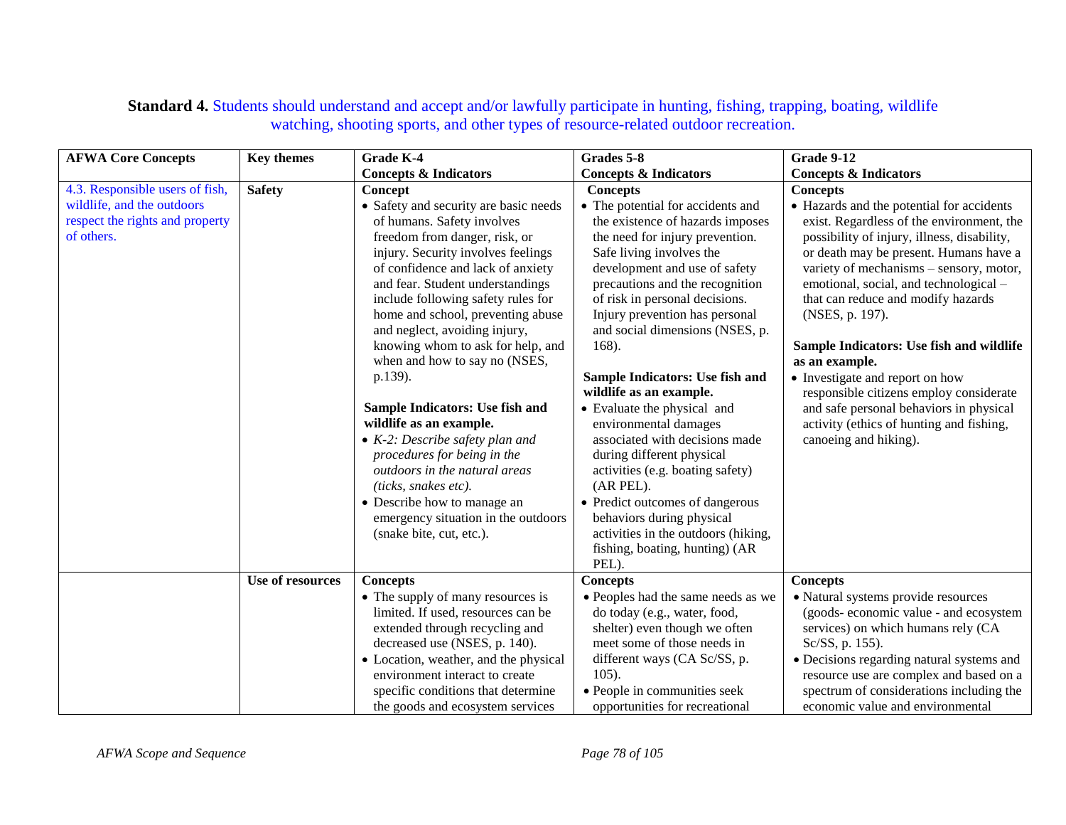**Standard 4.** Students should understand and accept and/or lawfully participate in hunting, fishing, trapping, boating, wildlife watching, shooting sports, and other types of resource-related outdoor recreation.

| AFWA Core Concepts | Key themes | Grade K-4 Concepts & Indicators | Grades 5-8 Concepts & Indicators | Grade 9-12 Concepts & Indicators |
|---|---|---|---|---|
| 4.3. Responsible users of fish, wildlife, and the outdoors respect the rights and property of others. | **Safety** | **Concept**<br>• Safety and security are basic needs of humans. Safety involves freedom from danger, risk, or injury. Security involves feelings of confidence and lack of anxiety and fear. Student understandings include following safety rules for home and school, preventing abuse and neglect, avoiding injury, knowing whom to ask for help, and when and how to say no (NSES, p.139).<br><br>**Sample Indicators: Use fish and wildlife as an example.**<br>• *K-2: Describe safety plan and procedures for being in the outdoors in the natural areas (ticks, snakes etc).*<br>• Describe how to manage an emergency situation in the outdoors (snake bite, cut, etc.). | **Concepts**<br>• The potential for accidents and the existence of hazards imposes the need for injury prevention. Safe living involves the development and use of safety precautions and the recognition of risk in personal decisions. Injury prevention has personal and social dimensions (NSES, p. 168).<br><br>**Sample Indicators: Use fish and wildlife as an example.**<br>• Evaluate the physical and environmental damages associated with decisions made during different physical activities (e.g. boating safety) (AR PEL).<br>• Predict outcomes of dangerous behaviors during physical activities in the outdoors (hiking, fishing, boating, hunting) (AR PEL). | **Concepts**<br>• Hazards and the potential for accidents exist. Regardless of the environment, the possibility of injury, illness, disability, or death may be present. Humans have a variety of mechanisms – sensory, motor, emotional, social, and technological – that can reduce and modify hazards (NSES, p. 197).<br><br>**Sample Indicators: Use fish and wildlife as an example.**<br>• Investigate and report on how responsible citizens employ considerate and safe personal behaviors in physical activity (ethics of hunting and fishing, canoeing and hiking). |
| | **Use of resources** | **Concepts**<br>• The supply of many resources is limited. If used, resources can be extended through recycling and decreased use (NSES, p. 140).<br>• Location, weather, and the physical environment interact to create specific conditions that determine the goods and ecosystem services | **Concepts**<br>• Peoples had the same needs as we do today (e.g., water, food, shelter) even though we often meet some of those needs in different ways (CA Sc/SS, p. 105).<br>• People in communities seek opportunities for recreational | **Concepts**<br>• Natural systems provide resources (goods- economic value - and ecosystem services) on which humans rely (CA Sc/SS, p. 155).<br>• Decisions regarding natural systems and resource use are complex and based on a spectrum of considerations including the economic value and environmental |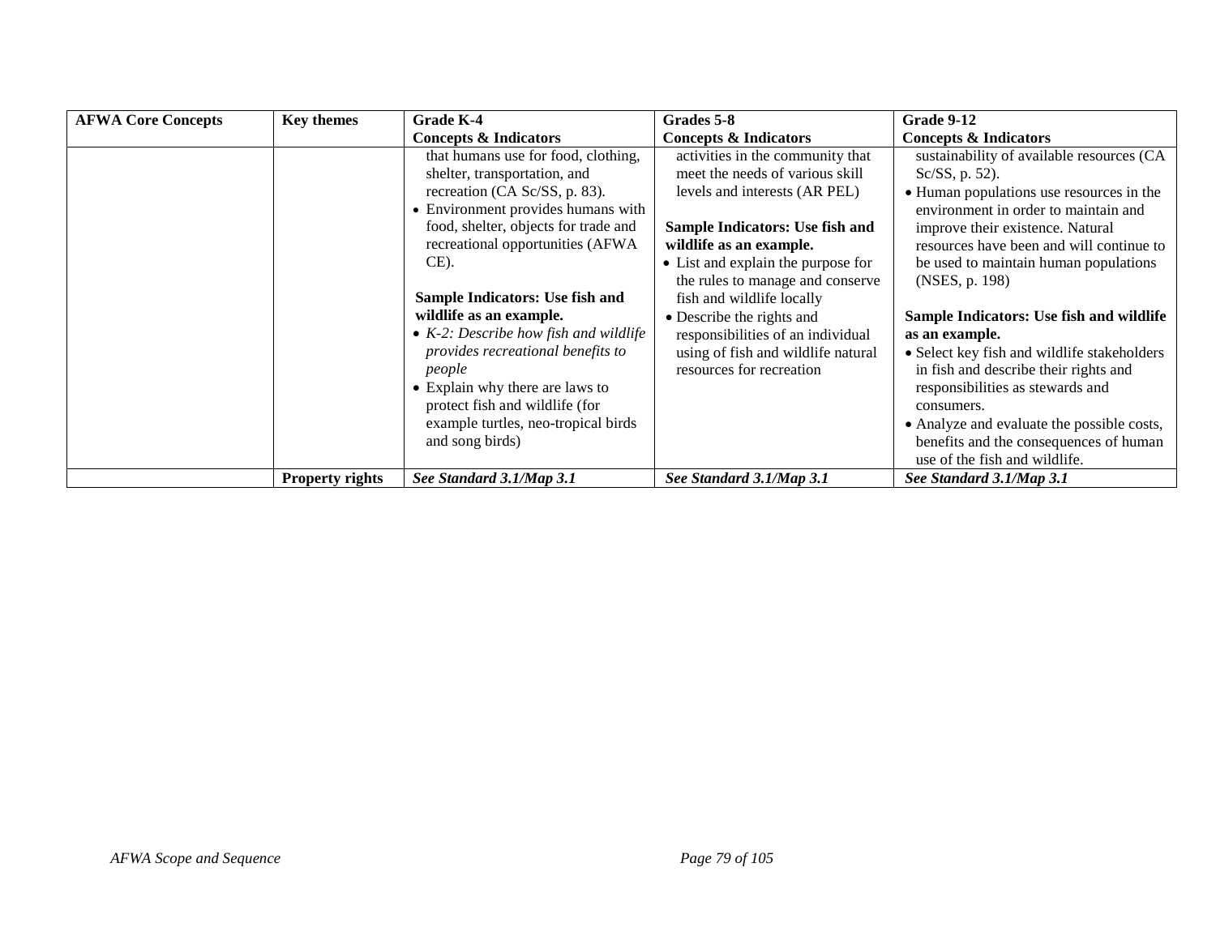| AFWA Core Concepts | Key themes | Grade K-4 Concepts & Indicators | Grades 5-8 Concepts & Indicators | Grade 9-12 Concepts & Indicators |
|---|---|---|---|---|
| | | that humans use for food, clothing, shelter, transportation, and recreation (CA Sc/SS, p. 83).<br>• Environment provides humans with food, shelter, objects for trade and recreational opportunities (AFWA CE).<br><br>**Sample Indicators: Use fish and wildlife as an example.**<br>• *K-2: Describe how fish and wildlife provides recreational benefits to people*<br>• Explain why there are laws to protect fish and wildlife (for example turtles, neo-tropical birds and song birds) | activities in the community that meet the needs of various skill levels and interests (AR PEL)<br><br>**Sample Indicators: Use fish and wildlife as an example.**<br>• List and explain the purpose for the rules to manage and conserve fish and wildlife locally<br>• Describe the rights and responsibilities of an individual using of fish and wildlife natural resources for recreation | sustainability of available resources (CA Sc/SS, p. 52).<br>• Human populations use resources in the environment in order to maintain and improve their existence. Natural resources have been and will continue to be used to maintain human populations (NSES, p. 198)<br><br>**Sample Indicators: Use fish and wildlife as an example.**<br>• Select key fish and wildlife stakeholders in fish and describe their rights and responsibilities as stewards and consumers.<br>• Analyze and evaluate the possible costs, benefits and the consequences of human use of the fish and wildlife. |
| | **Property rights** | ***See Standard 3.1/Map 3.1*** | ***See Standard 3.1/Map 3.1*** | ***See Standard 3.1/Map 3.1*** |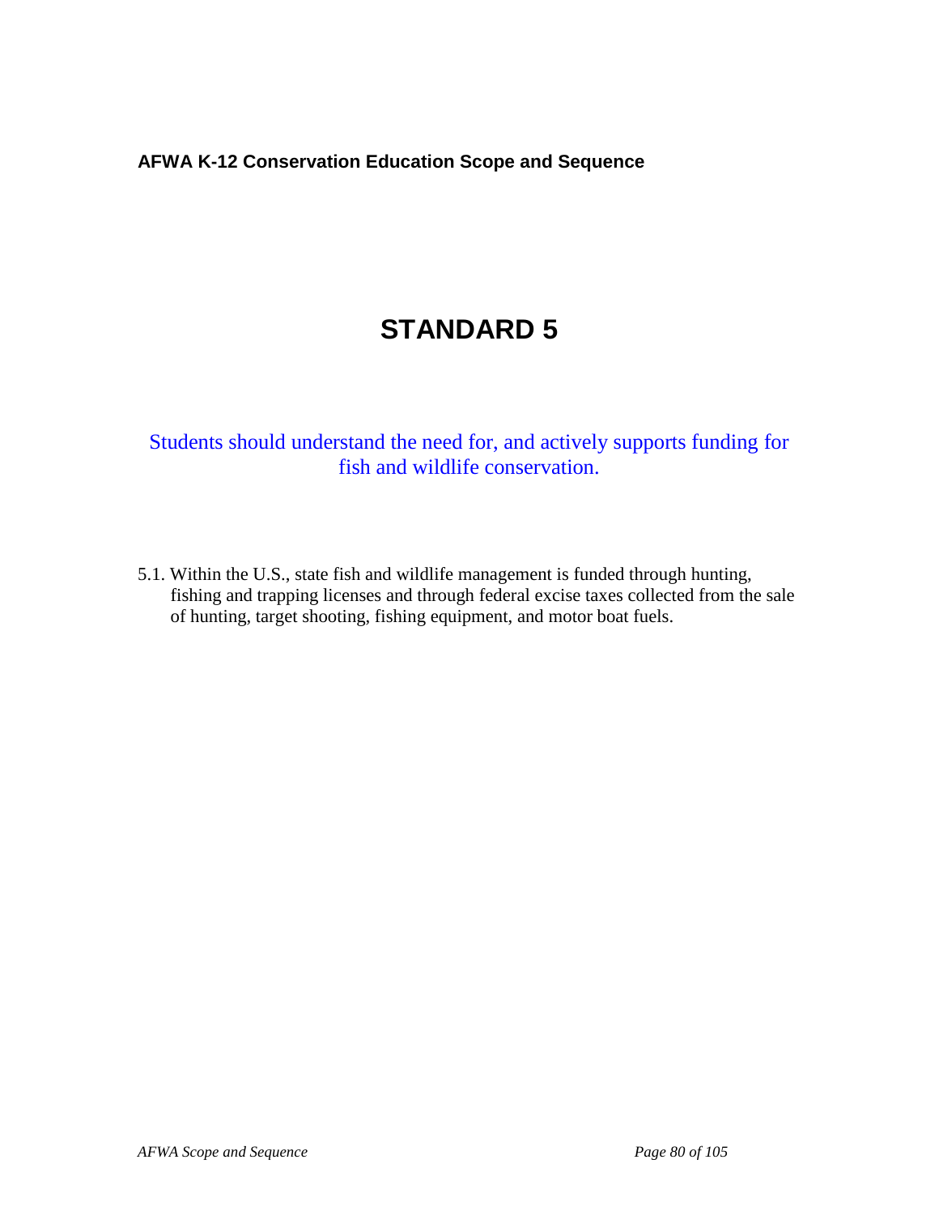# STANDARD 5

Students should understand the need for, and actively supports funding for fish and wildlife conservation.

5.1. Within the U.S., state fish and wildlife management is funded through hunting, fishing and trapping licenses and through federal excise taxes collected from the sale of hunting, target shooting, fishing equipment, and motor boat fuels.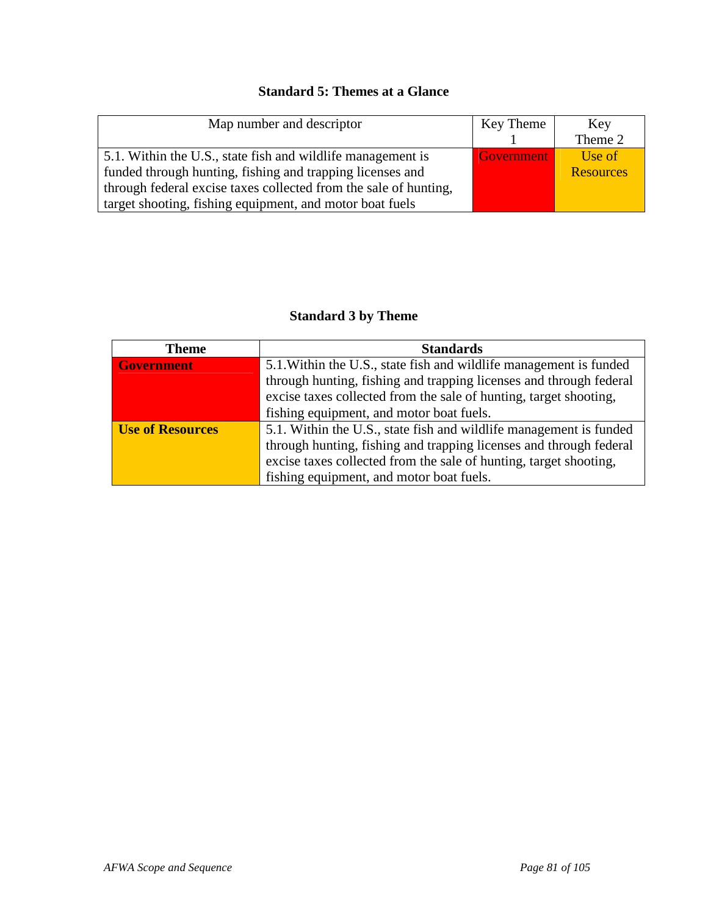### Standard 5: Themes at a Glance

| Map number and descriptor | Key Theme 1 | Key Theme 2 |
| --- | --- | --- |
| 5.1. Within the U.S., state fish and wildlife management is funded through hunting, fishing and trapping licenses and through federal excise taxes collected from the sale of hunting, target shooting, fishing equipment, and motor boat fuels | Government | Use of Resources |

### Standard 3 by Theme

| Theme | Standards |
| --- | --- |
| **Government** | 5.1.Within the U.S., state fish and wildlife management is funded through hunting, fishing and trapping licenses and through federal excise taxes collected from the sale of hunting, target shooting, fishing equipment, and motor boat fuels. |
| **Use of Resources** | 5.1. Within the U.S., state fish and wildlife management is funded through hunting, fishing and trapping licenses and through federal excise taxes collected from the sale of hunting, target shooting, fishing equipment, and motor boat fuels. |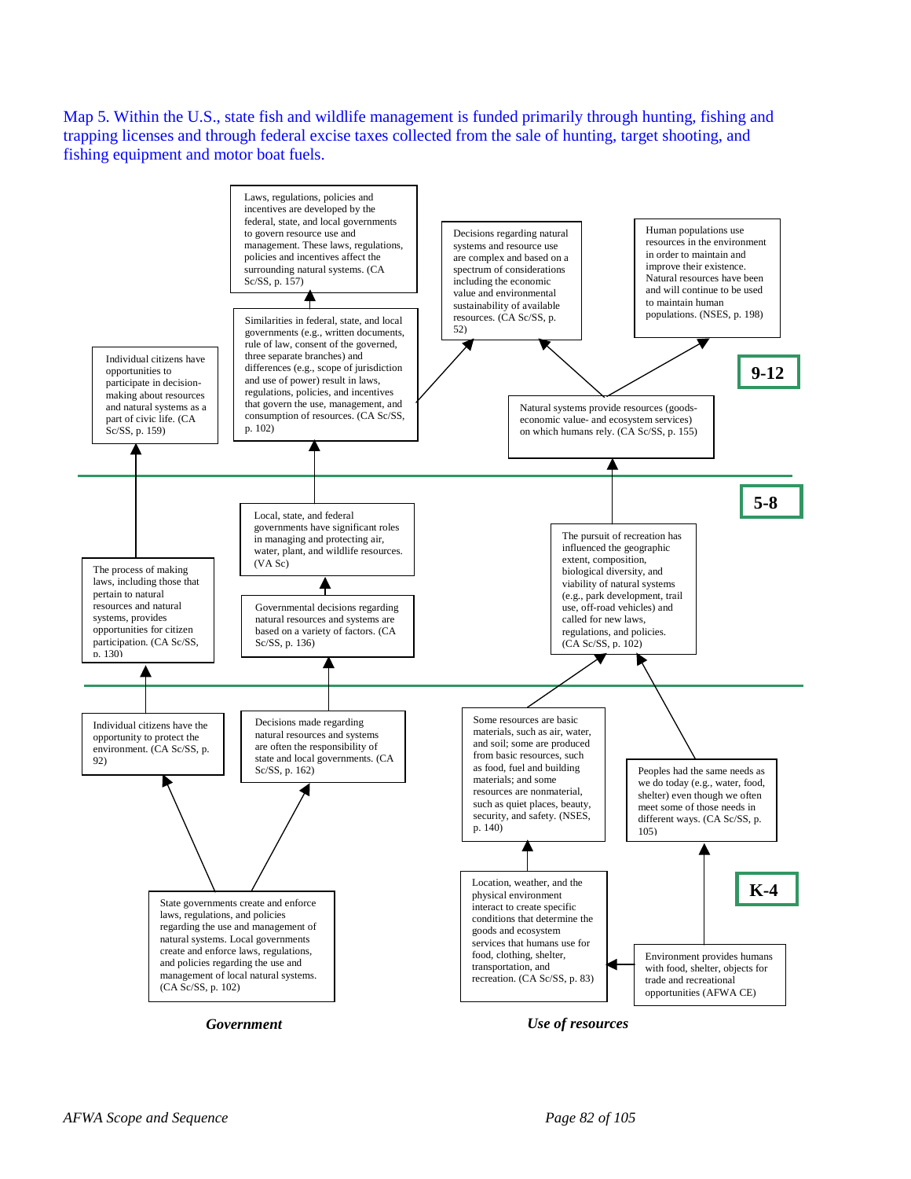Map 5. Within the U.S., state fish and wildlife management is funded primarily through hunting, fishing and trapping licenses and through federal excise taxes collected from the sale of hunting, target shooting, and fishing equipment and motor boat fuels.

**9-12**

Laws, regulations, policies and incentives are developed by the federal, state, and local governments to govern resource use and management. These laws, regulations, policies and incentives affect the surrounding natural systems. (CA Sc/SS, p. 157)

Decisions regarding natural systems and resource use are complex and based on a spectrum of considerations including the economic value and environmental sustainability of available resources. (CA Sc/SS, p. 52)

Human populations use resources in the environment in order to maintain and improve their existence. Natural resources have been and will continue to be used to maintain human populations. (NSES, p. 198)

Individual citizens have opportunities to participate in decision-making about resources and natural systems as a part of civic life. (CA Sc/SS, p. 159)

Similarities in federal, state, and local governments (e.g., written documents, rule of law, consent of the governed, three separate branches) and differences (e.g., scope of jurisdiction and use of power) result in laws, regulations, policies, and incentives that govern the use, management, and consumption of resources. (CA Sc/SS, p. 102)

Natural systems provide resources (goods-economic value- and ecosystem services) on which humans rely. (CA Sc/SS, p. 155)

**5-8**

Local, state, and federal governments have significant roles in managing and protecting air, water, plant, and wildlife resources. (VA Sc)

The process of making laws, including those that pertain to natural resources and natural systems, provides opportunities for citizen participation. (CA Sc/SS, p. 130)

Governmental decisions regarding natural resources and systems are based on a variety of factors. (CA Sc/SS, p. 136)

The pursuit of recreation has influenced the geographic extent, composition, biological diversity, and viability of natural systems (e.g., park development, trail use, off-road vehicles) and called for new laws, regulations, and policies. (CA Sc/SS, p. 102)

**K-4**

Individual citizens have the opportunity to protect the environment. (CA Sc/SS, p. 92)

Decisions made regarding natural resources and systems are often the responsibility of state and local governments. (CA Sc/SS, p. 162)

Some resources are basic materials, such as air, water, and soil; some are produced from basic resources, such as food, fuel and building materials; and some resources are nonmaterial, such as quiet places, beauty, security, and safety. (NSES, p. 140)

Peoples had the same needs as we do today (e.g., water, food, shelter) even though we often meet some of those needs in different ways. (CA Sc/SS, p. 105)

State governments create and enforce laws, regulations, and policies regarding the use and management of natural systems. Local governments create and enforce laws, regulations, and policies regarding the use and management of local natural systems. (CA Sc/SS, p. 102)

Location, weather, and the physical environment interact to create specific conditions that determine the goods and ecosystem services that humans use for food, clothing, shelter, transportation, and recreation. (CA Sc/SS, p. 83)

Environment provides humans with food, shelter, objects for trade and recreational opportunities (AFWA CE)

***Government*** ***Use of resources***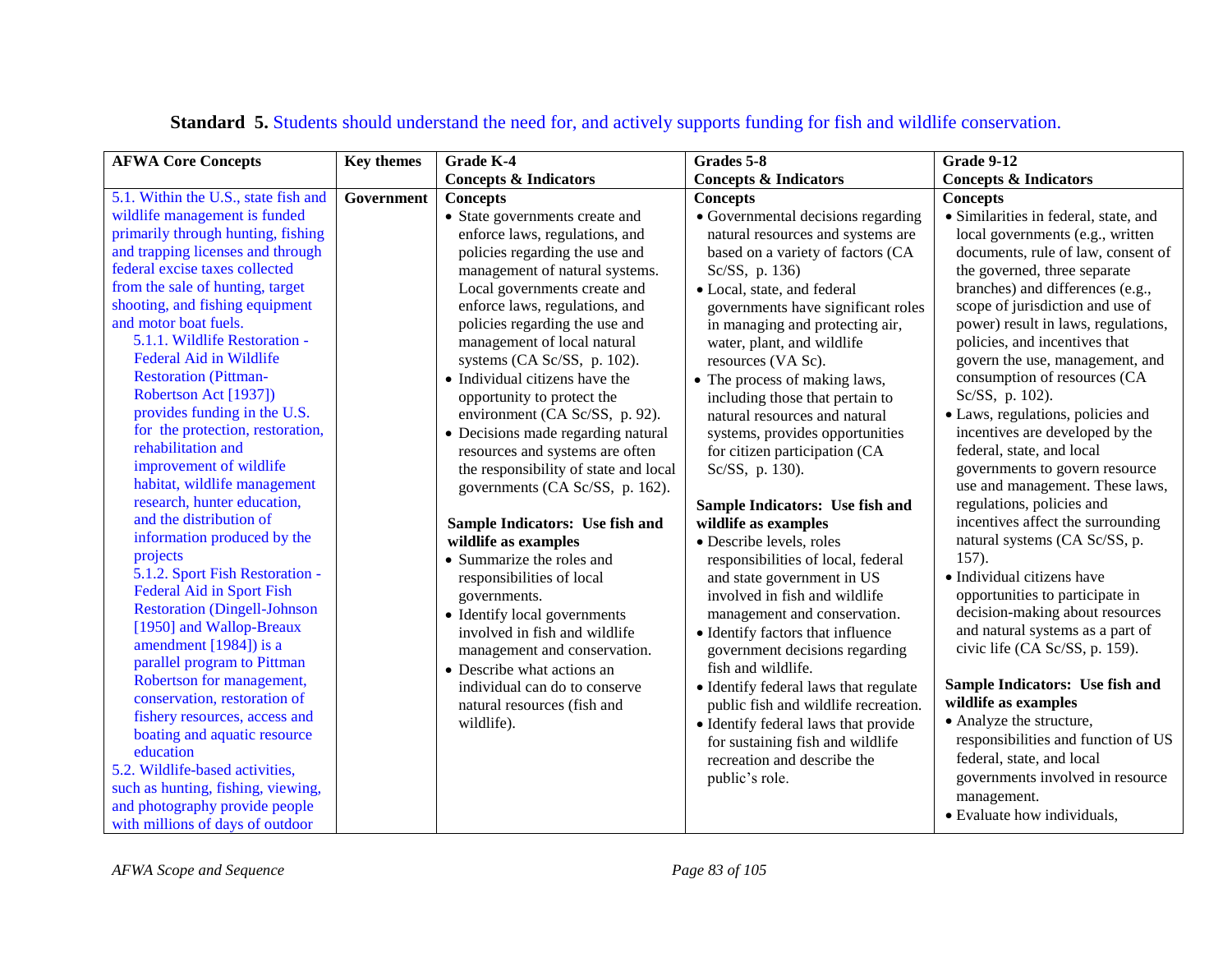**Standard 5.** Students should understand the need for, and actively supports funding for fish and wildlife conservation.

| AFWA Core Concepts | Key themes | Grade K-4<br>Concepts & Indicators | Grades 5-8<br>Concepts & Indicators | Grade 9-12<br>Concepts & Indicators |
|---|---|---|---|---|
| 5.1. Within the U.S., state fish and wildlife management is funded primarily through hunting, fishing and trapping licenses and through federal excise taxes collected from the sale of hunting, target shooting, and fishing equipment and motor boat fuels.<br>5.1.1. Wildlife Restoration - Federal Aid in Wildlife Restoration (Pittman-Robertson Act [1937]) provides funding in the U.S. for the protection, restoration, rehabilitation and improvement of wildlife habitat, wildlife management research, hunter education, and the distribution of information produced by the projects<br>5.1.2. Sport Fish Restoration - Federal Aid in Sport Fish Restoration (Dingell-Johnson [1950] and Wallop-Breaux amendment [1984]) is a parallel program to Pittman Robertson for management, conservation, restoration of fishery resources, access and boating and aquatic resource education<br>5.2. Wildlife-based activities, such as hunting, fishing, viewing, and photography provide people with millions of days of outdoor | **Government** | **Concepts**<br>• State governments create and enforce laws, regulations, and policies regarding the use and management of natural systems. Local governments create and enforce laws, regulations, and policies regarding the use and management of local natural systems (CA Sc/SS, p. 102).<br>• Individual citizens have the opportunity to protect the environment (CA Sc/SS, p. 92).<br>• Decisions made regarding natural resources and systems are often the responsibility of state and local governments (CA Sc/SS, p. 162).<br><br>**Sample Indicators: Use fish and wildlife as examples**<br>• Summarize the roles and responsibilities of local governments.<br>• Identify local governments involved in fish and wildlife management and conservation.<br>• Describe what actions an individual can do to conserve natural resources (fish and wildlife). | **Concepts**<br>• Governmental decisions regarding natural resources and systems are based on a variety of factors (CA Sc/SS, p. 136)<br>• Local, state, and federal governments have significant roles in managing and protecting air, water, plant, and wildlife resources (VA Sc).<br>• The process of making laws, including those that pertain to natural resources and natural systems, provides opportunities for citizen participation (CA Sc/SS, p. 130).<br><br>**Sample Indicators: Use fish and wildlife as examples**<br>• Describe levels, roles responsibilities of local, federal and state government in US involved in fish and wildlife management and conservation.<br>• Identify factors that influence government decisions regarding fish and wildlife.<br>• Identify federal laws that regulate public fish and wildlife recreation.<br>• Identify federal laws that provide for sustaining fish and wildlife recreation and describe the public's role. | **Concepts**<br>• Similarities in federal, state, and local governments (e.g., written documents, rule of law, consent of the governed, three separate branches) and differences (e.g., scope of jurisdiction and use of power) result in laws, regulations, policies, and incentives that govern the use, management, and consumption of resources (CA Sc/SS, p. 102).<br>• Laws, regulations, policies and incentives are developed by the federal, state, and local governments to govern resource use and management. These laws, regulations, policies and incentives affect the surrounding natural systems (CA Sc/SS, p. 157).<br>• Individual citizens have opportunities to participate in decision-making about resources and natural systems as a part of civic life (CA Sc/SS, p. 159).<br><br>**Sample Indicators: Use fish and wildlife as examples**<br>• Analyze the structure, responsibilities and function of US federal, state, and local governments involved in resource management.<br>• Evaluate how individuals, |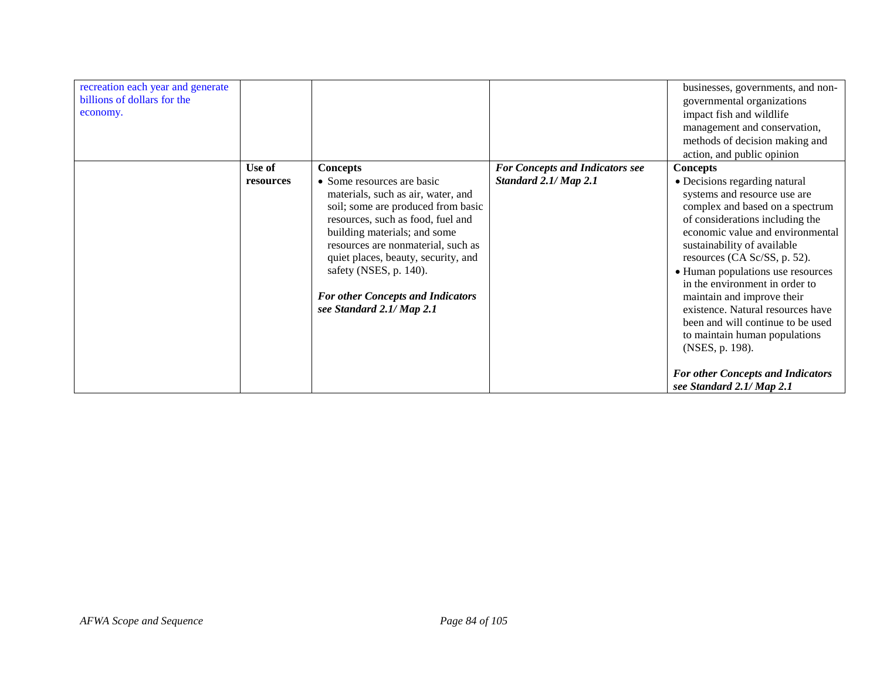| | | | | |
|---|---|---|---|---|
| recreation each year and generate billions of dollars for the economy. | | | | businesses, governments, and non-governmental organizations impact fish and wildlife management and conservation, methods of decision making and action, and public opinion |
| | **Use of resources** | **Concepts**<br>• Some resources are basic materials, such as air, water, and soil; some are produced from basic resources, such as food, fuel and building materials; and some resources are nonmaterial, such as quiet places, beauty, security, and safety (NSES, p. 140).<br><br>***For other Concepts and Indicators see Standard 2.1/ Map 2.1*** | ***For Concepts and Indicators see Standard 2.1/ Map 2.1*** | **Concepts**<br>• Decisions regarding natural systems and resource use are complex and based on a spectrum of considerations including the economic value and environmental sustainability of available resources (CA Sc/SS, p. 52).<br>• Human populations use resources in the environment in order to maintain and improve their existence. Natural resources have been and will continue to be used to maintain human populations (NSES, p. 198).<br><br>***For other Concepts and Indicators see Standard 2.1/ Map 2.1*** |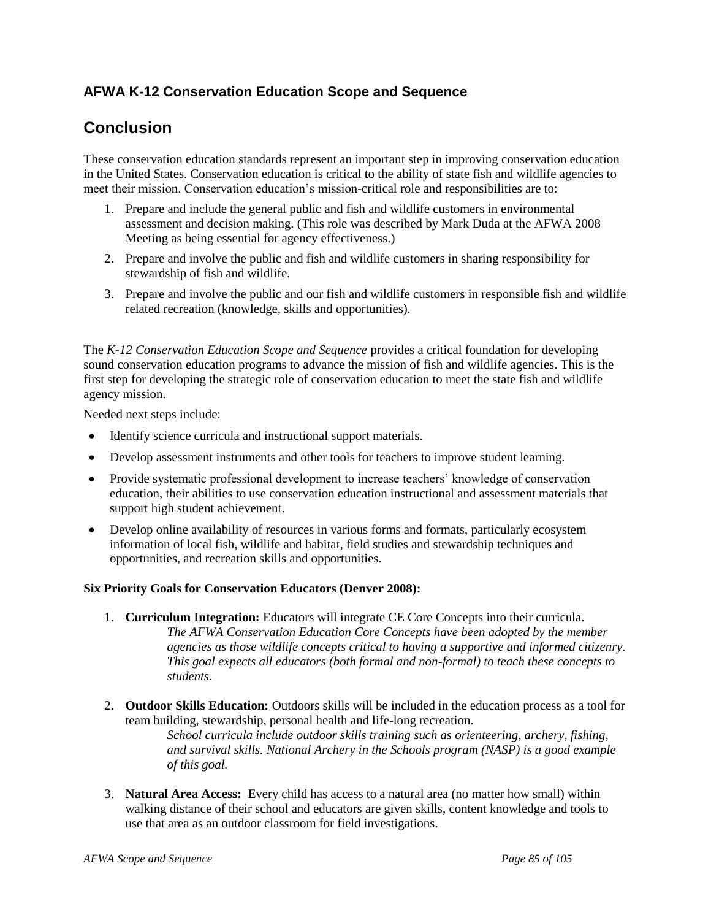## AFWA K-12 Conservation Education Scope and Sequence

# Conclusion

These conservation education standards represent an important step in improving conservation education in the United States. Conservation education is critical to the ability of state fish and wildlife agencies to meet their mission. Conservation education's mission-critical role and responsibilities are to:

1. Prepare and include the general public and fish and wildlife customers in environmental assessment and decision making. (This role was described by Mark Duda at the AFWA 2008 Meeting as being essential for agency effectiveness.)
2. Prepare and involve the public and fish and wildlife customers in sharing responsibility for stewardship of fish and wildlife.
3. Prepare and involve the public and our fish and wildlife customers in responsible fish and wildlife related recreation (knowledge, skills and opportunities).

The *K-12 Conservation Education Scope and Sequence* provides a critical foundation for developing sound conservation education programs to advance the mission of fish and wildlife agencies. This is the first step for developing the strategic role of conservation education to meet the state fish and wildlife agency mission.

Needed next steps include:

- Identify science curricula and instructional support materials.
- Develop assessment instruments and other tools for teachers to improve student learning.
- Provide systematic professional development to increase teachers' knowledge of conservation education, their abilities to use conservation education instructional and assessment materials that support high student achievement.
- Develop online availability of resources in various forms and formats, particularly ecosystem information of local fish, wildlife and habitat, field studies and stewardship techniques and opportunities, and recreation skills and opportunities.

**Six Priority Goals for Conservation Educators (Denver 2008):**

1. **Curriculum Integration:** Educators will integrate CE Core Concepts into their curricula.
   *The AFWA Conservation Education Core Concepts have been adopted by the member agencies as those wildlife concepts critical to having a supportive and informed citizenry. This goal expects all educators (both formal and non-formal) to teach these concepts to students.*
2. **Outdoor Skills Education:** Outdoors skills will be included in the education process as a tool for team building, stewardship, personal health and life-long recreation.
   *School curricula include outdoor skills training such as orienteering, archery, fishing, and survival skills. National Archery in the Schools program (NASP) is a good example of this goal.*
3. **Natural Area Access:** Every child has access to a natural area (no matter how small) within walking distance of their school and educators are given skills, content knowledge and tools to use that area as an outdoor classroom for field investigations.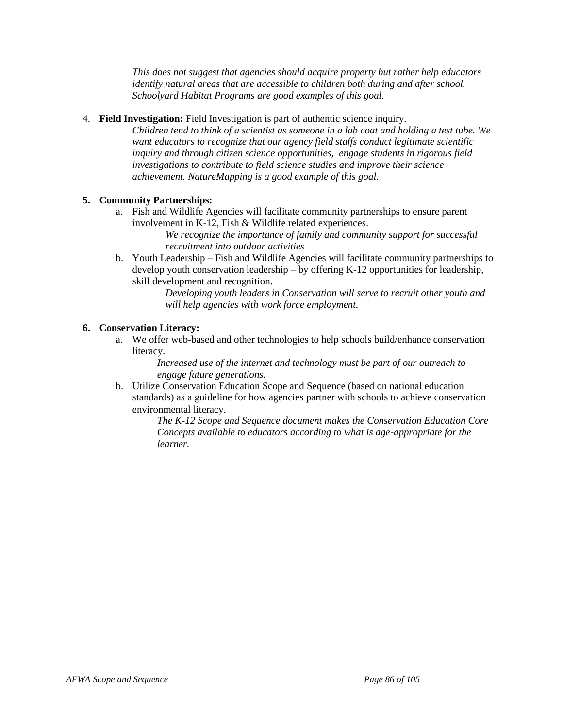*This does not suggest that agencies should acquire property but rather help educators identify natural areas that are accessible to children both during and after school. Schoolyard Habitat Programs are good examples of this goal.*

4. **Field Investigation:** Field Investigation is part of authentic science inquiry.

   *Children tend to think of a scientist as someone in a lab coat and holding a test tube. We want educators to recognize that our agency field staffs conduct legitimate scientific inquiry and through citizen science opportunities, engage students in rigorous field investigations to contribute to field science studies and improve their science achievement. NatureMapping is a good example of this goal.*

5. **Community Partnerships:**
   a. Fish and Wildlife Agencies will facilitate community partnerships to ensure parent involvement in K-12, Fish & Wildlife related experiences.

      *We recognize the importance of family and community support for successful recruitment into outdoor activities*

   b. Youth Leadership – Fish and Wildlife Agencies will facilitate community partnerships to develop youth conservation leadership – by offering K-12 opportunities for leadership, skill development and recognition.

      *Developing youth leaders in Conservation will serve to recruit other youth and will help agencies with work force employment.*

6. **Conservation Literacy:**
   a. We offer web-based and other technologies to help schools build/enhance conservation literacy.

      *Increased use of the internet and technology must be part of our outreach to engage future generations.*

   b. Utilize Conservation Education Scope and Sequence (based on national education standards) as a guideline for how agencies partner with schools to achieve conservation environmental literacy.

      *The K-12 Scope and Sequence document makes the Conservation Education Core Concepts available to educators according to what is age-appropriate for the learner.*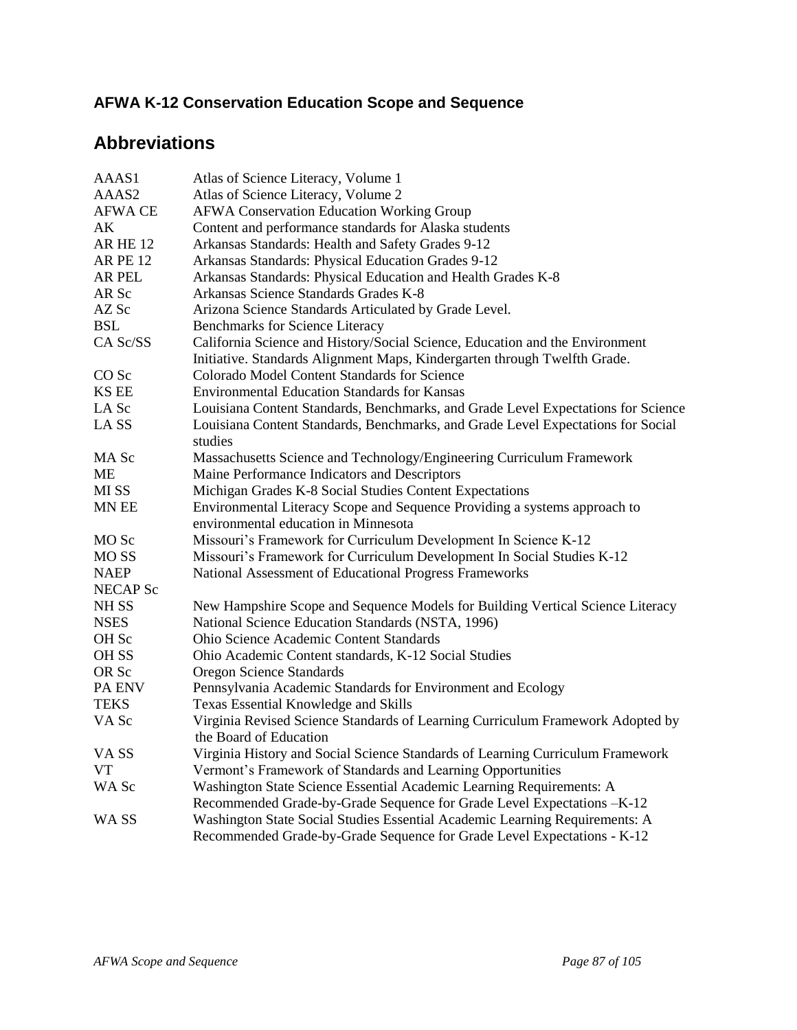**AFWA K-12 Conservation Education Scope and Sequence**

## Abbreviations

| | |
|---|---|
| AAAS1 | Atlas of Science Literacy, Volume 1 |
| AAAS2 | Atlas of Science Literacy, Volume 2 |
| AFWA CE | AFWA Conservation Education Working Group |
| AK | Content and performance standards for Alaska students |
| AR HE 12 | Arkansas Standards: Health and Safety Grades 9-12 |
| AR PE 12 | Arkansas Standards: Physical Education Grades 9-12 |
| AR PEL | Arkansas Standards: Physical Education and Health Grades K-8 |
| AR Sc | Arkansas Science Standards Grades K-8 |
| AZ Sc | Arizona Science Standards Articulated by Grade Level. |
| BSL | Benchmarks for Science Literacy |
| CA Sc/SS | California Science and History/Social Science, Education and the Environment Initiative. Standards Alignment Maps, Kindergarten through Twelfth Grade. |
| CO Sc | Colorado Model Content Standards for Science |
| KS EE | Environmental Education Standards for Kansas |
| LA Sc | Louisiana Content Standards, Benchmarks, and Grade Level Expectations for Science |
| LA SS | Louisiana Content Standards, Benchmarks, and Grade Level Expectations for Social studies |
| MA Sc | Massachusetts Science and Technology/Engineering Curriculum Framework |
| ME | Maine Performance Indicators and Descriptors |
| MI SS | Michigan Grades K-8 Social Studies Content Expectations |
| MN EE | Environmental Literacy Scope and Sequence Providing a systems approach to environmental education in Minnesota |
| MO Sc | Missouri's Framework for Curriculum Development In Science K-12 |
| MO SS | Missouri's Framework for Curriculum Development In Social Studies K-12 |
| NAEP | National Assessment of Educational Progress Frameworks |
| NECAP Sc | |
| NH SS | New Hampshire Scope and Sequence Models for Building Vertical Science Literacy |
| NSES | National Science Education Standards (NSTA, 1996) |
| OH Sc | Ohio Science Academic Content Standards |
| OH SS | Ohio Academic Content standards, K-12 Social Studies |
| OR Sc | Oregon Science Standards |
| PA ENV | Pennsylvania Academic Standards for Environment and Ecology |
| TEKS | Texas Essential Knowledge and Skills |
| VA Sc | Virginia Revised Science Standards of Learning Curriculum Framework Adopted by the Board of Education |
| VA SS | Virginia History and Social Science Standards of Learning Curriculum Framework |
| VT | Vermont's Framework of Standards and Learning Opportunities |
| WA Sc | Washington State Science Essential Academic Learning Requirements: A Recommended Grade-by-Grade Sequence for Grade Level Expectations –K-12 |
| WA SS | Washington State Social Studies Essential Academic Learning Requirements: A Recommended Grade-by-Grade Sequence for Grade Level Expectations - K-12 |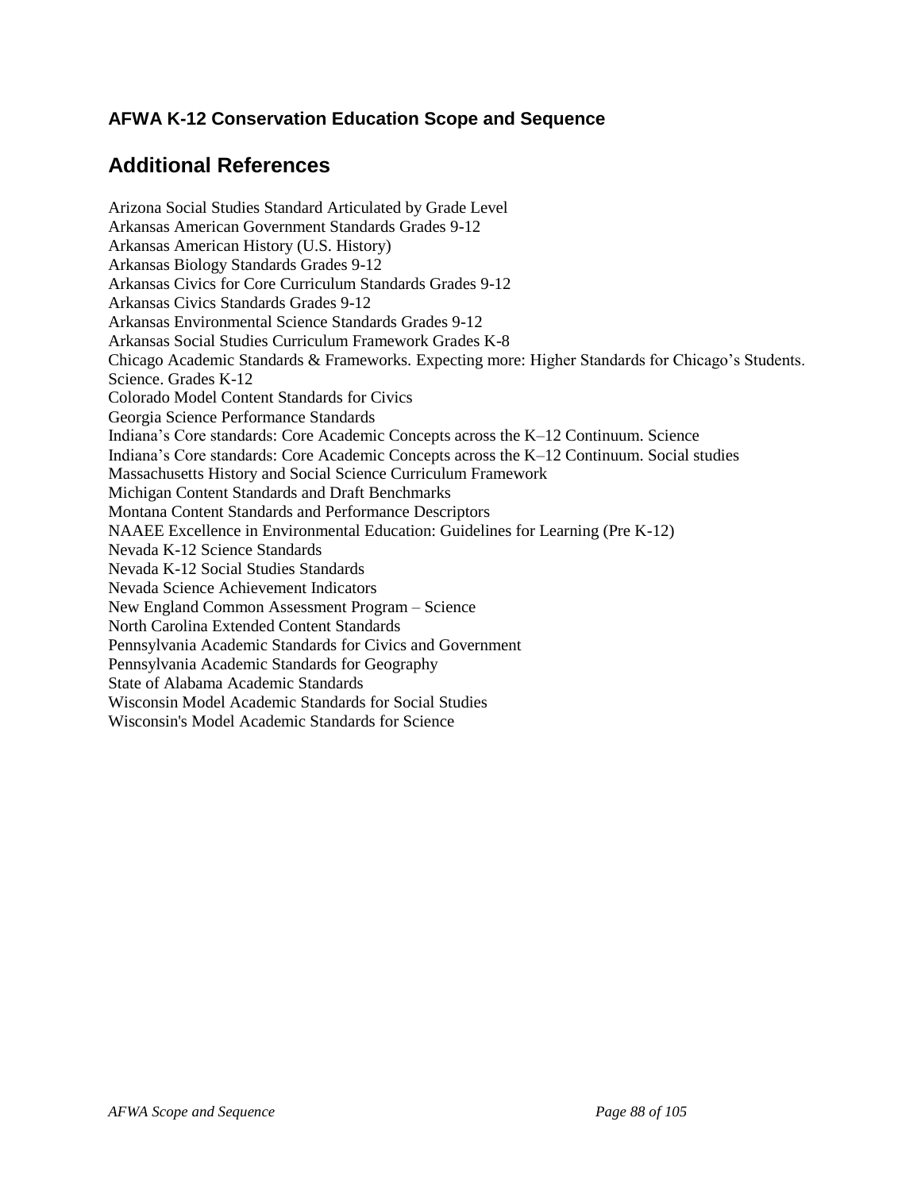**AFWA K-12 Conservation Education Scope and Sequence**

## Additional References

Arizona Social Studies Standard Articulated by Grade Level
Arkansas American Government Standards Grades 9-12
Arkansas American History (U.S. History)
Arkansas Biology Standards Grades 9-12
Arkansas Civics for Core Curriculum Standards Grades 9-12
Arkansas Civics Standards Grades 9-12
Arkansas Environmental Science Standards Grades 9-12
Arkansas Social Studies Curriculum Framework Grades K-8
Chicago Academic Standards & Frameworks. Expecting more: Higher Standards for Chicago's Students. Science. Grades K-12
Colorado Model Content Standards for Civics
Georgia Science Performance Standards
Indiana's Core standards: Core Academic Concepts across the K–12 Continuum. Science
Indiana's Core standards: Core Academic Concepts across the K–12 Continuum. Social studies
Massachusetts History and Social Science Curriculum Framework
Michigan Content Standards and Draft Benchmarks
Montana Content Standards and Performance Descriptors
NAAEE Excellence in Environmental Education: Guidelines for Learning (Pre K-12)
Nevada K-12 Science Standards
Nevada K-12 Social Studies Standards
Nevada Science Achievement Indicators
New England Common Assessment Program – Science
North Carolina Extended Content Standards
Pennsylvania Academic Standards for Civics and Government
Pennsylvania Academic Standards for Geography
State of Alabama Academic Standards
Wisconsin Model Academic Standards for Social Studies
Wisconsin's Model Academic Standards for Science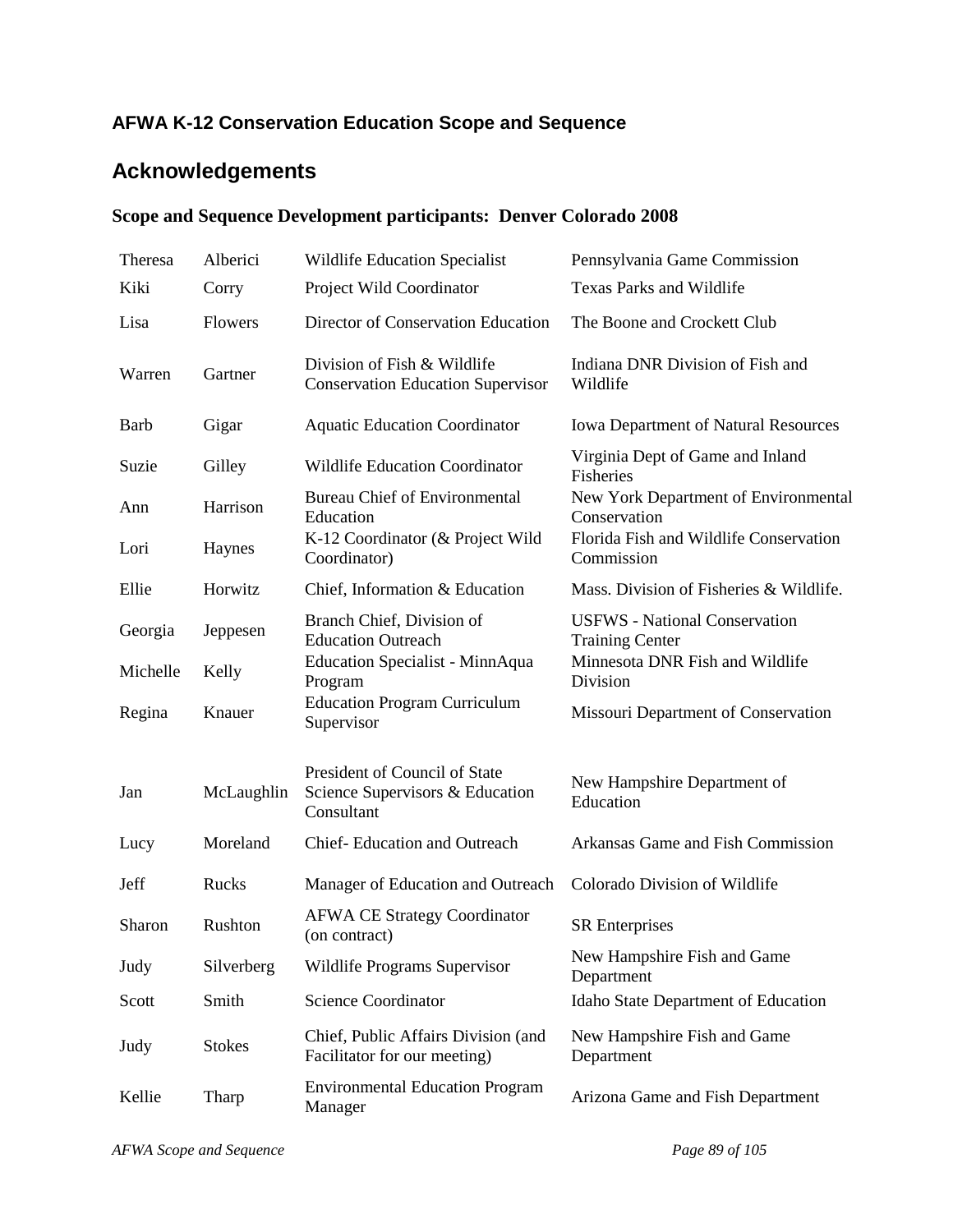**AFWA K-12 Conservation Education Scope and Sequence**

## Acknowledgements

### Scope and Sequence Development participants: Denver Colorado 2008

| | | | |
|---|---|---|---|
| Theresa | Alberici | Wildlife Education Specialist | Pennsylvania Game Commission |
| Kiki | Corry | Project Wild Coordinator | Texas Parks and Wildlife |
| Lisa | Flowers | Director of Conservation Education | The Boone and Crockett Club |
| Warren | Gartner | Division of Fish & Wildlife Conservation Education Supervisor | Indiana DNR Division of Fish and Wildlife |
| Barb | Gigar | Aquatic Education Coordinator | Iowa Department of Natural Resources |
| Suzie | Gilley | Wildlife Education Coordinator | Virginia Dept of Game and Inland Fisheries |
| Ann | Harrison | Bureau Chief of Environmental Education | New York Department of Environmental Conservation |
| Lori | Haynes | K-12 Coordinator (& Project Wild Coordinator) | Florida Fish and Wildlife Conservation Commission |
| Ellie | Horwitz | Chief, Information & Education | Mass. Division of Fisheries & Wildlife. |
| Georgia | Jeppesen | Branch Chief, Division of Education Outreach | USFWS - National Conservation Training Center |
| Michelle | Kelly | Education Specialist - MinnAqua Program | Minnesota DNR Fish and Wildlife Division |
| Regina | Knauer | Education Program Curriculum Supervisor | Missouri Department of Conservation |
| Jan | McLaughlin | President of Council of State Science Supervisors & Education Consultant | New Hampshire Department of Education |
| Lucy | Moreland | Chief- Education and Outreach | Arkansas Game and Fish Commission |
| Jeff | Rucks | Manager of Education and Outreach | Colorado Division of Wildlife |
| Sharon | Rushton | AFWA CE Strategy Coordinator (on contract) | SR Enterprises |
| Judy | Silverberg | Wildlife Programs Supervisor | New Hampshire Fish and Game Department |
| Scott | Smith | Science Coordinator | Idaho State Department of Education |
| Judy | Stokes | Chief, Public Affairs Division (and Facilitator for our meeting) | New Hampshire Fish and Game Department |
| Kellie | Tharp | Environmental Education Program Manager | Arizona Game and Fish Department |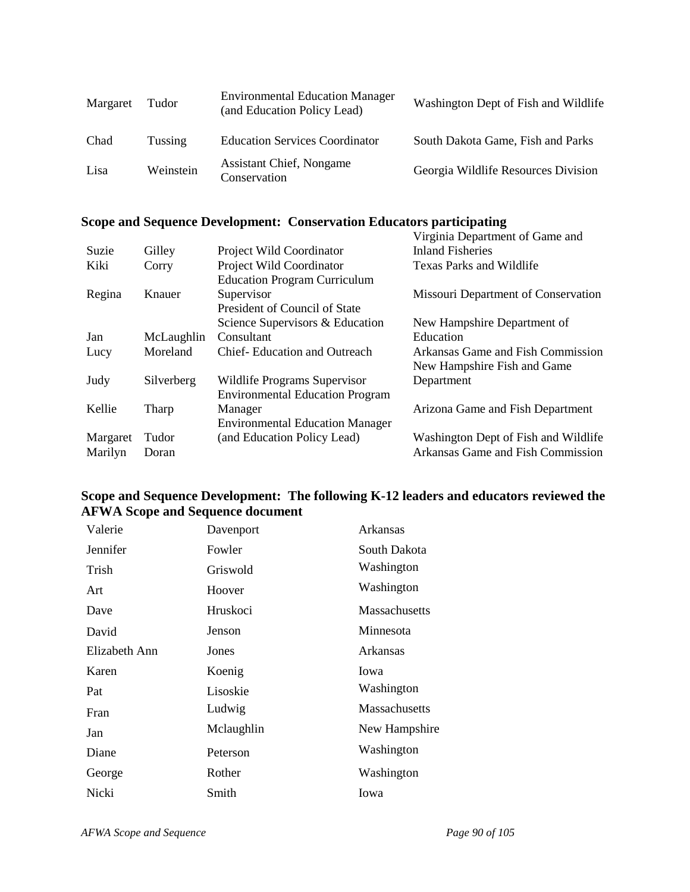| | | | |
|---|---|---|---|
| Margaret | Tudor | Environmental Education Manager (and Education Policy Lead) | Washington Dept of Fish and Wildlife |
| Chad | Tussing | Education Services Coordinator | South Dakota Game, Fish and Parks |
| Lisa | Weinstein | Assistant Chief, Nongame Conservation | Georgia Wildlife Resources Division |

### Scope and Sequence Development: Conservation Educators participating

| | | | |
|---|---|---|---|
| Suzie | Gilley | Project Wild Coordinator | Virginia Department of Game and Inland Fisheries |
| Kiki | Corry | Project Wild Coordinator | Texas Parks and Wildlife |
| Regina | Knauer | Education Program Curriculum Supervisor | Missouri Department of Conservation |
| Jan | McLaughlin | President of Council of State Science Supervisors & Education Consultant | New Hampshire Department of Education |
| Lucy | Moreland | Chief- Education and Outreach | Arkansas Game and Fish Commission |
| Judy | Silverberg | Wildlife Programs Supervisor | New Hampshire Fish and Game Department |
| Kellie | Tharp | Environmental Education Program Manager | Arizona Game and Fish Department |
| Margaret | Tudor | Environmental Education Manager (and Education Policy Lead) | Washington Dept of Fish and Wildlife |
| Marilyn | Doran | | Arkansas Game and Fish Commission |

### Scope and Sequence Development: The following K-12 leaders and educators reviewed the AFWA Scope and Sequence document

| | | |
|---|---|---|
| Valerie | Davenport | Arkansas |
| Jennifer | Fowler | South Dakota |
| Trish | Griswold | Washington |
| Art | Hoover | Washington |
| Dave | Hruskoci | Massachusetts |
| David | Jenson | Minnesota |
| Elizabeth Ann | Jones | Arkansas |
| Karen | Koenig | Iowa |
| Pat | Lisoskie | Washington |
| Fran | Ludwig | Massachusetts |
| Jan | Mclaughlin | New Hampshire |
| Diane | Peterson | Washington |
| George | Rother | Washington |
| Nicki | Smith | Iowa |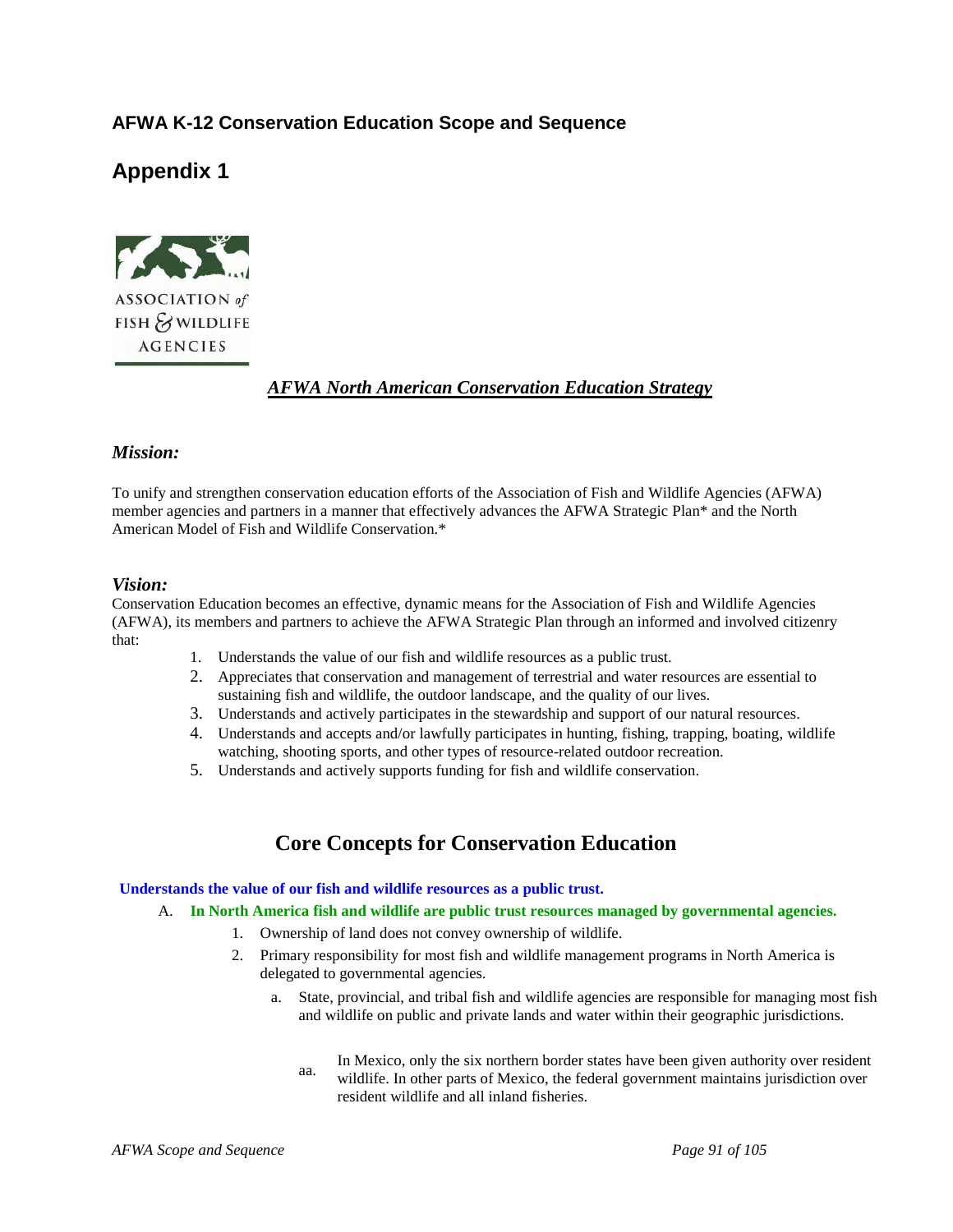## AFWA K-12 Conservation Education Scope and Sequence

# Appendix 1

ASSOCIATION *of* FISH & WILDLIFE AGENCIES

### ***AFWA North American Conservation Education Strategy***

### *Mission:*

To unify and strengthen conservation education efforts of the Association of Fish and Wildlife Agencies (AFWA) member agencies and partners in a manner that effectively advances the AFWA Strategic Plan* and the North American Model of Fish and Wildlife Conservation.*

### *Vision:*

Conservation Education becomes an effective, dynamic means for the Association of Fish and Wildlife Agencies (AFWA), its members and partners to achieve the AFWA Strategic Plan through an informed and involved citizenry that:

1. Understands the value of our fish and wildlife resources as a public trust.
2. Appreciates that conservation and management of terrestrial and water resources are essential to sustaining fish and wildlife, the outdoor landscape, and the quality of our lives.
3. Understands and actively participates in the stewardship and support of our natural resources.
4. Understands and accepts and/or lawfully participates in hunting, fishing, trapping, boating, wildlife watching, shooting sports, and other types of resource-related outdoor recreation.
5. Understands and actively supports funding for fish and wildlife conservation.

## Core Concepts for Conservation Education

**Understands the value of our fish and wildlife resources as a public trust.**

A. **In North America fish and wildlife are public trust resources managed by governmental agencies.**
   1. Ownership of land does not convey ownership of wildlife.
   2. Primary responsibility for most fish and wildlife management programs in North America is delegated to governmental agencies.
      a. State, provincial, and tribal fish and wildlife agencies are responsible for managing most fish and wildlife on public and private lands and water within their geographic jurisdictions.
         aa. In Mexico, only the six northern border states have been given authority over resident wildlife. In other parts of Mexico, the federal government maintains jurisdiction over resident wildlife and all inland fisheries.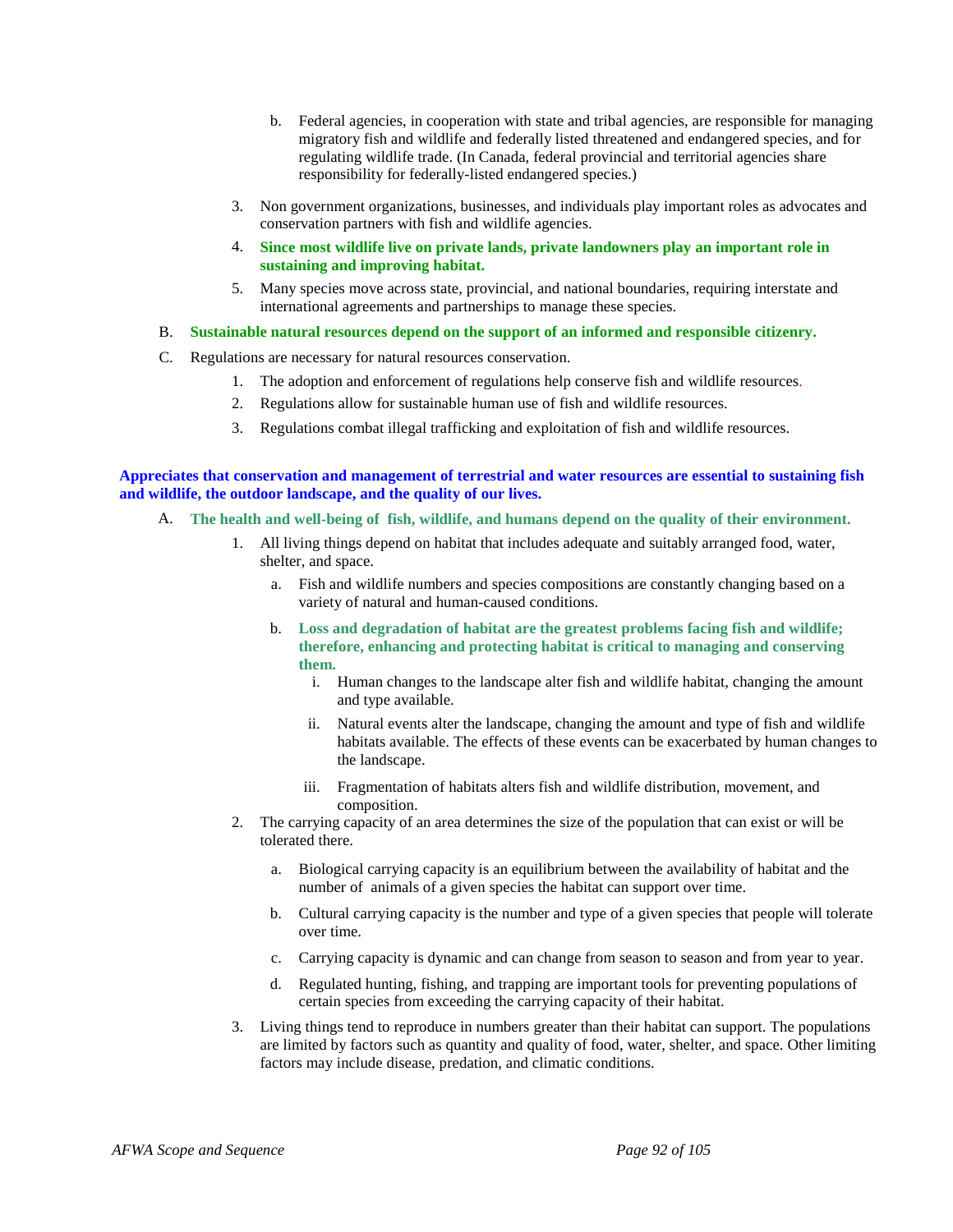b. Federal agencies, in cooperation with state and tribal agencies, are responsible for managing migratory fish and wildlife and federally listed threatened and endangered species, and for regulating wildlife trade. (In Canada, federal provincial and territorial agencies share responsibility for federally-listed endangered species.)

3. Non government organizations, businesses, and individuals play important roles as advocates and conservation partners with fish and wildlife agencies.
4. **Since most wildlife live on private lands, private landowners play an important role in sustaining and improving habitat.**
5. Many species move across state, provincial, and national boundaries, requiring interstate and international agreements and partnerships to manage these species.

B. **Sustainable natural resources depend on the support of an informed and responsible citizenry.**

C. Regulations are necessary for natural resources conservation.

1. The adoption and enforcement of regulations help conserve fish and wildlife resources.
2. Regulations allow for sustainable human use of fish and wildlife resources.
3. Regulations combat illegal trafficking and exploitation of fish and wildlife resources.

**Appreciates that conservation and management of terrestrial and water resources are essential to sustaining fish and wildlife, the outdoor landscape, and the quality of our lives.**

A. **The health and well-being of fish, wildlife, and humans depend on the quality of their environment.**

1. All living things depend on habitat that includes adequate and suitably arranged food, water, shelter, and space.
   a. Fish and wildlife numbers and species compositions are constantly changing based on a variety of natural and human-caused conditions.
   b. **Loss and degradation of habitat are the greatest problems facing fish and wildlife; therefore, enhancing and protecting habitat is critical to managing and conserving them.**
      i. Human changes to the landscape alter fish and wildlife habitat, changing the amount and type available.
      ii. Natural events alter the landscape, changing the amount and type of fish and wildlife habitats available. The effects of these events can be exacerbated by human changes to the landscape.
      iii. Fragmentation of habitats alters fish and wildlife distribution, movement, and composition.
2. The carrying capacity of an area determines the size of the population that can exist or will be tolerated there.
   a. Biological carrying capacity is an equilibrium between the availability of habitat and the number of animals of a given species the habitat can support over time.
   b. Cultural carrying capacity is the number and type of a given species that people will tolerate over time.
   c. Carrying capacity is dynamic and can change from season to season and from year to year.
   d. Regulated hunting, fishing, and trapping are important tools for preventing populations of certain species from exceeding the carrying capacity of their habitat.
3. Living things tend to reproduce in numbers greater than their habitat can support. The populations are limited by factors such as quantity and quality of food, water, shelter, and space. Other limiting factors may include disease, predation, and climatic conditions.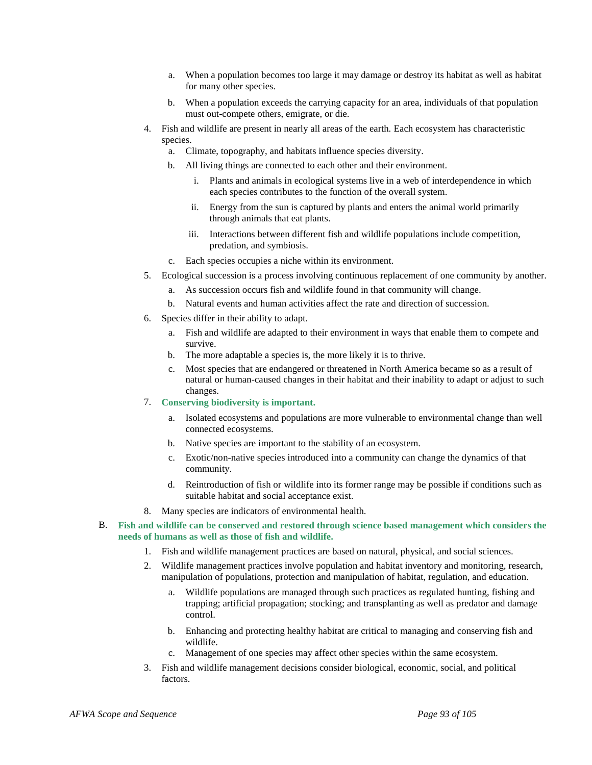a. When a population becomes too large it may damage or destroy its habitat as well as habitat for many other species.

   b. When a population exceeds the carrying capacity for an area, individuals of that population must out-compete others, emigrate, or die.

4. Fish and wildlife are present in nearly all areas of the earth. Each ecosystem has characteristic species.
   a. Climate, topography, and habitats influence species diversity.
   b. All living things are connected to each other and their environment.
      i. Plants and animals in ecological systems live in a web of interdependence in which each species contributes to the function of the overall system.
      ii. Energy from the sun is captured by plants and enters the animal world primarily through animals that eat plants.
      iii. Interactions between different fish and wildlife populations include competition, predation, and symbiosis.
   c. Each species occupies a niche within its environment.

5. Ecological succession is a process involving continuous replacement of one community by another.
   a. As succession occurs fish and wildlife found in that community will change.
   b. Natural events and human activities affect the rate and direction of succession.

6. Species differ in their ability to adapt.
   a. Fish and wildlife are adapted to their environment in ways that enable them to compete and survive.
   b. The more adaptable a species is, the more likely it is to thrive.
   c. Most species that are endangered or threatened in North America became so as a result of natural or human-caused changes in their habitat and their inability to adapt or adjust to such changes.

7. **Conserving biodiversity is important.**
   a. Isolated ecosystems and populations are more vulnerable to environmental change than well connected ecosystems.
   b. Native species are important to the stability of an ecosystem.
   c. Exotic/non-native species introduced into a community can change the dynamics of that community.
   d. Reintroduction of fish or wildlife into its former range may be possible if conditions such as suitable habitat and social acceptance exist.

8. Many species are indicators of environmental health.

B. **Fish and wildlife can be conserved and restored through science based management which considers the needs of humans as well as those of fish and wildlife.**

1. Fish and wildlife management practices are based on natural, physical, and social sciences.

2. Wildlife management practices involve population and habitat inventory and monitoring, research, manipulation of populations, protection and manipulation of habitat, regulation, and education.
   a. Wildlife populations are managed through such practices as regulated hunting, fishing and trapping; artificial propagation; stocking; and transplanting as well as predator and damage control.
   b. Enhancing and protecting healthy habitat are critical to managing and conserving fish and wildlife.
   c. Management of one species may affect other species within the same ecosystem.

3. Fish and wildlife management decisions consider biological, economic, social, and political factors.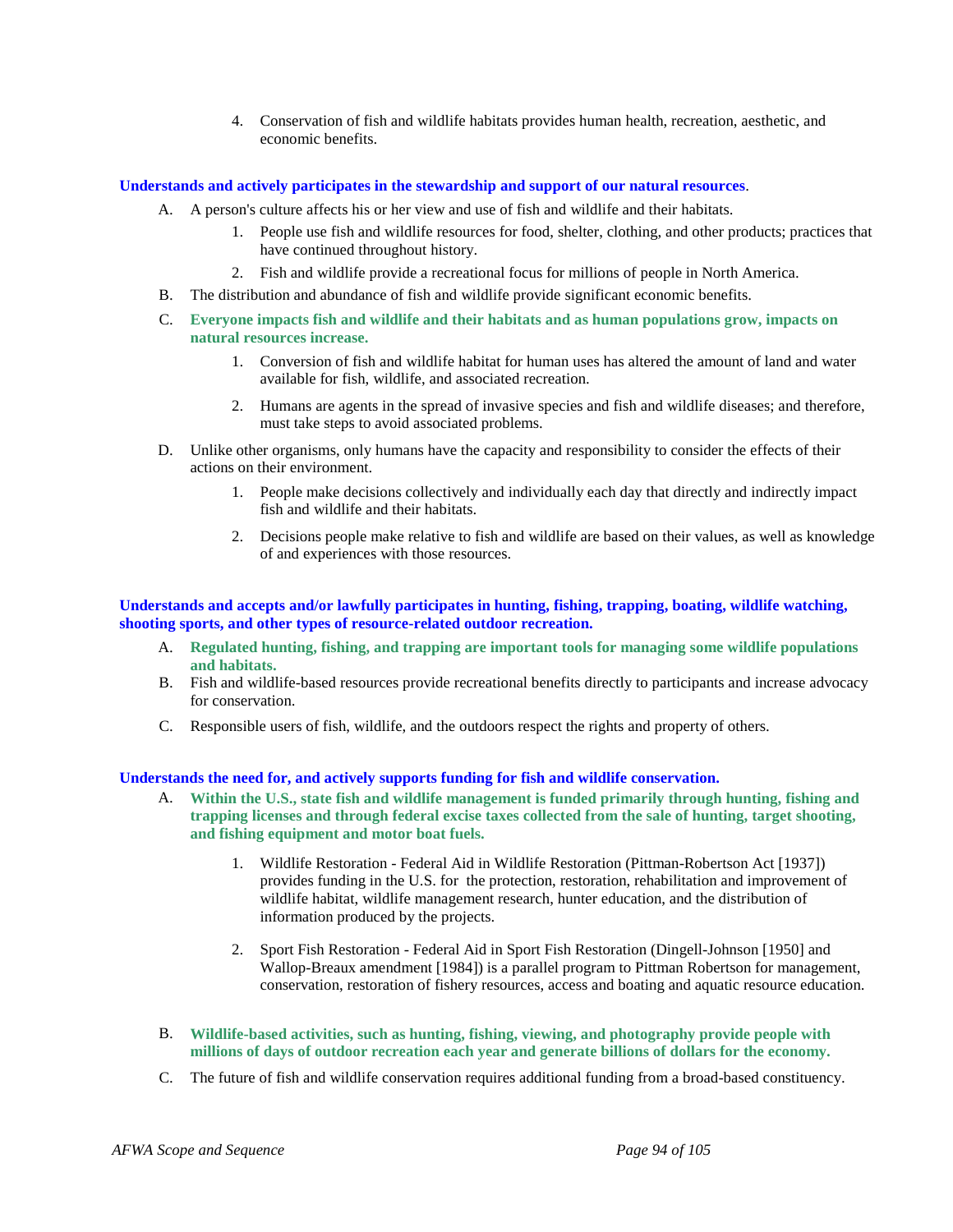4. Conservation of fish and wildlife habitats provides human health, recreation, aesthetic, and economic benefits.

**Understands and actively participates in the stewardship and support of our natural resources**.

A. A person's culture affects his or her view and use of fish and wildlife and their habitats.
   1. People use fish and wildlife resources for food, shelter, clothing, and other products; practices that have continued throughout history.
   2. Fish and wildlife provide a recreational focus for millions of people in North America.

B. The distribution and abundance of fish and wildlife provide significant economic benefits.

C. **Everyone impacts fish and wildlife and their habitats and as human populations grow, impacts on natural resources increase.**
   1. Conversion of fish and wildlife habitat for human uses has altered the amount of land and water available for fish, wildlife, and associated recreation.
   2. Humans are agents in the spread of invasive species and fish and wildlife diseases; and therefore, must take steps to avoid associated problems.

D. Unlike other organisms, only humans have the capacity and responsibility to consider the effects of their actions on their environment.
   1. People make decisions collectively and individually each day that directly and indirectly impact fish and wildlife and their habitats.
   2. Decisions people make relative to fish and wildlife are based on their values, as well as knowledge of and experiences with those resources.

**Understands and accepts and/or lawfully participates in hunting, fishing, trapping, boating, wildlife watching, shooting sports, and other types of resource-related outdoor recreation.**

A. **Regulated hunting, fishing, and trapping are important tools for managing some wildlife populations and habitats.**

B. Fish and wildlife-based resources provide recreational benefits directly to participants and increase advocacy for conservation.

C. Responsible users of fish, wildlife, and the outdoors respect the rights and property of others.

**Understands the need for, and actively supports funding for fish and wildlife conservation.**

A. **Within the U.S., state fish and wildlife management is funded primarily through hunting, fishing and trapping licenses and through federal excise taxes collected from the sale of hunting, target shooting, and fishing equipment and motor boat fuels.**
   1. Wildlife Restoration - Federal Aid in Wildlife Restoration (Pittman-Robertson Act [1937]) provides funding in the U.S. for the protection, restoration, rehabilitation and improvement of wildlife habitat, wildlife management research, hunter education, and the distribution of information produced by the projects.
   2. Sport Fish Restoration - Federal Aid in Sport Fish Restoration (Dingell-Johnson [1950] and Wallop-Breaux amendment [1984]) is a parallel program to Pittman Robertson for management, conservation, restoration of fishery resources, access and boating and aquatic resource education.

B. **Wildlife-based activities, such as hunting, fishing, viewing, and photography provide people with millions of days of outdoor recreation each year and generate billions of dollars for the economy.**

C. The future of fish and wildlife conservation requires additional funding from a broad-based constituency.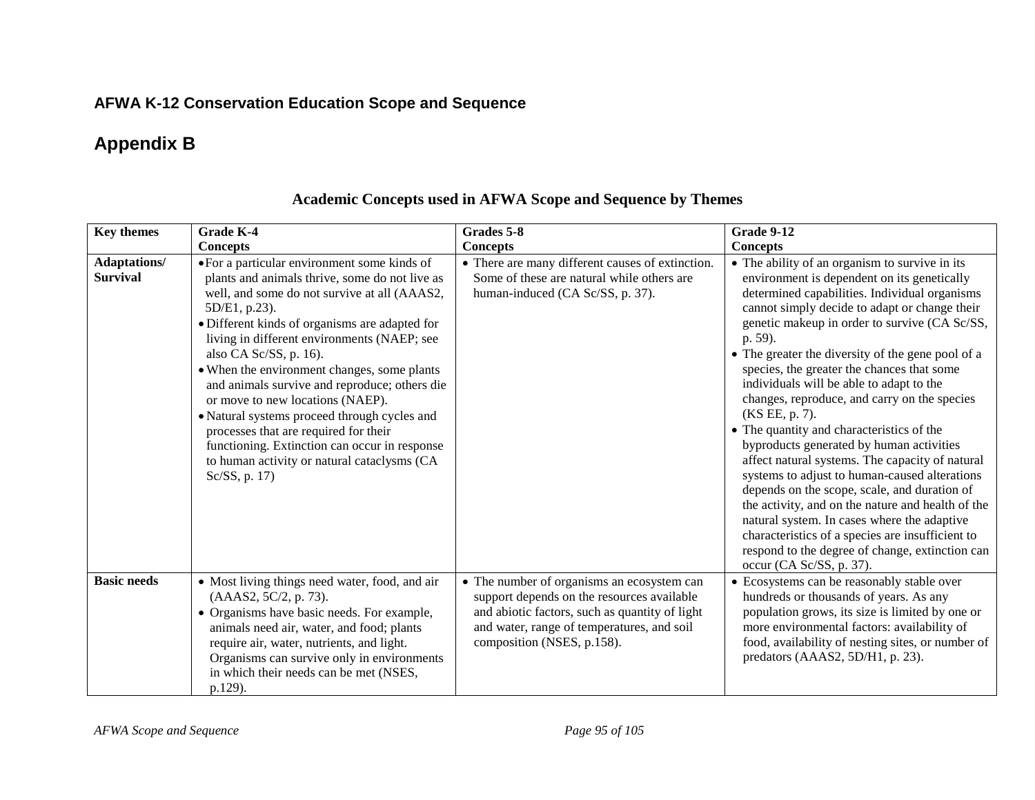**AFWA K-12 Conservation Education Scope and Sequence**

## Appendix B

### Academic Concepts used in AFWA Scope and Sequence by Themes

| Key themes | Grade K-4 Concepts | Grades 5-8 Concepts | Grade 9-12 Concepts |
|---|---|---|---|
| **Adaptations/ Survival** | • For a particular environment some kinds of plants and animals thrive, some do not live as well, and some do not survive at all (AAAS2, 5D/E1, p.23).<br>• Different kinds of organisms are adapted for living in different environments (NAEP; see also CA Sc/SS, p. 16).<br>• When the environment changes, some plants and animals survive and reproduce; others die or move to new locations (NAEP).<br>• Natural systems proceed through cycles and processes that are required for their functioning. Extinction can occur in response to human activity or natural cataclysms (CA Sc/SS, p. 17) | • There are many different causes of extinction. Some of these are natural while others are human-induced (CA Sc/SS, p. 37). | • The ability of an organism to survive in its environment is dependent on its genetically determined capabilities. Individual organisms cannot simply decide to adapt or change their genetic makeup in order to survive (CA Sc/SS, p. 59).<br>• The greater the diversity of the gene pool of a species, the greater the chances that some individuals will be able to adapt to the changes, reproduce, and carry on the species (KS EE, p. 7).<br>• The quantity and characteristics of the byproducts generated by human activities affect natural systems. The capacity of natural systems to adjust to human-caused alterations depends on the scope, scale, and duration of the activity, and on the nature and health of the natural system. In cases where the adaptive characteristics of a species are insufficient to respond to the degree of change, extinction can occur (CA Sc/SS, p. 37). |
| **Basic needs** | • Most living things need water, food, and air (AAAS2, 5C/2, p. 73).<br>• Organisms have basic needs. For example, animals need air, water, and food; plants require air, water, nutrients, and light. Organisms can survive only in environments in which their needs can be met (NSES, p.129). | • The number of organisms an ecosystem can support depends on the resources available and abiotic factors, such as quantity of light and water, range of temperatures, and soil composition (NSES, p.158). | • Ecosystems can be reasonably stable over hundreds or thousands of years. As any population grows, its size is limited by one or more environmental factors: availability of food, availability of nesting sites, or number of predators (AAAS2, 5D/H1, p. 23). |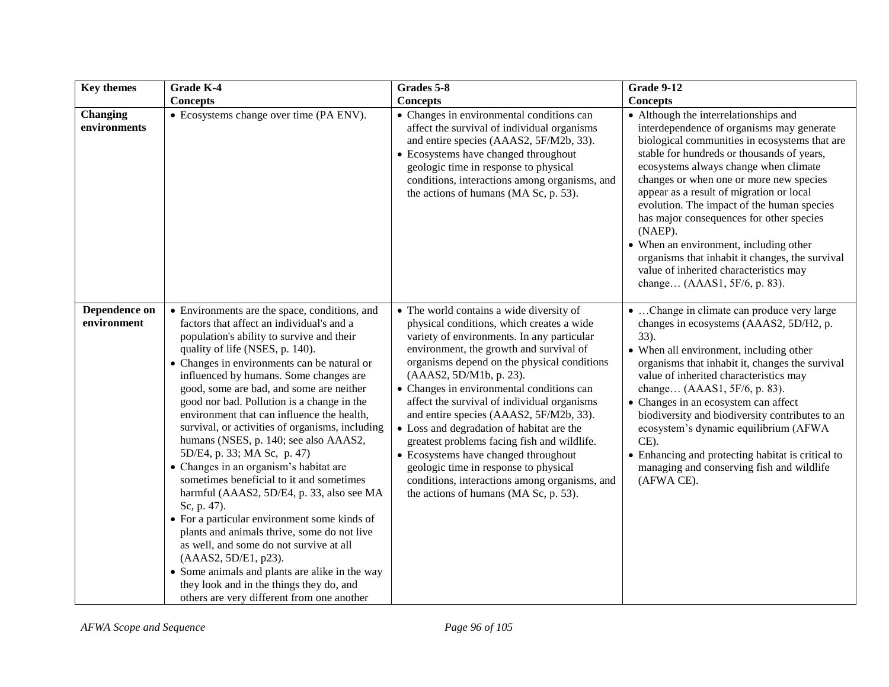| Key themes | Grade K-4 Concepts | Grades 5-8 Concepts | Grade 9-12 Concepts |
|---|---|---|---|
| **Changing environments** | • Ecosystems change over time (PA ENV). | • Changes in environmental conditions can affect the survival of individual organisms and entire species (AAAS2, 5F/M2b, 33).<br>• Ecosystems have changed throughout geologic time in response to physical conditions, interactions among organisms, and the actions of humans (MA Sc, p. 53). | • Although the interrelationships and interdependence of organisms may generate biological communities in ecosystems that are stable for hundreds or thousands of years, ecosystems always change when climate changes or when one or more new species appear as a result of migration or local evolution. The impact of the human species has major consequences for other species (NAEP).<br>• When an environment, including other organisms that inhabit it changes, the survival value of inherited characteristics may change… (AAAS1, 5F/6, p. 83). |
| **Dependence on environment** | • Environments are the space, conditions, and factors that affect an individual's and a population's ability to survive and their quality of life (NSES, p. 140).<br>• Changes in environments can be natural or influenced by humans. Some changes are good, some are bad, and some are neither good nor bad. Pollution is a change in the environment that can influence the health, survival, or activities of organisms, including humans (NSES, p. 140; see also AAAS2, 5D/E4, p. 33; MA Sc, p. 47)<br>• Changes in an organism's habitat are sometimes beneficial to it and sometimes harmful (AAAS2, 5D/E4, p. 33, also see MA Sc, p. 47).<br>• For a particular environment some kinds of plants and animals thrive, some do not live as well, and some do not survive at all (AAAS2, 5D/E1, p23).<br>• Some animals and plants are alike in the way they look and in the things they do, and others are very different from one another | • The world contains a wide diversity of physical conditions, which creates a wide variety of environments. In any particular environment, the growth and survival of organisms depend on the physical conditions (AAAS2, 5D/M1b, p. 23).<br>• Changes in environmental conditions can affect the survival of individual organisms and entire species (AAAS2, 5F/M2b, 33).<br>• Loss and degradation of habitat are the greatest problems facing fish and wildlife.<br>• Ecosystems have changed throughout geologic time in response to physical conditions, interactions among organisms, and the actions of humans (MA Sc, p. 53). | • …Change in climate can produce very large changes in ecosystems (AAAS2, 5D/H2, p. 33).<br>• When all environment, including other organisms that inhabit it, changes the survival value of inherited characteristics may change… (AAAS1, 5F/6, p. 83).<br>• Changes in an ecosystem can affect biodiversity and biodiversity contributes to an ecosystem's dynamic equilibrium (AFWA CE).<br>• Enhancing and protecting habitat is critical to managing and conserving fish and wildlife (AFWA CE). |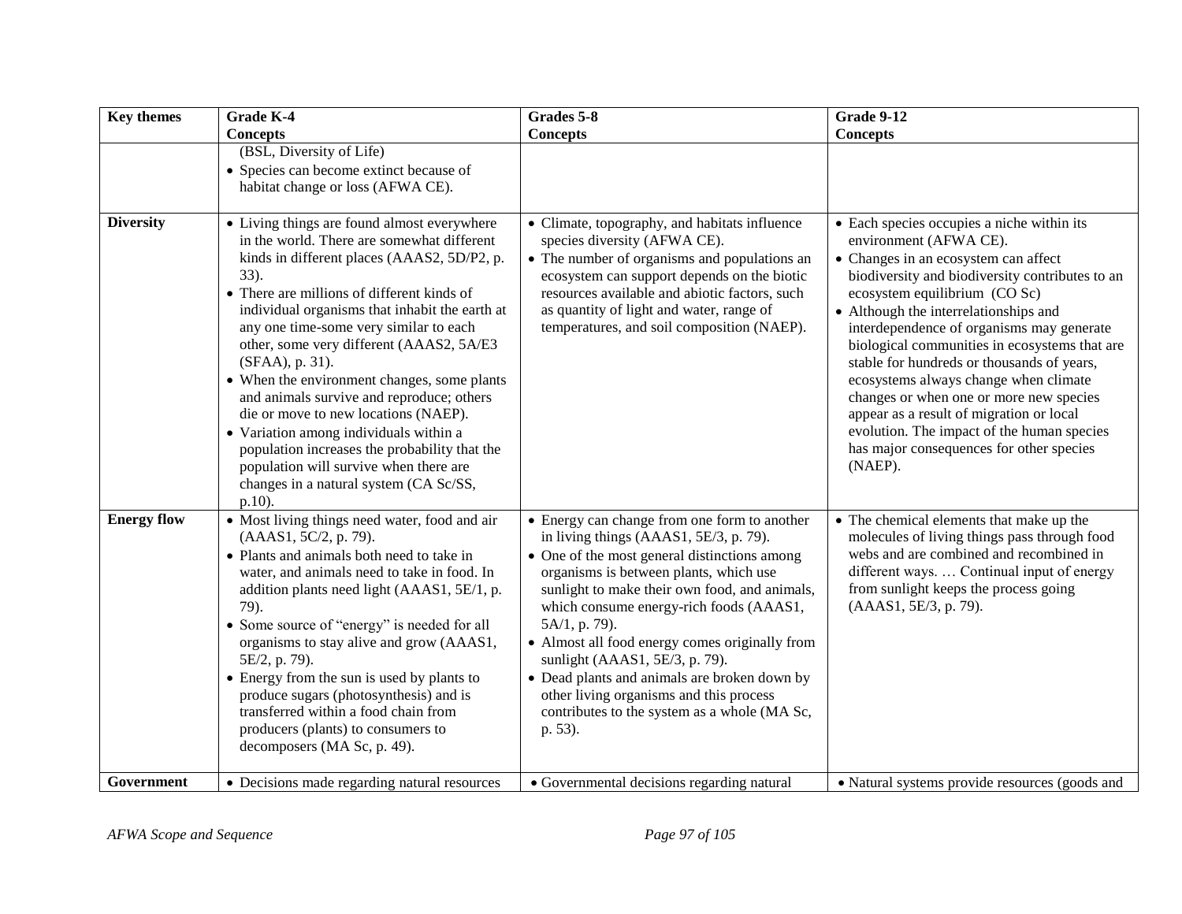| Key themes | Grade K-4 Concepts | Grades 5-8 Concepts | Grade 9-12 Concepts |
|---|---|---|---|
| | (BSL, Diversity of Life)<br>• Species can become extinct because of habitat change or loss (AFWA CE). | | |
| **Diversity** | • Living things are found almost everywhere in the world. There are somewhat different kinds in different places (AAAS2, 5D/P2, p. 33).<br>• There are millions of different kinds of individual organisms that inhabit the earth at any one time-some very similar to each other, some very different (AAAS2, 5A/E3 (SFAA), p. 31).<br>• When the environment changes, some plants and animals survive and reproduce; others die or move to new locations (NAEP).<br>• Variation among individuals within a population increases the probability that the population will survive when there are changes in a natural system (CA Sc/SS, p.10). | • Climate, topography, and habitats influence species diversity (AFWA CE).<br>• The number of organisms and populations an ecosystem can support depends on the biotic resources available and abiotic factors, such as quantity of light and water, range of temperatures, and soil composition (NAEP). | • Each species occupies a niche within its environment (AFWA CE).<br>• Changes in an ecosystem can affect biodiversity and biodiversity contributes to an ecosystem equilibrium (CO Sc)<br>• Although the interrelationships and interdependence of organisms may generate biological communities in ecosystems that are stable for hundreds or thousands of years, ecosystems always change when climate changes or when one or more new species appear as a result of migration or local evolution. The impact of the human species has major consequences for other species (NAEP). |
| **Energy flow** | • Most living things need water, food and air (AAAS1, 5C/2, p. 79).<br>• Plants and animals both need to take in water, and animals need to take in food. In addition plants need light (AAAS1, 5E/1, p. 79).<br>• Some source of "energy" is needed for all organisms to stay alive and grow (AAAS1, 5E/2, p. 79).<br>• Energy from the sun is used by plants to produce sugars (photosynthesis) and is transferred within a food chain from producers (plants) to consumers to decomposers (MA Sc, p. 49). | • Energy can change from one form to another in living things (AAAS1, 5E/3, p. 79).<br>• One of the most general distinctions among organisms is between plants, which use sunlight to make their own food, and animals, which consume energy-rich foods (AAAS1, 5A/1, p. 79).<br>• Almost all food energy comes originally from sunlight (AAAS1, 5E/3, p. 79).<br>• Dead plants and animals are broken down by other living organisms and this process contributes to the system as a whole (MA Sc, p. 53). | • The chemical elements that make up the molecules of living things pass through food webs and are combined and recombined in different ways. … Continual input of energy from sunlight keeps the process going (AAAS1, 5E/3, p. 79). |
| **Government** | • Decisions made regarding natural resources | • Governmental decisions regarding natural | • Natural systems provide resources (goods and |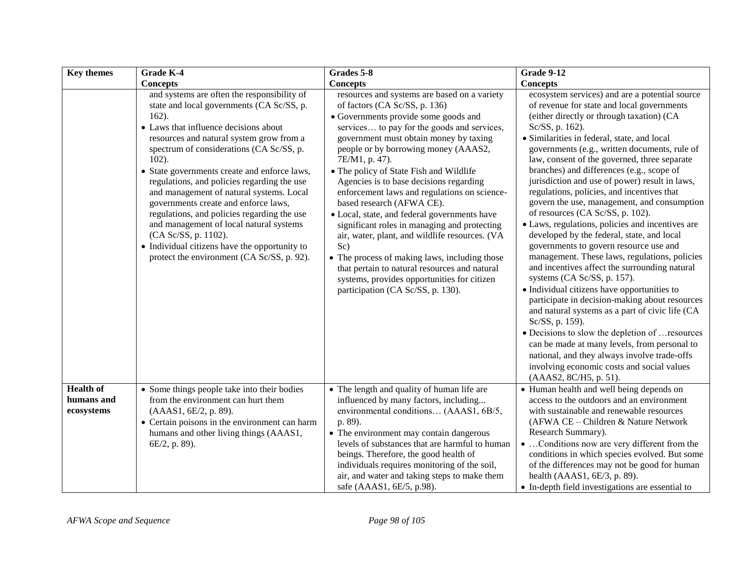| Key themes | Grade K-4 Concepts | Grades 5-8 Concepts | Grade 9-12 Concepts |
|---|---|---|---|
| | and systems are often the responsibility of state and local governments (CA Sc/SS, p. 162).<br>• Laws that influence decisions about resources and natural system grow from a spectrum of considerations (CA Sc/SS, p. 102).<br>• State governments create and enforce laws, regulations, and policies regarding the use and management of natural systems. Local governments create and enforce laws, regulations, and policies regarding the use and management of local natural systems (CA Sc/SS, p. 1102).<br>• Individual citizens have the opportunity to protect the environment (CA Sc/SS, p. 92). | resources and systems are based on a variety of factors (CA Sc/SS, p. 136)<br>• Governments provide some goods and services… to pay for the goods and services, government must obtain money by taxing people or by borrowing money (AAAS2, 7E/M1, p. 47).<br>• The policy of State Fish and Wildlife Agencies is to base decisions regarding enforcement laws and regulations on science-based research (AFWA CE).<br>• Local, state, and federal governments have significant roles in managing and protecting air, water, plant, and wildlife resources. (VA Sc)<br>• The process of making laws, including those that pertain to natural resources and natural systems, provides opportunities for citizen participation (CA Sc/SS, p. 130). | ecosystem services) and are a potential source of revenue for state and local governments (either directly or through taxation) (CA Sc/SS, p. 162).<br>• Similarities in federal, state, and local governments (e.g., written documents, rule of law, consent of the governed, three separate branches) and differences (e.g., scope of jurisdiction and use of power) result in laws, regulations, policies, and incentives that govern the use, management, and consumption of resources (CA Sc/SS, p. 102).<br>• Laws, regulations, policies and incentives are developed by the federal, state, and local governments to govern resource use and management. These laws, regulations, policies and incentives affect the surrounding natural systems (CA Sc/SS, p. 157).<br>• Individual citizens have opportunities to participate in decision-making about resources and natural systems as a part of civic life (CA Sc/SS, p. 159).<br>• Decisions to slow the depletion of …resources can be made at many levels, from personal to national, and they always involve trade-offs involving economic costs and social values (AAAS2, 8C/H5, p. 51). |
| **Health of humans and ecosystems** | • Some things people take into their bodies from the environment can hurt them (AAAS1, 6E/2, p. 89).<br>• Certain poisons in the environment can harm humans and other living things (AAAS1, 6E/2, p. 89). | • The length and quality of human life are influenced by many factors, including... environmental conditions… (AAAS1, 6B/5, p. 89).<br>• The environment may contain dangerous levels of substances that are harmful to human beings. Therefore, the good health of individuals requires monitoring of the soil, air, and water and taking steps to make them safe (AAAS1, 6E/5, p.98). | • Human health and well being depends on access to the outdoors and an environment with sustainable and renewable resources (AFWA CE – Children & Nature Network Research Summary).<br>• …Conditions now are very different from the conditions in which species evolved. But some of the differences may not be good for human health (AAAS1, 6E/3, p. 89).<br>• In-depth field investigations are essential to |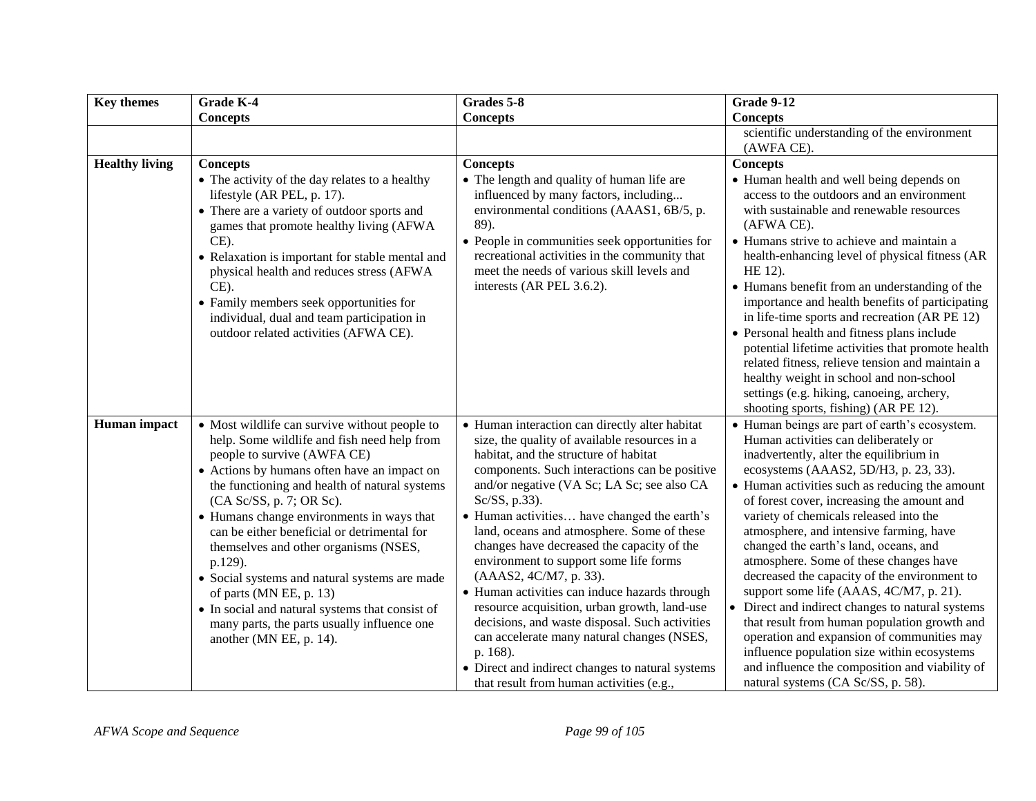| Key themes | Grade K-4 Concepts | Grades 5-8 Concepts | Grade 9-12 Concepts |
|---|---|---|---|
| | | | scientific understanding of the environment (AWFA CE). |
| **Healthy living** | **Concepts**<br>• The activity of the day relates to a healthy lifestyle (AR PEL, p. 17).<br>• There are a variety of outdoor sports and games that promote healthy living (AFWA CE).<br>• Relaxation is important for stable mental and physical health and reduces stress (AFWA CE).<br>• Family members seek opportunities for individual, dual and team participation in outdoor related activities (AFWA CE). | **Concepts**<br>• The length and quality of human life are influenced by many factors, including... environmental conditions (AAAS1, 6B/5, p. 89).<br>• People in communities seek opportunities for recreational activities in the community that meet the needs of various skill levels and interests (AR PEL 3.6.2). | **Concepts**<br>• Human health and well being depends on access to the outdoors and an environment with sustainable and renewable resources (AFWA CE).<br>• Humans strive to achieve and maintain a health-enhancing level of physical fitness (AR HE 12).<br>• Humans benefit from an understanding of the importance and health benefits of participating in life-time sports and recreation (AR PE 12)<br>• Personal health and fitness plans include potential lifetime activities that promote health related fitness, relieve tension and maintain a healthy weight in school and non-school settings (e.g. hiking, canoeing, archery, shooting sports, fishing) (AR PE 12). |
| **Human impact** | • Most wildlife can survive without people to help. Some wildlife and fish need help from people to survive (AWFA CE)<br>• Actions by humans often have an impact on the functioning and health of natural systems (CA Sc/SS, p. 7; OR Sc).<br>• Humans change environments in ways that can be either beneficial or detrimental for themselves and other organisms (NSES, p.129).<br>• Social systems and natural systems are made of parts (MN EE, p. 13)<br>• In social and natural systems that consist of many parts, the parts usually influence one another (MN EE, p. 14). | • Human interaction can directly alter habitat size, the quality of available resources in a habitat, and the structure of habitat components. Such interactions can be positive and/or negative (VA Sc; LA Sc; see also CA Sc/SS, p.33).<br>• Human activities… have changed the earth's land, oceans and atmosphere. Some of these changes have decreased the capacity of the environment to support some life forms (AAAS2, 4C/M7, p. 33).<br>• Human activities can induce hazards through resource acquisition, urban growth, land-use decisions, and waste disposal. Such activities can accelerate many natural changes (NSES, p. 168).<br>• Direct and indirect changes to natural systems that result from human activities (e.g., | • Human beings are part of earth's ecosystem. Human activities can deliberately or inadvertently, alter the equilibrium in ecosystems (AAAS2, 5D/H3, p. 23, 33).<br>• Human activities such as reducing the amount of forest cover, increasing the amount and variety of chemicals released into the atmosphere, and intensive farming, have changed the earth's land, oceans, and atmosphere. Some of these changes have decreased the capacity of the environment to support some life (AAAS, 4C/M7, p. 21).<br>• Direct and indirect changes to natural systems that result from human population growth and operation and expansion of communities may influence population size within ecosystems and influence the composition and viability of natural systems (CA Sc/SS, p. 58). |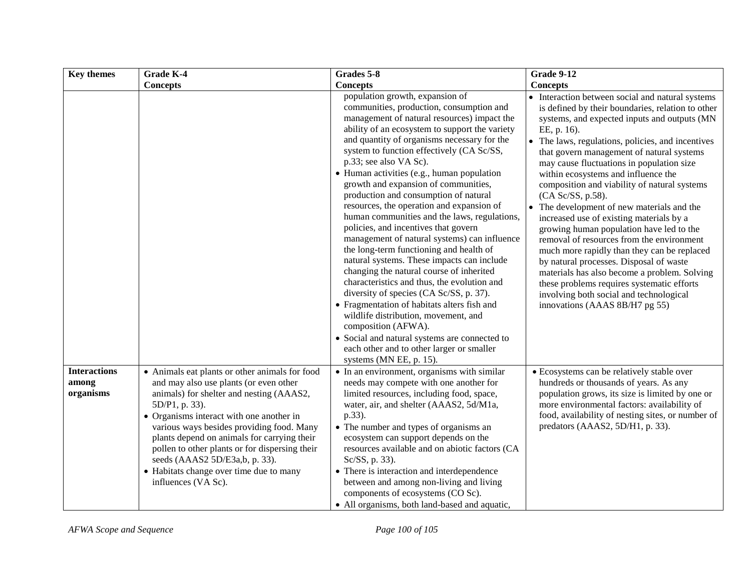| Key themes | Grade K-4<br>Concepts | Grades 5-8<br>Concepts | Grade 9-12<br>Concepts |
|---|---|---|---|
| | | population growth, expansion of communities, production, consumption and management of natural resources) impact the ability of an ecosystem to support the variety and quantity of organisms necessary for the system to function effectively (CA Sc/SS, p.33; see also VA Sc).<br>• Human activities (e.g., human population growth and expansion of communities, production and consumption of natural resources, the operation and expansion of human communities and the laws, regulations, policies, and incentives that govern management of natural systems) can influence the long-term functioning and health of natural systems. These impacts can include changing the natural course of inherited characteristics and thus, the evolution and diversity of species (CA Sc/SS, p. 37).<br>• Fragmentation of habitats alters fish and wildlife distribution, movement, and composition (AFWA).<br>• Social and natural systems are connected to each other and to other larger or smaller systems (MN EE, p. 15). | • Interaction between social and natural systems is defined by their boundaries, relation to other systems, and expected inputs and outputs (MN EE, p. 16).<br>• The laws, regulations, policies, and incentives that govern management of natural systems may cause fluctuations in population size within ecosystems and influence the composition and viability of natural systems (CA Sc/SS, p.58).<br>• The development of new materials and the increased use of existing materials by a growing human population have led to the removal of resources from the environment much more rapidly than they can be replaced by natural processes. Disposal of waste materials has also become a problem. Solving these problems requires systematic efforts involving both social and technological innovations (AAAS 8B/H7 pg 55) |
| **Interactions among organisms** | • Animals eat plants or other animals for food and may also use plants (or even other animals) for shelter and nesting (AAAS2, 5D/P1, p. 33).<br>• Organisms interact with one another in various ways besides providing food. Many plants depend on animals for carrying their pollen to other plants or for dispersing their seeds (AAAS2 5D/E3a,b, p. 33).<br>• Habitats change over time due to many influences (VA Sc). | • In an environment, organisms with similar needs may compete with one another for limited resources, including food, space, water, air, and shelter (AAAS2, 5d/M1a, p.33).<br>• The number and types of organisms an ecosystem can support depends on the resources available and on abiotic factors (CA Sc/SS, p. 33).<br>• There is interaction and interdependence between and among non-living and living components of ecosystems (CO Sc).<br>• All organisms, both land-based and aquatic, | • Ecosystems can be relatively stable over hundreds or thousands of years. As any population grows, its size is limited by one or more environmental factors: availability of food, availability of nesting sites, or number of predators (AAAS2, 5D/H1, p. 33). |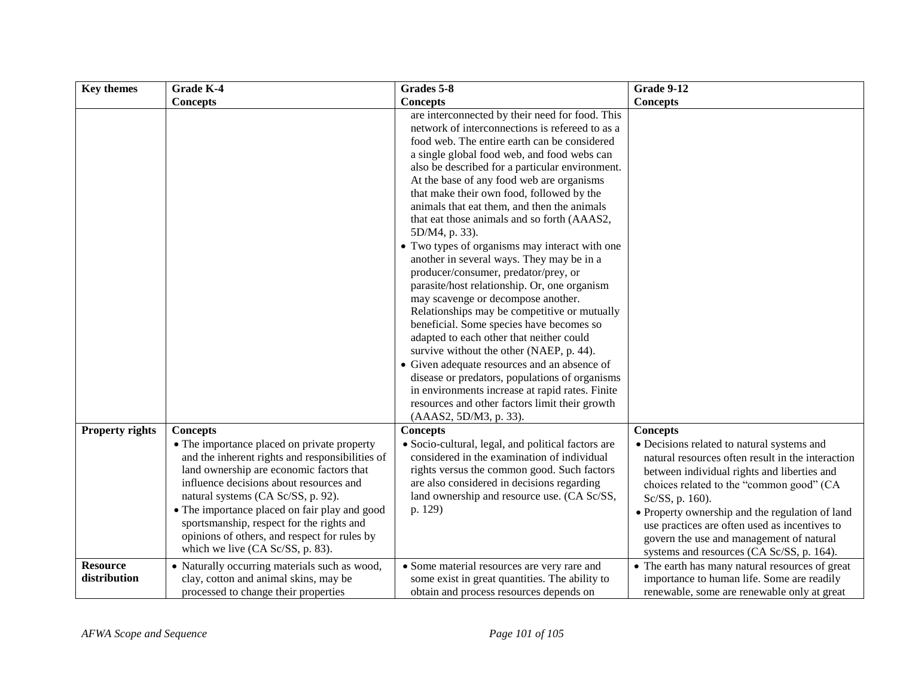| Key themes | Grade K-4<br>Concepts | Grades 5-8<br>Concepts | Grade 9-12<br>Concepts |
|---|---|---|---|
| | | are interconnected by their need for food. This network of interconnections is refereed to as a food web. The entire earth can be considered a single global food web, and food webs can also be described for a particular environment. At the base of any food web are organisms that make their own food, followed by the animals that eat them, and then the animals that eat those animals and so forth (AAAS2, 5D/M4, p. 33).<br>• Two types of organisms may interact with one another in several ways. They may be in a producer/consumer, predator/prey, or parasite/host relationship. Or, one organism may scavenge or decompose another. Relationships may be competitive or mutually beneficial. Some species have becomes so adapted to each other that neither could survive without the other (NAEP, p. 44).<br>• Given adequate resources and an absence of disease or predators, populations of organisms in environments increase at rapid rates. Finite resources and other factors limit their growth (AAAS2, 5D/M3, p. 33). | |
| **Property rights** | **Concepts**<br>• The importance placed on private property and the inherent rights and responsibilities of land ownership are economic factors that influence decisions about resources and natural systems (CA Sc/SS, p. 92).<br>• The importance placed on fair play and good sportsmanship, respect for the rights and opinions of others, and respect for rules by which we live (CA Sc/SS, p. 83). | **Concepts**<br>• Socio-cultural, legal, and political factors are considered in the examination of individual rights versus the common good. Such factors are also considered in decisions regarding land ownership and resource use. (CA Sc/SS, p. 129) | **Concepts**<br>• Decisions related to natural systems and natural resources often result in the interaction between individual rights and liberties and choices related to the "common good" (CA Sc/SS, p. 160).<br>• Property ownership and the regulation of land use practices are often used as incentives to govern the use and management of natural systems and resources (CA Sc/SS, p. 164). |
| **Resource distribution** | • Naturally occurring materials such as wood, clay, cotton and animal skins, may be processed to change their properties | • Some material resources are very rare and some exist in great quantities. The ability to obtain and process resources depends on | • The earth has many natural resources of great importance to human life. Some are readily renewable, some are renewable only at great |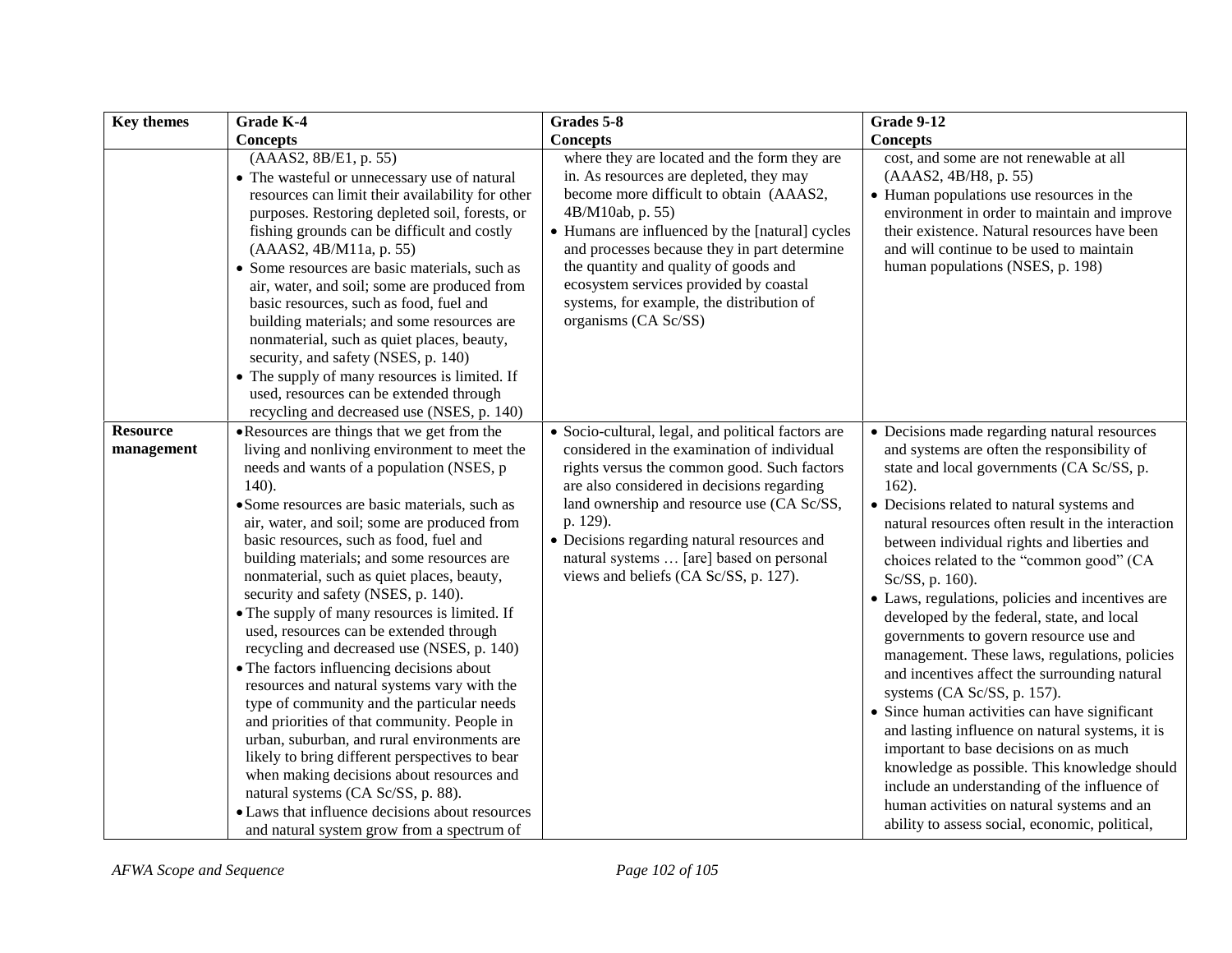| Key themes | Grade K-4 Concepts | Grades 5-8 Concepts | Grade 9-12 Concepts |
|---|---|---|---|
| | (AAAS2, 8B/E1, p. 55)<br>• The wasteful or unnecessary use of natural resources can limit their availability for other purposes. Restoring depleted soil, forests, or fishing grounds can be difficult and costly (AAAS2, 4B/M11a, p. 55)<br>• Some resources are basic materials, such as air, water, and soil; some are produced from basic resources, such as food, fuel and building materials; and some resources are nonmaterial, such as quiet places, beauty, security, and safety (NSES, p. 140)<br>• The supply of many resources is limited. If used, resources can be extended through recycling and decreased use (NSES, p. 140) | where they are located and the form they are in. As resources are depleted, they may become more difficult to obtain (AAAS2, 4B/M10ab, p. 55)<br>• Humans are influenced by the [natural] cycles and processes because they in part determine the quantity and quality of goods and ecosystem services provided by coastal systems, for example, the distribution of organisms (CA Sc/SS) | cost, and some are not renewable at all (AAAS2, 4B/H8, p. 55)<br>• Human populations use resources in the environment in order to maintain and improve their existence. Natural resources have been and will continue to be used to maintain human populations (NSES, p. 198) |
| **Resource management** | • Resources are things that we get from the living and nonliving environment to meet the needs and wants of a population (NSES, p 140).<br>• Some resources are basic materials, such as air, water, and soil; some are produced from basic resources, such as food, fuel and building materials; and some resources are nonmaterial, such as quiet places, beauty, security and safety (NSES, p. 140).<br>• The supply of many resources is limited. If used, resources can be extended through recycling and decreased use (NSES, p. 140)<br>• The factors influencing decisions about resources and natural systems vary with the type of community and the particular needs and priorities of that community. People in urban, suburban, and rural environments are likely to bring different perspectives to bear when making decisions about resources and natural systems (CA Sc/SS, p. 88).<br>• Laws that influence decisions about resources and natural system grow from a spectrum of | • Socio-cultural, legal, and political factors are considered in the examination of individual rights versus the common good. Such factors are also considered in decisions regarding land ownership and resource use (CA Sc/SS, p. 129).<br>• Decisions regarding natural resources and natural systems … [are] based on personal views and beliefs (CA Sc/SS, p. 127). | • Decisions made regarding natural resources and systems are often the responsibility of state and local governments (CA Sc/SS, p. 162).<br>• Decisions related to natural systems and natural resources often result in the interaction between individual rights and liberties and choices related to the "common good" (CA Sc/SS, p. 160).<br>• Laws, regulations, policies and incentives are developed by the federal, state, and local governments to govern resource use and management. These laws, regulations, policies and incentives affect the surrounding natural systems (CA Sc/SS, p. 157).<br>• Since human activities can have significant and lasting influence on natural systems, it is important to base decisions on as much knowledge as possible. This knowledge should include an understanding of the influence of human activities on natural systems and an ability to assess social, economic, political, |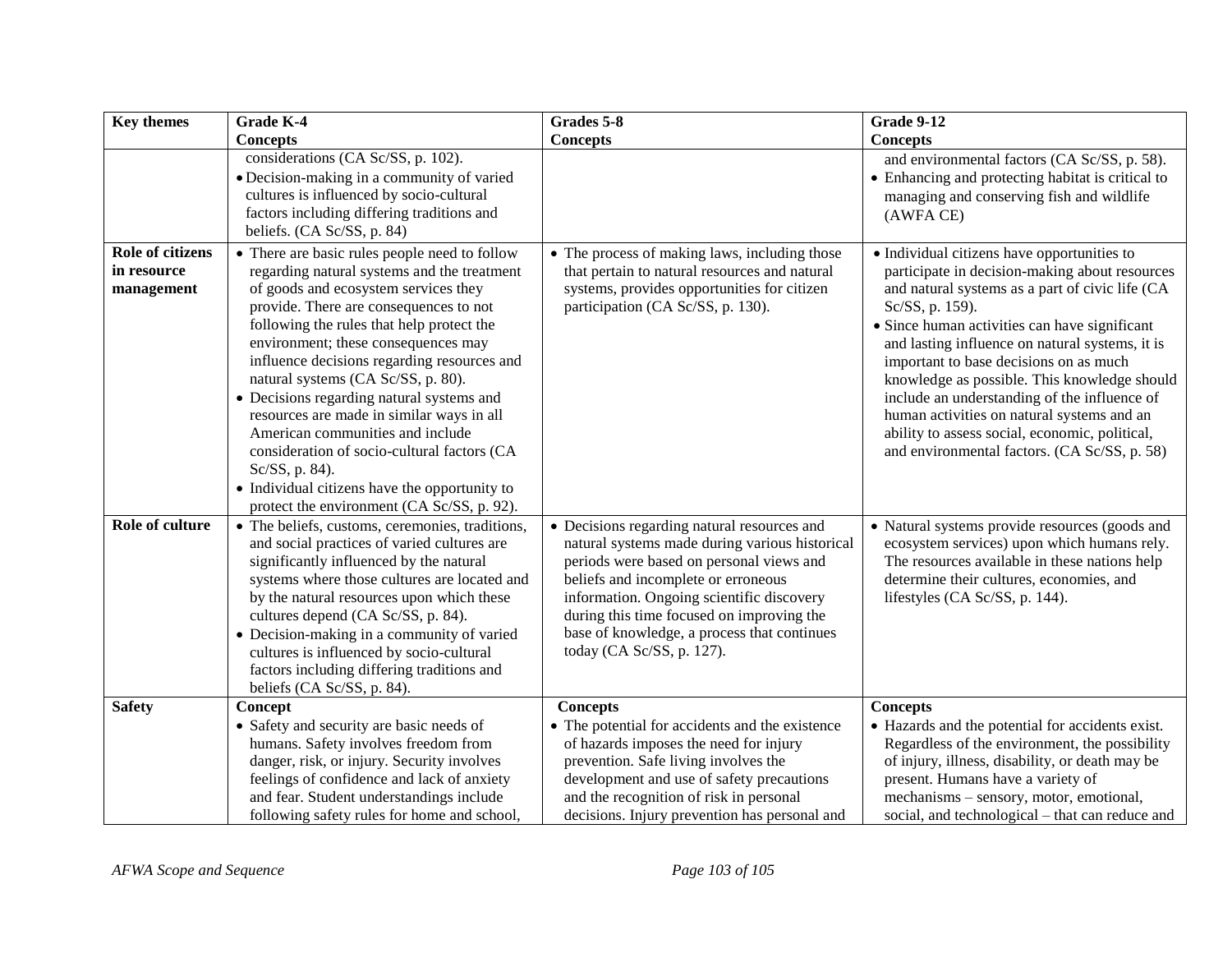| Key themes | Grade K-4<br>Concepts | Grades 5-8<br>Concepts | Grade 9-12<br>Concepts |
|---|---|---|---|
| | considerations (CA Sc/SS, p. 102).<br>• Decision-making in a community of varied cultures is influenced by socio-cultural factors including differing traditions and beliefs. (CA Sc/SS, p. 84) | | and environmental factors (CA Sc/SS, p. 58).<br>• Enhancing and protecting habitat is critical to managing and conserving fish and wildlife (AWFA CE) |
| **Role of citizens in resource management** | • There are basic rules people need to follow regarding natural systems and the treatment of goods and ecosystem services they provide. There are consequences to not following the rules that help protect the environment; these consequences may influence decisions regarding resources and natural systems (CA Sc/SS, p. 80).<br>• Decisions regarding natural systems and resources are made in similar ways in all American communities and include consideration of socio-cultural factors (CA Sc/SS, p. 84).<br>• Individual citizens have the opportunity to protect the environment (CA Sc/SS, p. 92). | • The process of making laws, including those that pertain to natural resources and natural systems, provides opportunities for citizen participation (CA Sc/SS, p. 130). | • Individual citizens have opportunities to participate in decision-making about resources and natural systems as a part of civic life (CA Sc/SS, p. 159).<br>• Since human activities can have significant and lasting influence on natural systems, it is important to base decisions on as much knowledge as possible. This knowledge should include an understanding of the influence of human activities on natural systems and an ability to assess social, economic, political, and environmental factors. (CA Sc/SS, p. 58) |
| **Role of culture** | • The beliefs, customs, ceremonies, traditions, and social practices of varied cultures are significantly influenced by the natural systems where those cultures are located and by the natural resources upon which these cultures depend (CA Sc/SS, p. 84).<br>• Decision-making in a community of varied cultures is influenced by socio-cultural factors including differing traditions and beliefs (CA Sc/SS, p. 84). | • Decisions regarding natural resources and natural systems made during various historical periods were based on personal views and beliefs and incomplete or erroneous information. Ongoing scientific discovery during this time focused on improving the base of knowledge, a process that continues today (CA Sc/SS, p. 127). | • Natural systems provide resources (goods and ecosystem services) upon which humans rely. The resources available in these nations help determine their cultures, economies, and lifestyles (CA Sc/SS, p. 144). |
| **Safety** | **Concept**<br>• Safety and security are basic needs of humans. Safety involves freedom from danger, risk, or injury. Security involves feelings of confidence and lack of anxiety and fear. Student understandings include following safety rules for home and school, | **Concepts**<br>• The potential for accidents and the existence of hazards imposes the need for injury prevention. Safe living involves the development and use of safety precautions and the recognition of risk in personal decisions. Injury prevention has personal and | **Concepts**<br>• Hazards and the potential for accidents exist. Regardless of the environment, the possibility of injury, illness, disability, or death may be present. Humans have a variety of mechanisms – sensory, motor, emotional, social, and technological – that can reduce and |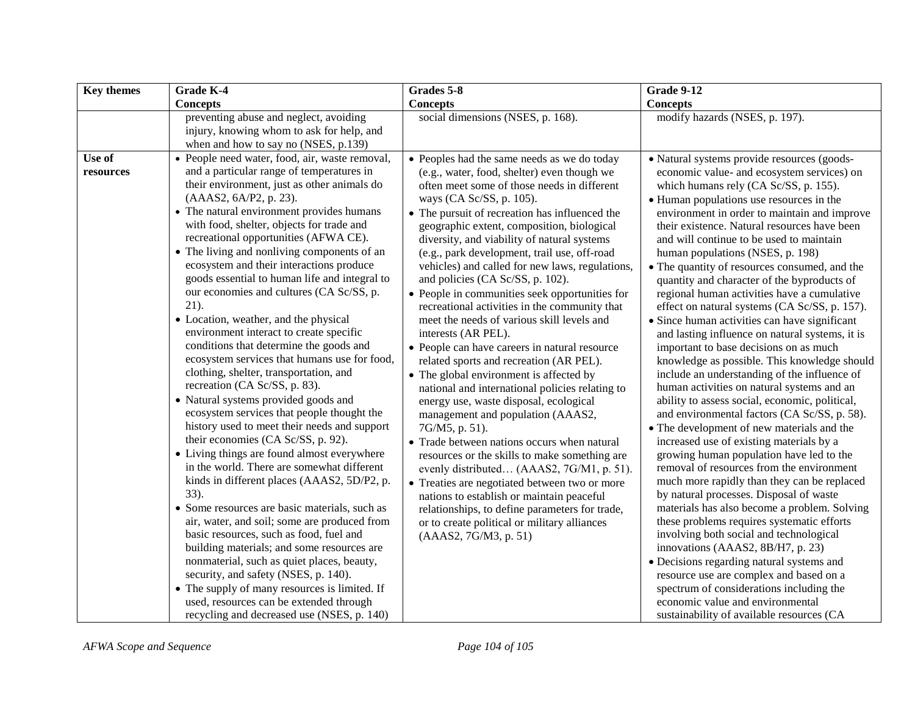| Key themes | Grade K-4<br>Concepts | Grades 5-8<br>Concepts | Grade 9-12<br>Concepts |
|---|---|---|---|
| | preventing abuse and neglect, avoiding injury, knowing whom to ask for help, and when and how to say no (NSES, p.139) | social dimensions (NSES, p. 168). | modify hazards (NSES, p. 197). |
| **Use of resources** | • People need water, food, air, waste removal, and a particular range of temperatures in their environment, just as other animals do (AAAS2, 6A/P2, p. 23).<br>• The natural environment provides humans with food, shelter, objects for trade and recreational opportunities (AFWA CE).<br>• The living and nonliving components of an ecosystem and their interactions produce goods essential to human life and integral to our economies and cultures (CA Sc/SS, p. 21).<br>• Location, weather, and the physical environment interact to create specific conditions that determine the goods and ecosystem services that humans use for food, clothing, shelter, transportation, and recreation (CA Sc/SS, p. 83).<br>• Natural systems provided goods and ecosystem services that people thought the history used to meet their needs and support their economies (CA Sc/SS, p. 92).<br>• Living things are found almost everywhere in the world. There are somewhat different kinds in different places (AAAS2, 5D/P2, p. 33).<br>• Some resources are basic materials, such as air, water, and soil; some are produced from basic resources, such as food, fuel and building materials; and some resources are nonmaterial, such as quiet places, beauty, security, and safety (NSES, p. 140).<br>• The supply of many resources is limited. If used, resources can be extended through recycling and decreased use (NSES, p. 140) | • Peoples had the same needs as we do today (e.g., water, food, shelter) even though we often meet some of those needs in different ways (CA Sc/SS, p. 105).<br>• The pursuit of recreation has influenced the geographic extent, composition, biological diversity, and viability of natural systems (e.g., park development, trail use, off-road vehicles) and called for new laws, regulations, and policies (CA Sc/SS, p. 102).<br>• People in communities seek opportunities for recreational activities in the community that meet the needs of various skill levels and interests (AR PEL).<br>• People can have careers in natural resource related sports and recreation (AR PEL).<br>• The global environment is affected by national and international policies relating to energy use, waste disposal, ecological management and population (AAAS2, 7G/M5, p. 51).<br>• Trade between nations occurs when natural resources or the skills to make something are evenly distributed… (AAAS2, 7G/M1, p. 51).<br>• Treaties are negotiated between two or more nations to establish or maintain peaceful relationships, to define parameters for trade, or to create political or military alliances (AAAS2, 7G/M3, p. 51) | • Natural systems provide resources (goods-economic value- and ecosystem services) on which humans rely (CA Sc/SS, p. 155).<br>• Human populations use resources in the environment in order to maintain and improve their existence. Natural resources have been and will continue to be used to maintain human populations (NSES, p. 198)<br>• The quantity of resources consumed, and the quantity and character of the byproducts of regional human activities have a cumulative effect on natural systems (CA Sc/SS, p. 157).<br>• Since human activities can have significant and lasting influence on natural systems, it is important to base decisions on as much knowledge as possible. This knowledge should include an understanding of the influence of human activities on natural systems and an ability to assess social, economic, political, and environmental factors (CA Sc/SS, p. 58).<br>• The development of new materials and the increased use of existing materials by a growing human population have led to the removal of resources from the environment much more rapidly than they can be replaced by natural processes. Disposal of waste materials has also become a problem. Solving these problems requires systematic efforts involving both social and technological innovations (AAAS2, 8B/H7, p. 23)<br>• Decisions regarding natural systems and resource use are complex and based on a spectrum of considerations including the economic value and environmental sustainability of available resources (CA |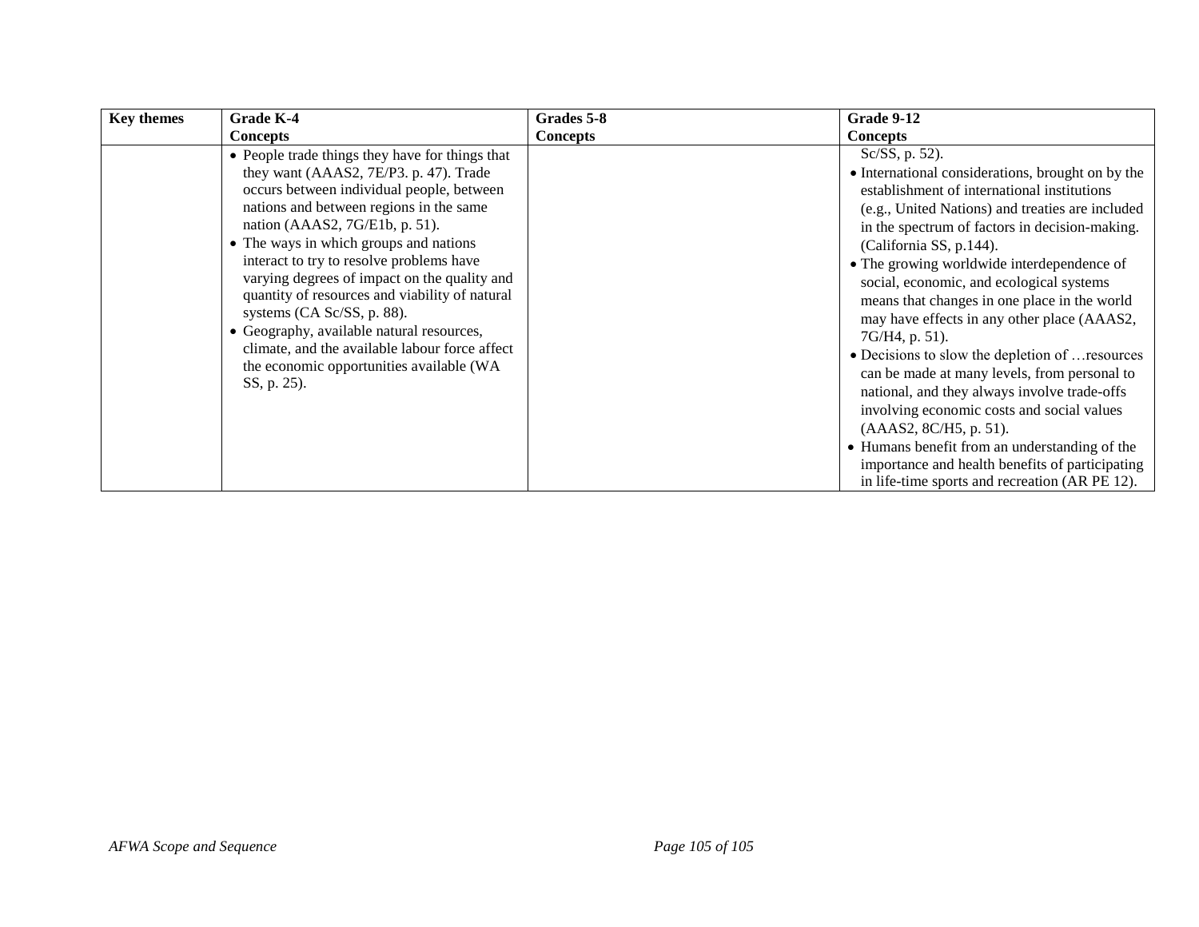| Key themes | Grade K-4 Concepts | Grades 5-8 Concepts | Grade 9-12 Concepts |
|---|---|---|---|
| | • People trade things they have for things that they want (AAAS2, 7E/P3. p. 47). Trade occurs between individual people, between nations and between regions in the same nation (AAAS2, 7G/E1b, p. 51).<br>• The ways in which groups and nations interact to try to resolve problems have varying degrees of impact on the quality and quantity of resources and viability of natural systems (CA Sc/SS, p. 88).<br>• Geography, available natural resources, climate, and the available labour force affect the economic opportunities available (WA SS, p. 25). | | Sc/SS, p. 52).<br>• International considerations, brought on by the establishment of international institutions (e.g., United Nations) and treaties are included in the spectrum of factors in decision-making. (California SS, p.144).<br>• The growing worldwide interdependence of social, economic, and ecological systems means that changes in one place in the world may have effects in any other place (AAAS2, 7G/H4, p. 51).<br>• Decisions to slow the depletion of …resources can be made at many levels, from personal to national, and they always involve trade-offs involving economic costs and social values (AAAS2, 8C/H5, p. 51).<br>• Humans benefit from an understanding of the importance and health benefits of participating in life-time sports and recreation (AR PE 12). |